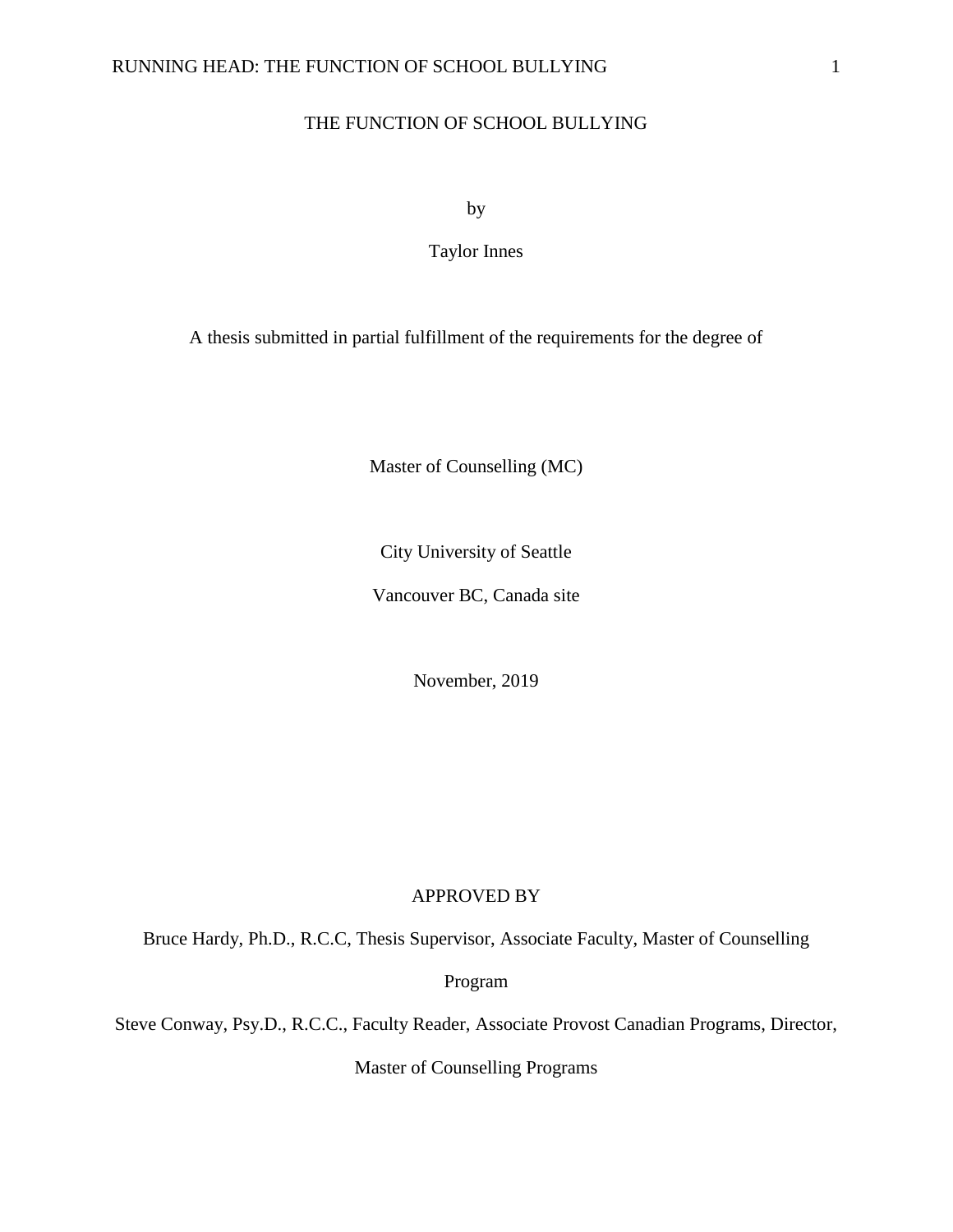# THE FUNCTION OF SCHOOL BULLYING

by

Taylor Innes

A thesis submitted in partial fulfillment of the requirements for the degree of

Master of Counselling (MC)

City University of Seattle

Vancouver BC, Canada site

November, 2019

APPROVED BY

Bruce Hardy, Ph.D., R.C.C, Thesis Supervisor, Associate Faculty, Master of Counselling Program

Steve Conway, Psy.D., R.C.C., Faculty Reader, Associate Provost Canadian Programs, Director, Master of Counselling Programs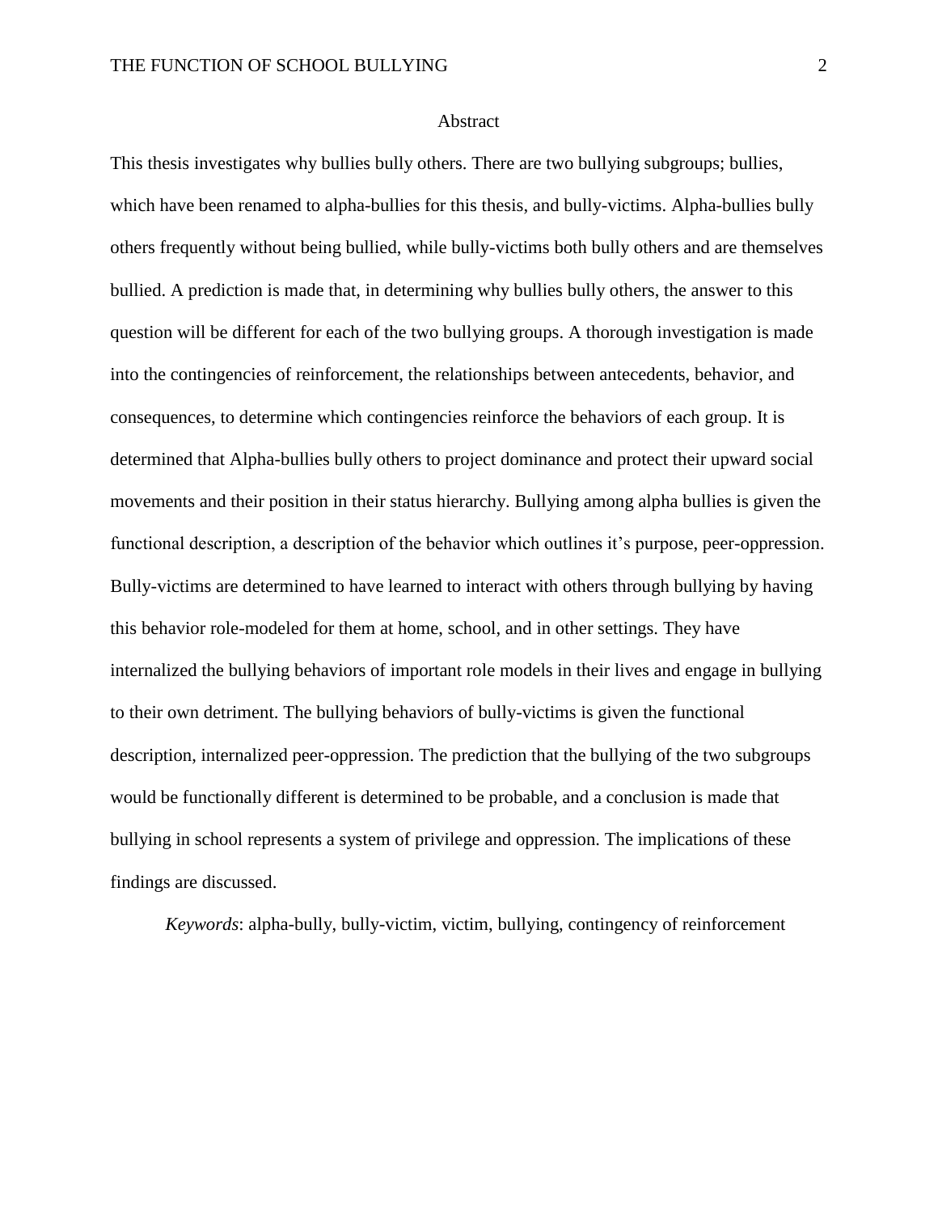# Abstract

This thesis investigates why bullies bully others. There are two bullying subgroups; bullies, which have been renamed to alpha-bullies for this thesis, and bully-victims. Alpha-bullies bully others frequently without being bullied, while bully-victims both bully others and are themselves bullied. A prediction is made that, in determining why bullies bully others, the answer to this question will be different for each of the two bullying groups. A thorough investigation is made into the contingencies of reinforcement, the relationships between antecedents, behavior, and consequences, to determine which contingencies reinforce the behaviors of each group. It is determined that Alpha-bullies bully others to project dominance and protect their upward social movements and their position in their status hierarchy. Bullying among alpha bullies is given the functional description, a description of the behavior which outlines it's purpose, peer-oppression. Bully-victims are determined to have learned to interact with others through bullying by having this behavior role-modeled for them at home, school, and in other settings. They have internalized the bullying behaviors of important role models in their lives and engage in bullying to their own detriment. The bullying behaviors of bully-victims is given the functional description, internalized peer-oppression. The prediction that the bullying of the two subgroups would be functionally different is determined to be probable, and a conclusion is made that bullying in school represents a system of privilege and oppression. The implications of these findings are discussed.

*Keywords*: alpha-bully, bully-victim, victim, bullying, contingency of reinforcement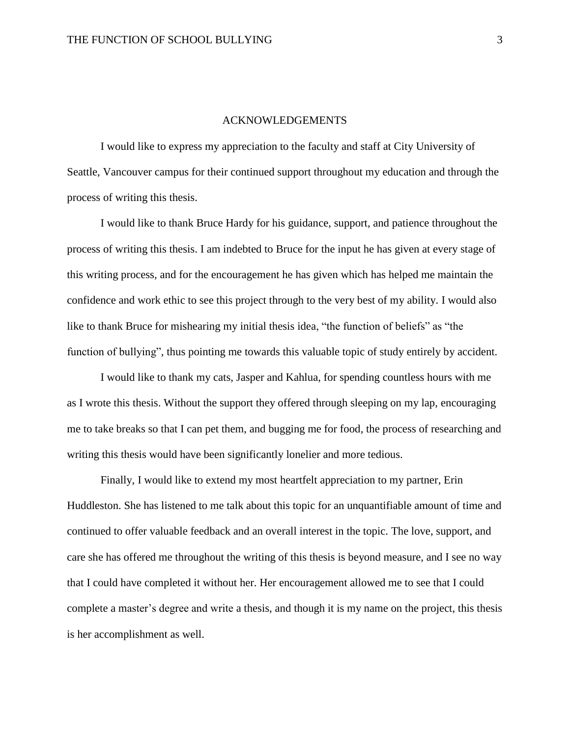# ACKNOWLEDGEMENTS

I would like to express my appreciation to the faculty and staff at City University of Seattle, Vancouver campus for their continued support throughout my education and through the process of writing this thesis.

I would like to thank Bruce Hardy for his guidance, support, and patience throughout the process of writing this thesis. I am indebted to Bruce for the input he has given at every stage of this writing process, and for the encouragement he has given which has helped me maintain the confidence and work ethic to see this project through to the very best of my ability. I would also like to thank Bruce for mishearing my initial thesis idea, "the function of beliefs" as "the function of bullying", thus pointing me towards this valuable topic of study entirely by accident.

I would like to thank my cats, Jasper and Kahlua, for spending countless hours with me as I wrote this thesis. Without the support they offered through sleeping on my lap, encouraging me to take breaks so that I can pet them, and bugging me for food, the process of researching and writing this thesis would have been significantly lonelier and more tedious.

Finally, I would like to extend my most heartfelt appreciation to my partner, Erin Huddleston. She has listened to me talk about this topic for an unquantifiable amount of time and continued to offer valuable feedback and an overall interest in the topic. The love, support, and care she has offered me throughout the writing of this thesis is beyond measure, and I see no way that I could have completed it without her. Her encouragement allowed me to see that I could complete a master's degree and write a thesis, and though it is my name on the project, this thesis is her accomplishment as well.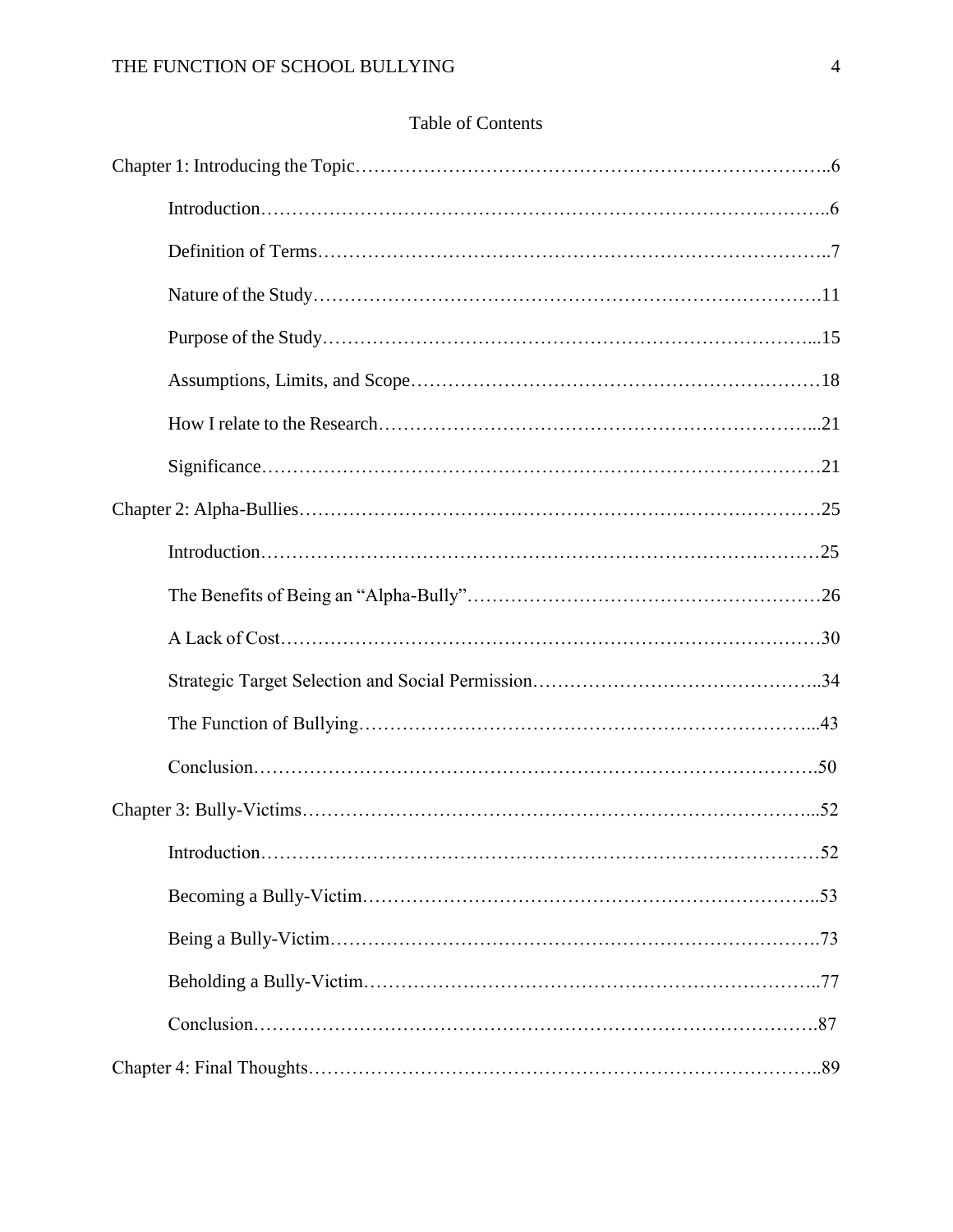# Table of Contents

Chapter 1: Introducing the Topic……………………………………………………………………..6

- Introduction……………………………………………………………………………..6
- Definition of Terms……………………………………………………………………..7
- Nature of the Study…………………………………………………………………….11
- Purpose of the Study…………………………………………………………………...15
- Assumptions, Limits, and Scope………………………………………………………18
- How I relate to the Research…………………………………………………………...21
- Significance……………………………………………………………………………21

Chapter 2: Alpha-Bullies…………………………………………………………………………25

- Introduction……………………………………………………………………………25
- The Benefits of Being an "Alpha-Bully"………………………………………………26
- A Lack of Cost…………………………………………………………………………30
- Strategic Target Selection and Social Permission……………………………………..34
- The Function of Bullying……………………………………………………………...43
- Conclusion……………………………………………………………………………..50

Chapter 3: Bully-Victims………………………………………………………………………...52

- Introduction……………………………………………………………………………52
- Becoming a Bully-Victim……………………………………………………………..53
- Being a Bully-Victim………………………………………………………………….73
- Beholding a Bully-Victim……………………………………………………………..77
- Conclusion……………………………………………………………………………..87

Chapter 4: Final Thoughts………………………………………………………………………..89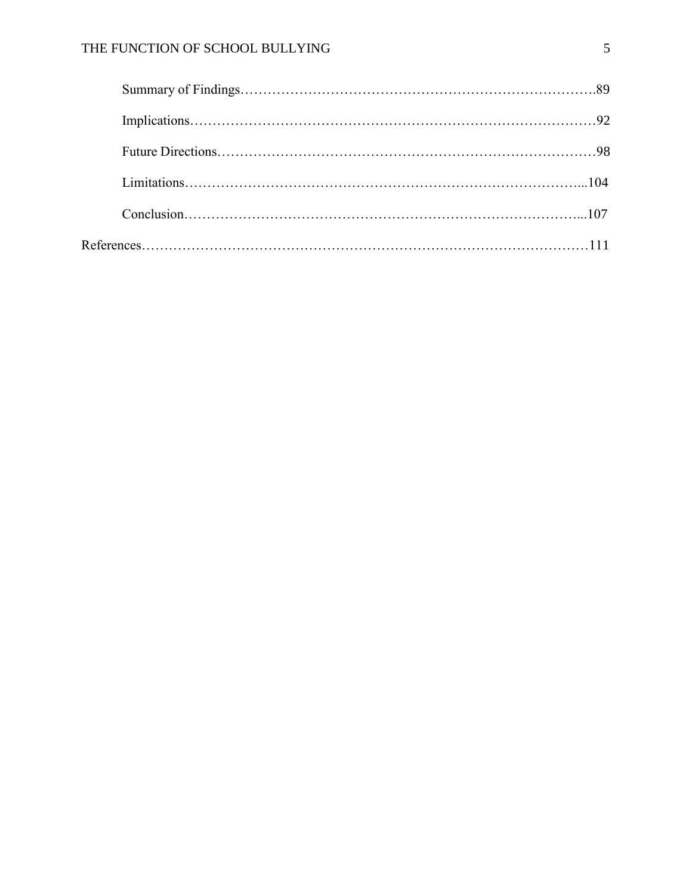Summary of Findings……………………………………………………………………….89

Implications………………………………………………………………………………92

Future Directions…………………………………………………………………………98

Limitations…………………………………………………………………………...104

Conclusion…………………………………………………………………………...107

References…………………………………………………………………………………111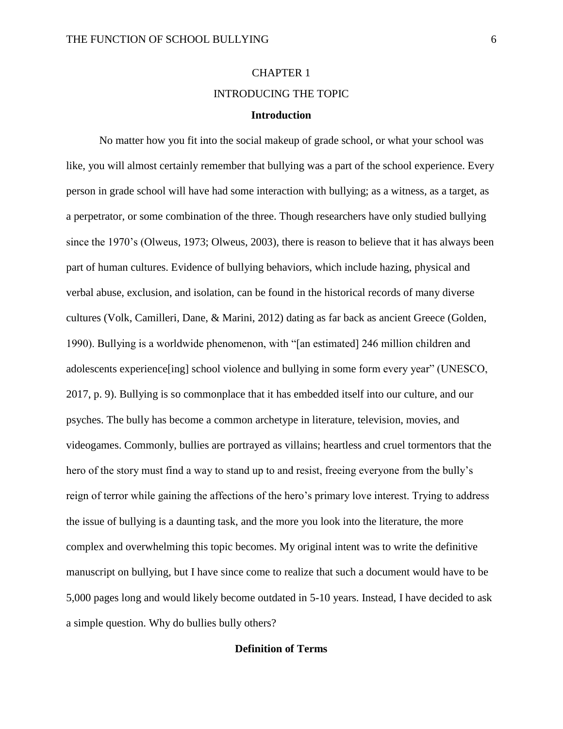# CHAPTER 1

# INTRODUCING THE TOPIC

## Introduction

No matter how you fit into the social makeup of grade school, or what your school was like, you will almost certainly remember that bullying was a part of the school experience. Every person in grade school will have had some interaction with bullying; as a witness, as a target, as a perpetrator, or some combination of the three. Though researchers have only studied bullying since the 1970's (Olweus, 1973; Olweus, 2003), there is reason to believe that it has always been part of human cultures. Evidence of bullying behaviors, which include hazing, physical and verbal abuse, exclusion, and isolation, can be found in the historical records of many diverse cultures (Volk, Camilleri, Dane, & Marini, 2012) dating as far back as ancient Greece (Golden, 1990). Bullying is a worldwide phenomenon, with "[an estimated] 246 million children and adolescents experience[ing] school violence and bullying in some form every year" (UNESCO, 2017, p. 9). Bullying is so commonplace that it has embedded itself into our culture, and our psyches. The bully has become a common archetype in literature, television, movies, and videogames. Commonly, bullies are portrayed as villains; heartless and cruel tormentors that the hero of the story must find a way to stand up to and resist, freeing everyone from the bully's reign of terror while gaining the affections of the hero's primary love interest. Trying to address the issue of bullying is a daunting task, and the more you look into the literature, the more complex and overwhelming this topic becomes. My original intent was to write the definitive manuscript on bullying, but I have since come to realize that such a document would have to be 5,000 pages long and would likely become outdated in 5-10 years. Instead, I have decided to ask a simple question. Why do bullies bully others?

## Definition of Terms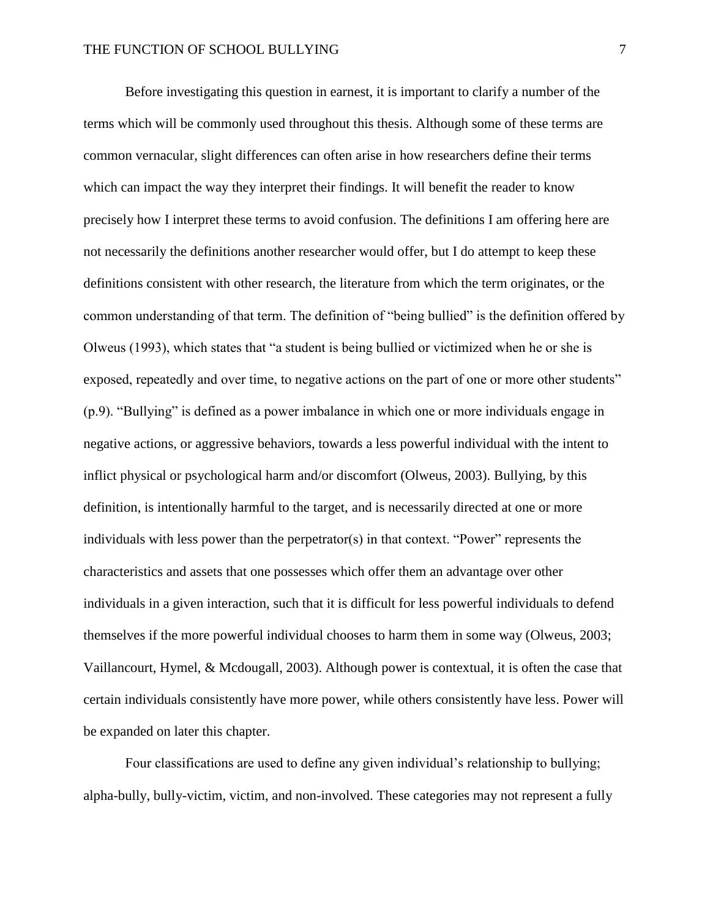Before investigating this question in earnest, it is important to clarify a number of the terms which will be commonly used throughout this thesis. Although some of these terms are common vernacular, slight differences can often arise in how researchers define their terms which can impact the way they interpret their findings. It will benefit the reader to know precisely how I interpret these terms to avoid confusion. The definitions I am offering here are not necessarily the definitions another researcher would offer, but I do attempt to keep these definitions consistent with other research, the literature from which the term originates, or the common understanding of that term. The definition of "being bullied" is the definition offered by Olweus (1993), which states that "a student is being bullied or victimized when he or she is exposed, repeatedly and over time, to negative actions on the part of one or more other students" (p.9). "Bullying" is defined as a power imbalance in which one or more individuals engage in negative actions, or aggressive behaviors, towards a less powerful individual with the intent to inflict physical or psychological harm and/or discomfort (Olweus, 2003). Bullying, by this definition, is intentionally harmful to the target, and is necessarily directed at one or more individuals with less power than the perpetrator(s) in that context. "Power" represents the characteristics and assets that one possesses which offer them an advantage over other individuals in a given interaction, such that it is difficult for less powerful individuals to defend themselves if the more powerful individual chooses to harm them in some way (Olweus, 2003; Vaillancourt, Hymel, & Mcdougall, 2003). Although power is contextual, it is often the case that certain individuals consistently have more power, while others consistently have less. Power will be expanded on later this chapter.

Four classifications are used to define any given individual's relationship to bullying; alpha-bully, bully-victim, victim, and non-involved. These categories may not represent a fully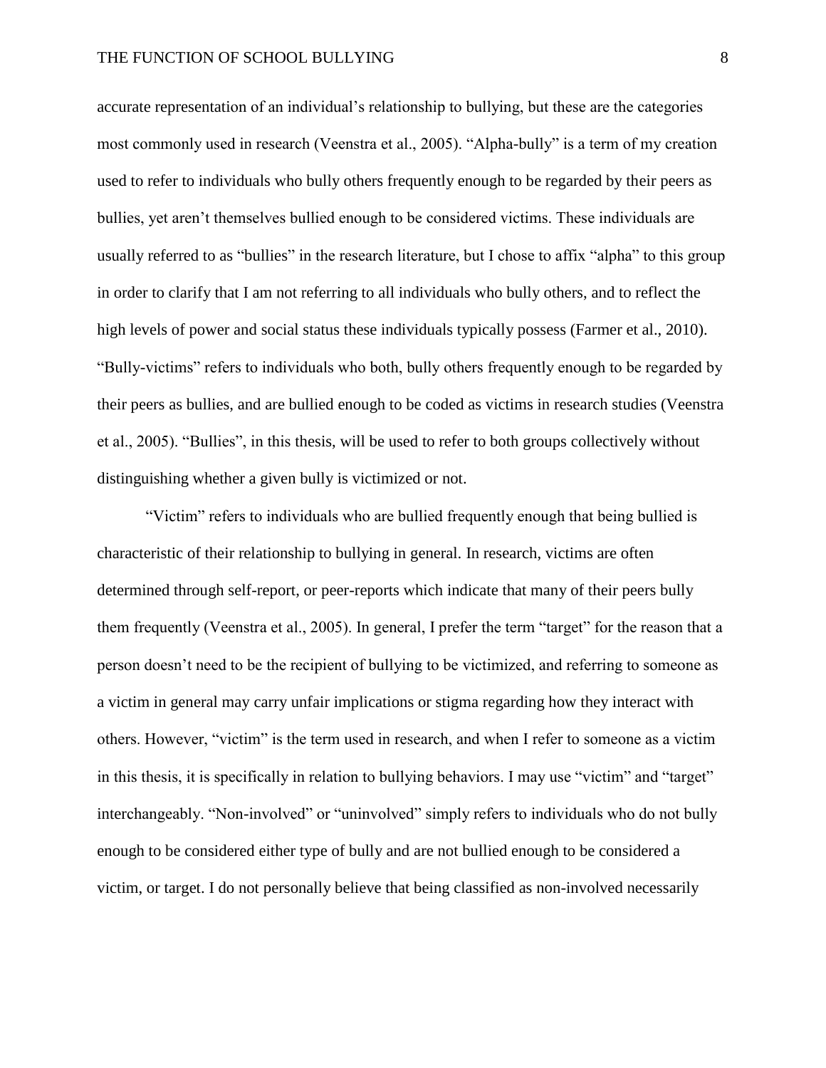accurate representation of an individual's relationship to bullying, but these are the categories most commonly used in research (Veenstra et al., 2005). "Alpha-bully" is a term of my creation used to refer to individuals who bully others frequently enough to be regarded by their peers as bullies, yet aren't themselves bullied enough to be considered victims. These individuals are usually referred to as "bullies" in the research literature, but I chose to affix "alpha" to this group in order to clarify that I am not referring to all individuals who bully others, and to reflect the high levels of power and social status these individuals typically possess (Farmer et al., 2010). "Bully-victims" refers to individuals who both, bully others frequently enough to be regarded by their peers as bullies, and are bullied enough to be coded as victims in research studies (Veenstra et al., 2005). "Bullies", in this thesis, will be used to refer to both groups collectively without distinguishing whether a given bully is victimized or not.

"Victim" refers to individuals who are bullied frequently enough that being bullied is characteristic of their relationship to bullying in general. In research, victims are often determined through self-report, or peer-reports which indicate that many of their peers bully them frequently (Veenstra et al., 2005). In general, I prefer the term "target" for the reason that a person doesn't need to be the recipient of bullying to be victimized, and referring to someone as a victim in general may carry unfair implications or stigma regarding how they interact with others. However, "victim" is the term used in research, and when I refer to someone as a victim in this thesis, it is specifically in relation to bullying behaviors. I may use "victim" and "target" interchangeably. "Non-involved" or "uninvolved" simply refers to individuals who do not bully enough to be considered either type of bully and are not bullied enough to be considered a victim, or target. I do not personally believe that being classified as non-involved necessarily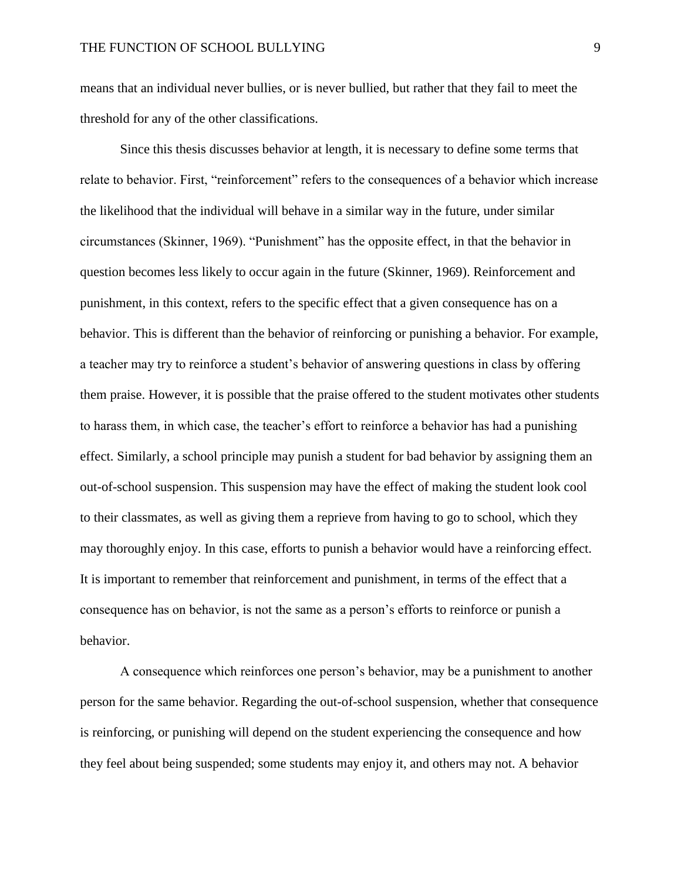means that an individual never bullies, or is never bullied, but rather that they fail to meet the threshold for any of the other classifications.

Since this thesis discusses behavior at length, it is necessary to define some terms that relate to behavior. First, “reinforcement” refers to the consequences of a behavior which increase the likelihood that the individual will behave in a similar way in the future, under similar circumstances (Skinner, 1969). “Punishment” has the opposite effect, in that the behavior in question becomes less likely to occur again in the future (Skinner, 1969). Reinforcement and punishment, in this context, refers to the specific effect that a given consequence has on a behavior. This is different than the behavior of reinforcing or punishing a behavior. For example, a teacher may try to reinforce a student’s behavior of answering questions in class by offering them praise. However, it is possible that the praise offered to the student motivates other students to harass them, in which case, the teacher’s effort to reinforce a behavior has had a punishing effect. Similarly, a school principle may punish a student for bad behavior by assigning them an out-of-school suspension. This suspension may have the effect of making the student look cool to their classmates, as well as giving them a reprieve from having to go to school, which they may thoroughly enjoy. In this case, efforts to punish a behavior would have a reinforcing effect. It is important to remember that reinforcement and punishment, in terms of the effect that a consequence has on behavior, is not the same as a person’s efforts to reinforce or punish a behavior.

A consequence which reinforces one person’s behavior, may be a punishment to another person for the same behavior. Regarding the out-of-school suspension, whether that consequence is reinforcing, or punishing will depend on the student experiencing the consequence and how they feel about being suspended; some students may enjoy it, and others may not. A behavior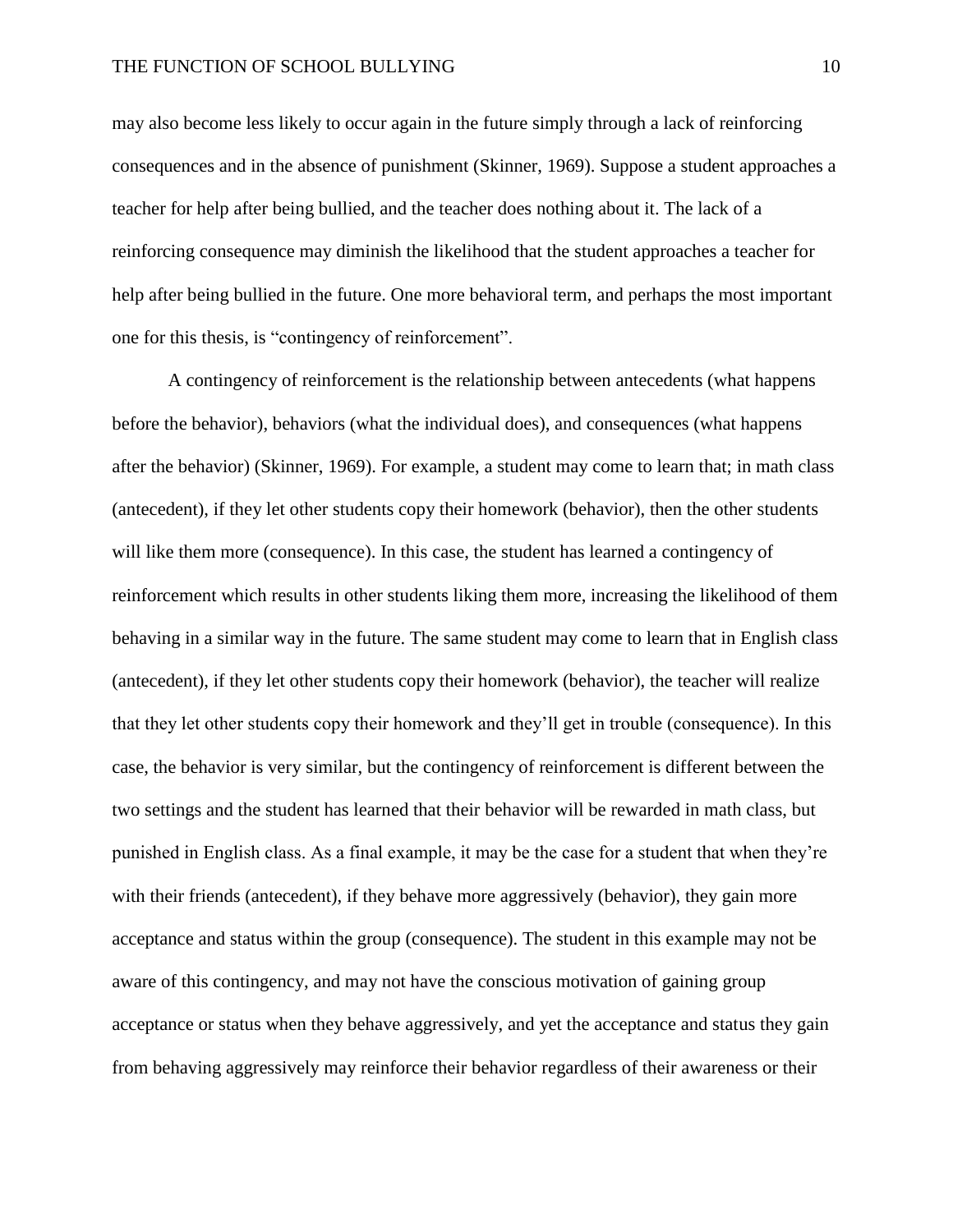may also become less likely to occur again in the future simply through a lack of reinforcing consequences and in the absence of punishment (Skinner, 1969). Suppose a student approaches a teacher for help after being bullied, and the teacher does nothing about it. The lack of a reinforcing consequence may diminish the likelihood that the student approaches a teacher for help after being bullied in the future. One more behavioral term, and perhaps the most important one for this thesis, is "contingency of reinforcement".

A contingency of reinforcement is the relationship between antecedents (what happens before the behavior), behaviors (what the individual does), and consequences (what happens after the behavior) (Skinner, 1969). For example, a student may come to learn that; in math class (antecedent), if they let other students copy their homework (behavior), then the other students will like them more (consequence). In this case, the student has learned a contingency of reinforcement which results in other students liking them more, increasing the likelihood of them behaving in a similar way in the future. The same student may come to learn that in English class (antecedent), if they let other students copy their homework (behavior), the teacher will realize that they let other students copy their homework and they'll get in trouble (consequence). In this case, the behavior is very similar, but the contingency of reinforcement is different between the two settings and the student has learned that their behavior will be rewarded in math class, but punished in English class. As a final example, it may be the case for a student that when they're with their friends (antecedent), if they behave more aggressively (behavior), they gain more acceptance and status within the group (consequence). The student in this example may not be aware of this contingency, and may not have the conscious motivation of gaining group acceptance or status when they behave aggressively, and yet the acceptance and status they gain from behaving aggressively may reinforce their behavior regardless of their awareness or their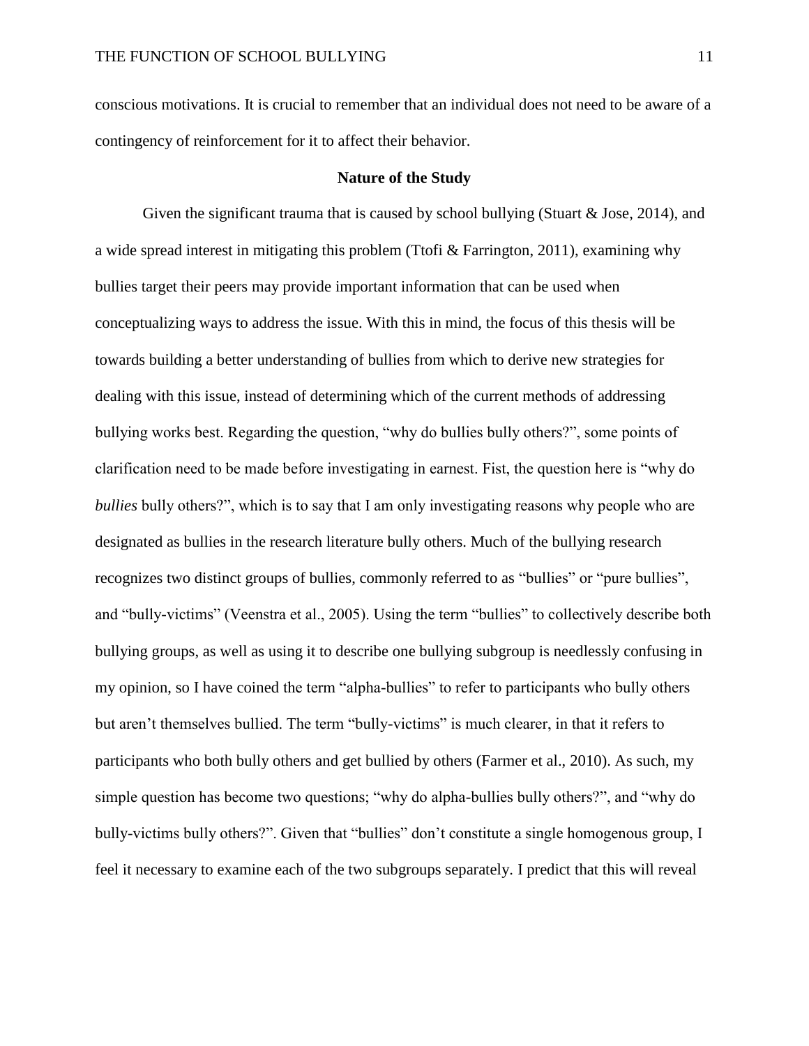conscious motivations. It is crucial to remember that an individual does not need to be aware of a contingency of reinforcement for it to affect their behavior.

## Nature of the Study

Given the significant trauma that is caused by school bullying (Stuart & Jose, 2014), and a wide spread interest in mitigating this problem (Ttofi & Farrington, 2011), examining why bullies target their peers may provide important information that can be used when conceptualizing ways to address the issue. With this in mind, the focus of this thesis will be towards building a better understanding of bullies from which to derive new strategies for dealing with this issue, instead of determining which of the current methods of addressing bullying works best. Regarding the question, "why do bullies bully others?", some points of clarification need to be made before investigating in earnest. Fist, the question here is "why do *bullies* bully others?", which is to say that I am only investigating reasons why people who are designated as bullies in the research literature bully others. Much of the bullying research recognizes two distinct groups of bullies, commonly referred to as "bullies" or "pure bullies", and "bully-victims" (Veenstra et al., 2005). Using the term "bullies" to collectively describe both bullying groups, as well as using it to describe one bullying subgroup is needlessly confusing in my opinion, so I have coined the term "alpha-bullies" to refer to participants who bully others but aren't themselves bullied. The term "bully-victims" is much clearer, in that it refers to participants who both bully others and get bullied by others (Farmer et al., 2010). As such, my simple question has become two questions; "why do alpha-bullies bully others?", and "why do bully-victims bully others?". Given that "bullies" don't constitute a single homogenous group, I feel it necessary to examine each of the two subgroups separately. I predict that this will reveal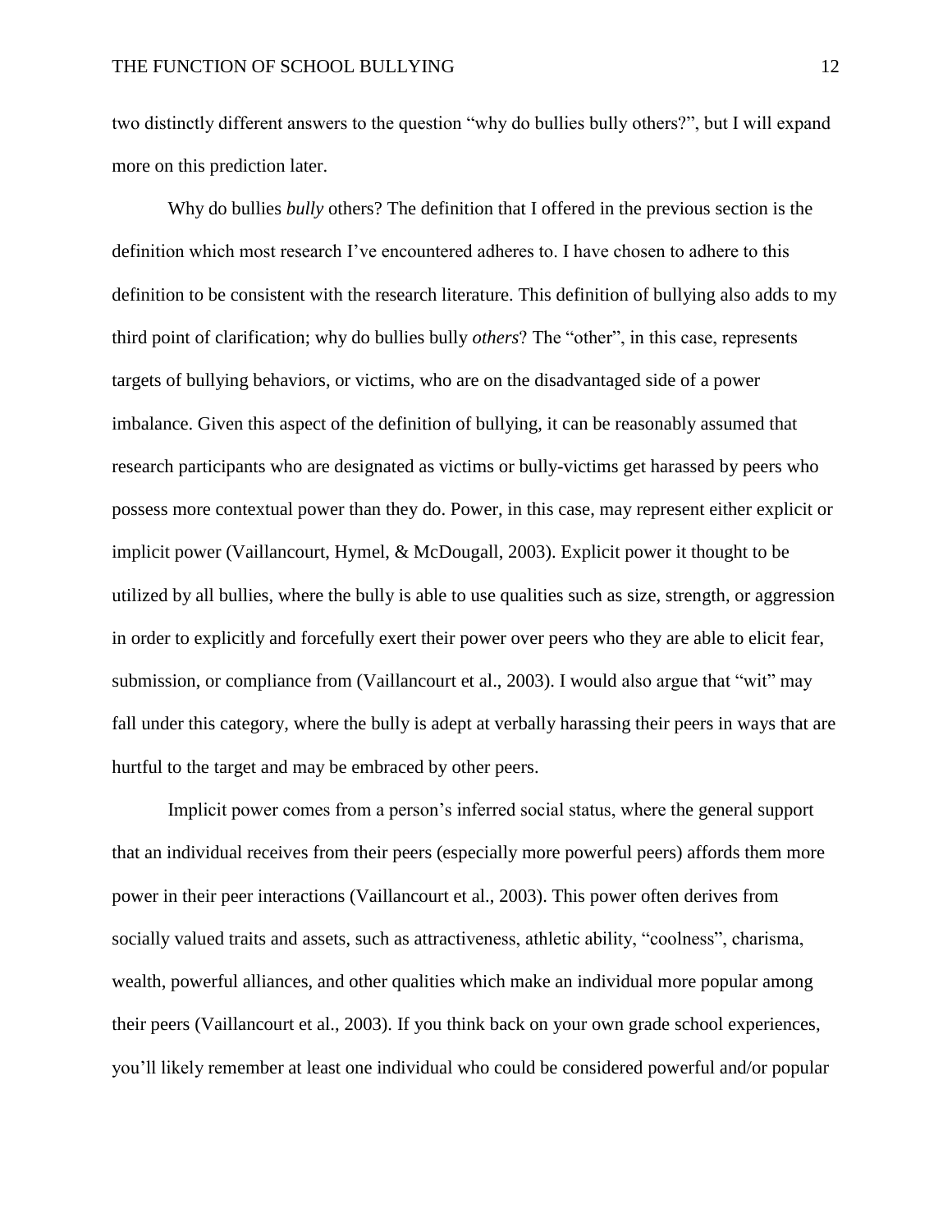two distinctly different answers to the question "why do bullies bully others?", but I will expand more on this prediction later.

Why do bullies *bully* others? The definition that I offered in the previous section is the definition which most research I've encountered adheres to. I have chosen to adhere to this definition to be consistent with the research literature. This definition of bullying also adds to my third point of clarification; why do bullies bully *others*? The "other", in this case, represents targets of bullying behaviors, or victims, who are on the disadvantaged side of a power imbalance. Given this aspect of the definition of bullying, it can be reasonably assumed that research participants who are designated as victims or bully-victims get harassed by peers who possess more contextual power than they do. Power, in this case, may represent either explicit or implicit power (Vaillancourt, Hymel, & McDougall, 2003). Explicit power it thought to be utilized by all bullies, where the bully is able to use qualities such as size, strength, or aggression in order to explicitly and forcefully exert their power over peers who they are able to elicit fear, submission, or compliance from (Vaillancourt et al., 2003). I would also argue that "wit" may fall under this category, where the bully is adept at verbally harassing their peers in ways that are hurtful to the target and may be embraced by other peers.

Implicit power comes from a person's inferred social status, where the general support that an individual receives from their peers (especially more powerful peers) affords them more power in their peer interactions (Vaillancourt et al., 2003). This power often derives from socially valued traits and assets, such as attractiveness, athletic ability, "coolness", charisma, wealth, powerful alliances, and other qualities which make an individual more popular among their peers (Vaillancourt et al., 2003). If you think back on your own grade school experiences, you'll likely remember at least one individual who could be considered powerful and/or popular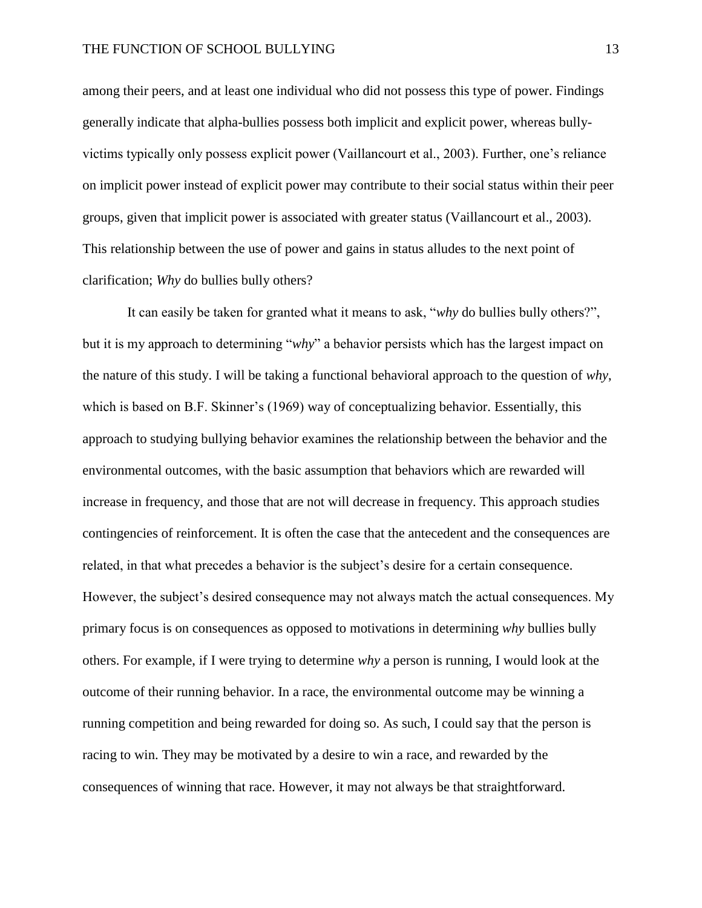among their peers, and at least one individual who did not possess this type of power. Findings generally indicate that alpha-bullies possess both implicit and explicit power, whereas bully-victims typically only possess explicit power (Vaillancourt et al., 2003). Further, one's reliance on implicit power instead of explicit power may contribute to their social status within their peer groups, given that implicit power is associated with greater status (Vaillancourt et al., 2003). This relationship between the use of power and gains in status alludes to the next point of clarification; *Why* do bullies bully others?

It can easily be taken for granted what it means to ask, "*why* do bullies bully others?", but it is my approach to determining "*why*" a behavior persists which has the largest impact on the nature of this study. I will be taking a functional behavioral approach to the question of *why*, which is based on B.F. Skinner's (1969) way of conceptualizing behavior. Essentially, this approach to studying bullying behavior examines the relationship between the behavior and the environmental outcomes, with the basic assumption that behaviors which are rewarded will increase in frequency, and those that are not will decrease in frequency. This approach studies contingencies of reinforcement. It is often the case that the antecedent and the consequences are related, in that what precedes a behavior is the subject's desire for a certain consequence. However, the subject's desired consequence may not always match the actual consequences. My primary focus is on consequences as opposed to motivations in determining *why* bullies bully others. For example, if I were trying to determine *why* a person is running, I would look at the outcome of their running behavior. In a race, the environmental outcome may be winning a running competition and being rewarded for doing so. As such, I could say that the person is racing to win. They may be motivated by a desire to win a race, and rewarded by the consequences of winning that race. However, it may not always be that straightforward.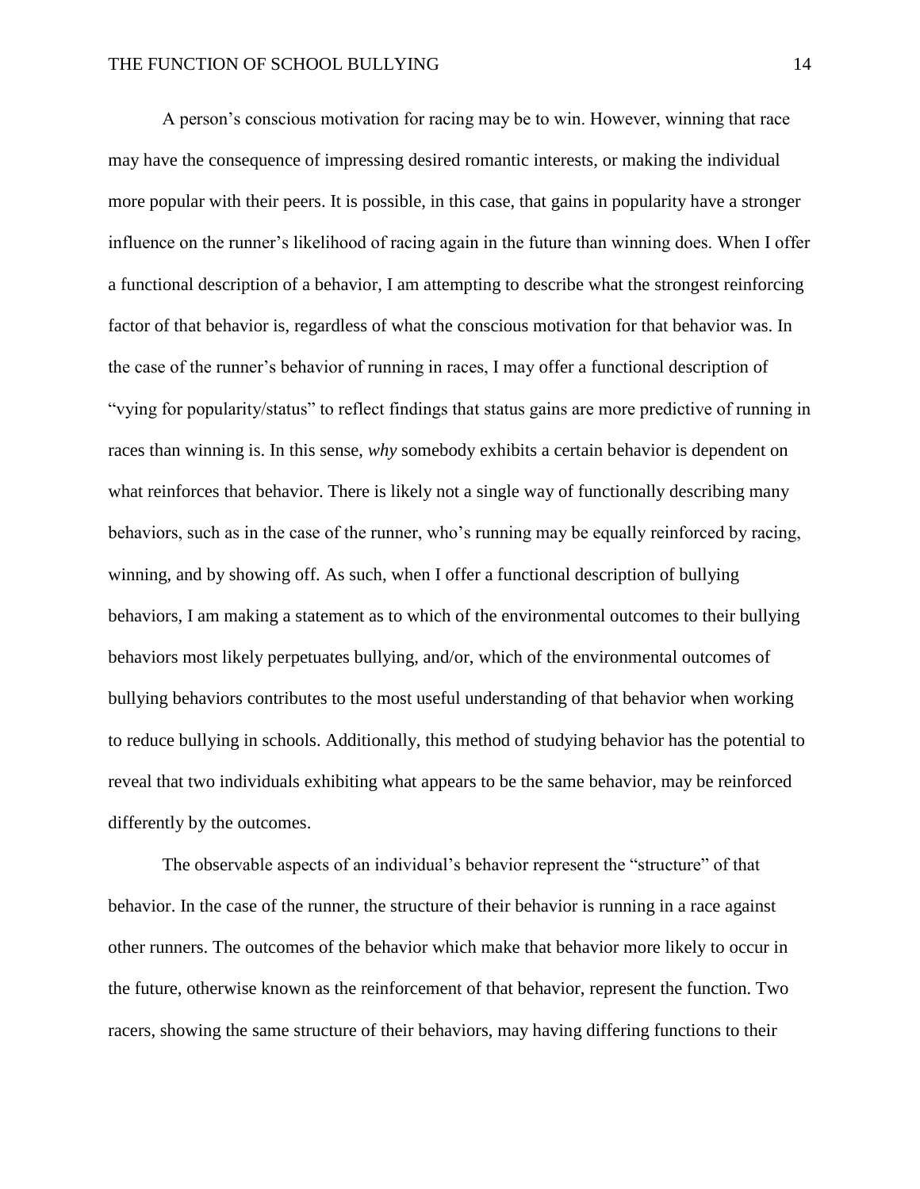A person's conscious motivation for racing may be to win. However, winning that race may have the consequence of impressing desired romantic interests, or making the individual more popular with their peers. It is possible, in this case, that gains in popularity have a stronger influence on the runner's likelihood of racing again in the future than winning does. When I offer a functional description of a behavior, I am attempting to describe what the strongest reinforcing factor of that behavior is, regardless of what the conscious motivation for that behavior was. In the case of the runner's behavior of running in races, I may offer a functional description of "vying for popularity/status" to reflect findings that status gains are more predictive of running in races than winning is. In this sense, *why* somebody exhibits a certain behavior is dependent on what reinforces that behavior. There is likely not a single way of functionally describing many behaviors, such as in the case of the runner, who's running may be equally reinforced by racing, winning, and by showing off. As such, when I offer a functional description of bullying behaviors, I am making a statement as to which of the environmental outcomes to their bullying behaviors most likely perpetuates bullying, and/or, which of the environmental outcomes of bullying behaviors contributes to the most useful understanding of that behavior when working to reduce bullying in schools. Additionally, this method of studying behavior has the potential to reveal that two individuals exhibiting what appears to be the same behavior, may be reinforced differently by the outcomes.

The observable aspects of an individual's behavior represent the "structure" of that behavior. In the case of the runner, the structure of their behavior is running in a race against other runners. The outcomes of the behavior which make that behavior more likely to occur in the future, otherwise known as the reinforcement of that behavior, represent the function. Two racers, showing the same structure of their behaviors, may having differing functions to their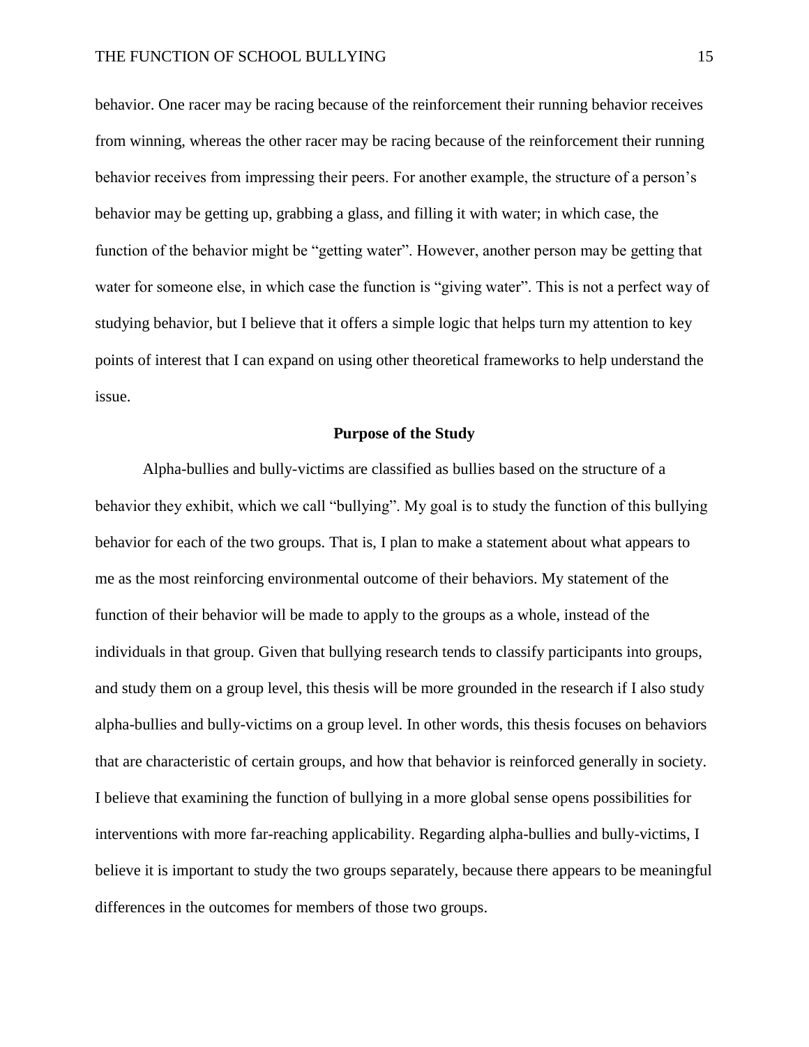behavior. One racer may be racing because of the reinforcement their running behavior receives from winning, whereas the other racer may be racing because of the reinforcement their running behavior receives from impressing their peers. For another example, the structure of a person's behavior may be getting up, grabbing a glass, and filling it with water; in which case, the function of the behavior might be "getting water". However, another person may be getting that water for someone else, in which case the function is "giving water". This is not a perfect way of studying behavior, but I believe that it offers a simple logic that helps turn my attention to key points of interest that I can expand on using other theoretical frameworks to help understand the issue.

## Purpose of the Study

Alpha-bullies and bully-victims are classified as bullies based on the structure of a behavior they exhibit, which we call "bullying". My goal is to study the function of this bullying behavior for each of the two groups. That is, I plan to make a statement about what appears to me as the most reinforcing environmental outcome of their behaviors. My statement of the function of their behavior will be made to apply to the groups as a whole, instead of the individuals in that group. Given that bullying research tends to classify participants into groups, and study them on a group level, this thesis will be more grounded in the research if I also study alpha-bullies and bully-victims on a group level. In other words, this thesis focuses on behaviors that are characteristic of certain groups, and how that behavior is reinforced generally in society. I believe that examining the function of bullying in a more global sense opens possibilities for interventions with more far-reaching applicability. Regarding alpha-bullies and bully-victims, I believe it is important to study the two groups separately, because there appears to be meaningful differences in the outcomes for members of those two groups.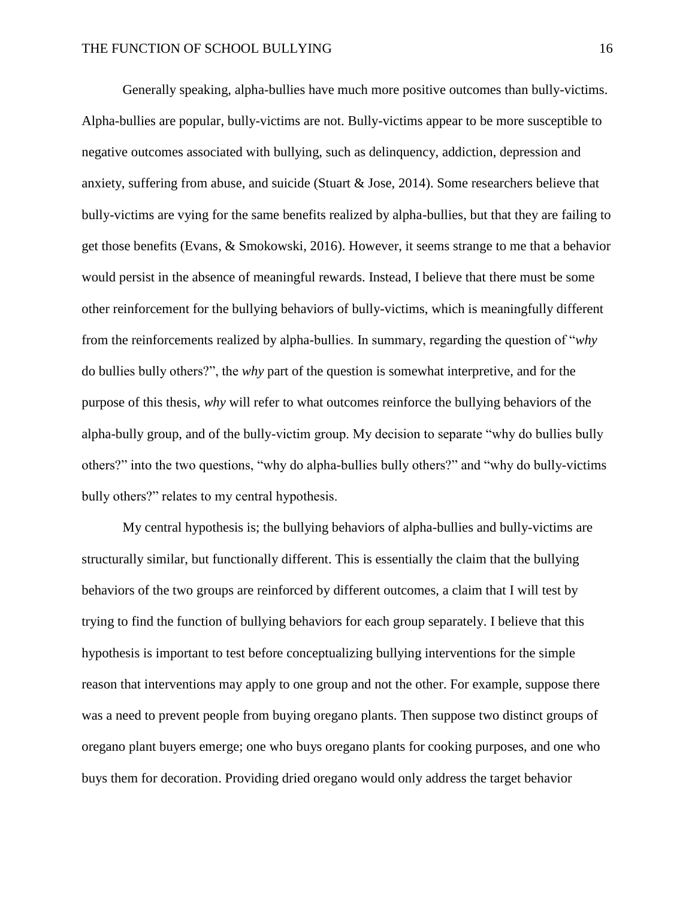Generally speaking, alpha-bullies have much more positive outcomes than bully-victims. Alpha-bullies are popular, bully-victims are not. Bully-victims appear to be more susceptible to negative outcomes associated with bullying, such as delinquency, addiction, depression and anxiety, suffering from abuse, and suicide (Stuart & Jose, 2014). Some researchers believe that bully-victims are vying for the same benefits realized by alpha-bullies, but that they are failing to get those benefits (Evans, & Smokowski, 2016). However, it seems strange to me that a behavior would persist in the absence of meaningful rewards. Instead, I believe that there must be some other reinforcement for the bullying behaviors of bully-victims, which is meaningfully different from the reinforcements realized by alpha-bullies. In summary, regarding the question of "*why* do bullies bully others?", the *why* part of the question is somewhat interpretive, and for the purpose of this thesis, *why* will refer to what outcomes reinforce the bullying behaviors of the alpha-bully group, and of the bully-victim group. My decision to separate "why do bullies bully others?" into the two questions, "why do alpha-bullies bully others?" and "why do bully-victims bully others?" relates to my central hypothesis.

My central hypothesis is; the bullying behaviors of alpha-bullies and bully-victims are structurally similar, but functionally different. This is essentially the claim that the bullying behaviors of the two groups are reinforced by different outcomes, a claim that I will test by trying to find the function of bullying behaviors for each group separately. I believe that this hypothesis is important to test before conceptualizing bullying interventions for the simple reason that interventions may apply to one group and not the other. For example, suppose there was a need to prevent people from buying oregano plants. Then suppose two distinct groups of oregano plant buyers emerge; one who buys oregano plants for cooking purposes, and one who buys them for decoration. Providing dried oregano would only address the target behavior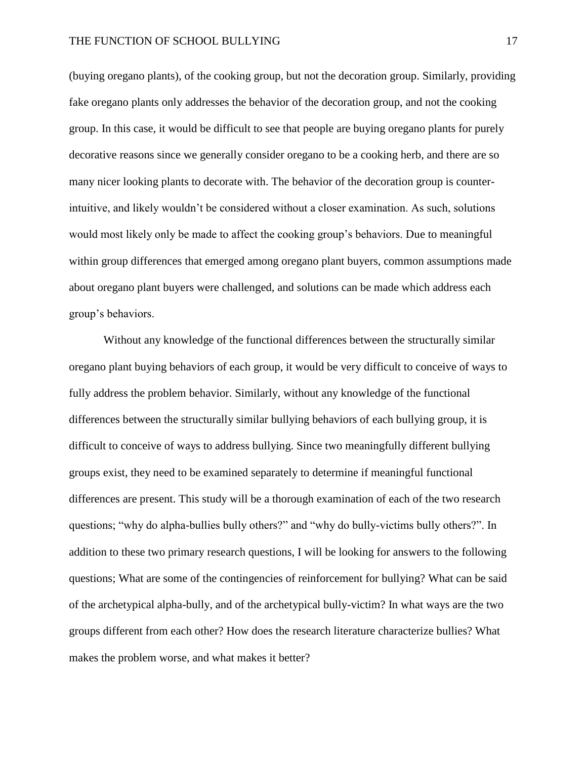(buying oregano plants), of the cooking group, but not the decoration group. Similarly, providing fake oregano plants only addresses the behavior of the decoration group, and not the cooking group. In this case, it would be difficult to see that people are buying oregano plants for purely decorative reasons since we generally consider oregano to be a cooking herb, and there are so many nicer looking plants to decorate with. The behavior of the decoration group is counter-intuitive, and likely wouldn't be considered without a closer examination. As such, solutions would most likely only be made to affect the cooking group's behaviors. Due to meaningful within group differences that emerged among oregano plant buyers, common assumptions made about oregano plant buyers were challenged, and solutions can be made which address each group's behaviors.

Without any knowledge of the functional differences between the structurally similar oregano plant buying behaviors of each group, it would be very difficult to conceive of ways to fully address the problem behavior. Similarly, without any knowledge of the functional differences between the structurally similar bullying behaviors of each bullying group, it is difficult to conceive of ways to address bullying. Since two meaningfully different bullying groups exist, they need to be examined separately to determine if meaningful functional differences are present. This study will be a thorough examination of each of the two research questions; "why do alpha-bullies bully others?" and "why do bully-victims bully others?". In addition to these two primary research questions, I will be looking for answers to the following questions; What are some of the contingencies of reinforcement for bullying? What can be said of the archetypical alpha-bully, and of the archetypical bully-victim? In what ways are the two groups different from each other? How does the research literature characterize bullies? What makes the problem worse, and what makes it better?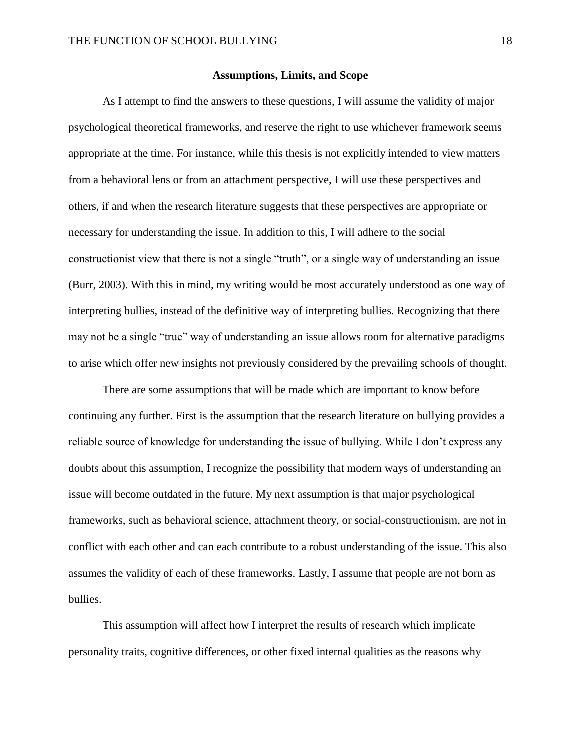## Assumptions, Limits, and Scope

As I attempt to find the answers to these questions, I will assume the validity of major psychological theoretical frameworks, and reserve the right to use whichever framework seems appropriate at the time. For instance, while this thesis is not explicitly intended to view matters from a behavioral lens or from an attachment perspective, I will use these perspectives and others, if and when the research literature suggests that these perspectives are appropriate or necessary for understanding the issue. In addition to this, I will adhere to the social constructionist view that there is not a single "truth", or a single way of understanding an issue (Burr, 2003). With this in mind, my writing would be most accurately understood as one way of interpreting bullies, instead of the definitive way of interpreting bullies. Recognizing that there may not be a single "true" way of understanding an issue allows room for alternative paradigms to arise which offer new insights not previously considered by the prevailing schools of thought.

There are some assumptions that will be made which are important to know before continuing any further. First is the assumption that the research literature on bullying provides a reliable source of knowledge for understanding the issue of bullying. While I don't express any doubts about this assumption, I recognize the possibility that modern ways of understanding an issue will become outdated in the future. My next assumption is that major psychological frameworks, such as behavioral science, attachment theory, or social-constructionism, are not in conflict with each other and can each contribute to a robust understanding of the issue. This also assumes the validity of each of these frameworks. Lastly, I assume that people are not born as bullies.

This assumption will affect how I interpret the results of research which implicate personality traits, cognitive differences, or other fixed internal qualities as the reasons why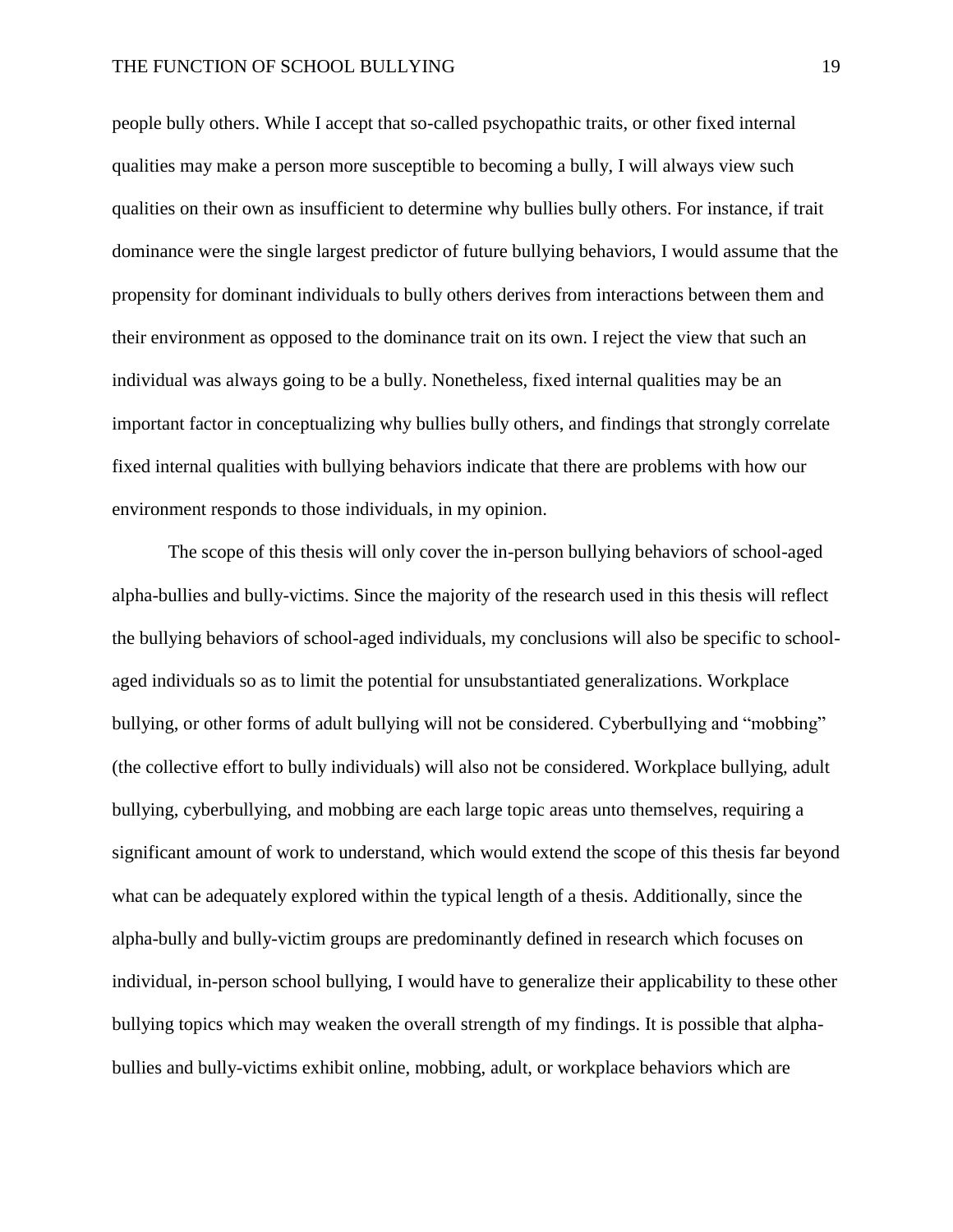people bully others. While I accept that so-called psychopathic traits, or other fixed internal qualities may make a person more susceptible to becoming a bully, I will always view such qualities on their own as insufficient to determine why bullies bully others. For instance, if trait dominance were the single largest predictor of future bullying behaviors, I would assume that the propensity for dominant individuals to bully others derives from interactions between them and their environment as opposed to the dominance trait on its own. I reject the view that such an individual was always going to be a bully. Nonetheless, fixed internal qualities may be an important factor in conceptualizing why bullies bully others, and findings that strongly correlate fixed internal qualities with bullying behaviors indicate that there are problems with how our environment responds to those individuals, in my opinion.

The scope of this thesis will only cover the in-person bullying behaviors of school-aged alpha-bullies and bully-victims. Since the majority of the research used in this thesis will reflect the bullying behaviors of school-aged individuals, my conclusions will also be specific to school-aged individuals so as to limit the potential for unsubstantiated generalizations. Workplace bullying, or other forms of adult bullying will not be considered. Cyberbullying and "mobbing" (the collective effort to bully individuals) will also not be considered. Workplace bullying, adult bullying, cyberbullying, and mobbing are each large topic areas unto themselves, requiring a significant amount of work to understand, which would extend the scope of this thesis far beyond what can be adequately explored within the typical length of a thesis. Additionally, since the alpha-bully and bully-victim groups are predominantly defined in research which focuses on individual, in-person school bullying, I would have to generalize their applicability to these other bullying topics which may weaken the overall strength of my findings. It is possible that alpha-bullies and bully-victims exhibit online, mobbing, adult, or workplace behaviors which are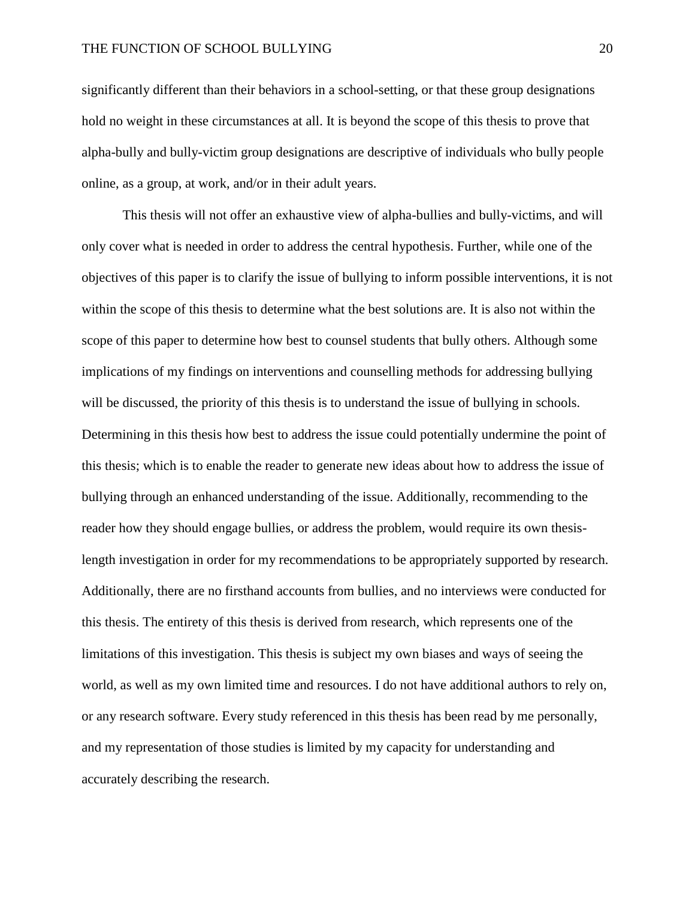significantly different than their behaviors in a school-setting, or that these group designations hold no weight in these circumstances at all. It is beyond the scope of this thesis to prove that alpha-bully and bully-victim group designations are descriptive of individuals who bully people online, as a group, at work, and/or in their adult years.

This thesis will not offer an exhaustive view of alpha-bullies and bully-victims, and will only cover what is needed in order to address the central hypothesis. Further, while one of the objectives of this paper is to clarify the issue of bullying to inform possible interventions, it is not within the scope of this thesis to determine what the best solutions are. It is also not within the scope of this paper to determine how best to counsel students that bully others. Although some implications of my findings on interventions and counselling methods for addressing bullying will be discussed, the priority of this thesis is to understand the issue of bullying in schools. Determining in this thesis how best to address the issue could potentially undermine the point of this thesis; which is to enable the reader to generate new ideas about how to address the issue of bullying through an enhanced understanding of the issue. Additionally, recommending to the reader how they should engage bullies, or address the problem, would require its own thesis-length investigation in order for my recommendations to be appropriately supported by research. Additionally, there are no firsthand accounts from bullies, and no interviews were conducted for this thesis. The entirety of this thesis is derived from research, which represents one of the limitations of this investigation. This thesis is subject my own biases and ways of seeing the world, as well as my own limited time and resources. I do not have additional authors to rely on, or any research software. Every study referenced in this thesis has been read by me personally, and my representation of those studies is limited by my capacity for understanding and accurately describing the research.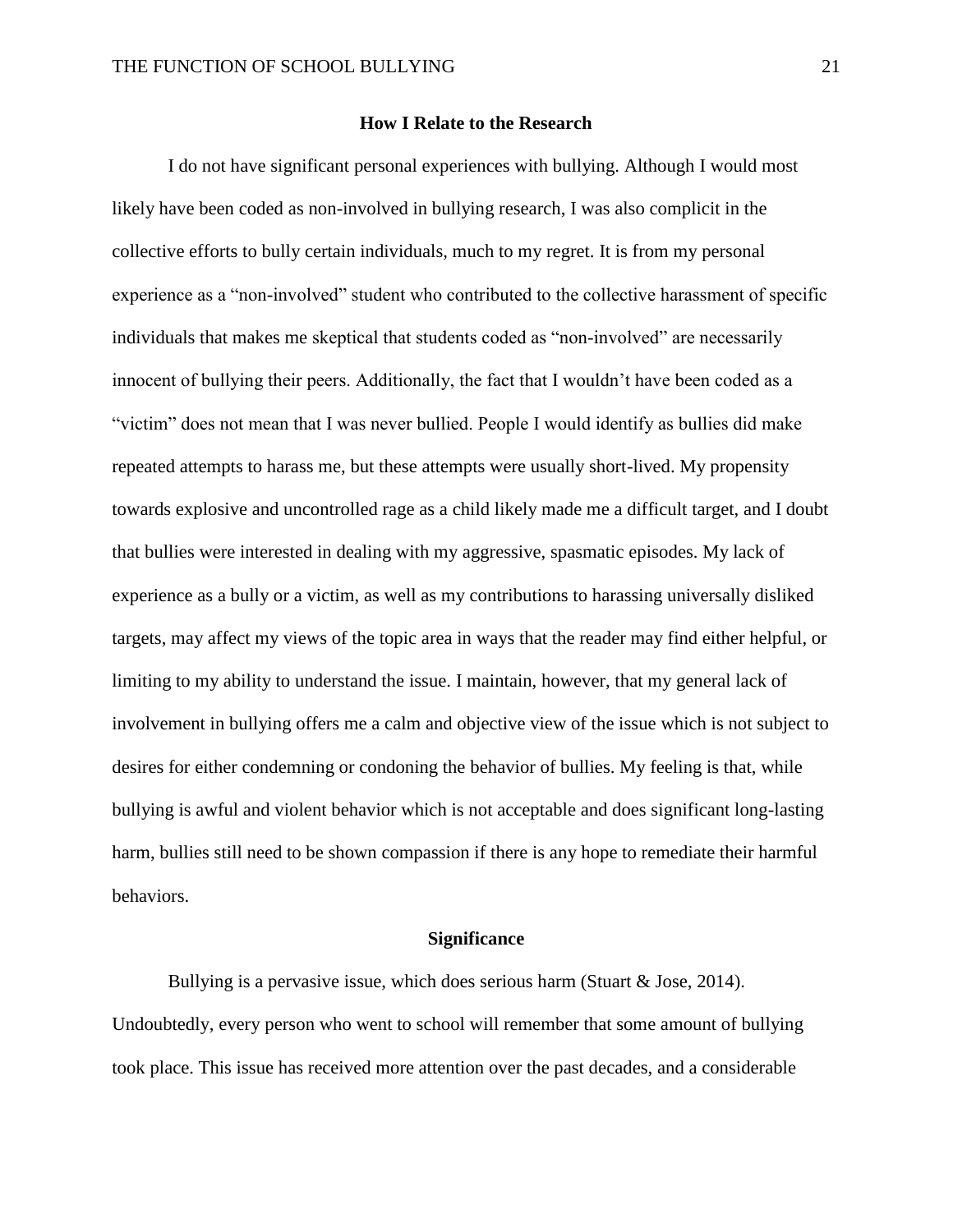## How I Relate to the Research

I do not have significant personal experiences with bullying. Although I would most likely have been coded as non-involved in bullying research, I was also complicit in the collective efforts to bully certain individuals, much to my regret. It is from my personal experience as a "non-involved" student who contributed to the collective harassment of specific individuals that makes me skeptical that students coded as "non-involved" are necessarily innocent of bullying their peers. Additionally, the fact that I wouldn't have been coded as a "victim" does not mean that I was never bullied. People I would identify as bullies did make repeated attempts to harass me, but these attempts were usually short-lived. My propensity towards explosive and uncontrolled rage as a child likely made me a difficult target, and I doubt that bullies were interested in dealing with my aggressive, spasmatic episodes. My lack of experience as a bully or a victim, as well as my contributions to harassing universally disliked targets, may affect my views of the topic area in ways that the reader may find either helpful, or limiting to my ability to understand the issue. I maintain, however, that my general lack of involvement in bullying offers me a calm and objective view of the issue which is not subject to desires for either condemning or condoning the behavior of bullies. My feeling is that, while bullying is awful and violent behavior which is not acceptable and does significant long-lasting harm, bullies still need to be shown compassion if there is any hope to remediate their harmful behaviors.

## Significance

Bullying is a pervasive issue, which does serious harm (Stuart & Jose, 2014). Undoubtedly, every person who went to school will remember that some amount of bullying took place. This issue has received more attention over the past decades, and a considerable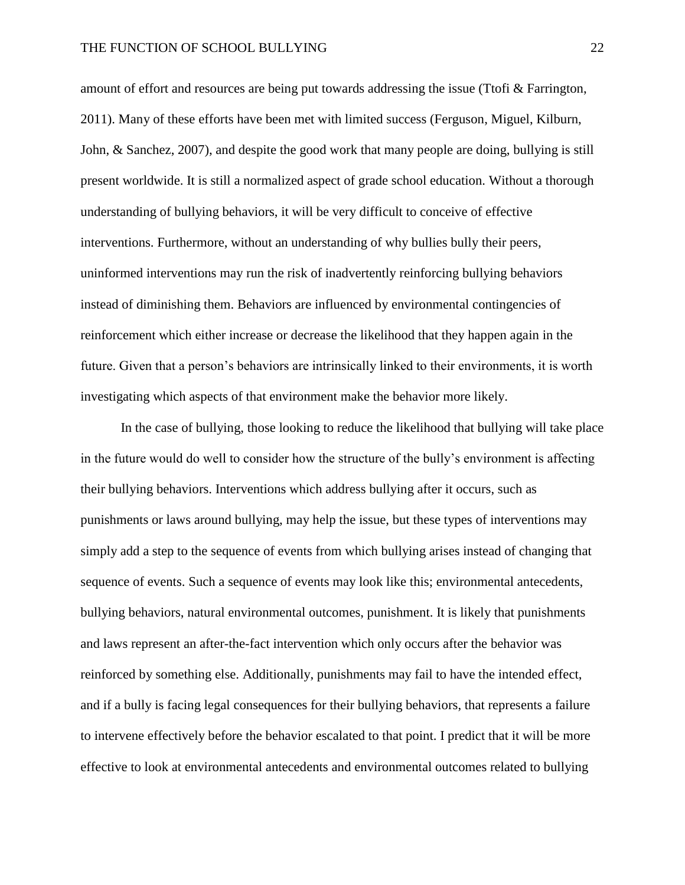amount of effort and resources are being put towards addressing the issue (Ttofi & Farrington, 2011). Many of these efforts have been met with limited success (Ferguson, Miguel, Kilburn, John, & Sanchez, 2007), and despite the good work that many people are doing, bullying is still present worldwide. It is still a normalized aspect of grade school education. Without a thorough understanding of bullying behaviors, it will be very difficult to conceive of effective interventions. Furthermore, without an understanding of why bullies bully their peers, uninformed interventions may run the risk of inadvertently reinforcing bullying behaviors instead of diminishing them. Behaviors are influenced by environmental contingencies of reinforcement which either increase or decrease the likelihood that they happen again in the future. Given that a person's behaviors are intrinsically linked to their environments, it is worth investigating which aspects of that environment make the behavior more likely.

In the case of bullying, those looking to reduce the likelihood that bullying will take place in the future would do well to consider how the structure of the bully's environment is affecting their bullying behaviors. Interventions which address bullying after it occurs, such as punishments or laws around bullying, may help the issue, but these types of interventions may simply add a step to the sequence of events from which bullying arises instead of changing that sequence of events. Such a sequence of events may look like this; environmental antecedents, bullying behaviors, natural environmental outcomes, punishment. It is likely that punishments and laws represent an after-the-fact intervention which only occurs after the behavior was reinforced by something else. Additionally, punishments may fail to have the intended effect, and if a bully is facing legal consequences for their bullying behaviors, that represents a failure to intervene effectively before the behavior escalated to that point. I predict that it will be more effective to look at environmental antecedents and environmental outcomes related to bullying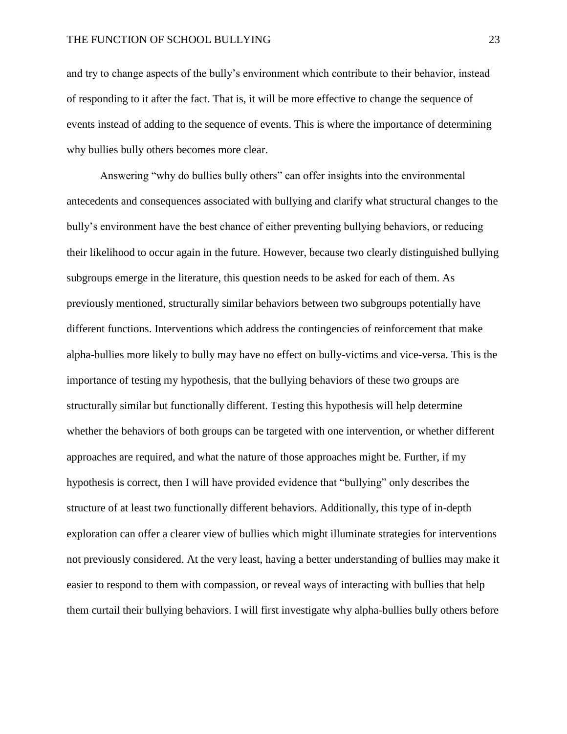and try to change aspects of the bully's environment which contribute to their behavior, instead of responding to it after the fact. That is, it will be more effective to change the sequence of events instead of adding to the sequence of events. This is where the importance of determining why bullies bully others becomes more clear.

Answering "why do bullies bully others" can offer insights into the environmental antecedents and consequences associated with bullying and clarify what structural changes to the bully's environment have the best chance of either preventing bullying behaviors, or reducing their likelihood to occur again in the future. However, because two clearly distinguished bullying subgroups emerge in the literature, this question needs to be asked for each of them. As previously mentioned, structurally similar behaviors between two subgroups potentially have different functions. Interventions which address the contingencies of reinforcement that make alpha-bullies more likely to bully may have no effect on bully-victims and vice-versa. This is the importance of testing my hypothesis, that the bullying behaviors of these two groups are structurally similar but functionally different. Testing this hypothesis will help determine whether the behaviors of both groups can be targeted with one intervention, or whether different approaches are required, and what the nature of those approaches might be. Further, if my hypothesis is correct, then I will have provided evidence that "bullying" only describes the structure of at least two functionally different behaviors. Additionally, this type of in-depth exploration can offer a clearer view of bullies which might illuminate strategies for interventions not previously considered. At the very least, having a better understanding of bullies may make it easier to respond to them with compassion, or reveal ways of interacting with bullies that help them curtail their bullying behaviors. I will first investigate why alpha-bullies bully others before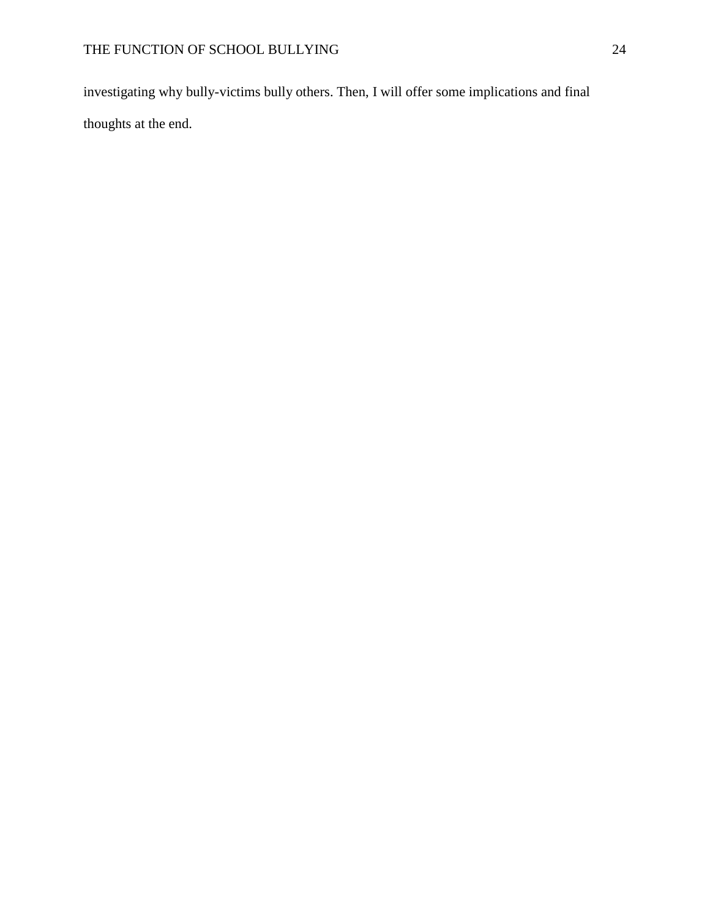investigating why bully-victims bully others. Then, I will offer some implications and final thoughts at the end.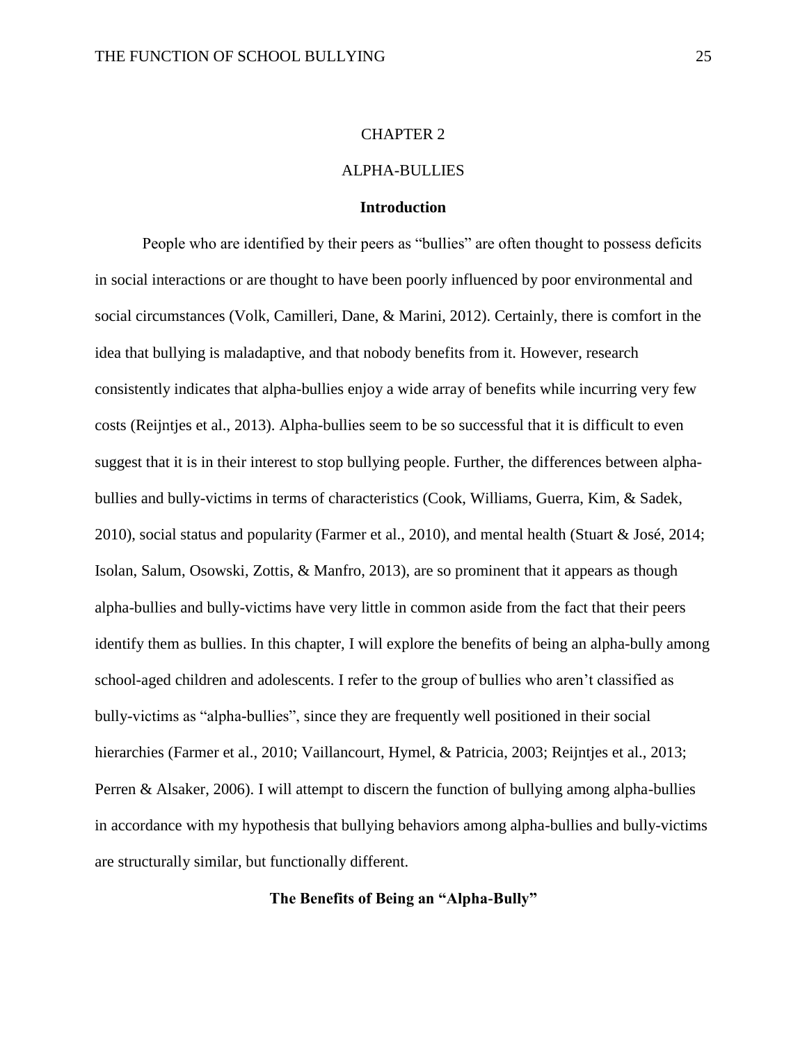# CHAPTER 2

# ALPHA-BULLIES

## Introduction

People who are identified by their peers as "bullies" are often thought to possess deficits in social interactions or are thought to have been poorly influenced by poor environmental and social circumstances (Volk, Camilleri, Dane, & Marini, 2012). Certainly, there is comfort in the idea that bullying is maladaptive, and that nobody benefits from it. However, research consistently indicates that alpha-bullies enjoy a wide array of benefits while incurring very few costs (Reijntjes et al., 2013). Alpha-bullies seem to be so successful that it is difficult to even suggest that it is in their interest to stop bullying people. Further, the differences between alpha-bullies and bully-victims in terms of characteristics (Cook, Williams, Guerra, Kim, & Sadek, 2010), social status and popularity (Farmer et al., 2010), and mental health (Stuart & José, 2014; Isolan, Salum, Osowski, Zottis, & Manfro, 2013), are so prominent that it appears as though alpha-bullies and bully-victims have very little in common aside from the fact that their peers identify them as bullies. In this chapter, I will explore the benefits of being an alpha-bully among school-aged children and adolescents. I refer to the group of bullies who aren't classified as bully-victims as "alpha-bullies", since they are frequently well positioned in their social hierarchies (Farmer et al., 2010; Vaillancourt, Hymel, & Patricia, 2003; Reijntjes et al., 2013; Perren & Alsaker, 2006). I will attempt to discern the function of bullying among alpha-bullies in accordance with my hypothesis that bullying behaviors among alpha-bullies and bully-victims are structurally similar, but functionally different.

## The Benefits of Being an "Alpha-Bully"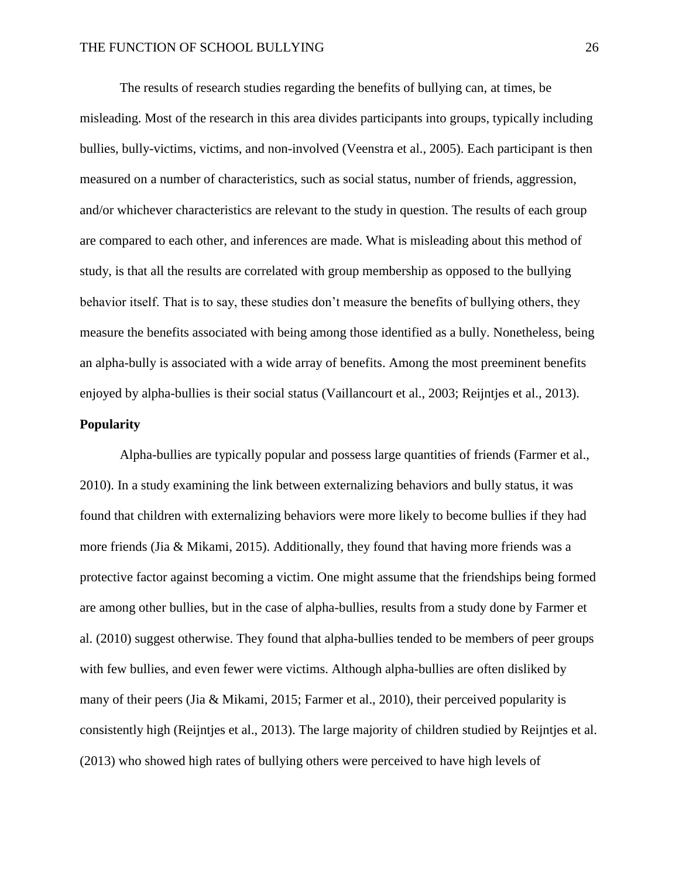The results of research studies regarding the benefits of bullying can, at times, be misleading. Most of the research in this area divides participants into groups, typically including bullies, bully-victims, victims, and non-involved (Veenstra et al., 2005). Each participant is then measured on a number of characteristics, such as social status, number of friends, aggression, and/or whichever characteristics are relevant to the study in question. The results of each group are compared to each other, and inferences are made. What is misleading about this method of study, is that all the results are correlated with group membership as opposed to the bullying behavior itself. That is to say, these studies don't measure the benefits of bullying others, they measure the benefits associated with being among those identified as a bully. Nonetheless, being an alpha-bully is associated with a wide array of benefits. Among the most preeminent benefits enjoyed by alpha-bullies is their social status (Vaillancourt et al., 2003; Reijntjes et al., 2013).

**Popularity**

Alpha-bullies are typically popular and possess large quantities of friends (Farmer et al., 2010). In a study examining the link between externalizing behaviors and bully status, it was found that children with externalizing behaviors were more likely to become bullies if they had more friends (Jia & Mikami, 2015). Additionally, they found that having more friends was a protective factor against becoming a victim. One might assume that the friendships being formed are among other bullies, but in the case of alpha-bullies, results from a study done by Farmer et al. (2010) suggest otherwise. They found that alpha-bullies tended to be members of peer groups with few bullies, and even fewer were victims. Although alpha-bullies are often disliked by many of their peers (Jia & Mikami, 2015; Farmer et al., 2010), their perceived popularity is consistently high (Reijntjes et al., 2013). The large majority of children studied by Reijntjes et al. (2013) who showed high rates of bullying others were perceived to have high levels of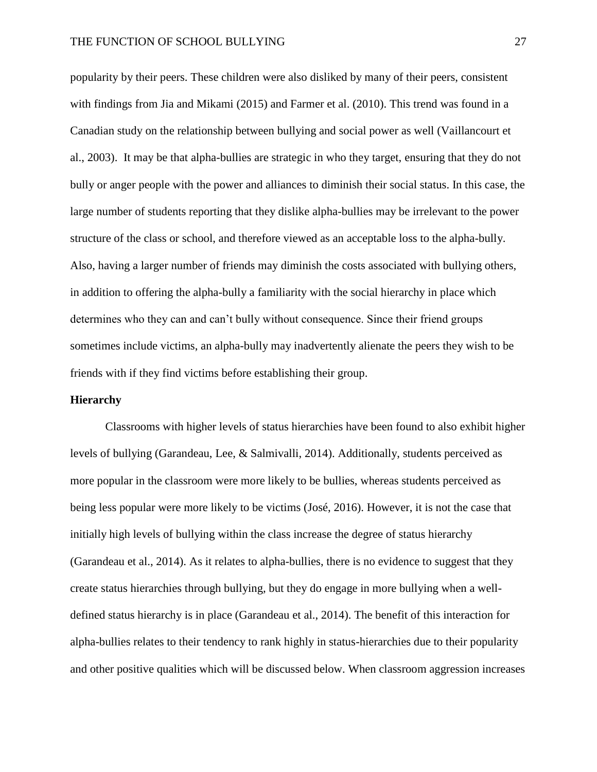popularity by their peers. These children were also disliked by many of their peers, consistent with findings from Jia and Mikami (2015) and Farmer et al. (2010). This trend was found in a Canadian study on the relationship between bullying and social power as well (Vaillancourt et al., 2003). It may be that alpha-bullies are strategic in who they target, ensuring that they do not bully or anger people with the power and alliances to diminish their social status. In this case, the large number of students reporting that they dislike alpha-bullies may be irrelevant to the power structure of the class or school, and therefore viewed as an acceptable loss to the alpha-bully. Also, having a larger number of friends may diminish the costs associated with bullying others, in addition to offering the alpha-bully a familiarity with the social hierarchy in place which determines who they can and can't bully without consequence. Since their friend groups sometimes include victims, an alpha-bully may inadvertently alienate the peers they wish to be friends with if they find victims before establishing their group.

**Hierarchy**

Classrooms with higher levels of status hierarchies have been found to also exhibit higher levels of bullying (Garandeau, Lee, & Salmivalli, 2014). Additionally, students perceived as more popular in the classroom were more likely to be bullies, whereas students perceived as being less popular were more likely to be victims (José, 2016). However, it is not the case that initially high levels of bullying within the class increase the degree of status hierarchy (Garandeau et al., 2014). As it relates to alpha-bullies, there is no evidence to suggest that they create status hierarchies through bullying, but they do engage in more bullying when a well-defined status hierarchy is in place (Garandeau et al., 2014). The benefit of this interaction for alpha-bullies relates to their tendency to rank highly in status-hierarchies due to their popularity and other positive qualities which will be discussed below. When classroom aggression increases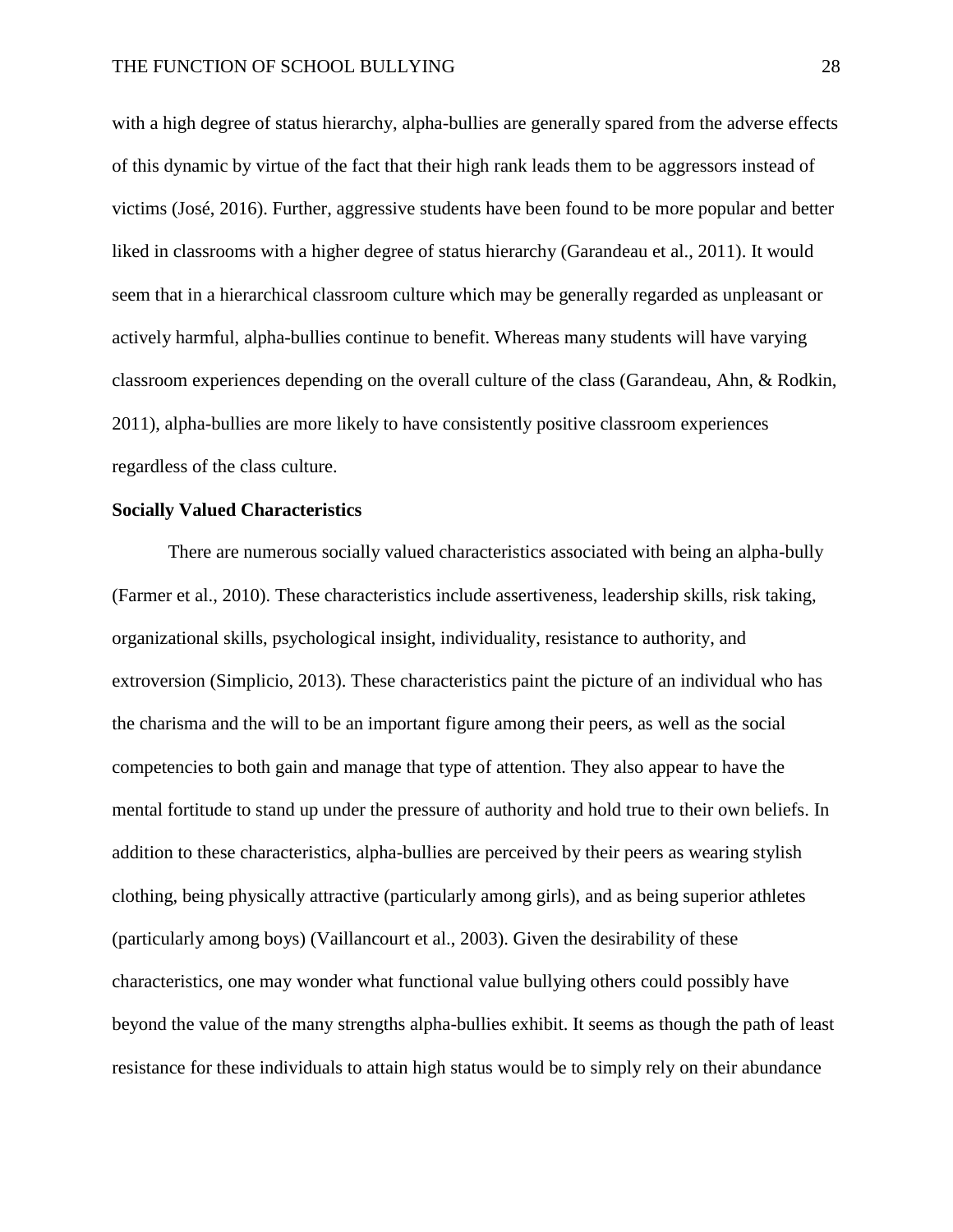with a high degree of status hierarchy, alpha-bullies are generally spared from the adverse effects of this dynamic by virtue of the fact that their high rank leads them to be aggressors instead of victims (José, 2016). Further, aggressive students have been found to be more popular and better liked in classrooms with a higher degree of status hierarchy (Garandeau et al., 2011). It would seem that in a hierarchical classroom culture which may be generally regarded as unpleasant or actively harmful, alpha-bullies continue to benefit. Whereas many students will have varying classroom experiences depending on the overall culture of the class (Garandeau, Ahn, & Rodkin, 2011), alpha-bullies are more likely to have consistently positive classroom experiences regardless of the class culture.

**Socially Valued Characteristics**

There are numerous socially valued characteristics associated with being an alpha-bully (Farmer et al., 2010). These characteristics include assertiveness, leadership skills, risk taking, organizational skills, psychological insight, individuality, resistance to authority, and extroversion (Simplicio, 2013). These characteristics paint the picture of an individual who has the charisma and the will to be an important figure among their peers, as well as the social competencies to both gain and manage that type of attention. They also appear to have the mental fortitude to stand up under the pressure of authority and hold true to their own beliefs. In addition to these characteristics, alpha-bullies are perceived by their peers as wearing stylish clothing, being physically attractive (particularly among girls), and as being superior athletes (particularly among boys) (Vaillancourt et al., 2003). Given the desirability of these characteristics, one may wonder what functional value bullying others could possibly have beyond the value of the many strengths alpha-bullies exhibit. It seems as though the path of least resistance for these individuals to attain high status would be to simply rely on their abundance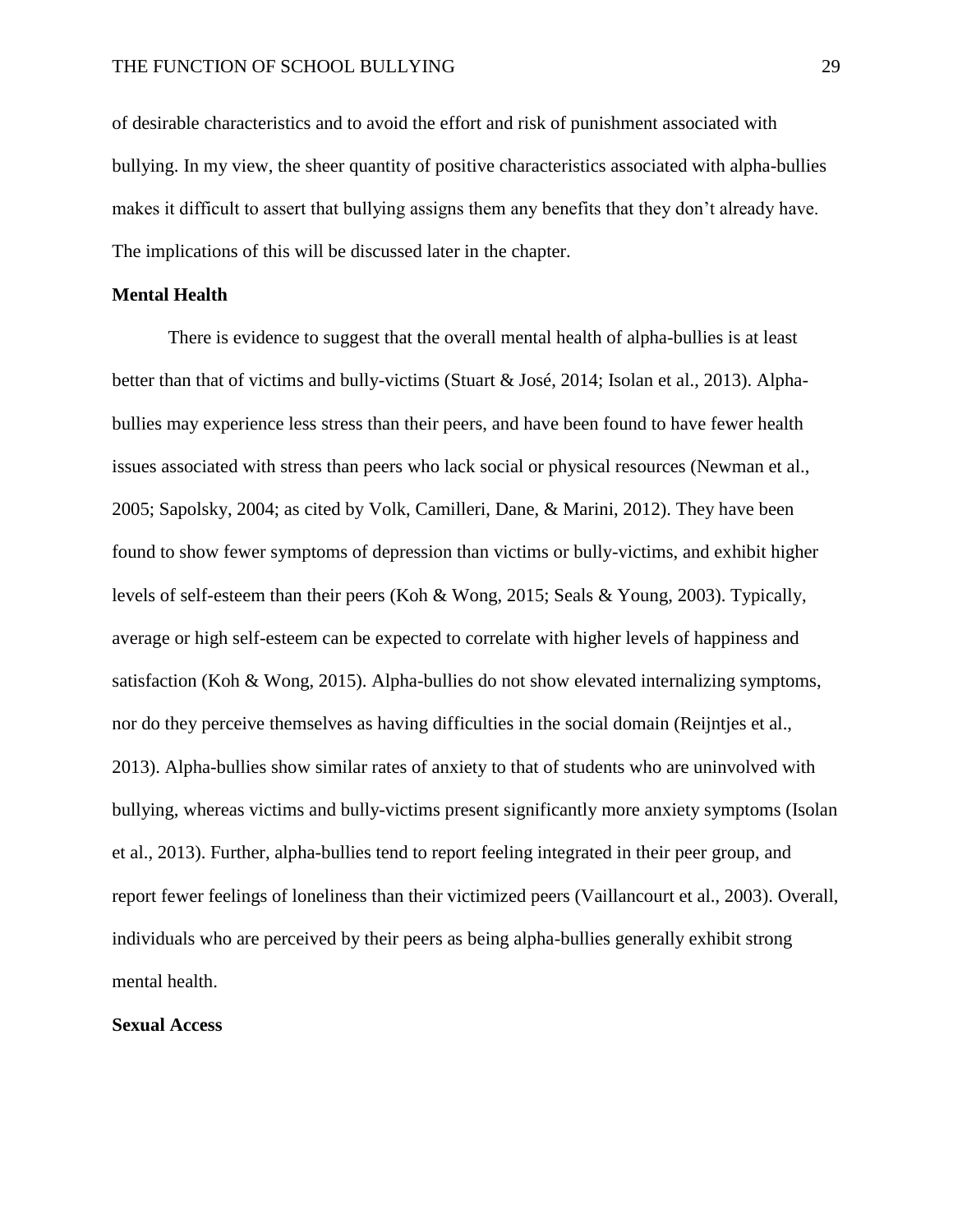of desirable characteristics and to avoid the effort and risk of punishment associated with bullying. In my view, the sheer quantity of positive characteristics associated with alpha-bullies makes it difficult to assert that bullying assigns them any benefits that they don't already have. The implications of this will be discussed later in the chapter.

**Mental Health**

There is evidence to suggest that the overall mental health of alpha-bullies is at least better than that of victims and bully-victims (Stuart & José, 2014; Isolan et al., 2013). Alpha-bullies may experience less stress than their peers, and have been found to have fewer health issues associated with stress than peers who lack social or physical resources (Newman et al., 2005; Sapolsky, 2004; as cited by Volk, Camilleri, Dane, & Marini, 2012). They have been found to show fewer symptoms of depression than victims or bully-victims, and exhibit higher levels of self-esteem than their peers (Koh & Wong, 2015; Seals & Young, 2003). Typically, average or high self-esteem can be expected to correlate with higher levels of happiness and satisfaction (Koh & Wong, 2015). Alpha-bullies do not show elevated internalizing symptoms, nor do they perceive themselves as having difficulties in the social domain (Reijntjes et al., 2013). Alpha-bullies show similar rates of anxiety to that of students who are uninvolved with bullying, whereas victims and bully-victims present significantly more anxiety symptoms (Isolan et al., 2013). Further, alpha-bullies tend to report feeling integrated in their peer group, and report fewer feelings of loneliness than their victimized peers (Vaillancourt et al., 2003). Overall, individuals who are perceived by their peers as being alpha-bullies generally exhibit strong mental health.

**Sexual Access**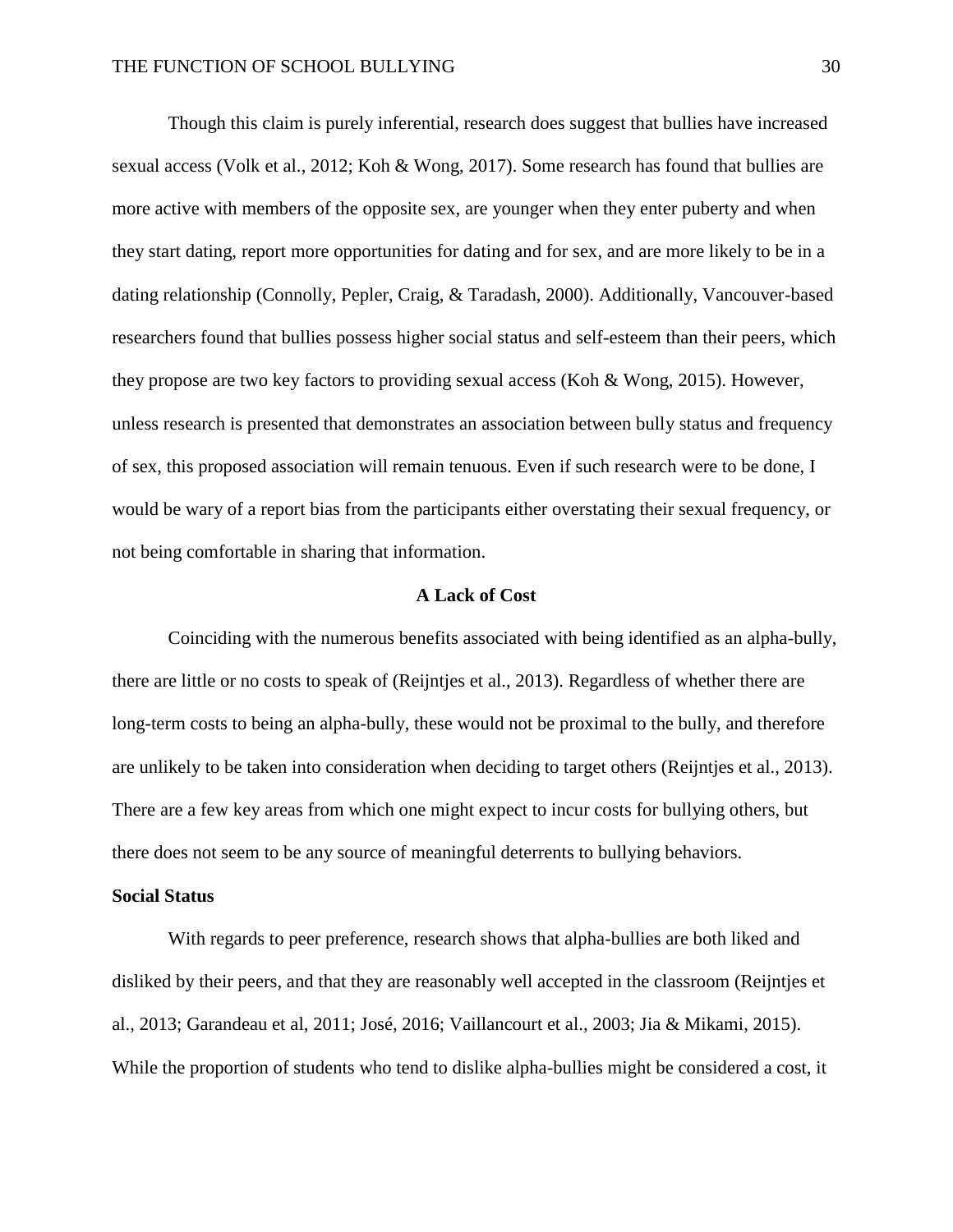Though this claim is purely inferential, research does suggest that bullies have increased sexual access (Volk et al., 2012; Koh & Wong, 2017). Some research has found that bullies are more active with members of the opposite sex, are younger when they enter puberty and when they start dating, report more opportunities for dating and for sex, and are more likely to be in a dating relationship (Connolly, Pepler, Craig, & Taradash, 2000). Additionally, Vancouver-based researchers found that bullies possess higher social status and self-esteem than their peers, which they propose are two key factors to providing sexual access (Koh & Wong, 2015). However, unless research is presented that demonstrates an association between bully status and frequency of sex, this proposed association will remain tenuous. Even if such research were to be done, I would be wary of a report bias from the participants either overstating their sexual frequency, or not being comfortable in sharing that information.

## A Lack of Cost

Coinciding with the numerous benefits associated with being identified as an alpha-bully, there are little or no costs to speak of (Reijntjes et al., 2013). Regardless of whether there are long-term costs to being an alpha-bully, these would not be proximal to the bully, and therefore are unlikely to be taken into consideration when deciding to target others (Reijntjes et al., 2013). There are a few key areas from which one might expect to incur costs for bullying others, but there does not seem to be any source of meaningful deterrents to bullying behaviors.

### Social Status

With regards to peer preference, research shows that alpha-bullies are both liked and disliked by their peers, and that they are reasonably well accepted in the classroom (Reijntjes et al., 2013; Garandeau et al, 2011; José, 2016; Vaillancourt et al., 2003; Jia & Mikami, 2015). While the proportion of students who tend to dislike alpha-bullies might be considered a cost, it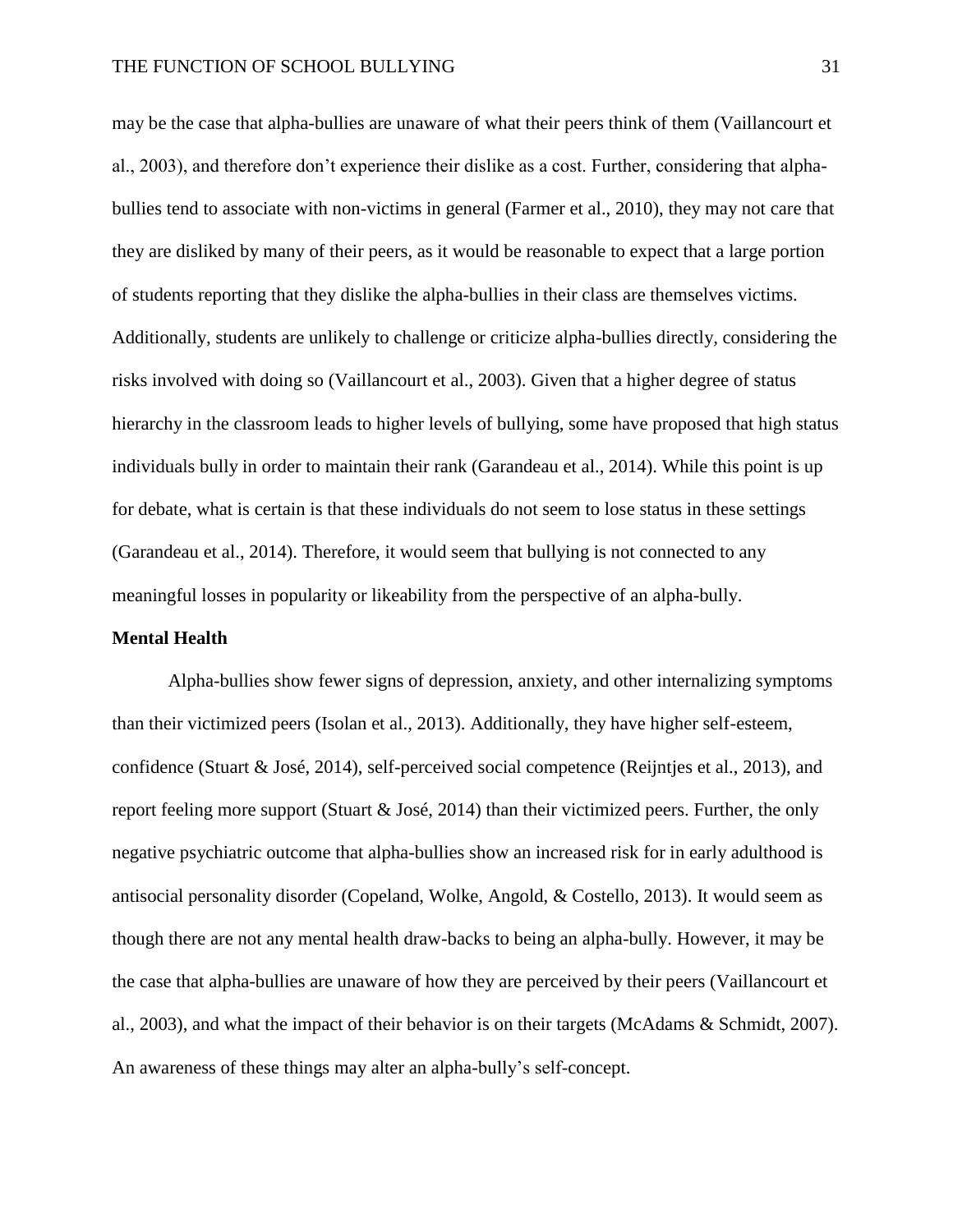may be the case that alpha-bullies are unaware of what their peers think of them (Vaillancourt et al., 2003), and therefore don't experience their dislike as a cost. Further, considering that alpha-bullies tend to associate with non-victims in general (Farmer et al., 2010), they may not care that they are disliked by many of their peers, as it would be reasonable to expect that a large portion of students reporting that they dislike the alpha-bullies in their class are themselves victims. Additionally, students are unlikely to challenge or criticize alpha-bullies directly, considering the risks involved with doing so (Vaillancourt et al., 2003). Given that a higher degree of status hierarchy in the classroom leads to higher levels of bullying, some have proposed that high status individuals bully in order to maintain their rank (Garandeau et al., 2014). While this point is up for debate, what is certain is that these individuals do not seem to lose status in these settings (Garandeau et al., 2014). Therefore, it would seem that bullying is not connected to any meaningful losses in popularity or likeability from the perspective of an alpha-bully.

**Mental Health**

Alpha-bullies show fewer signs of depression, anxiety, and other internalizing symptoms than their victimized peers (Isolan et al., 2013). Additionally, they have higher self-esteem, confidence (Stuart & José, 2014), self-perceived social competence (Reijntjes et al., 2013), and report feeling more support (Stuart & José, 2014) than their victimized peers. Further, the only negative psychiatric outcome that alpha-bullies show an increased risk for in early adulthood is antisocial personality disorder (Copeland, Wolke, Angold, & Costello, 2013). It would seem as though there are not any mental health draw-backs to being an alpha-bully. However, it may be the case that alpha-bullies are unaware of how they are perceived by their peers (Vaillancourt et al., 2003), and what the impact of their behavior is on their targets (McAdams & Schmidt, 2007). An awareness of these things may alter an alpha-bully's self-concept.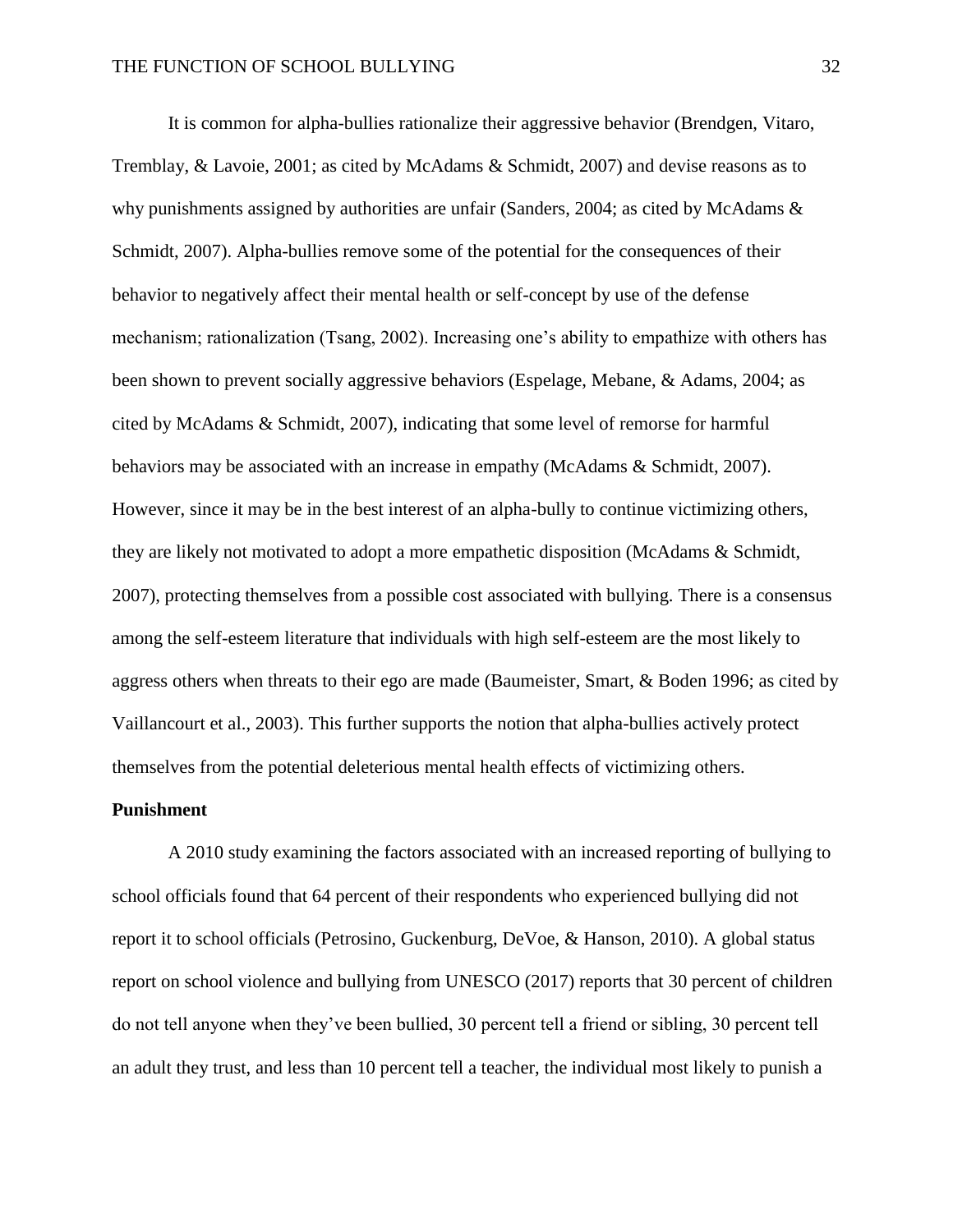It is common for alpha-bullies rationalize their aggressive behavior (Brendgen, Vitaro, Tremblay, & Lavoie, 2001; as cited by McAdams & Schmidt, 2007) and devise reasons as to why punishments assigned by authorities are unfair (Sanders, 2004; as cited by McAdams & Schmidt, 2007). Alpha-bullies remove some of the potential for the consequences of their behavior to negatively affect their mental health or self-concept by use of the defense mechanism; rationalization (Tsang, 2002). Increasing one's ability to empathize with others has been shown to prevent socially aggressive behaviors (Espelage, Mebane, & Adams, 2004; as cited by McAdams & Schmidt, 2007), indicating that some level of remorse for harmful behaviors may be associated with an increase in empathy (McAdams & Schmidt, 2007). However, since it may be in the best interest of an alpha-bully to continue victimizing others, they are likely not motivated to adopt a more empathetic disposition (McAdams & Schmidt, 2007), protecting themselves from a possible cost associated with bullying. There is a consensus among the self-esteem literature that individuals with high self-esteem are the most likely to aggress others when threats to their ego are made (Baumeister, Smart, & Boden 1996; as cited by Vaillancourt et al., 2003). This further supports the notion that alpha-bullies actively protect themselves from the potential deleterious mental health effects of victimizing others.

**Punishment**

A 2010 study examining the factors associated with an increased reporting of bullying to school officials found that 64 percent of their respondents who experienced bullying did not report it to school officials (Petrosino, Guckenburg, DeVoe, & Hanson, 2010). A global status report on school violence and bullying from UNESCO (2017) reports that 30 percent of children do not tell anyone when they've been bullied, 30 percent tell a friend or sibling, 30 percent tell an adult they trust, and less than 10 percent tell a teacher, the individual most likely to punish a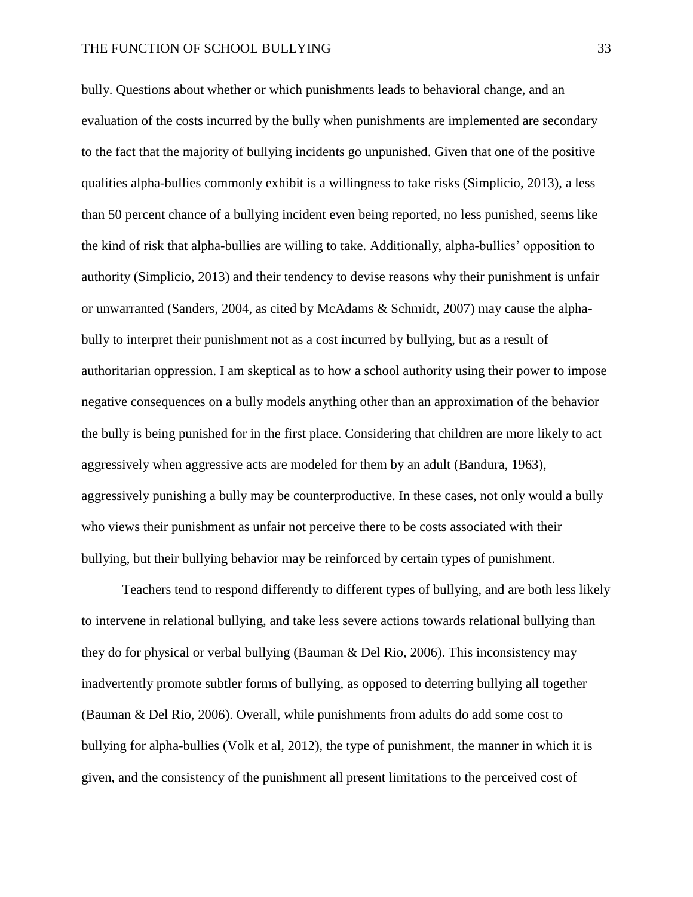bully. Questions about whether or which punishments leads to behavioral change, and an evaluation of the costs incurred by the bully when punishments are implemented are secondary to the fact that the majority of bullying incidents go unpunished. Given that one of the positive qualities alpha-bullies commonly exhibit is a willingness to take risks (Simplicio, 2013), a less than 50 percent chance of a bullying incident even being reported, no less punished, seems like the kind of risk that alpha-bullies are willing to take. Additionally, alpha-bullies' opposition to authority (Simplicio, 2013) and their tendency to devise reasons why their punishment is unfair or unwarranted (Sanders, 2004, as cited by McAdams & Schmidt, 2007) may cause the alpha-bully to interpret their punishment not as a cost incurred by bullying, but as a result of authoritarian oppression. I am skeptical as to how a school authority using their power to impose negative consequences on a bully models anything other than an approximation of the behavior the bully is being punished for in the first place. Considering that children are more likely to act aggressively when aggressive acts are modeled for them by an adult (Bandura, 1963), aggressively punishing a bully may be counterproductive. In these cases, not only would a bully who views their punishment as unfair not perceive there to be costs associated with their bullying, but their bullying behavior may be reinforced by certain types of punishment.

Teachers tend to respond differently to different types of bullying, and are both less likely to intervene in relational bullying, and take less severe actions towards relational bullying than they do for physical or verbal bullying (Bauman & Del Rio, 2006). This inconsistency may inadvertently promote subtler forms of bullying, as opposed to deterring bullying all together (Bauman & Del Rio, 2006). Overall, while punishments from adults do add some cost to bullying for alpha-bullies (Volk et al, 2012), the type of punishment, the manner in which it is given, and the consistency of the punishment all present limitations to the perceived cost of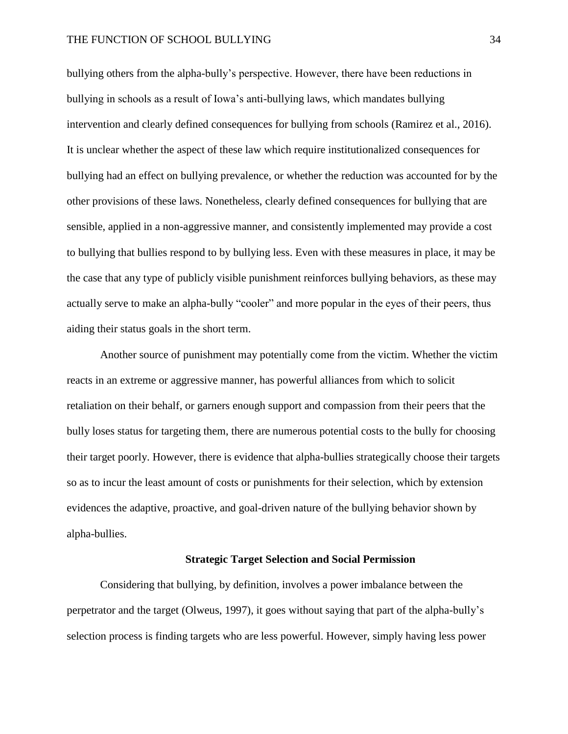bullying others from the alpha-bully's perspective. However, there have been reductions in bullying in schools as a result of Iowa's anti-bullying laws, which mandates bullying intervention and clearly defined consequences for bullying from schools (Ramirez et al., 2016). It is unclear whether the aspect of these law which require institutionalized consequences for bullying had an effect on bullying prevalence, or whether the reduction was accounted for by the other provisions of these laws. Nonetheless, clearly defined consequences for bullying that are sensible, applied in a non-aggressive manner, and consistently implemented may provide a cost to bullying that bullies respond to by bullying less. Even with these measures in place, it may be the case that any type of publicly visible punishment reinforces bullying behaviors, as these may actually serve to make an alpha-bully "cooler" and more popular in the eyes of their peers, thus aiding their status goals in the short term.

Another source of punishment may potentially come from the victim. Whether the victim reacts in an extreme or aggressive manner, has powerful alliances from which to solicit retaliation on their behalf, or garners enough support and compassion from their peers that the bully loses status for targeting them, there are numerous potential costs to the bully for choosing their target poorly. However, there is evidence that alpha-bullies strategically choose their targets so as to incur the least amount of costs or punishments for their selection, which by extension evidences the adaptive, proactive, and goal-driven nature of the bullying behavior shown by alpha-bullies.

## Strategic Target Selection and Social Permission

Considering that bullying, by definition, involves a power imbalance between the perpetrator and the target (Olweus, 1997), it goes without saying that part of the alpha-bully's selection process is finding targets who are less powerful. However, simply having less power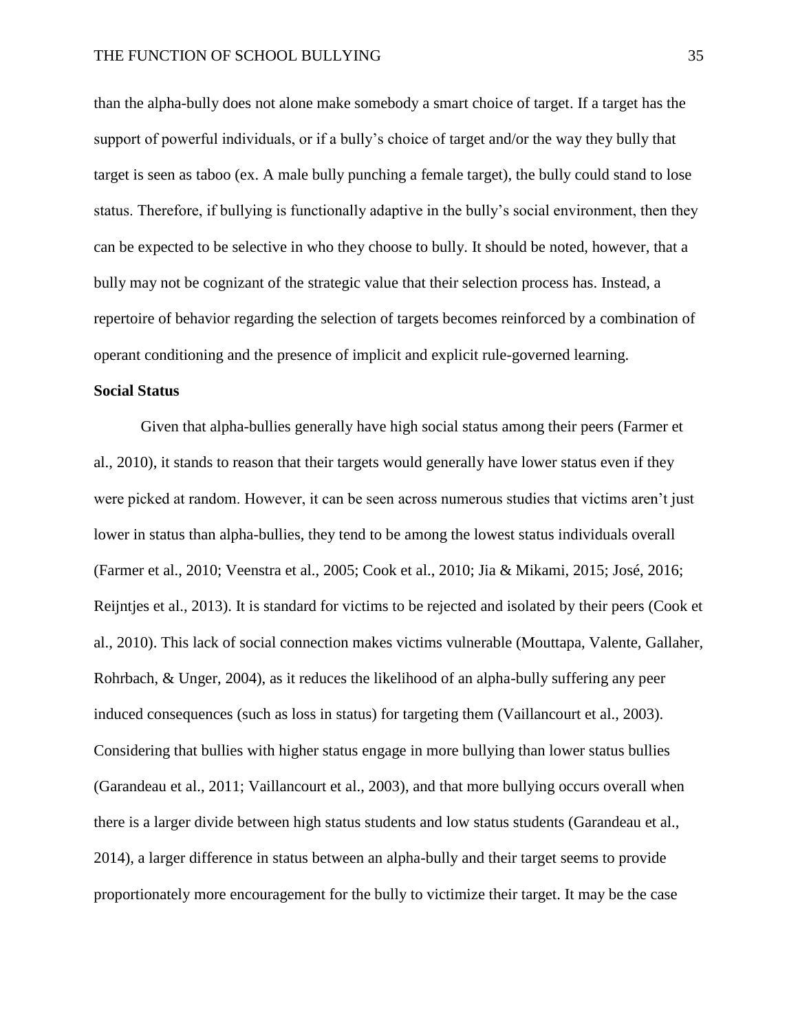than the alpha-bully does not alone make somebody a smart choice of target. If a target has the support of powerful individuals, or if a bully's choice of target and/or the way they bully that target is seen as taboo (ex. A male bully punching a female target), the bully could stand to lose status. Therefore, if bullying is functionally adaptive in the bully's social environment, then they can be expected to be selective in who they choose to bully. It should be noted, however, that a bully may not be cognizant of the strategic value that their selection process has. Instead, a repertoire of behavior regarding the selection of targets becomes reinforced by a combination of operant conditioning and the presence of implicit and explicit rule-governed learning.

**Social Status**

Given that alpha-bullies generally have high social status among their peers (Farmer et al., 2010), it stands to reason that their targets would generally have lower status even if they were picked at random. However, it can be seen across numerous studies that victims aren't just lower in status than alpha-bullies, they tend to be among the lowest status individuals overall (Farmer et al., 2010; Veenstra et al., 2005; Cook et al., 2010; Jia & Mikami, 2015; José, 2016; Reijntjes et al., 2013). It is standard for victims to be rejected and isolated by their peers (Cook et al., 2010). This lack of social connection makes victims vulnerable (Mouttapa, Valente, Gallaher, Rohrbach, & Unger, 2004), as it reduces the likelihood of an alpha-bully suffering any peer induced consequences (such as loss in status) for targeting them (Vaillancourt et al., 2003). Considering that bullies with higher status engage in more bullying than lower status bullies (Garandeau et al., 2011; Vaillancourt et al., 2003), and that more bullying occurs overall when there is a larger divide between high status students and low status students (Garandeau et al., 2014), a larger difference in status between an alpha-bully and their target seems to provide proportionately more encouragement for the bully to victimize their target. It may be the case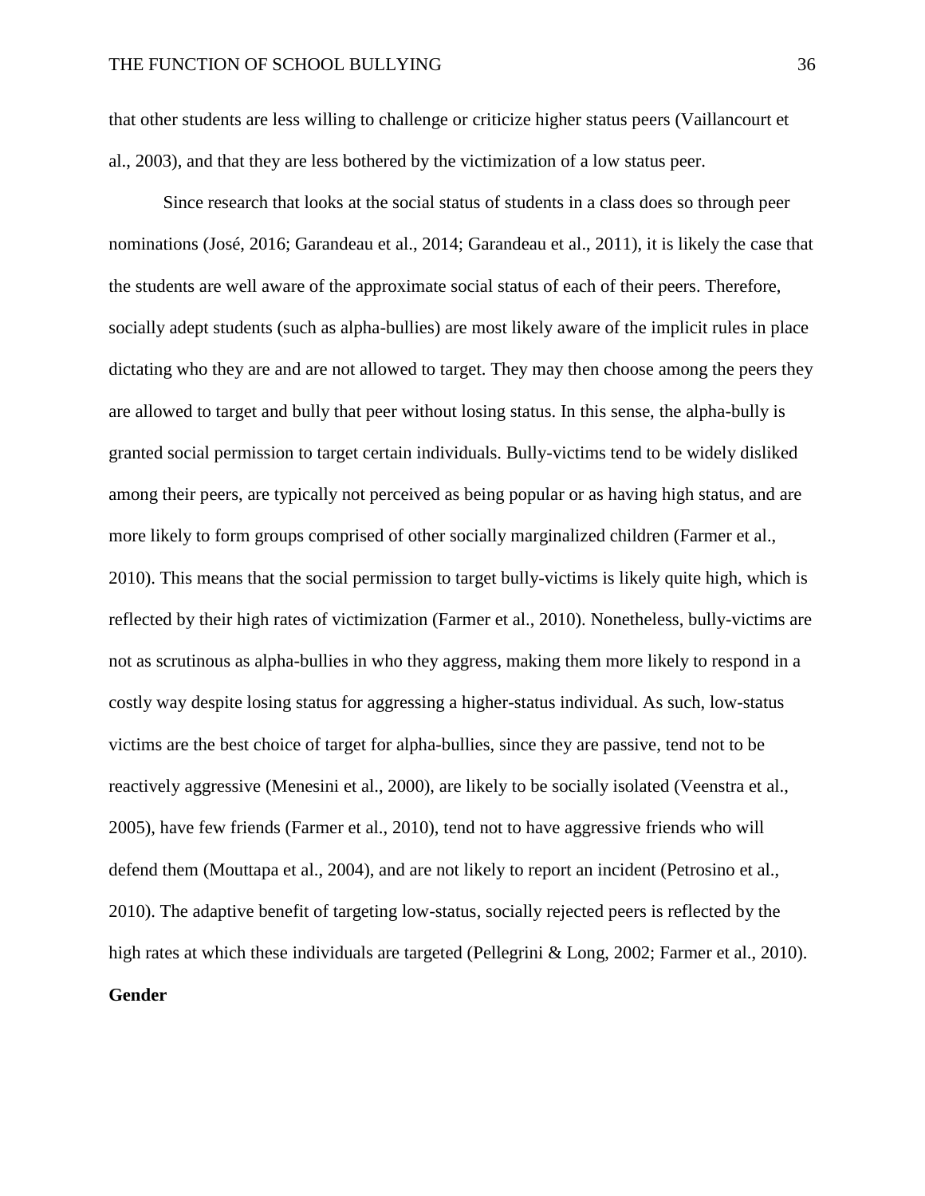that other students are less willing to challenge or criticize higher status peers (Vaillancourt et al., 2003), and that they are less bothered by the victimization of a low status peer.

Since research that looks at the social status of students in a class does so through peer nominations (José, 2016; Garandeau et al., 2014; Garandeau et al., 2011), it is likely the case that the students are well aware of the approximate social status of each of their peers. Therefore, socially adept students (such as alpha-bullies) are most likely aware of the implicit rules in place dictating who they are and are not allowed to target. They may then choose among the peers they are allowed to target and bully that peer without losing status. In this sense, the alpha-bully is granted social permission to target certain individuals. Bully-victims tend to be widely disliked among their peers, are typically not perceived as being popular or as having high status, and are more likely to form groups comprised of other socially marginalized children (Farmer et al., 2010). This means that the social permission to target bully-victims is likely quite high, which is reflected by their high rates of victimization (Farmer et al., 2010). Nonetheless, bully-victims are not as scrutinous as alpha-bullies in who they aggress, making them more likely to respond in a costly way despite losing status for aggressing a higher-status individual. As such, low-status victims are the best choice of target for alpha-bullies, since they are passive, tend not to be reactively aggressive (Menesini et al., 2000), are likely to be socially isolated (Veenstra et al., 2005), have few friends (Farmer et al., 2010), tend not to have aggressive friends who will defend them (Mouttapa et al., 2004), and are not likely to report an incident (Petrosino et al., 2010). The adaptive benefit of targeting low-status, socially rejected peers is reflected by the high rates at which these individuals are targeted (Pellegrini & Long, 2002; Farmer et al., 2010).

**Gender**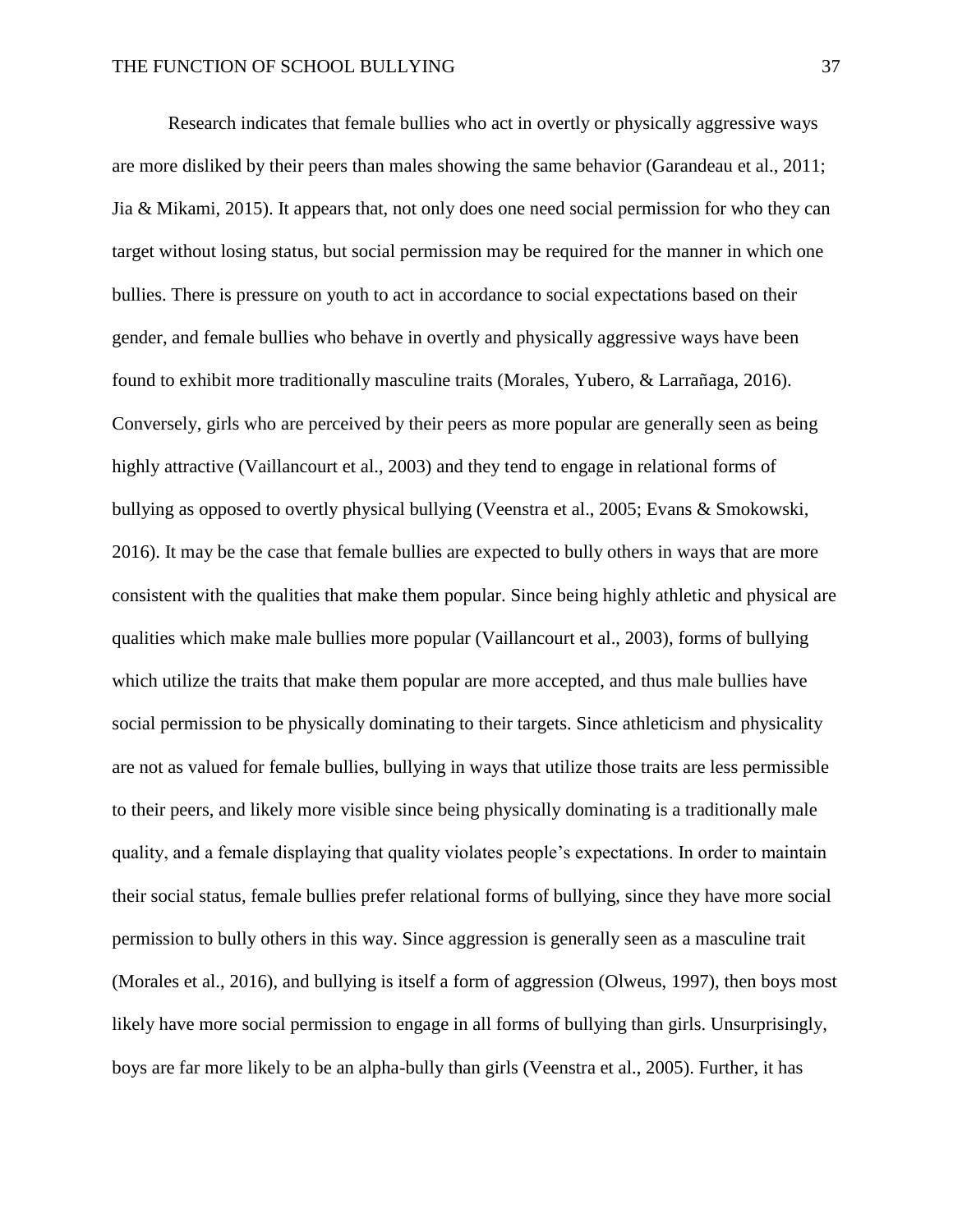Research indicates that female bullies who act in overtly or physically aggressive ways are more disliked by their peers than males showing the same behavior (Garandeau et al., 2011; Jia & Mikami, 2015). It appears that, not only does one need social permission for who they can target without losing status, but social permission may be required for the manner in which one bullies. There is pressure on youth to act in accordance to social expectations based on their gender, and female bullies who behave in overtly and physically aggressive ways have been found to exhibit more traditionally masculine traits (Morales, Yubero, & Larrañaga, 2016). Conversely, girls who are perceived by their peers as more popular are generally seen as being highly attractive (Vaillancourt et al., 2003) and they tend to engage in relational forms of bullying as opposed to overtly physical bullying (Veenstra et al., 2005; Evans & Smokowski, 2016). It may be the case that female bullies are expected to bully others in ways that are more consistent with the qualities that make them popular. Since being highly athletic and physical are qualities which make male bullies more popular (Vaillancourt et al., 2003), forms of bullying which utilize the traits that make them popular are more accepted, and thus male bullies have social permission to be physically dominating to their targets. Since athleticism and physicality are not as valued for female bullies, bullying in ways that utilize those traits are less permissible to their peers, and likely more visible since being physically dominating is a traditionally male quality, and a female displaying that quality violates people's expectations. In order to maintain their social status, female bullies prefer relational forms of bullying, since they have more social permission to bully others in this way. Since aggression is generally seen as a masculine trait (Morales et al., 2016), and bullying is itself a form of aggression (Olweus, 1997), then boys most likely have more social permission to engage in all forms of bullying than girls. Unsurprisingly, boys are far more likely to be an alpha-bully than girls (Veenstra et al., 2005). Further, it has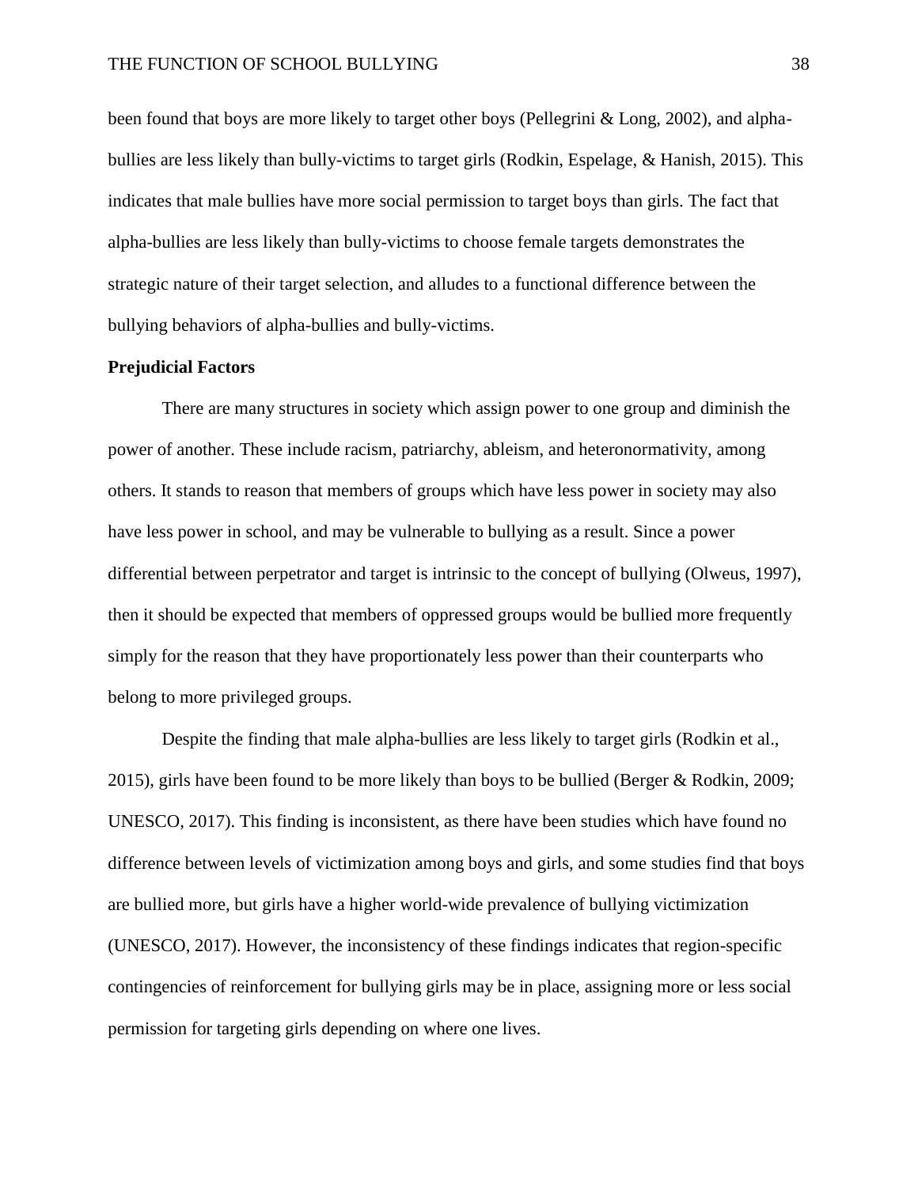been found that boys are more likely to target other boys (Pellegrini & Long, 2002), and alpha-bullies are less likely than bully-victims to target girls (Rodkin, Espelage, & Hanish, 2015). This indicates that male bullies have more social permission to target boys than girls. The fact that alpha-bullies are less likely than bully-victims to choose female targets demonstrates the strategic nature of their target selection, and alludes to a functional difference between the bullying behaviors of alpha-bullies and bully-victims.

**Prejudicial Factors**

There are many structures in society which assign power to one group and diminish the power of another. These include racism, patriarchy, ableism, and heteronormativity, among others. It stands to reason that members of groups which have less power in society may also have less power in school, and may be vulnerable to bullying as a result. Since a power differential between perpetrator and target is intrinsic to the concept of bullying (Olweus, 1997), then it should be expected that members of oppressed groups would be bullied more frequently simply for the reason that they have proportionately less power than their counterparts who belong to more privileged groups.

Despite the finding that male alpha-bullies are less likely to target girls (Rodkin et al., 2015), girls have been found to be more likely than boys to be bullied (Berger & Rodkin, 2009; UNESCO, 2017). This finding is inconsistent, as there have been studies which have found no difference between levels of victimization among boys and girls, and some studies find that boys are bullied more, but girls have a higher world-wide prevalence of bullying victimization (UNESCO, 2017). However, the inconsistency of these findings indicates that region-specific contingencies of reinforcement for bullying girls may be in place, assigning more or less social permission for targeting girls depending on where one lives.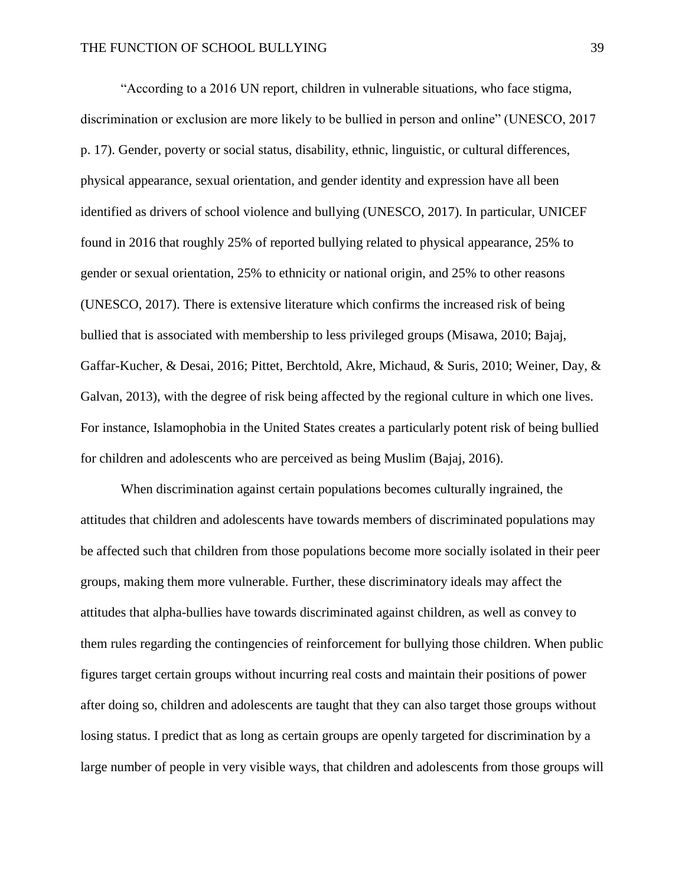"According to a 2016 UN report, children in vulnerable situations, who face stigma, discrimination or exclusion are more likely to be bullied in person and online" (UNESCO, 2017 p. 17). Gender, poverty or social status, disability, ethnic, linguistic, or cultural differences, physical appearance, sexual orientation, and gender identity and expression have all been identified as drivers of school violence and bullying (UNESCO, 2017). In particular, UNICEF found in 2016 that roughly 25% of reported bullying related to physical appearance, 25% to gender or sexual orientation, 25% to ethnicity or national origin, and 25% to other reasons (UNESCO, 2017). There is extensive literature which confirms the increased risk of being bullied that is associated with membership to less privileged groups (Misawa, 2010; Bajaj, Gaffar-Kucher, & Desai, 2016; Pittet, Berchtold, Akre, Michaud, & Suris, 2010; Weiner, Day, & Galvan, 2013), with the degree of risk being affected by the regional culture in which one lives. For instance, Islamophobia in the United States creates a particularly potent risk of being bullied for children and adolescents who are perceived as being Muslim (Bajaj, 2016).

When discrimination against certain populations becomes culturally ingrained, the attitudes that children and adolescents have towards members of discriminated populations may be affected such that children from those populations become more socially isolated in their peer groups, making them more vulnerable. Further, these discriminatory ideals may affect the attitudes that alpha-bullies have towards discriminated against children, as well as convey to them rules regarding the contingencies of reinforcement for bullying those children. When public figures target certain groups without incurring real costs and maintain their positions of power after doing so, children and adolescents are taught that they can also target those groups without losing status. I predict that as long as certain groups are openly targeted for discrimination by a large number of people in very visible ways, that children and adolescents from those groups will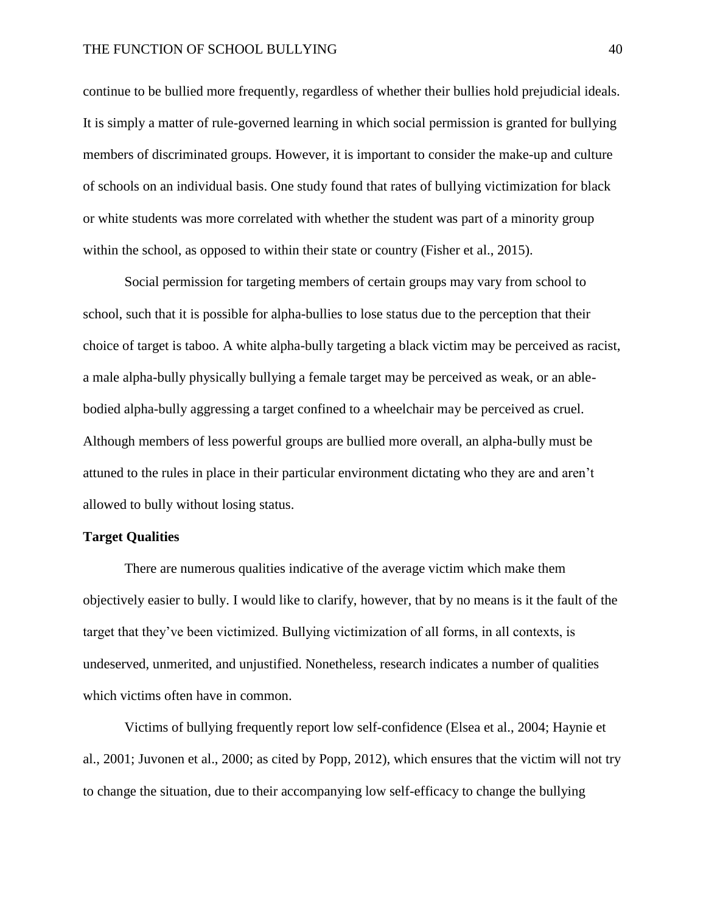continue to be bullied more frequently, regardless of whether their bullies hold prejudicial ideals. It is simply a matter of rule-governed learning in which social permission is granted for bullying members of discriminated groups. However, it is important to consider the make-up and culture of schools on an individual basis. One study found that rates of bullying victimization for black or white students was more correlated with whether the student was part of a minority group within the school, as opposed to within their state or country (Fisher et al., 2015).

Social permission for targeting members of certain groups may vary from school to school, such that it is possible for alpha-bullies to lose status due to the perception that their choice of target is taboo. A white alpha-bully targeting a black victim may be perceived as racist, a male alpha-bully physically bullying a female target may be perceived as weak, or an able-bodied alpha-bully aggressing a target confined to a wheelchair may be perceived as cruel. Although members of less powerful groups are bullied more overall, an alpha-bully must be attuned to the rules in place in their particular environment dictating who they are and aren't allowed to bully without losing status.

**Target Qualities**

There are numerous qualities indicative of the average victim which make them objectively easier to bully. I would like to clarify, however, that by no means is it the fault of the target that they've been victimized. Bullying victimization of all forms, in all contexts, is undeserved, unmerited, and unjustified. Nonetheless, research indicates a number of qualities which victims often have in common.

Victims of bullying frequently report low self-confidence (Elsea et al., 2004; Haynie et al., 2001; Juvonen et al., 2000; as cited by Popp, 2012), which ensures that the victim will not try to change the situation, due to their accompanying low self-efficacy to change the bullying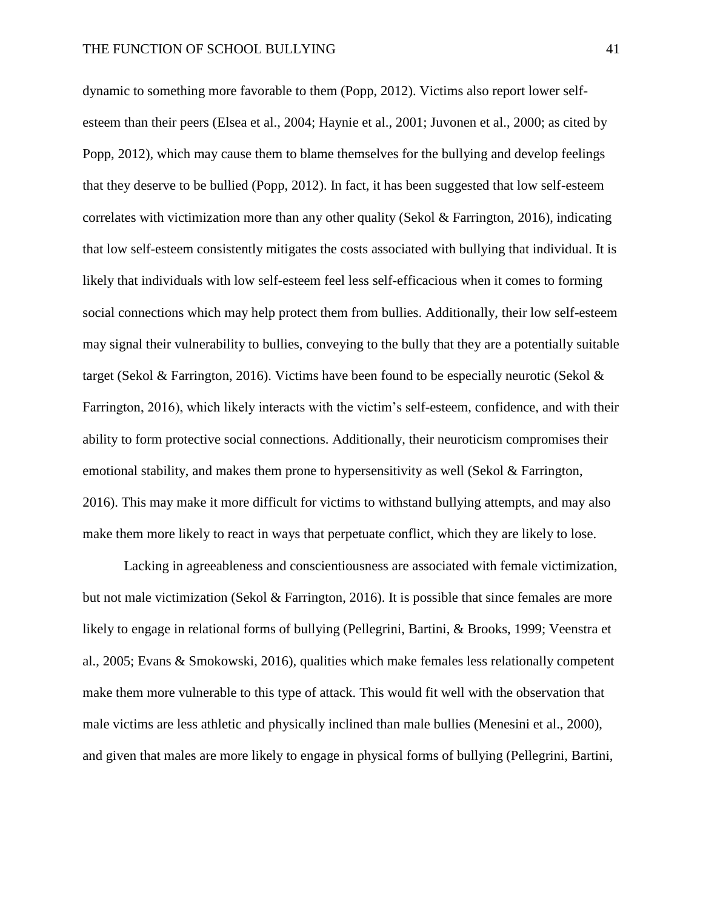dynamic to something more favorable to them (Popp, 2012). Victims also report lower self-esteem than their peers (Elsea et al., 2004; Haynie et al., 2001; Juvonen et al., 2000; as cited by Popp, 2012), which may cause them to blame themselves for the bullying and develop feelings that they deserve to be bullied (Popp, 2012). In fact, it has been suggested that low self-esteem correlates with victimization more than any other quality (Sekol & Farrington, 2016), indicating that low self-esteem consistently mitigates the costs associated with bullying that individual. It is likely that individuals with low self-esteem feel less self-efficacious when it comes to forming social connections which may help protect them from bullies. Additionally, their low self-esteem may signal their vulnerability to bullies, conveying to the bully that they are a potentially suitable target (Sekol & Farrington, 2016). Victims have been found to be especially neurotic (Sekol & Farrington, 2016), which likely interacts with the victim's self-esteem, confidence, and with their ability to form protective social connections. Additionally, their neuroticism compromises their emotional stability, and makes them prone to hypersensitivity as well (Sekol & Farrington, 2016). This may make it more difficult for victims to withstand bullying attempts, and may also make them more likely to react in ways that perpetuate conflict, which they are likely to lose.

Lacking in agreeableness and conscientiousness are associated with female victimization, but not male victimization (Sekol & Farrington, 2016). It is possible that since females are more likely to engage in relational forms of bullying (Pellegrini, Bartini, & Brooks, 1999; Veenstra et al., 2005; Evans & Smokowski, 2016), qualities which make females less relationally competent make them more vulnerable to this type of attack. This would fit well with the observation that male victims are less athletic and physically inclined than male bullies (Menesini et al., 2000), and given that males are more likely to engage in physical forms of bullying (Pellegrini, Bartini,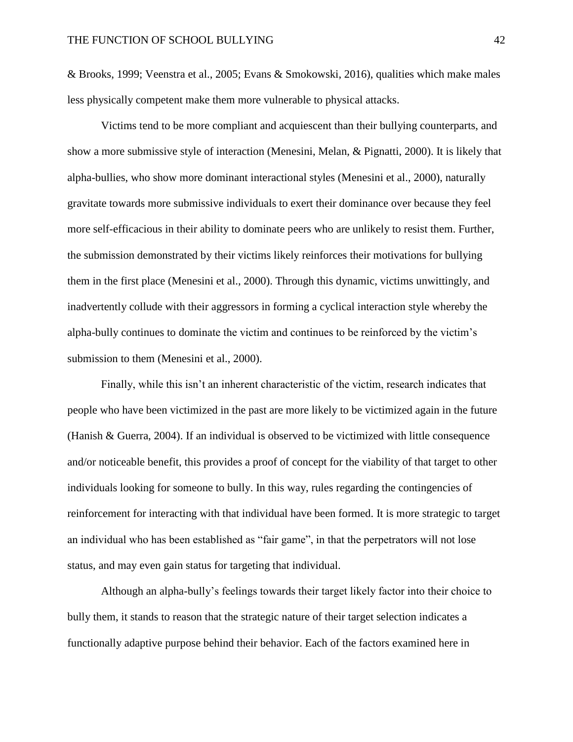& Brooks, 1999; Veenstra et al., 2005; Evans & Smokowski, 2016), qualities which make males less physically competent make them more vulnerable to physical attacks.

Victims tend to be more compliant and acquiescent than their bullying counterparts, and show a more submissive style of interaction (Menesini, Melan, & Pignatti, 2000). It is likely that alpha-bullies, who show more dominant interactional styles (Menesini et al., 2000), naturally gravitate towards more submissive individuals to exert their dominance over because they feel more self-efficacious in their ability to dominate peers who are unlikely to resist them. Further, the submission demonstrated by their victims likely reinforces their motivations for bullying them in the first place (Menesini et al., 2000). Through this dynamic, victims unwittingly, and inadvertently collude with their aggressors in forming a cyclical interaction style whereby the alpha-bully continues to dominate the victim and continues to be reinforced by the victim's submission to them (Menesini et al., 2000).

Finally, while this isn't an inherent characteristic of the victim, research indicates that people who have been victimized in the past are more likely to be victimized again in the future (Hanish & Guerra, 2004). If an individual is observed to be victimized with little consequence and/or noticeable benefit, this provides a proof of concept for the viability of that target to other individuals looking for someone to bully. In this way, rules regarding the contingencies of reinforcement for interacting with that individual have been formed. It is more strategic to target an individual who has been established as "fair game", in that the perpetrators will not lose status, and may even gain status for targeting that individual.

Although an alpha-bully's feelings towards their target likely factor into their choice to bully them, it stands to reason that the strategic nature of their target selection indicates a functionally adaptive purpose behind their behavior. Each of the factors examined here in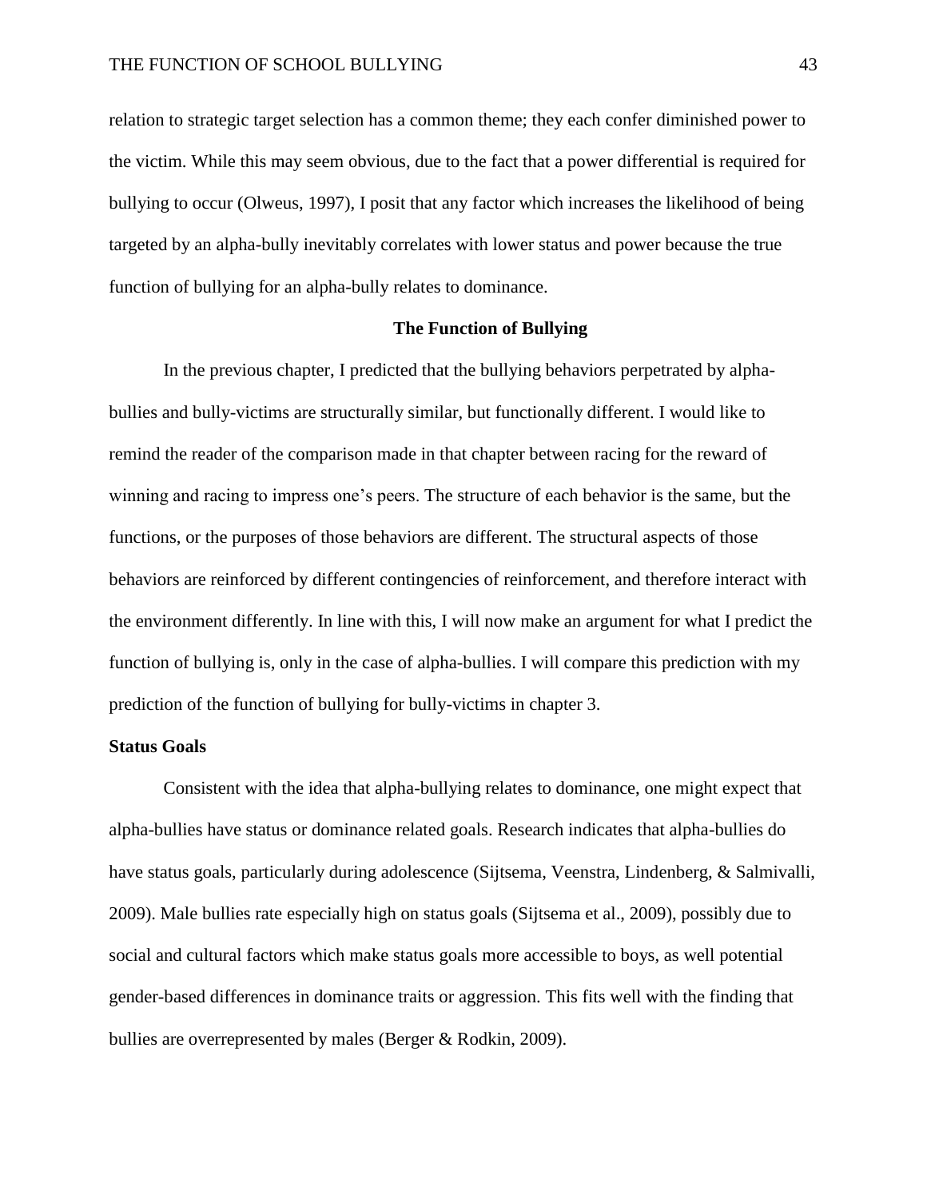relation to strategic target selection has a common theme; they each confer diminished power to the victim. While this may seem obvious, due to the fact that a power differential is required for bullying to occur (Olweus, 1997), I posit that any factor which increases the likelihood of being targeted by an alpha-bully inevitably correlates with lower status and power because the true function of bullying for an alpha-bully relates to dominance.

## The Function of Bullying

In the previous chapter, I predicted that the bullying behaviors perpetrated by alpha-bullies and bully-victims are structurally similar, but functionally different. I would like to remind the reader of the comparison made in that chapter between racing for the reward of winning and racing to impress one's peers. The structure of each behavior is the same, but the functions, or the purposes of those behaviors are different. The structural aspects of those behaviors are reinforced by different contingencies of reinforcement, and therefore interact with the environment differently. In line with this, I will now make an argument for what I predict the function of bullying is, only in the case of alpha-bullies. I will compare this prediction with my prediction of the function of bullying for bully-victims in chapter 3.

### Status Goals

Consistent with the idea that alpha-bullying relates to dominance, one might expect that alpha-bullies have status or dominance related goals. Research indicates that alpha-bullies do have status goals, particularly during adolescence (Sijtsema, Veenstra, Lindenberg, & Salmivalli, 2009). Male bullies rate especially high on status goals (Sijtsema et al., 2009), possibly due to social and cultural factors which make status goals more accessible to boys, as well potential gender-based differences in dominance traits or aggression. This fits well with the finding that bullies are overrepresented by males (Berger & Rodkin, 2009).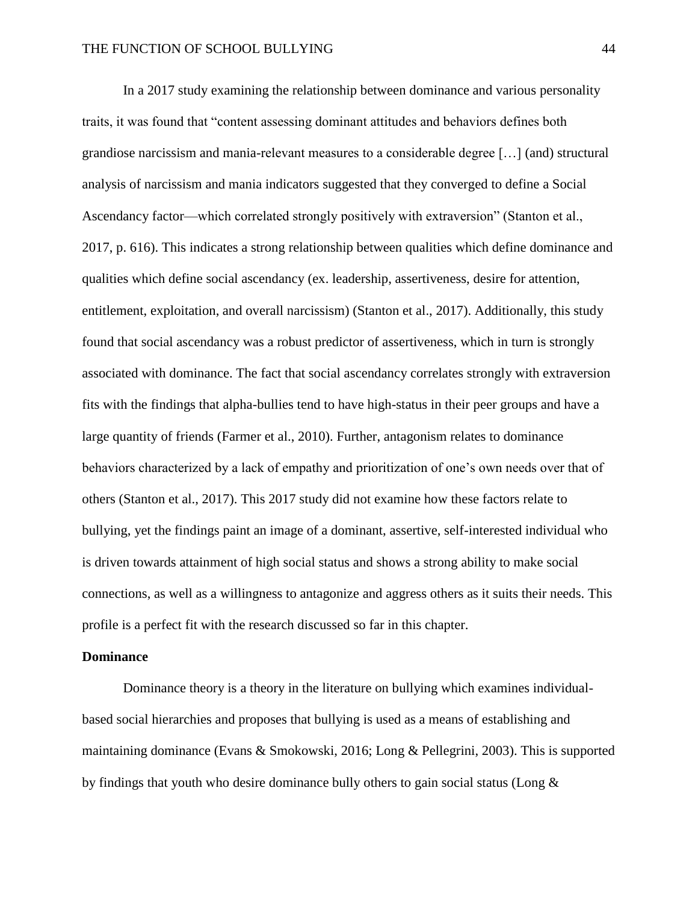In a 2017 study examining the relationship between dominance and various personality traits, it was found that "content assessing dominant attitudes and behaviors defines both grandiose narcissism and mania-relevant measures to a considerable degree […] (and) structural analysis of narcissism and mania indicators suggested that they converged to define a Social Ascendancy factor—which correlated strongly positively with extraversion" (Stanton et al., 2017, p. 616). This indicates a strong relationship between qualities which define dominance and qualities which define social ascendancy (ex. leadership, assertiveness, desire for attention, entitlement, exploitation, and overall narcissism) (Stanton et al., 2017). Additionally, this study found that social ascendancy was a robust predictor of assertiveness, which in turn is strongly associated with dominance. The fact that social ascendancy correlates strongly with extraversion fits with the findings that alpha-bullies tend to have high-status in their peer groups and have a large quantity of friends (Farmer et al., 2010). Further, antagonism relates to dominance behaviors characterized by a lack of empathy and prioritization of one's own needs over that of others (Stanton et al., 2017). This 2017 study did not examine how these factors relate to bullying, yet the findings paint an image of a dominant, assertive, self-interested individual who is driven towards attainment of high social status and shows a strong ability to make social connections, as well as a willingness to antagonize and aggress others as it suits their needs. This profile is a perfect fit with the research discussed so far in this chapter.

**Dominance**

Dominance theory is a theory in the literature on bullying which examines individual-based social hierarchies and proposes that bullying is used as a means of establishing and maintaining dominance (Evans & Smokowski, 2016; Long & Pellegrini, 2003). This is supported by findings that youth who desire dominance bully others to gain social status (Long &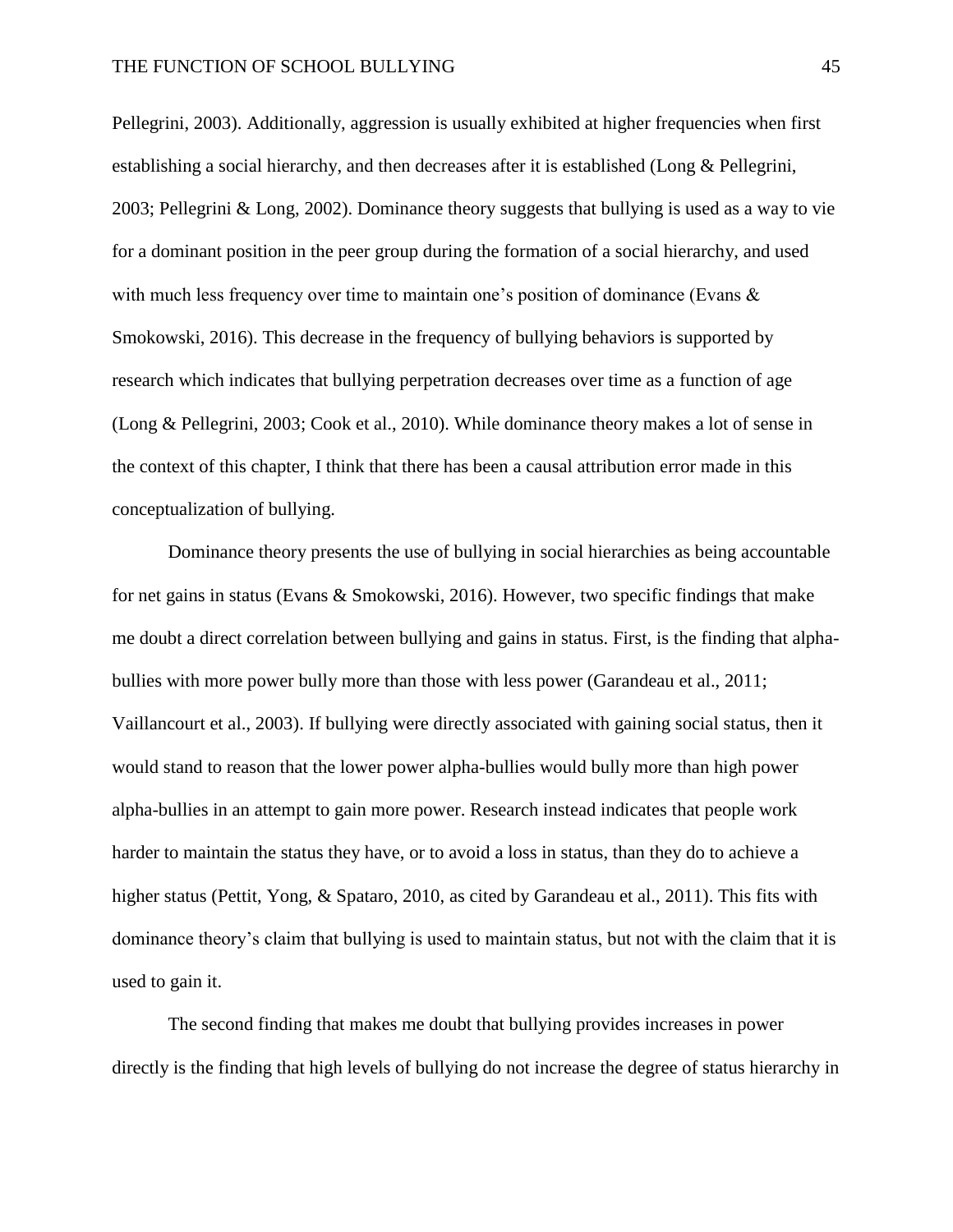Pellegrini, 2003). Additionally, aggression is usually exhibited at higher frequencies when first establishing a social hierarchy, and then decreases after it is established (Long & Pellegrini, 2003; Pellegrini & Long, 2002). Dominance theory suggests that bullying is used as a way to vie for a dominant position in the peer group during the formation of a social hierarchy, and used with much less frequency over time to maintain one's position of dominance (Evans & Smokowski, 2016). This decrease in the frequency of bullying behaviors is supported by research which indicates that bullying perpetration decreases over time as a function of age (Long & Pellegrini, 2003; Cook et al., 2010). While dominance theory makes a lot of sense in the context of this chapter, I think that there has been a causal attribution error made in this conceptualization of bullying.

Dominance theory presents the use of bullying in social hierarchies as being accountable for net gains in status (Evans & Smokowski, 2016). However, two specific findings that make me doubt a direct correlation between bullying and gains in status. First, is the finding that alpha-bullies with more power bully more than those with less power (Garandeau et al., 2011; Vaillancourt et al., 2003). If bullying were directly associated with gaining social status, then it would stand to reason that the lower power alpha-bullies would bully more than high power alpha-bullies in an attempt to gain more power. Research instead indicates that people work harder to maintain the status they have, or to avoid a loss in status, than they do to achieve a higher status (Pettit, Yong, & Spataro, 2010, as cited by Garandeau et al., 2011). This fits with dominance theory's claim that bullying is used to maintain status, but not with the claim that it is used to gain it.

The second finding that makes me doubt that bullying provides increases in power directly is the finding that high levels of bullying do not increase the degree of status hierarchy in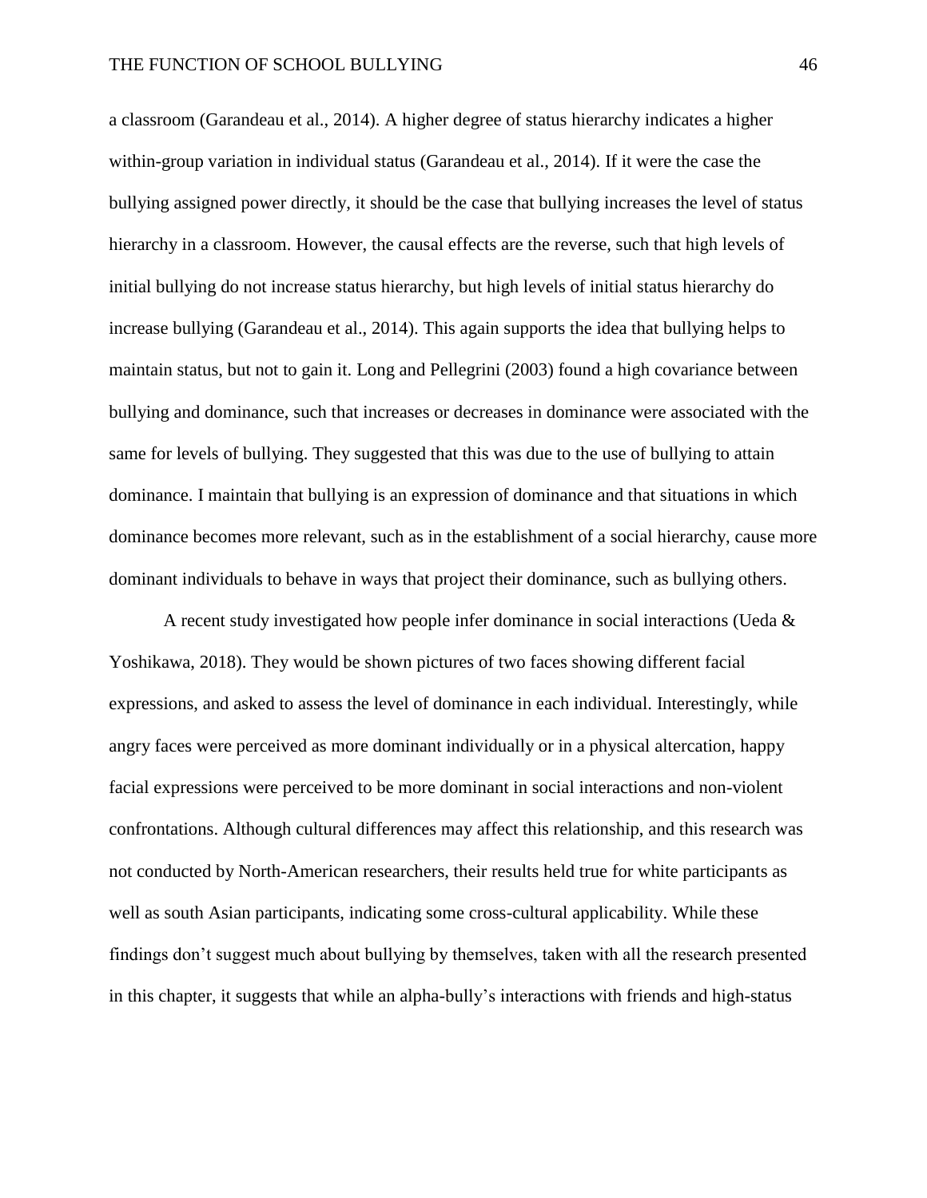a classroom (Garandeau et al., 2014). A higher degree of status hierarchy indicates a higher within-group variation in individual status (Garandeau et al., 2014). If it were the case the bullying assigned power directly, it should be the case that bullying increases the level of status hierarchy in a classroom. However, the causal effects are the reverse, such that high levels of initial bullying do not increase status hierarchy, but high levels of initial status hierarchy do increase bullying (Garandeau et al., 2014). This again supports the idea that bullying helps to maintain status, but not to gain it. Long and Pellegrini (2003) found a high covariance between bullying and dominance, such that increases or decreases in dominance were associated with the same for levels of bullying. They suggested that this was due to the use of bullying to attain dominance. I maintain that bullying is an expression of dominance and that situations in which dominance becomes more relevant, such as in the establishment of a social hierarchy, cause more dominant individuals to behave in ways that project their dominance, such as bullying others.

A recent study investigated how people infer dominance in social interactions (Ueda & Yoshikawa, 2018). They would be shown pictures of two faces showing different facial expressions, and asked to assess the level of dominance in each individual. Interestingly, while angry faces were perceived as more dominant individually or in a physical altercation, happy facial expressions were perceived to be more dominant in social interactions and non-violent confrontations. Although cultural differences may affect this relationship, and this research was not conducted by North-American researchers, their results held true for white participants as well as south Asian participants, indicating some cross-cultural applicability. While these findings don't suggest much about bullying by themselves, taken with all the research presented in this chapter, it suggests that while an alpha-bully's interactions with friends and high-status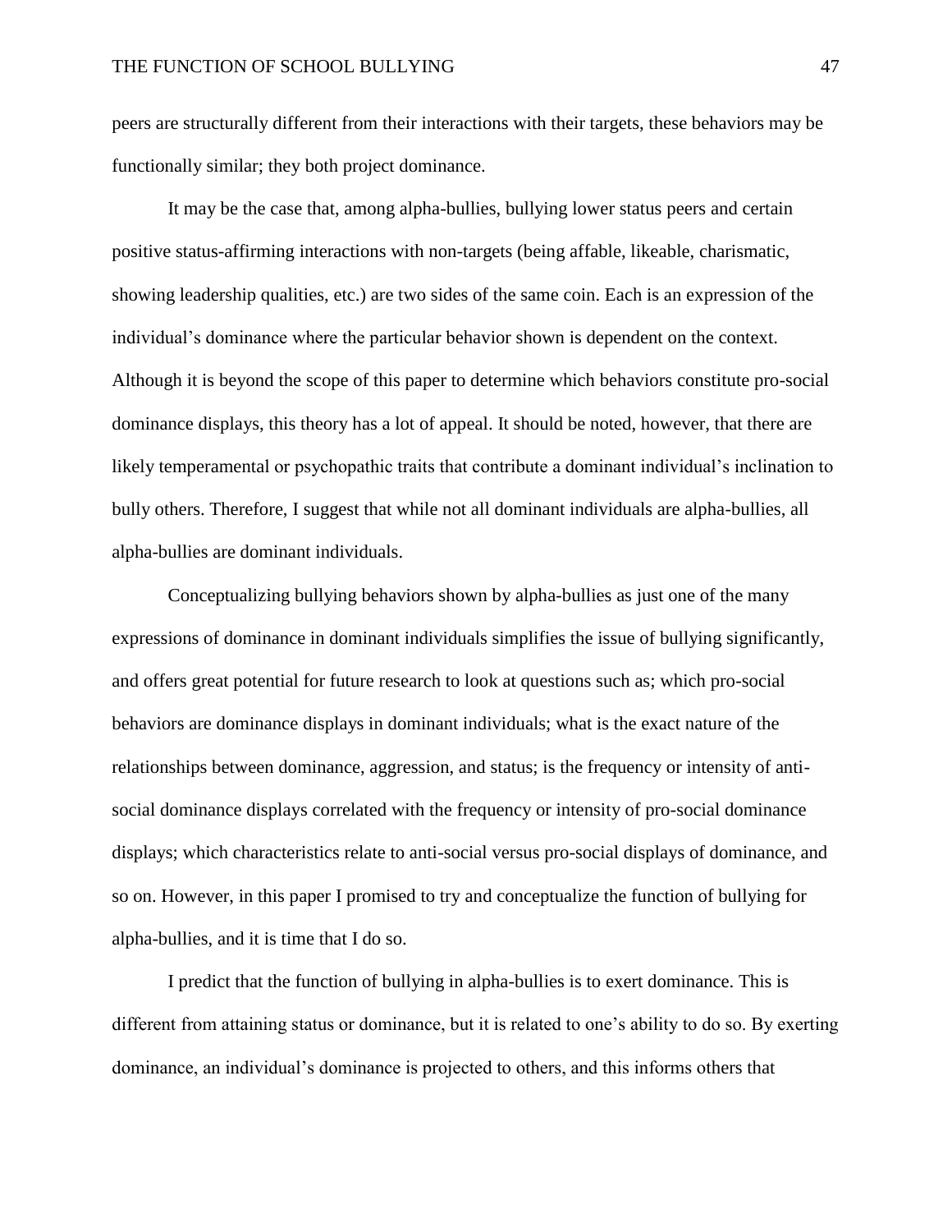peers are structurally different from their interactions with their targets, these behaviors may be functionally similar; they both project dominance.

It may be the case that, among alpha-bullies, bullying lower status peers and certain positive status-affirming interactions with non-targets (being affable, likeable, charismatic, showing leadership qualities, etc.) are two sides of the same coin. Each is an expression of the individual's dominance where the particular behavior shown is dependent on the context. Although it is beyond the scope of this paper to determine which behaviors constitute pro-social dominance displays, this theory has a lot of appeal. It should be noted, however, that there are likely temperamental or psychopathic traits that contribute a dominant individual's inclination to bully others. Therefore, I suggest that while not all dominant individuals are alpha-bullies, all alpha-bullies are dominant individuals.

Conceptualizing bullying behaviors shown by alpha-bullies as just one of the many expressions of dominance in dominant individuals simplifies the issue of bullying significantly, and offers great potential for future research to look at questions such as; which pro-social behaviors are dominance displays in dominant individuals; what is the exact nature of the relationships between dominance, aggression, and status; is the frequency or intensity of anti-social dominance displays correlated with the frequency or intensity of pro-social dominance displays; which characteristics relate to anti-social versus pro-social displays of dominance, and so on. However, in this paper I promised to try and conceptualize the function of bullying for alpha-bullies, and it is time that I do so.

I predict that the function of bullying in alpha-bullies is to exert dominance. This is different from attaining status or dominance, but it is related to one's ability to do so. By exerting dominance, an individual's dominance is projected to others, and this informs others that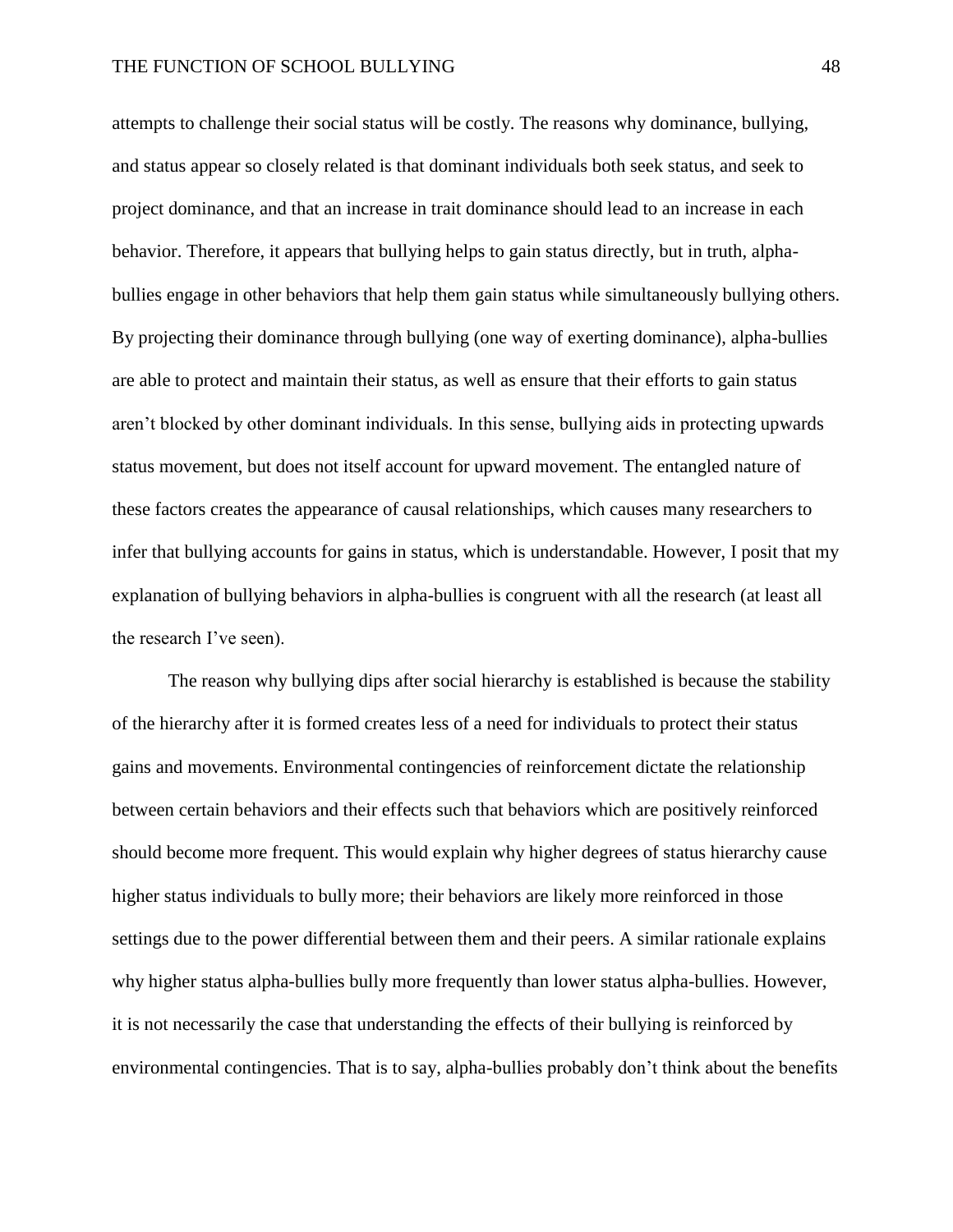attempts to challenge their social status will be costly. The reasons why dominance, bullying, and status appear so closely related is that dominant individuals both seek status, and seek to project dominance, and that an increase in trait dominance should lead to an increase in each behavior. Therefore, it appears that bullying helps to gain status directly, but in truth, alpha-bullies engage in other behaviors that help them gain status while simultaneously bullying others. By projecting their dominance through bullying (one way of exerting dominance), alpha-bullies are able to protect and maintain their status, as well as ensure that their efforts to gain status aren't blocked by other dominant individuals. In this sense, bullying aids in protecting upwards status movement, but does not itself account for upward movement. The entangled nature of these factors creates the appearance of causal relationships, which causes many researchers to infer that bullying accounts for gains in status, which is understandable. However, I posit that my explanation of bullying behaviors in alpha-bullies is congruent with all the research (at least all the research I've seen).

The reason why bullying dips after social hierarchy is established is because the stability of the hierarchy after it is formed creates less of a need for individuals to protect their status gains and movements. Environmental contingencies of reinforcement dictate the relationship between certain behaviors and their effects such that behaviors which are positively reinforced should become more frequent. This would explain why higher degrees of status hierarchy cause higher status individuals to bully more; their behaviors are likely more reinforced in those settings due to the power differential between them and their peers. A similar rationale explains why higher status alpha-bullies bully more frequently than lower status alpha-bullies. However, it is not necessarily the case that understanding the effects of their bullying is reinforced by environmental contingencies. That is to say, alpha-bullies probably don't think about the benefits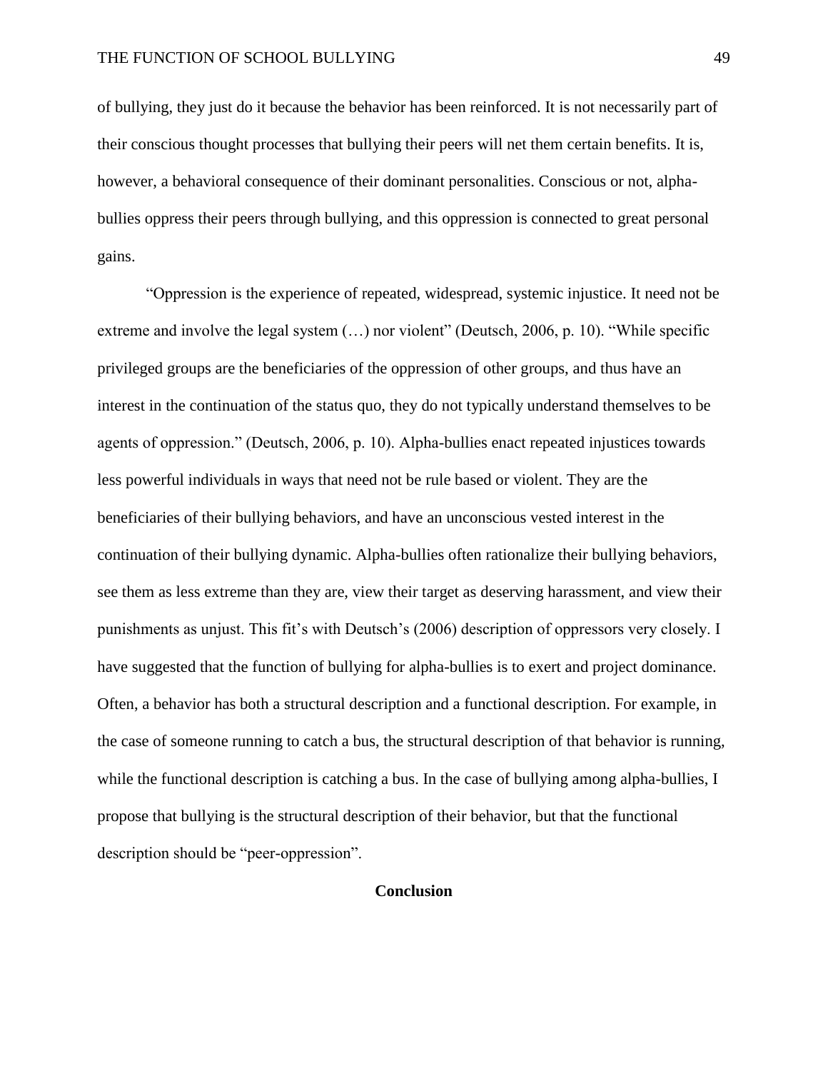of bullying, they just do it because the behavior has been reinforced. It is not necessarily part of their conscious thought processes that bullying their peers will net them certain benefits. It is, however, a behavioral consequence of their dominant personalities. Conscious or not, alpha-bullies oppress their peers through bullying, and this oppression is connected to great personal gains.

"Oppression is the experience of repeated, widespread, systemic injustice. It need not be extreme and involve the legal system (…) nor violent" (Deutsch, 2006, p. 10). "While specific privileged groups are the beneficiaries of the oppression of other groups, and thus have an interest in the continuation of the status quo, they do not typically understand themselves to be agents of oppression." (Deutsch, 2006, p. 10). Alpha-bullies enact repeated injustices towards less powerful individuals in ways that need not be rule based or violent. They are the beneficiaries of their bullying behaviors, and have an unconscious vested interest in the continuation of their bullying dynamic. Alpha-bullies often rationalize their bullying behaviors, see them as less extreme than they are, view their target as deserving harassment, and view their punishments as unjust. This fit's with Deutsch's (2006) description of oppressors very closely. I have suggested that the function of bullying for alpha-bullies is to exert and project dominance. Often, a behavior has both a structural description and a functional description. For example, in the case of someone running to catch a bus, the structural description of that behavior is running, while the functional description is catching a bus. In the case of bullying among alpha-bullies, I propose that bullying is the structural description of their behavior, but that the functional description should be "peer-oppression".

## Conclusion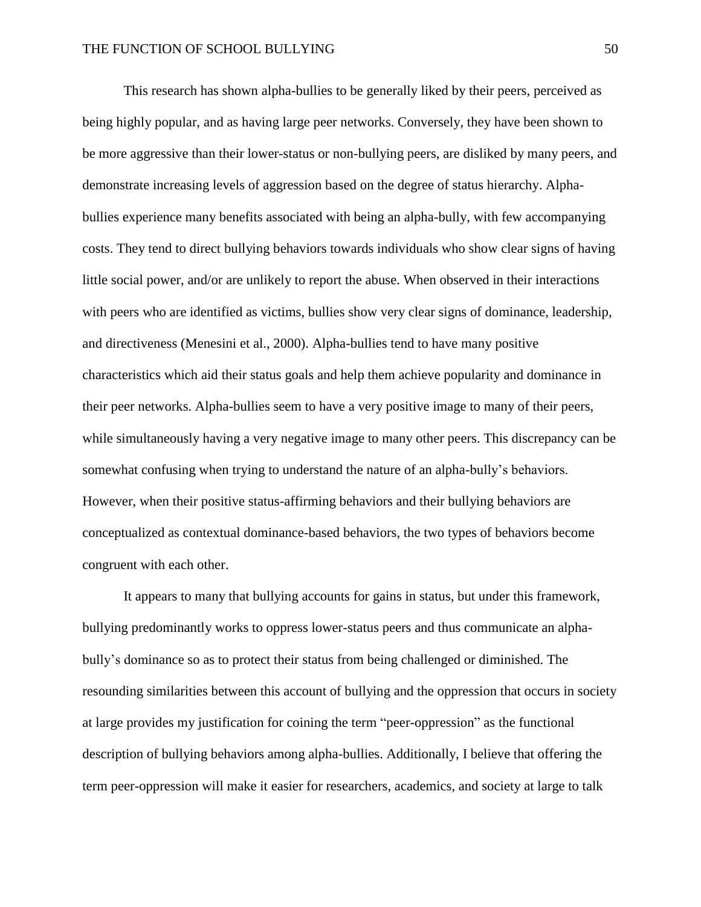This research has shown alpha-bullies to be generally liked by their peers, perceived as being highly popular, and as having large peer networks. Conversely, they have been shown to be more aggressive than their lower-status or non-bullying peers, are disliked by many peers, and demonstrate increasing levels of aggression based on the degree of status hierarchy. Alpha-bullies experience many benefits associated with being an alpha-bully, with few accompanying costs. They tend to direct bullying behaviors towards individuals who show clear signs of having little social power, and/or are unlikely to report the abuse. When observed in their interactions with peers who are identified as victims, bullies show very clear signs of dominance, leadership, and directiveness (Menesini et al., 2000). Alpha-bullies tend to have many positive characteristics which aid their status goals and help them achieve popularity and dominance in their peer networks. Alpha-bullies seem to have a very positive image to many of their peers, while simultaneously having a very negative image to many other peers. This discrepancy can be somewhat confusing when trying to understand the nature of an alpha-bully's behaviors. However, when their positive status-affirming behaviors and their bullying behaviors are conceptualized as contextual dominance-based behaviors, the two types of behaviors become congruent with each other.

It appears to many that bullying accounts for gains in status, but under this framework, bullying predominantly works to oppress lower-status peers and thus communicate an alpha-bully's dominance so as to protect their status from being challenged or diminished. The resounding similarities between this account of bullying and the oppression that occurs in society at large provides my justification for coining the term "peer-oppression" as the functional description of bullying behaviors among alpha-bullies. Additionally, I believe that offering the term peer-oppression will make it easier for researchers, academics, and society at large to talk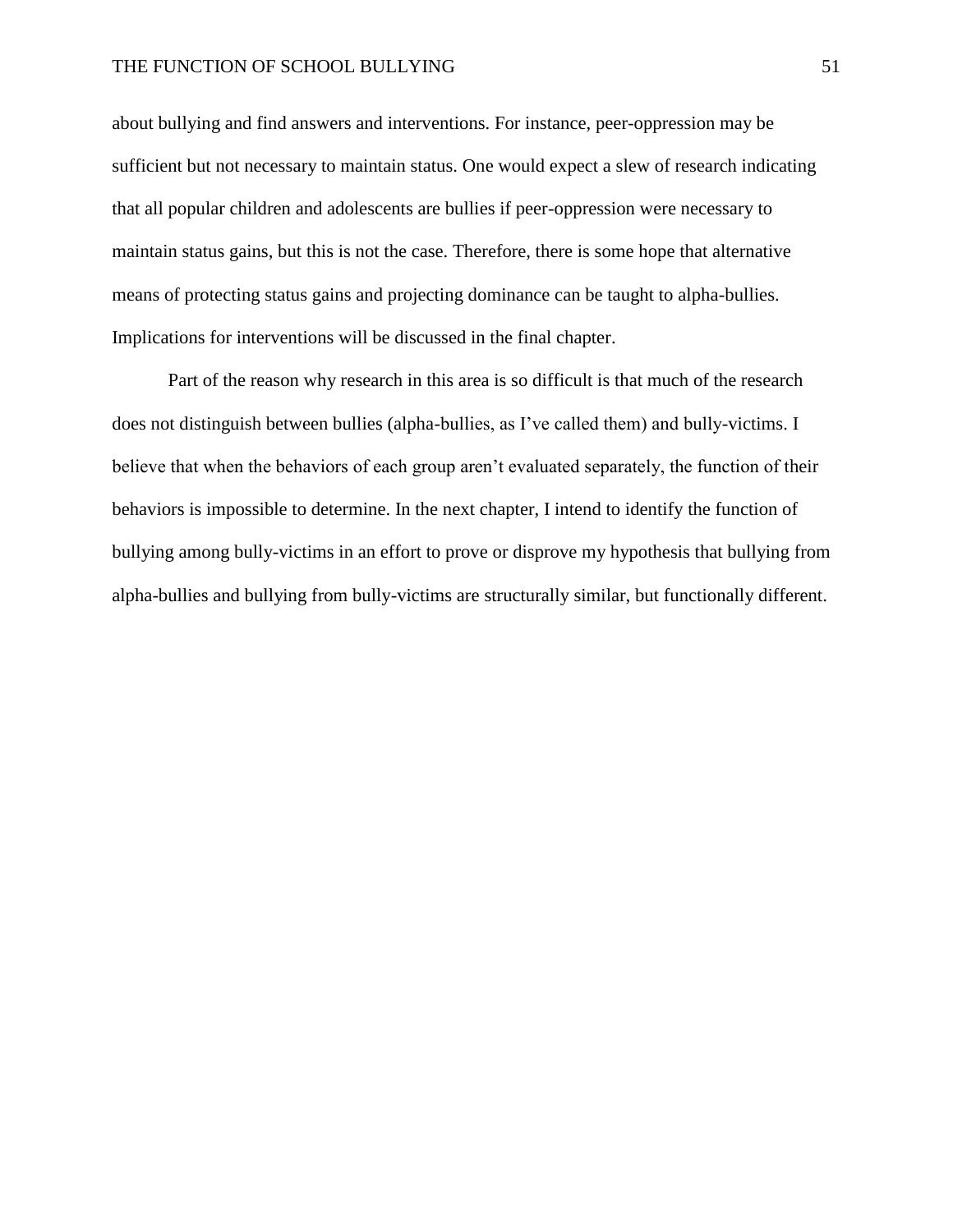about bullying and find answers and interventions. For instance, peer-oppression may be sufficient but not necessary to maintain status. One would expect a slew of research indicating that all popular children and adolescents are bullies if peer-oppression were necessary to maintain status gains, but this is not the case. Therefore, there is some hope that alternative means of protecting status gains and projecting dominance can be taught to alpha-bullies. Implications for interventions will be discussed in the final chapter.

Part of the reason why research in this area is so difficult is that much of the research does not distinguish between bullies (alpha-bullies, as I've called them) and bully-victims. I believe that when the behaviors of each group aren't evaluated separately, the function of their behaviors is impossible to determine. In the next chapter, I intend to identify the function of bullying among bully-victims in an effort to prove or disprove my hypothesis that bullying from alpha-bullies and bullying from bully-victims are structurally similar, but functionally different.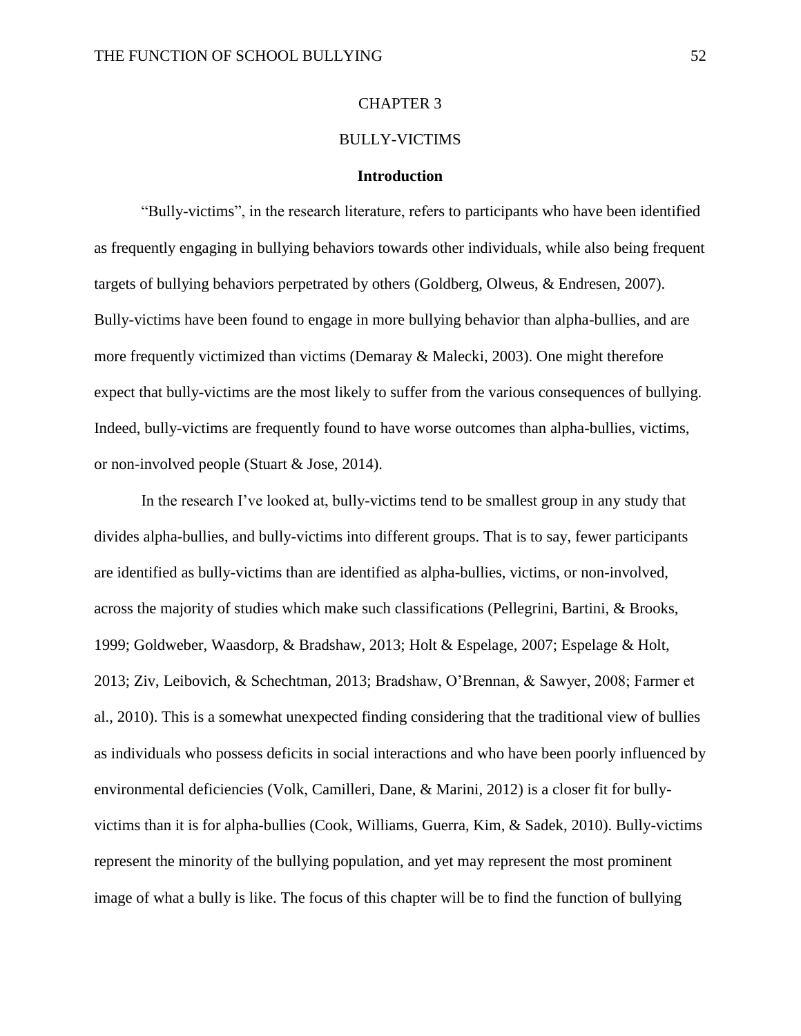# CHAPTER 3

# BULLY-VICTIMS

## Introduction

"Bully-victims", in the research literature, refers to participants who have been identified as frequently engaging in bullying behaviors towards other individuals, while also being frequent targets of bullying behaviors perpetrated by others (Goldberg, Olweus, & Endresen, 2007). Bully-victims have been found to engage in more bullying behavior than alpha-bullies, and are more frequently victimized than victims (Demaray & Malecki, 2003). One might therefore expect that bully-victims are the most likely to suffer from the various consequences of bullying. Indeed, bully-victims are frequently found to have worse outcomes than alpha-bullies, victims, or non-involved people (Stuart & Jose, 2014).

In the research I've looked at, bully-victims tend to be smallest group in any study that divides alpha-bullies, and bully-victims into different groups. That is to say, fewer participants are identified as bully-victims than are identified as alpha-bullies, victims, or non-involved, across the majority of studies which make such classifications (Pellegrini, Bartini, & Brooks, 1999; Goldweber, Waasdorp, & Bradshaw, 2013; Holt & Espelage, 2007; Espelage & Holt, 2013; Ziv, Leibovich, & Schechtman, 2013; Bradshaw, O'Brennan, & Sawyer, 2008; Farmer et al., 2010). This is a somewhat unexpected finding considering that the traditional view of bullies as individuals who possess deficits in social interactions and who have been poorly influenced by environmental deficiencies (Volk, Camilleri, Dane, & Marini, 2012) is a closer fit for bully-victims than it is for alpha-bullies (Cook, Williams, Guerra, Kim, & Sadek, 2010). Bully-victims represent the minority of the bullying population, and yet may represent the most prominent image of what a bully is like. The focus of this chapter will be to find the function of bullying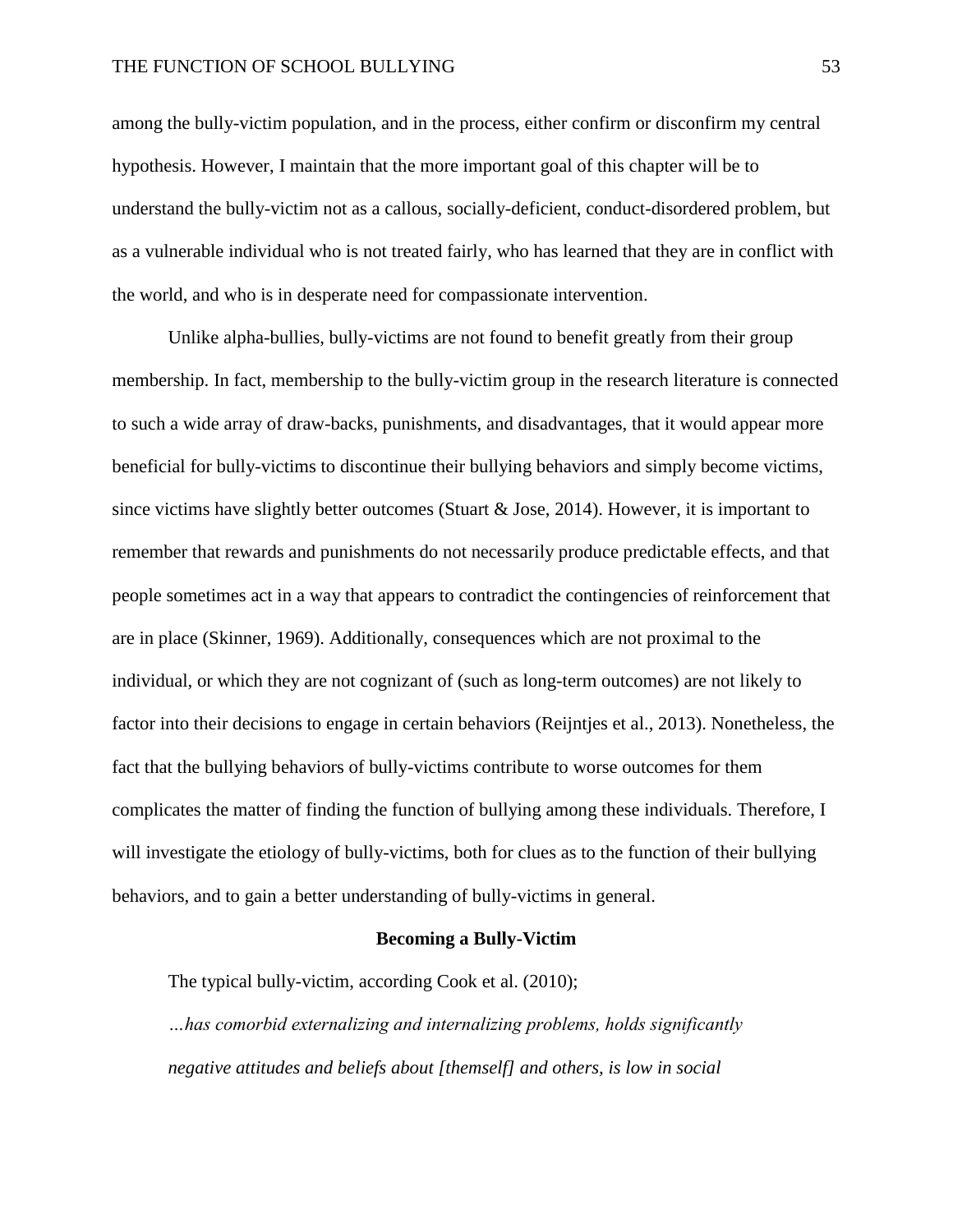among the bully-victim population, and in the process, either confirm or disconfirm my central hypothesis. However, I maintain that the more important goal of this chapter will be to understand the bully-victim not as a callous, socially-deficient, conduct-disordered problem, but as a vulnerable individual who is not treated fairly, who has learned that they are in conflict with the world, and who is in desperate need for compassionate intervention.

Unlike alpha-bullies, bully-victims are not found to benefit greatly from their group membership. In fact, membership to the bully-victim group in the research literature is connected to such a wide array of draw-backs, punishments, and disadvantages, that it would appear more beneficial for bully-victims to discontinue their bullying behaviors and simply become victims, since victims have slightly better outcomes (Stuart & Jose, 2014). However, it is important to remember that rewards and punishments do not necessarily produce predictable effects, and that people sometimes act in a way that appears to contradict the contingencies of reinforcement that are in place (Skinner, 1969). Additionally, consequences which are not proximal to the individual, or which they are not cognizant of (such as long-term outcomes) are not likely to factor into their decisions to engage in certain behaviors (Reijntjes et al., 2013). Nonetheless, the fact that the bullying behaviors of bully-victims contribute to worse outcomes for them complicates the matter of finding the function of bullying among these individuals. Therefore, I will investigate the etiology of bully-victims, both for clues as to the function of their bullying behaviors, and to gain a better understanding of bully-victims in general.

## Becoming a Bully-Victim

The typical bully-victim, according Cook et al. (2010);

> *…has comorbid externalizing and internalizing problems, holds significantly negative attitudes and beliefs about [themself] and others, is low in social*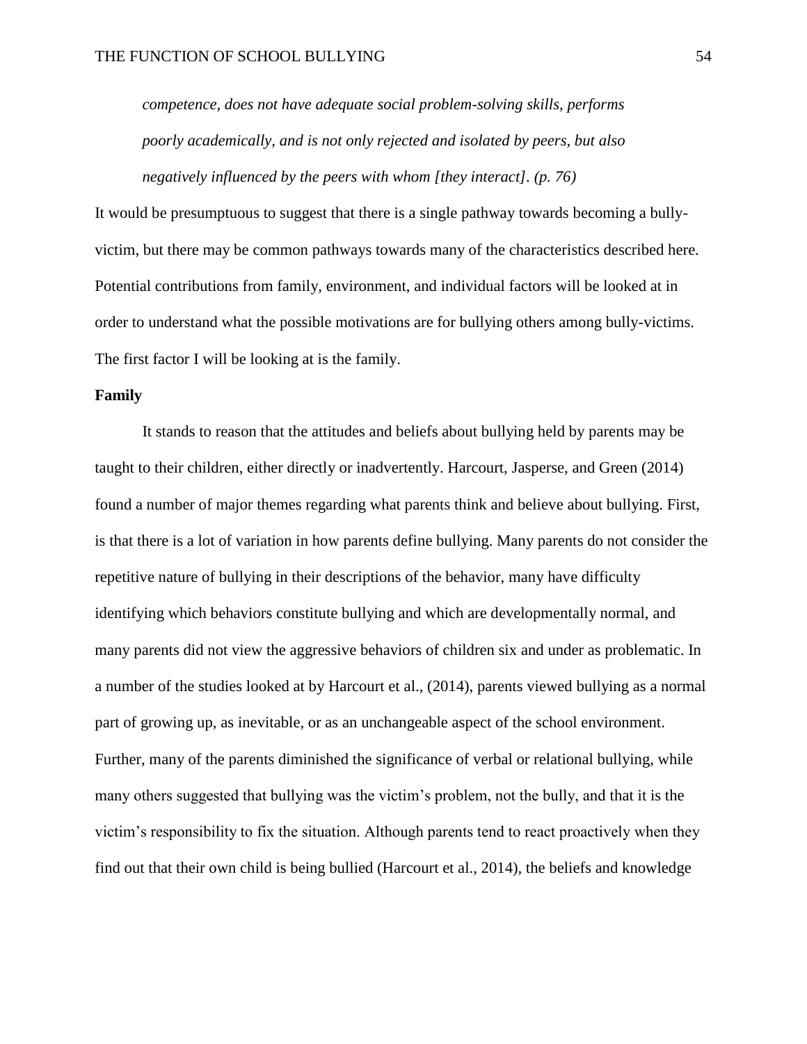*competence, does not have adequate social problem-solving skills, performs poorly academically, and is not only rejected and isolated by peers, but also negatively influenced by the peers with whom [they interact]. (p. 76)*

It would be presumptuous to suggest that there is a single pathway towards becoming a bully-victim, but there may be common pathways towards many of the characteristics described here. Potential contributions from family, environment, and individual factors will be looked at in order to understand what the possible motivations are for bullying others among bully-victims. The first factor I will be looking at is the family.

**Family**

It stands to reason that the attitudes and beliefs about bullying held by parents may be taught to their children, either directly or inadvertently. Harcourt, Jasperse, and Green (2014) found a number of major themes regarding what parents think and believe about bullying. First, is that there is a lot of variation in how parents define bullying. Many parents do not consider the repetitive nature of bullying in their descriptions of the behavior, many have difficulty identifying which behaviors constitute bullying and which are developmentally normal, and many parents did not view the aggressive behaviors of children six and under as problematic. In a number of the studies looked at by Harcourt et al., (2014), parents viewed bullying as a normal part of growing up, as inevitable, or as an unchangeable aspect of the school environment. Further, many of the parents diminished the significance of verbal or relational bullying, while many others suggested that bullying was the victim's problem, not the bully, and that it is the victim's responsibility to fix the situation. Although parents tend to react proactively when they find out that their own child is being bullied (Harcourt et al., 2014), the beliefs and knowledge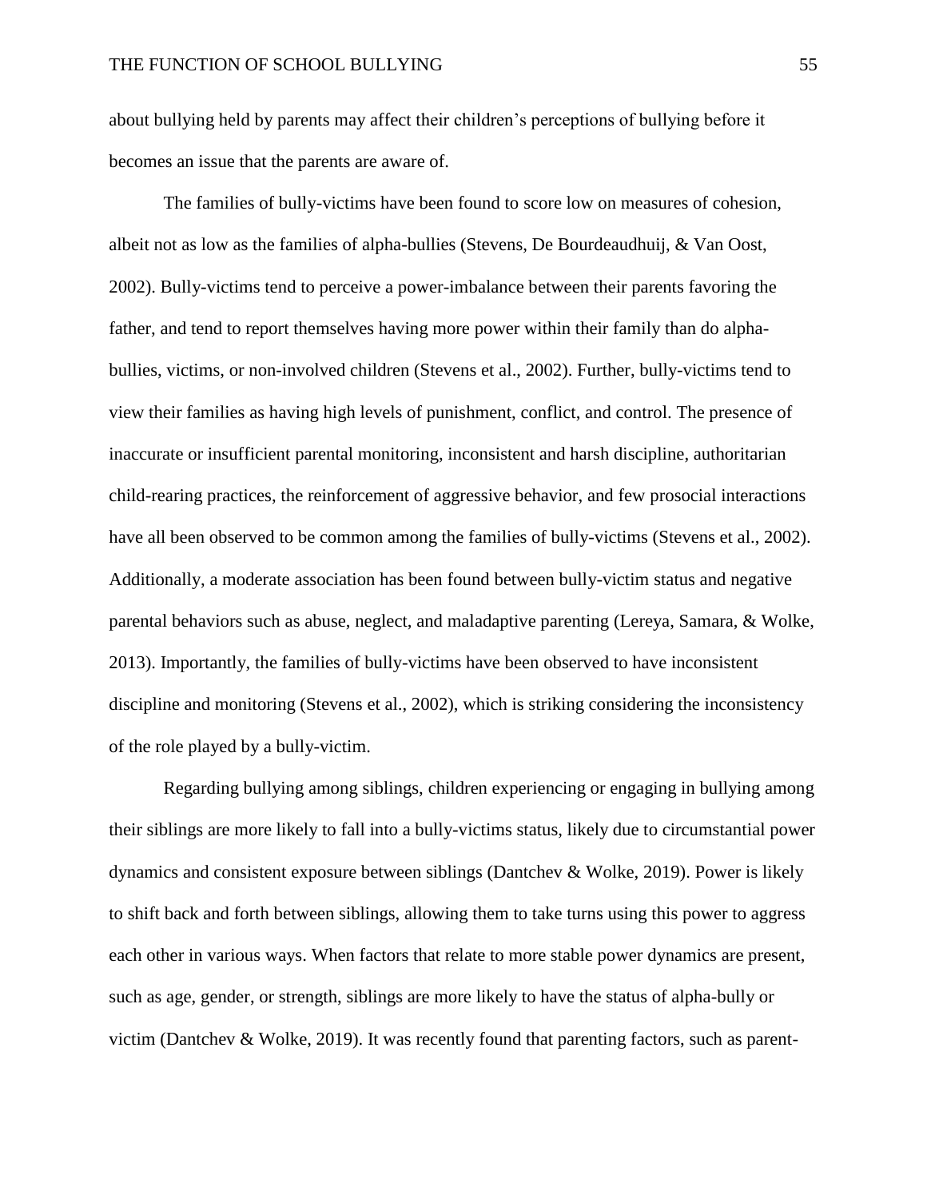about bullying held by parents may affect their children's perceptions of bullying before it becomes an issue that the parents are aware of.

The families of bully-victims have been found to score low on measures of cohesion, albeit not as low as the families of alpha-bullies (Stevens, De Bourdeaudhuij, & Van Oost, 2002). Bully-victims tend to perceive a power-imbalance between their parents favoring the father, and tend to report themselves having more power within their family than do alpha-bullies, victims, or non-involved children (Stevens et al., 2002). Further, bully-victims tend to view their families as having high levels of punishment, conflict, and control. The presence of inaccurate or insufficient parental monitoring, inconsistent and harsh discipline, authoritarian child-rearing practices, the reinforcement of aggressive behavior, and few prosocial interactions have all been observed to be common among the families of bully-victims (Stevens et al., 2002). Additionally, a moderate association has been found between bully-victim status and negative parental behaviors such as abuse, neglect, and maladaptive parenting (Lereya, Samara, & Wolke, 2013). Importantly, the families of bully-victims have been observed to have inconsistent discipline and monitoring (Stevens et al., 2002), which is striking considering the inconsistency of the role played by a bully-victim.

Regarding bullying among siblings, children experiencing or engaging in bullying among their siblings are more likely to fall into a bully-victims status, likely due to circumstantial power dynamics and consistent exposure between siblings (Dantchev & Wolke, 2019). Power is likely to shift back and forth between siblings, allowing them to take turns using this power to aggress each other in various ways. When factors that relate to more stable power dynamics are present, such as age, gender, or strength, siblings are more likely to have the status of alpha-bully or victim (Dantchev & Wolke, 2019). It was recently found that parenting factors, such as parent-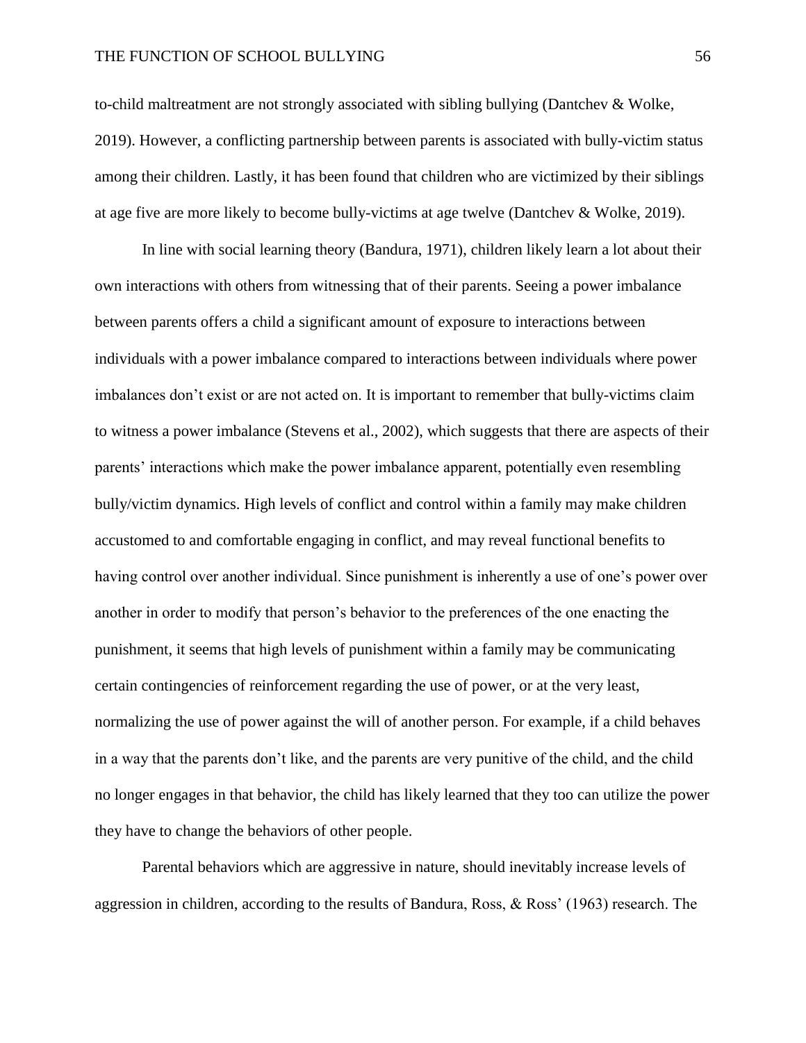to-child maltreatment are not strongly associated with sibling bullying (Dantchev & Wolke, 2019). However, a conflicting partnership between parents is associated with bully-victim status among their children. Lastly, it has been found that children who are victimized by their siblings at age five are more likely to become bully-victims at age twelve (Dantchev & Wolke, 2019).

In line with social learning theory (Bandura, 1971), children likely learn a lot about their own interactions with others from witnessing that of their parents. Seeing a power imbalance between parents offers a child a significant amount of exposure to interactions between individuals with a power imbalance compared to interactions between individuals where power imbalances don't exist or are not acted on. It is important to remember that bully-victims claim to witness a power imbalance (Stevens et al., 2002), which suggests that there are aspects of their parents' interactions which make the power imbalance apparent, potentially even resembling bully/victim dynamics. High levels of conflict and control within a family may make children accustomed to and comfortable engaging in conflict, and may reveal functional benefits to having control over another individual. Since punishment is inherently a use of one's power over another in order to modify that person's behavior to the preferences of the one enacting the punishment, it seems that high levels of punishment within a family may be communicating certain contingencies of reinforcement regarding the use of power, or at the very least, normalizing the use of power against the will of another person. For example, if a child behaves in a way that the parents don't like, and the parents are very punitive of the child, and the child no longer engages in that behavior, the child has likely learned that they too can utilize the power they have to change the behaviors of other people.

Parental behaviors which are aggressive in nature, should inevitably increase levels of aggression in children, according to the results of Bandura, Ross, & Ross' (1963) research. The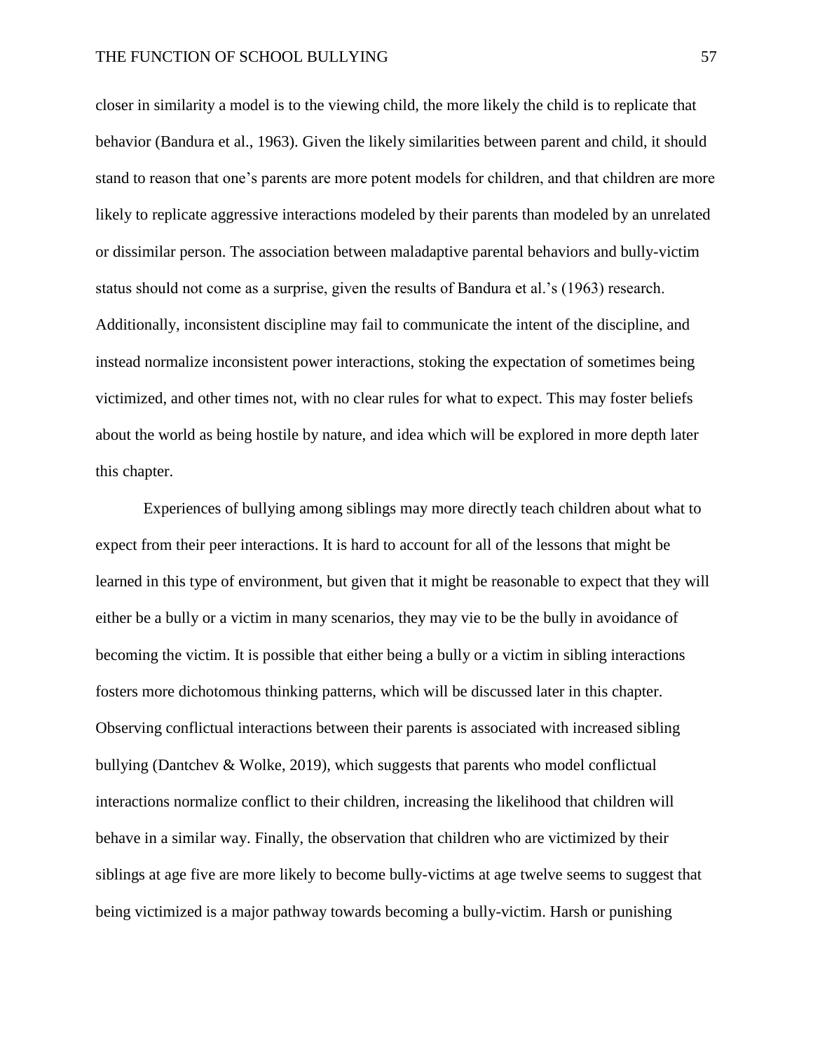closer in similarity a model is to the viewing child, the more likely the child is to replicate that behavior (Bandura et al., 1963). Given the likely similarities between parent and child, it should stand to reason that one's parents are more potent models for children, and that children are more likely to replicate aggressive interactions modeled by their parents than modeled by an unrelated or dissimilar person. The association between maladaptive parental behaviors and bully-victim status should not come as a surprise, given the results of Bandura et al.'s (1963) research. Additionally, inconsistent discipline may fail to communicate the intent of the discipline, and instead normalize inconsistent power interactions, stoking the expectation of sometimes being victimized, and other times not, with no clear rules for what to expect. This may foster beliefs about the world as being hostile by nature, and idea which will be explored in more depth later this chapter.

Experiences of bullying among siblings may more directly teach children about what to expect from their peer interactions. It is hard to account for all of the lessons that might be learned in this type of environment, but given that it might be reasonable to expect that they will either be a bully or a victim in many scenarios, they may vie to be the bully in avoidance of becoming the victim. It is possible that either being a bully or a victim in sibling interactions fosters more dichotomous thinking patterns, which will be discussed later in this chapter. Observing conflictual interactions between their parents is associated with increased sibling bullying (Dantchev & Wolke, 2019), which suggests that parents who model conflictual interactions normalize conflict to their children, increasing the likelihood that children will behave in a similar way. Finally, the observation that children who are victimized by their siblings at age five are more likely to become bully-victims at age twelve seems to suggest that being victimized is a major pathway towards becoming a bully-victim. Harsh or punishing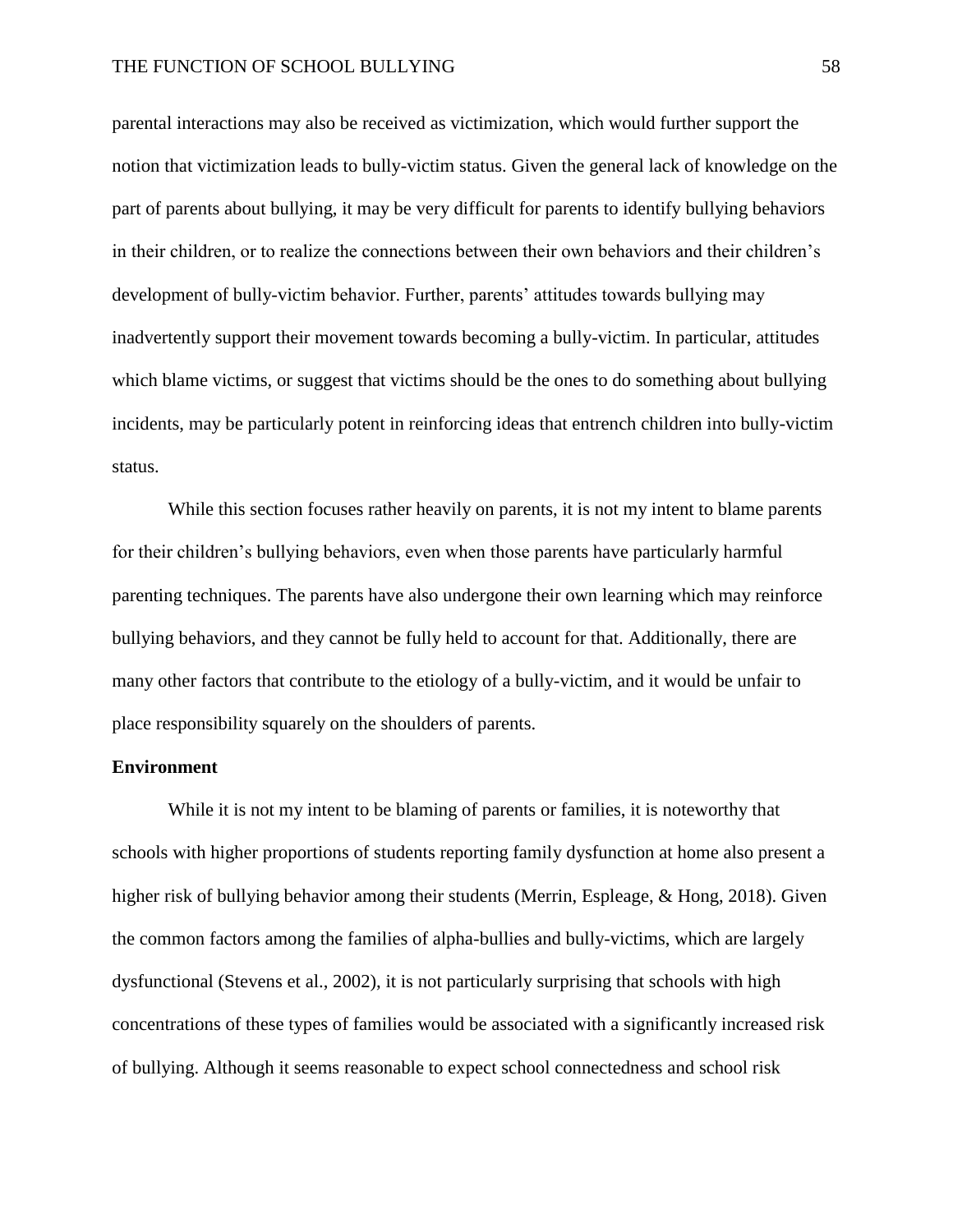parental interactions may also be received as victimization, which would further support the notion that victimization leads to bully-victim status. Given the general lack of knowledge on the part of parents about bullying, it may be very difficult for parents to identify bullying behaviors in their children, or to realize the connections between their own behaviors and their children's development of bully-victim behavior. Further, parents' attitudes towards bullying may inadvertently support their movement towards becoming a bully-victim. In particular, attitudes which blame victims, or suggest that victims should be the ones to do something about bullying incidents, may be particularly potent in reinforcing ideas that entrench children into bully-victim status.

While this section focuses rather heavily on parents, it is not my intent to blame parents for their children's bullying behaviors, even when those parents have particularly harmful parenting techniques. The parents have also undergone their own learning which may reinforce bullying behaviors, and they cannot be fully held to account for that. Additionally, there are many other factors that contribute to the etiology of a bully-victim, and it would be unfair to place responsibility squarely on the shoulders of parents.

**Environment**

While it is not my intent to be blaming of parents or families, it is noteworthy that schools with higher proportions of students reporting family dysfunction at home also present a higher risk of bullying behavior among their students (Merrin, Espleage, & Hong, 2018). Given the common factors among the families of alpha-bullies and bully-victims, which are largely dysfunctional (Stevens et al., 2002), it is not particularly surprising that schools with high concentrations of these types of families would be associated with a significantly increased risk of bullying. Although it seems reasonable to expect school connectedness and school risk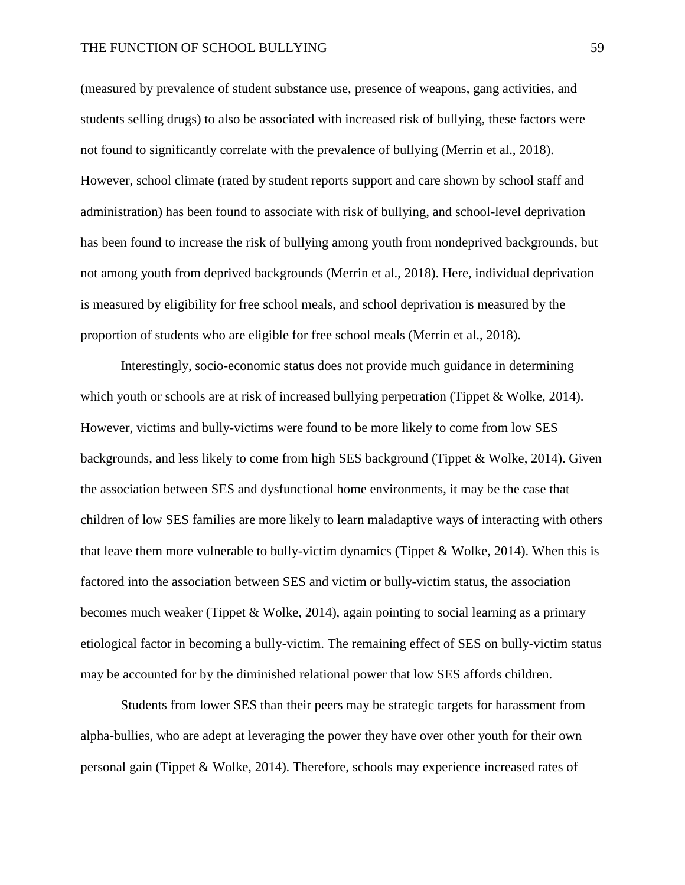(measured by prevalence of student substance use, presence of weapons, gang activities, and students selling drugs) to also be associated with increased risk of bullying, these factors were not found to significantly correlate with the prevalence of bullying (Merrin et al., 2018). However, school climate (rated by student reports support and care shown by school staff and administration) has been found to associate with risk of bullying, and school-level deprivation has been found to increase the risk of bullying among youth from nondeprived backgrounds, but not among youth from deprived backgrounds (Merrin et al., 2018). Here, individual deprivation is measured by eligibility for free school meals, and school deprivation is measured by the proportion of students who are eligible for free school meals (Merrin et al., 2018).

Interestingly, socio-economic status does not provide much guidance in determining which youth or schools are at risk of increased bullying perpetration (Tippet & Wolke, 2014). However, victims and bully-victims were found to be more likely to come from low SES backgrounds, and less likely to come from high SES background (Tippet & Wolke, 2014). Given the association between SES and dysfunctional home environments, it may be the case that children of low SES families are more likely to learn maladaptive ways of interacting with others that leave them more vulnerable to bully-victim dynamics (Tippet & Wolke, 2014). When this is factored into the association between SES and victim or bully-victim status, the association becomes much weaker (Tippet & Wolke, 2014), again pointing to social learning as a primary etiological factor in becoming a bully-victim. The remaining effect of SES on bully-victim status may be accounted for by the diminished relational power that low SES affords children.

Students from lower SES than their peers may be strategic targets for harassment from alpha-bullies, who are adept at leveraging the power they have over other youth for their own personal gain (Tippet & Wolke, 2014). Therefore, schools may experience increased rates of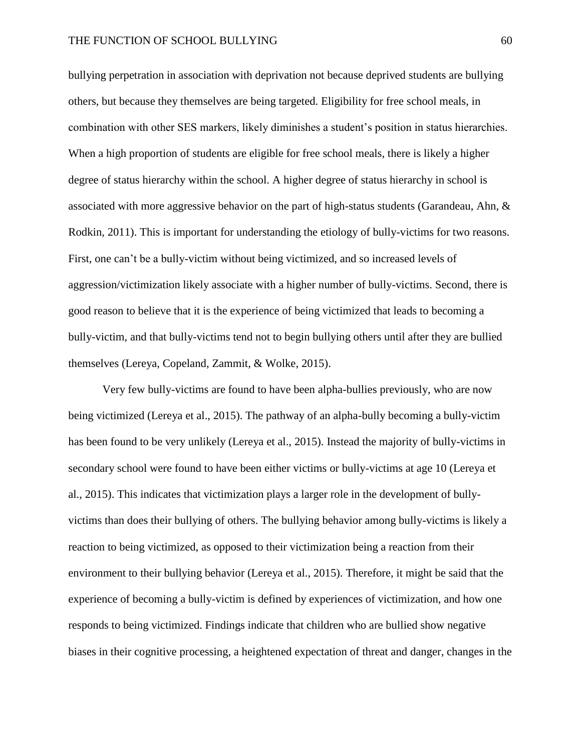bullying perpetration in association with deprivation not because deprived students are bullying others, but because they themselves are being targeted. Eligibility for free school meals, in combination with other SES markers, likely diminishes a student's position in status hierarchies. When a high proportion of students are eligible for free school meals, there is likely a higher degree of status hierarchy within the school. A higher degree of status hierarchy in school is associated with more aggressive behavior on the part of high-status students (Garandeau, Ahn, & Rodkin, 2011). This is important for understanding the etiology of bully-victims for two reasons. First, one can't be a bully-victim without being victimized, and so increased levels of aggression/victimization likely associate with a higher number of bully-victims. Second, there is good reason to believe that it is the experience of being victimized that leads to becoming a bully-victim, and that bully-victims tend not to begin bullying others until after they are bullied themselves (Lereya, Copeland, Zammit, & Wolke, 2015).

Very few bully-victims are found to have been alpha-bullies previously, who are now being victimized (Lereya et al., 2015). The pathway of an alpha-bully becoming a bully-victim has been found to be very unlikely (Lereya et al., 2015). Instead the majority of bully-victims in secondary school were found to have been either victims or bully-victims at age 10 (Lereya et al., 2015). This indicates that victimization plays a larger role in the development of bully-victims than does their bullying of others. The bullying behavior among bully-victims is likely a reaction to being victimized, as opposed to their victimization being a reaction from their environment to their bullying behavior (Lereya et al., 2015). Therefore, it might be said that the experience of becoming a bully-victim is defined by experiences of victimization, and how one responds to being victimized. Findings indicate that children who are bullied show negative biases in their cognitive processing, a heightened expectation of threat and danger, changes in the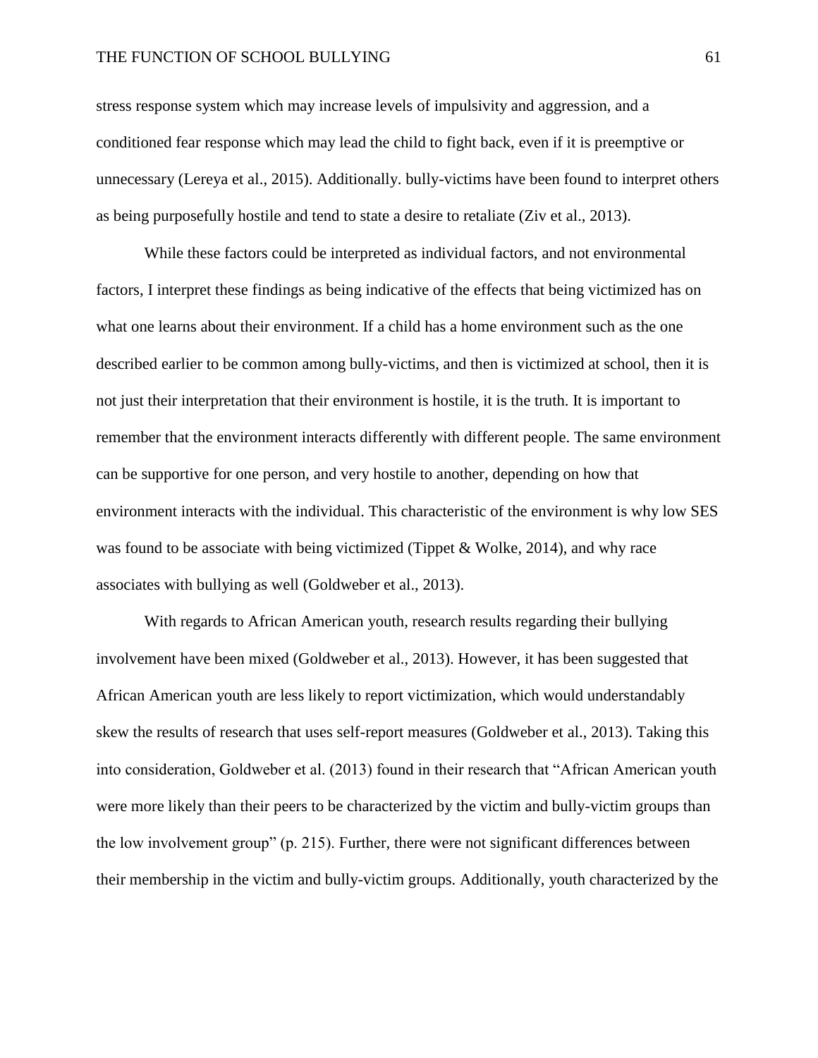stress response system which may increase levels of impulsivity and aggression, and a conditioned fear response which may lead the child to fight back, even if it is preemptive or unnecessary (Lereya et al., 2015). Additionally. bully-victims have been found to interpret others as being purposefully hostile and tend to state a desire to retaliate (Ziv et al., 2013).

While these factors could be interpreted as individual factors, and not environmental factors, I interpret these findings as being indicative of the effects that being victimized has on what one learns about their environment. If a child has a home environment such as the one described earlier to be common among bully-victims, and then is victimized at school, then it is not just their interpretation that their environment is hostile, it is the truth. It is important to remember that the environment interacts differently with different people. The same environment can be supportive for one person, and very hostile to another, depending on how that environment interacts with the individual. This characteristic of the environment is why low SES was found to be associate with being victimized (Tippet & Wolke, 2014), and why race associates with bullying as well (Goldweber et al., 2013).

With regards to African American youth, research results regarding their bullying involvement have been mixed (Goldweber et al., 2013). However, it has been suggested that African American youth are less likely to report victimization, which would understandably skew the results of research that uses self-report measures (Goldweber et al., 2013). Taking this into consideration, Goldweber et al. (2013) found in their research that "African American youth were more likely than their peers to be characterized by the victim and bully-victim groups than the low involvement group" (p. 215). Further, there were not significant differences between their membership in the victim and bully-victim groups. Additionally, youth characterized by the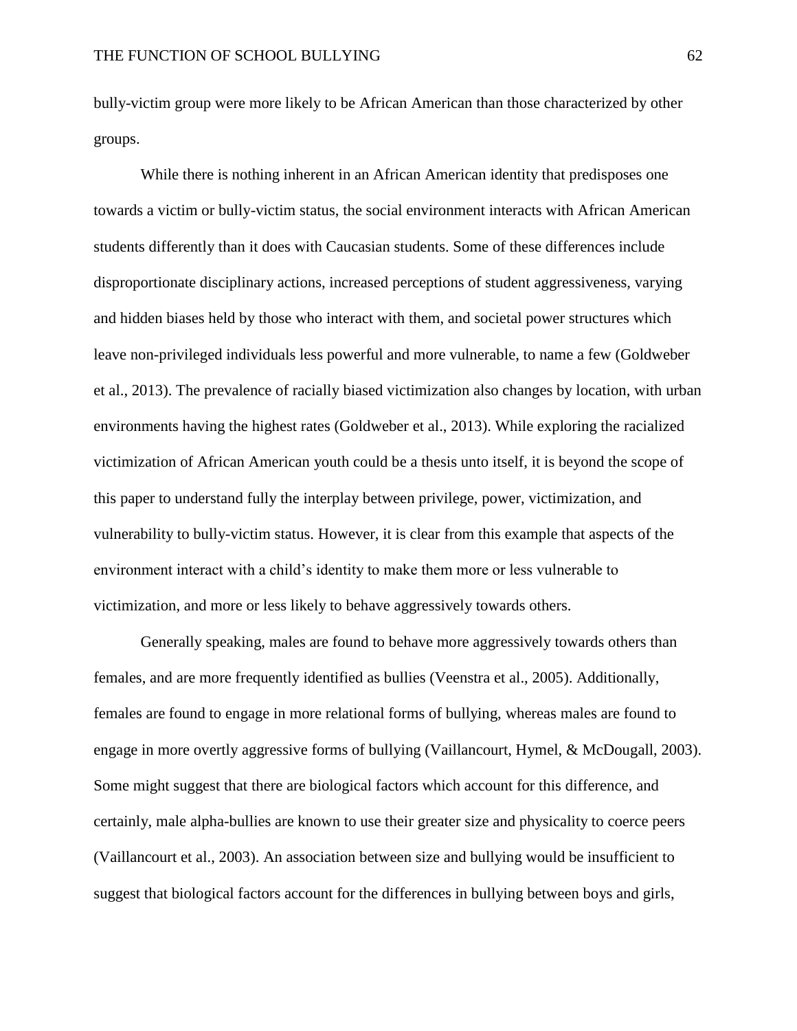bully-victim group were more likely to be African American than those characterized by other groups.

While there is nothing inherent in an African American identity that predisposes one towards a victim or bully-victim status, the social environment interacts with African American students differently than it does with Caucasian students. Some of these differences include disproportionate disciplinary actions, increased perceptions of student aggressiveness, varying and hidden biases held by those who interact with them, and societal power structures which leave non-privileged individuals less powerful and more vulnerable, to name a few (Goldweber et al., 2013). The prevalence of racially biased victimization also changes by location, with urban environments having the highest rates (Goldweber et al., 2013). While exploring the racialized victimization of African American youth could be a thesis unto itself, it is beyond the scope of this paper to understand fully the interplay between privilege, power, victimization, and vulnerability to bully-victim status. However, it is clear from this example that aspects of the environment interact with a child's identity to make them more or less vulnerable to victimization, and more or less likely to behave aggressively towards others.

Generally speaking, males are found to behave more aggressively towards others than females, and are more frequently identified as bullies (Veenstra et al., 2005). Additionally, females are found to engage in more relational forms of bullying, whereas males are found to engage in more overtly aggressive forms of bullying (Vaillancourt, Hymel, & McDougall, 2003). Some might suggest that there are biological factors which account for this difference, and certainly, male alpha-bullies are known to use their greater size and physicality to coerce peers (Vaillancourt et al., 2003). An association between size and bullying would be insufficient to suggest that biological factors account for the differences in bullying between boys and girls,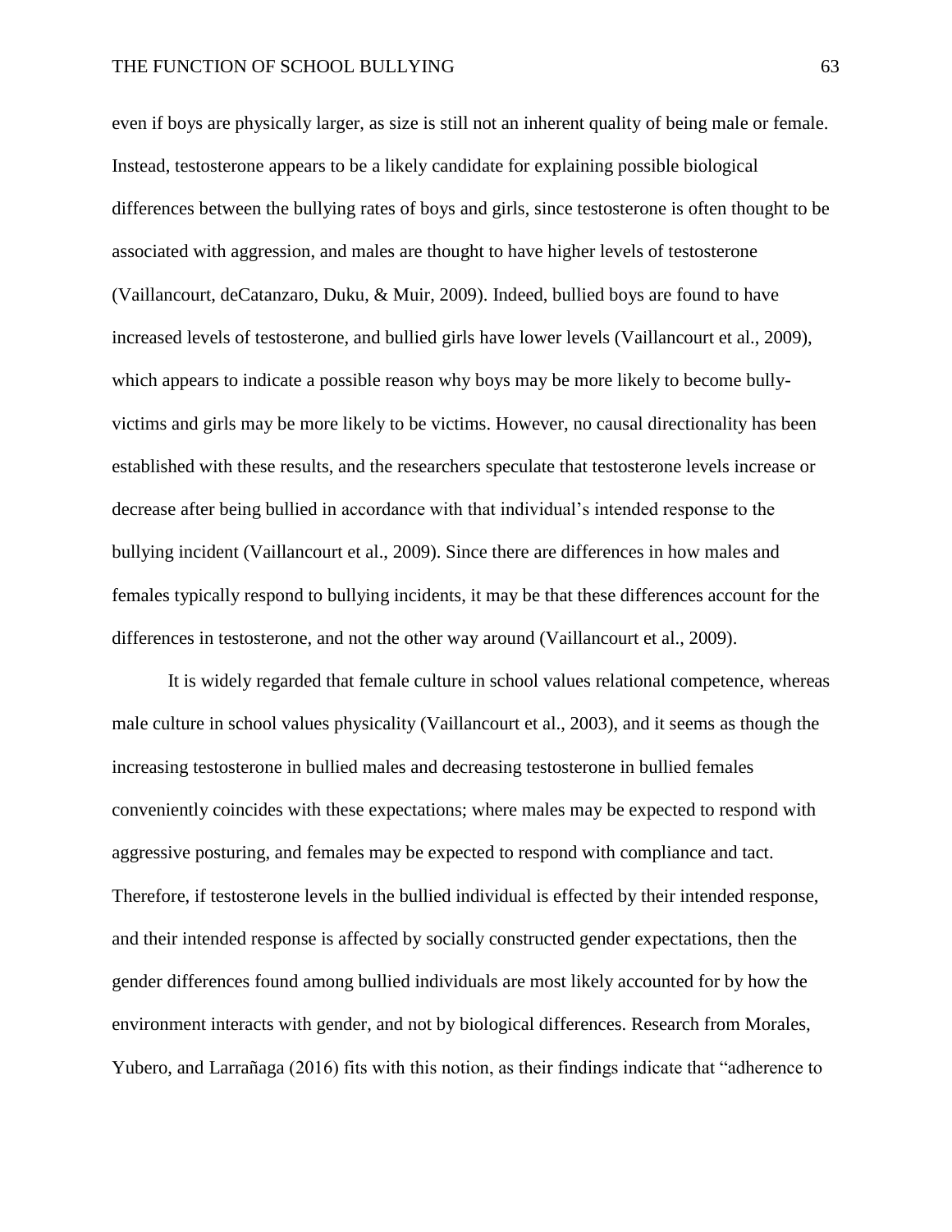even if boys are physically larger, as size is still not an inherent quality of being male or female. Instead, testosterone appears to be a likely candidate for explaining possible biological differences between the bullying rates of boys and girls, since testosterone is often thought to be associated with aggression, and males are thought to have higher levels of testosterone (Vaillancourt, deCatanzaro, Duku, & Muir, 2009). Indeed, bullied boys are found to have increased levels of testosterone, and bullied girls have lower levels (Vaillancourt et al., 2009), which appears to indicate a possible reason why boys may be more likely to become bully-victims and girls may be more likely to be victims. However, no causal directionality has been established with these results, and the researchers speculate that testosterone levels increase or decrease after being bullied in accordance with that individual's intended response to the bullying incident (Vaillancourt et al., 2009). Since there are differences in how males and females typically respond to bullying incidents, it may be that these differences account for the differences in testosterone, and not the other way around (Vaillancourt et al., 2009).

It is widely regarded that female culture in school values relational competence, whereas male culture in school values physicality (Vaillancourt et al., 2003), and it seems as though the increasing testosterone in bullied males and decreasing testosterone in bullied females conveniently coincides with these expectations; where males may be expected to respond with aggressive posturing, and females may be expected to respond with compliance and tact. Therefore, if testosterone levels in the bullied individual is effected by their intended response, and their intended response is affected by socially constructed gender expectations, then the gender differences found among bullied individuals are most likely accounted for by how the environment interacts with gender, and not by biological differences. Research from Morales, Yubero, and Larrañaga (2016) fits with this notion, as their findings indicate that "adherence to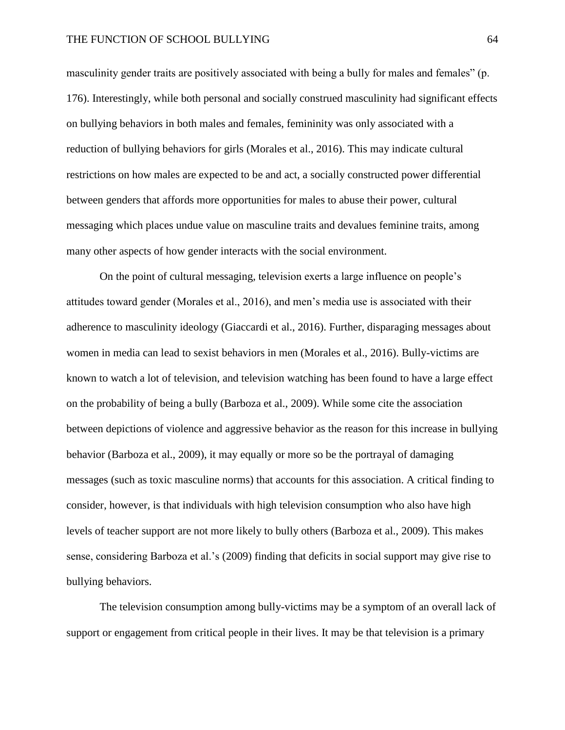masculinity gender traits are positively associated with being a bully for males and females" (p. 176). Interestingly, while both personal and socially construed masculinity had significant effects on bullying behaviors in both males and females, femininity was only associated with a reduction of bullying behaviors for girls (Morales et al., 2016). This may indicate cultural restrictions on how males are expected to be and act, a socially constructed power differential between genders that affords more opportunities for males to abuse their power, cultural messaging which places undue value on masculine traits and devalues feminine traits, among many other aspects of how gender interacts with the social environment.

On the point of cultural messaging, television exerts a large influence on people's attitudes toward gender (Morales et al., 2016), and men's media use is associated with their adherence to masculinity ideology (Giaccardi et al., 2016). Further, disparaging messages about women in media can lead to sexist behaviors in men (Morales et al., 2016). Bully-victims are known to watch a lot of television, and television watching has been found to have a large effect on the probability of being a bully (Barboza et al., 2009). While some cite the association between depictions of violence and aggressive behavior as the reason for this increase in bullying behavior (Barboza et al., 2009), it may equally or more so be the portrayal of damaging messages (such as toxic masculine norms) that accounts for this association. A critical finding to consider, however, is that individuals with high television consumption who also have high levels of teacher support are not more likely to bully others (Barboza et al., 2009). This makes sense, considering Barboza et al.'s (2009) finding that deficits in social support may give rise to bullying behaviors.

The television consumption among bully-victims may be a symptom of an overall lack of support or engagement from critical people in their lives. It may be that television is a primary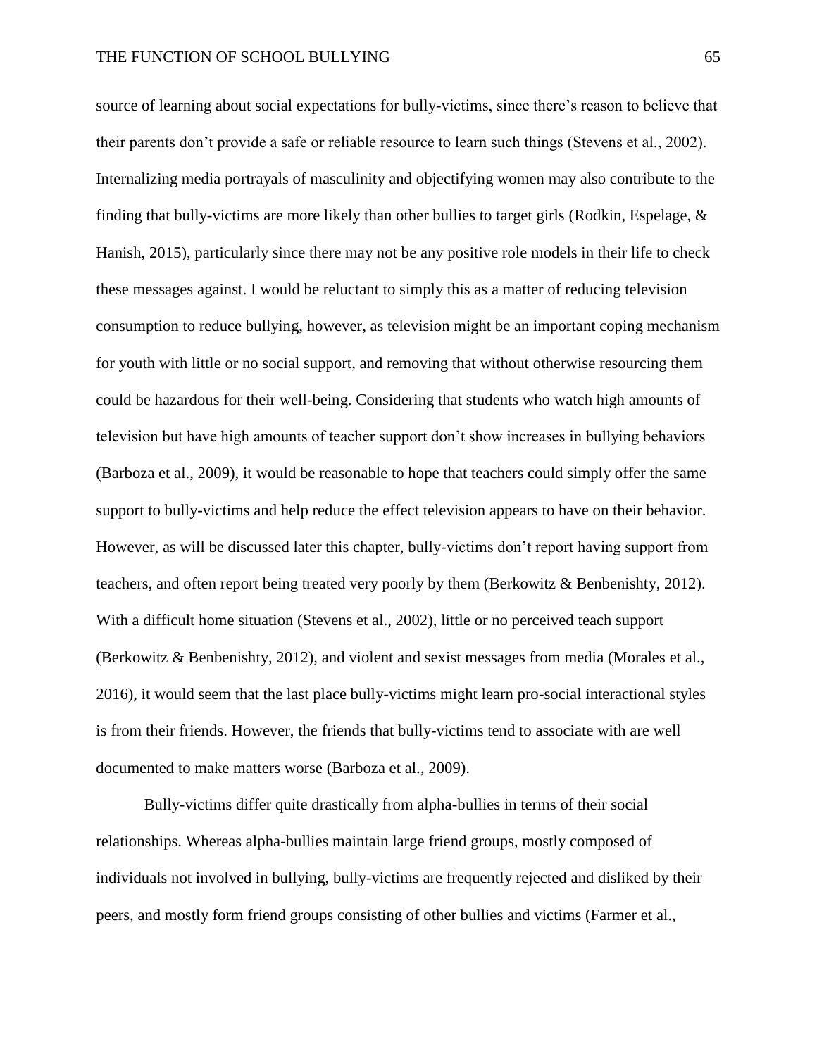source of learning about social expectations for bully-victims, since there's reason to believe that their parents don't provide a safe or reliable resource to learn such things (Stevens et al., 2002). Internalizing media portrayals of masculinity and objectifying women may also contribute to the finding that bully-victims are more likely than other bullies to target girls (Rodkin, Espelage, & Hanish, 2015), particularly since there may not be any positive role models in their life to check these messages against. I would be reluctant to simply this as a matter of reducing television consumption to reduce bullying, however, as television might be an important coping mechanism for youth with little or no social support, and removing that without otherwise resourcing them could be hazardous for their well-being. Considering that students who watch high amounts of television but have high amounts of teacher support don't show increases in bullying behaviors (Barboza et al., 2009), it would be reasonable to hope that teachers could simply offer the same support to bully-victims and help reduce the effect television appears to have on their behavior. However, as will be discussed later this chapter, bully-victims don't report having support from teachers, and often report being treated very poorly by them (Berkowitz & Benbenishty, 2012). With a difficult home situation (Stevens et al., 2002), little or no perceived teach support (Berkowitz & Benbenishty, 2012), and violent and sexist messages from media (Morales et al., 2016), it would seem that the last place bully-victims might learn pro-social interactional styles is from their friends. However, the friends that bully-victims tend to associate with are well documented to make matters worse (Barboza et al., 2009).

Bully-victims differ quite drastically from alpha-bullies in terms of their social relationships. Whereas alpha-bullies maintain large friend groups, mostly composed of individuals not involved in bullying, bully-victims are frequently rejected and disliked by their peers, and mostly form friend groups consisting of other bullies and victims (Farmer et al.,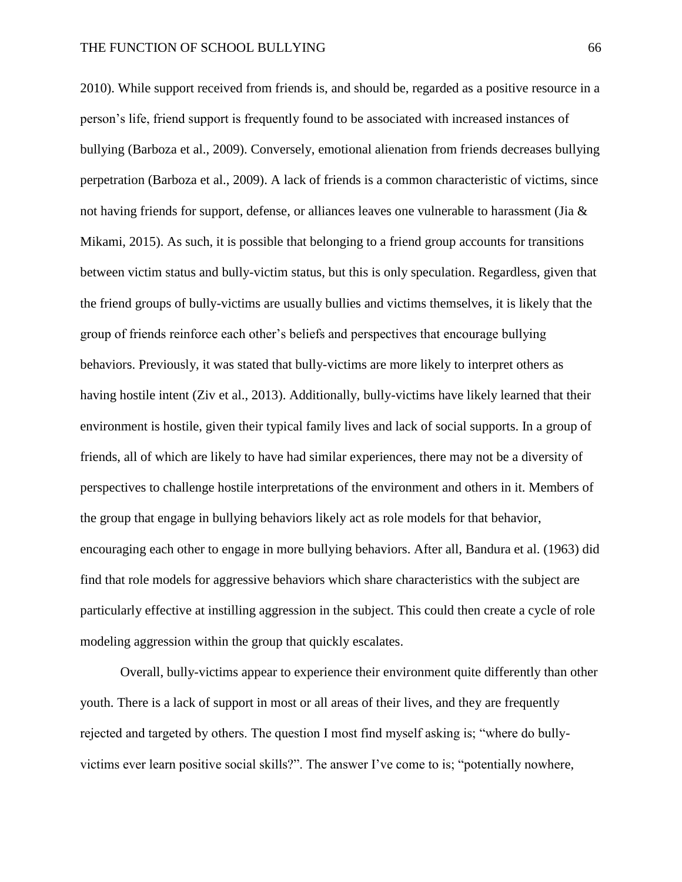2010). While support received from friends is, and should be, regarded as a positive resource in a person's life, friend support is frequently found to be associated with increased instances of bullying (Barboza et al., 2009). Conversely, emotional alienation from friends decreases bullying perpetration (Barboza et al., 2009). A lack of friends is a common characteristic of victims, since not having friends for support, defense, or alliances leaves one vulnerable to harassment (Jia & Mikami, 2015). As such, it is possible that belonging to a friend group accounts for transitions between victim status and bully-victim status, but this is only speculation. Regardless, given that the friend groups of bully-victims are usually bullies and victims themselves, it is likely that the group of friends reinforce each other's beliefs and perspectives that encourage bullying behaviors. Previously, it was stated that bully-victims are more likely to interpret others as having hostile intent (Ziv et al., 2013). Additionally, bully-victims have likely learned that their environment is hostile, given their typical family lives and lack of social supports. In a group of friends, all of which are likely to have had similar experiences, there may not be a diversity of perspectives to challenge hostile interpretations of the environment and others in it. Members of the group that engage in bullying behaviors likely act as role models for that behavior, encouraging each other to engage in more bullying behaviors. After all, Bandura et al. (1963) did find that role models for aggressive behaviors which share characteristics with the subject are particularly effective at instilling aggression in the subject. This could then create a cycle of role modeling aggression within the group that quickly escalates.

Overall, bully-victims appear to experience their environment quite differently than other youth. There is a lack of support in most or all areas of their lives, and they are frequently rejected and targeted by others. The question I most find myself asking is; "where do bully-victims ever learn positive social skills?". The answer I've come to is; "potentially nowhere,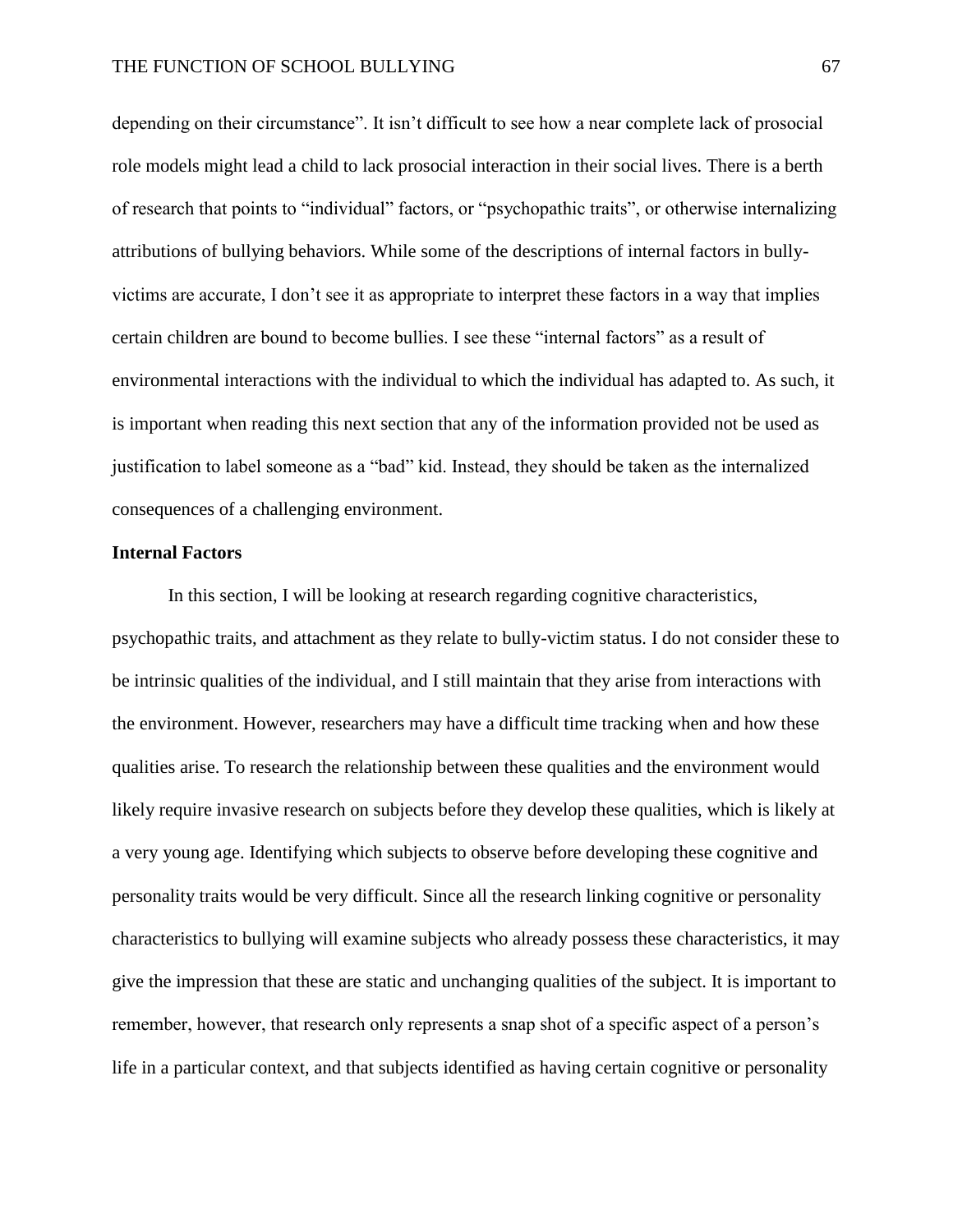depending on their circumstance". It isn't difficult to see how a near complete lack of prosocial role models might lead a child to lack prosocial interaction in their social lives. There is a berth of research that points to "individual" factors, or "psychopathic traits", or otherwise internalizing attributions of bullying behaviors. While some of the descriptions of internal factors in bully-victims are accurate, I don't see it as appropriate to interpret these factors in a way that implies certain children are bound to become bullies. I see these "internal factors" as a result of environmental interactions with the individual to which the individual has adapted to. As such, it is important when reading this next section that any of the information provided not be used as justification to label someone as a "bad" kid. Instead, they should be taken as the internalized consequences of a challenging environment.

## Internal Factors

In this section, I will be looking at research regarding cognitive characteristics, psychopathic traits, and attachment as they relate to bully-victim status. I do not consider these to be intrinsic qualities of the individual, and I still maintain that they arise from interactions with the environment. However, researchers may have a difficult time tracking when and how these qualities arise. To research the relationship between these qualities and the environment would likely require invasive research on subjects before they develop these qualities, which is likely at a very young age. Identifying which subjects to observe before developing these cognitive and personality traits would be very difficult. Since all the research linking cognitive or personality characteristics to bullying will examine subjects who already possess these characteristics, it may give the impression that these are static and unchanging qualities of the subject. It is important to remember, however, that research only represents a snap shot of a specific aspect of a person's life in a particular context, and that subjects identified as having certain cognitive or personality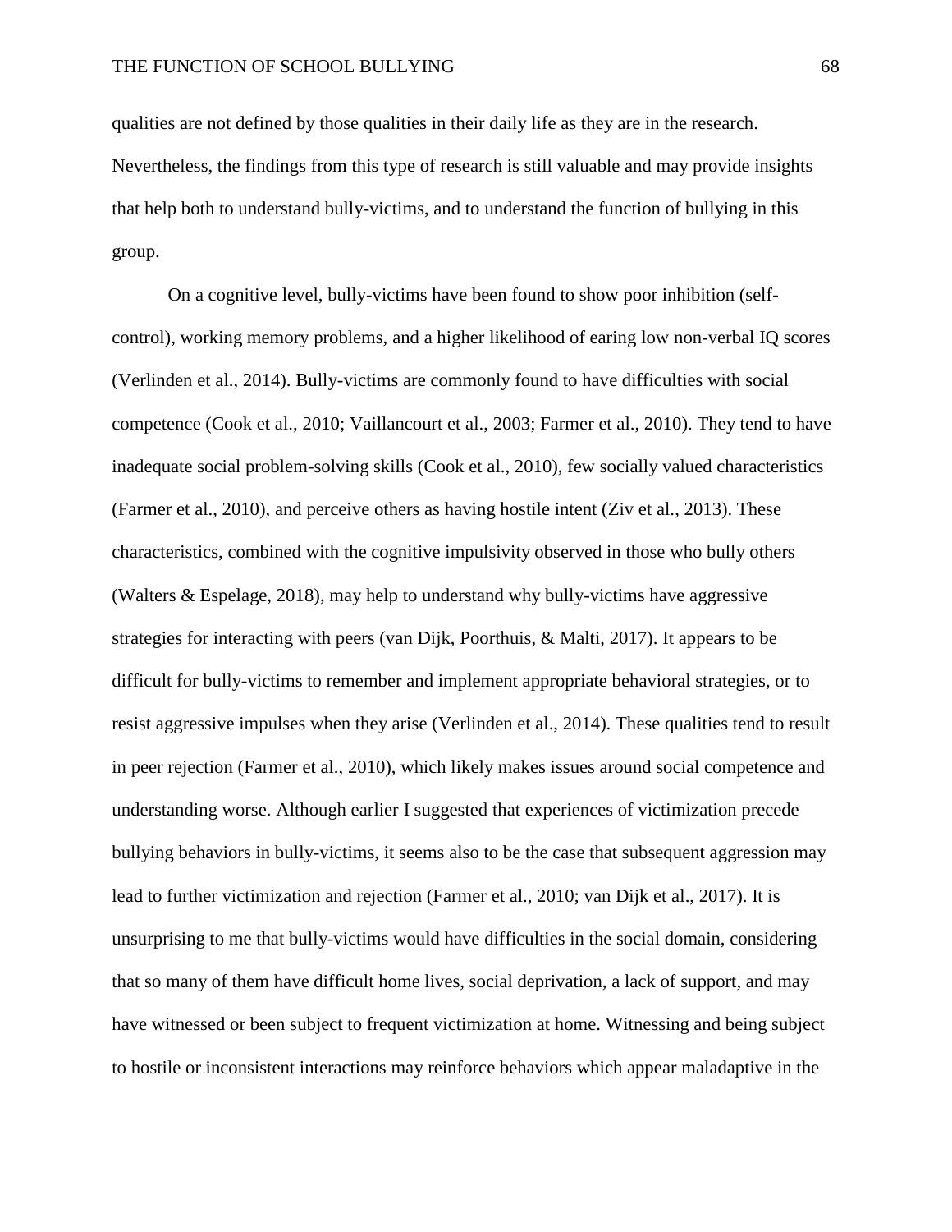qualities are not defined by those qualities in their daily life as they are in the research. Nevertheless, the findings from this type of research is still valuable and may provide insights that help both to understand bully-victims, and to understand the function of bullying in this group.

On a cognitive level, bully-victims have been found to show poor inhibition (self-control), working memory problems, and a higher likelihood of earing low non-verbal IQ scores (Verlinden et al., 2014). Bully-victims are commonly found to have difficulties with social competence (Cook et al., 2010; Vaillancourt et al., 2003; Farmer et al., 2010). They tend to have inadequate social problem-solving skills (Cook et al., 2010), few socially valued characteristics (Farmer et al., 2010), and perceive others as having hostile intent (Ziv et al., 2013). These characteristics, combined with the cognitive impulsivity observed in those who bully others (Walters & Espelage, 2018), may help to understand why bully-victims have aggressive strategies for interacting with peers (van Dijk, Poorthuis, & Malti, 2017). It appears to be difficult for bully-victims to remember and implement appropriate behavioral strategies, or to resist aggressive impulses when they arise (Verlinden et al., 2014). These qualities tend to result in peer rejection (Farmer et al., 2010), which likely makes issues around social competence and understanding worse. Although earlier I suggested that experiences of victimization precede bullying behaviors in bully-victims, it seems also to be the case that subsequent aggression may lead to further victimization and rejection (Farmer et al., 2010; van Dijk et al., 2017). It is unsurprising to me that bully-victims would have difficulties in the social domain, considering that so many of them have difficult home lives, social deprivation, a lack of support, and may have witnessed or been subject to frequent victimization at home. Witnessing and being subject to hostile or inconsistent interactions may reinforce behaviors which appear maladaptive in the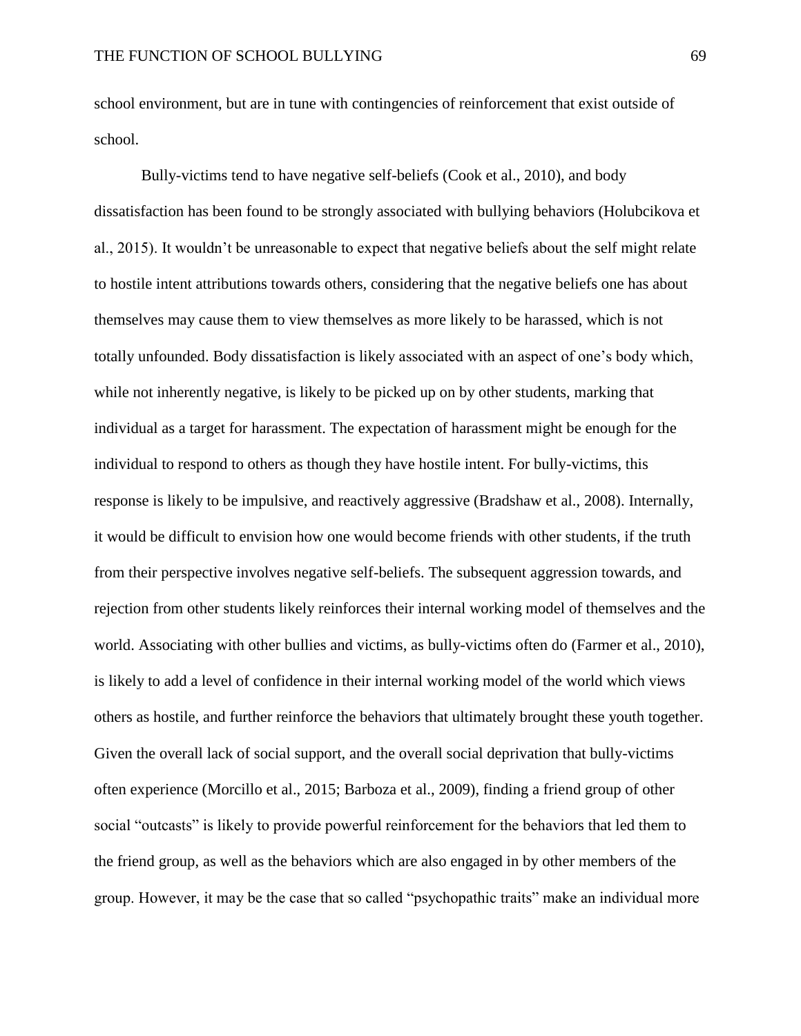school environment, but are in tune with contingencies of reinforcement that exist outside of school.

Bully-victims tend to have negative self-beliefs (Cook et al., 2010), and body dissatisfaction has been found to be strongly associated with bullying behaviors (Holubcikova et al., 2015). It wouldn't be unreasonable to expect that negative beliefs about the self might relate to hostile intent attributions towards others, considering that the negative beliefs one has about themselves may cause them to view themselves as more likely to be harassed, which is not totally unfounded. Body dissatisfaction is likely associated with an aspect of one's body which, while not inherently negative, is likely to be picked up on by other students, marking that individual as a target for harassment. The expectation of harassment might be enough for the individual to respond to others as though they have hostile intent. For bully-victims, this response is likely to be impulsive, and reactively aggressive (Bradshaw et al., 2008). Internally, it would be difficult to envision how one would become friends with other students, if the truth from their perspective involves negative self-beliefs. The subsequent aggression towards, and rejection from other students likely reinforces their internal working model of themselves and the world. Associating with other bullies and victims, as bully-victims often do (Farmer et al., 2010), is likely to add a level of confidence in their internal working model of the world which views others as hostile, and further reinforce the behaviors that ultimately brought these youth together. Given the overall lack of social support, and the overall social deprivation that bully-victims often experience (Morcillo et al., 2015; Barboza et al., 2009), finding a friend group of other social "outcasts" is likely to provide powerful reinforcement for the behaviors that led them to the friend group, as well as the behaviors which are also engaged in by other members of the group. However, it may be the case that so called "psychopathic traits" make an individual more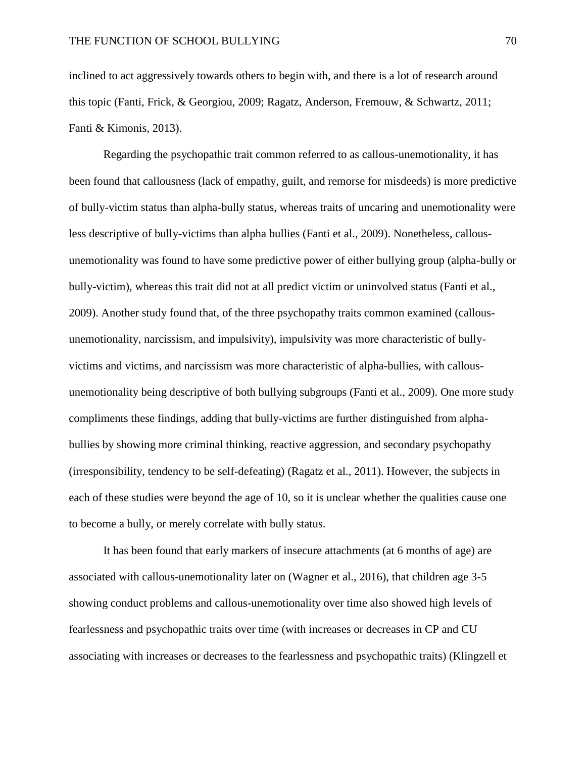inclined to act aggressively towards others to begin with, and there is a lot of research around this topic (Fanti, Frick, & Georgiou, 2009; Ragatz, Anderson, Fremouw, & Schwartz, 2011; Fanti & Kimonis, 2013).

Regarding the psychopathic trait common referred to as callous-unemotionality, it has been found that callousness (lack of empathy, guilt, and remorse for misdeeds) is more predictive of bully-victim status than alpha-bully status, whereas traits of uncaring and unemotionality were less descriptive of bully-victims than alpha bullies (Fanti et al., 2009). Nonetheless, callous-unemotionality was found to have some predictive power of either bullying group (alpha-bully or bully-victim), whereas this trait did not at all predict victim or uninvolved status (Fanti et al., 2009). Another study found that, of the three psychopathy traits common examined (callous-unemotionality, narcissism, and impulsivity), impulsivity was more characteristic of bully-victims and victims, and narcissism was more characteristic of alpha-bullies, with callous-unemotionality being descriptive of both bullying subgroups (Fanti et al., 2009). One more study compliments these findings, adding that bully-victims are further distinguished from alpha-bullies by showing more criminal thinking, reactive aggression, and secondary psychopathy (irresponsibility, tendency to be self-defeating) (Ragatz et al., 2011). However, the subjects in each of these studies were beyond the age of 10, so it is unclear whether the qualities cause one to become a bully, or merely correlate with bully status.

It has been found that early markers of insecure attachments (at 6 months of age) are associated with callous-unemotionality later on (Wagner et al., 2016), that children age 3-5 showing conduct problems and callous-unemotionality over time also showed high levels of fearlessness and psychopathic traits over time (with increases or decreases in CP and CU associating with increases or decreases to the fearlessness and psychopathic traits) (Klingzell et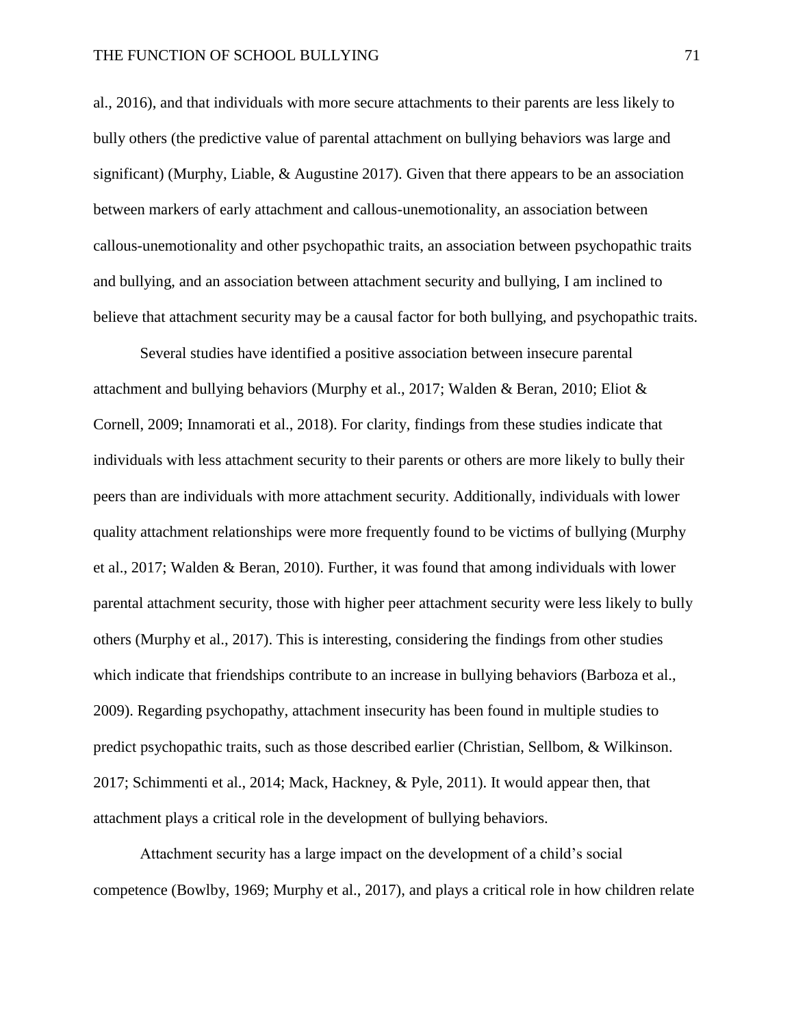al., 2016), and that individuals with more secure attachments to their parents are less likely to bully others (the predictive value of parental attachment on bullying behaviors was large and significant) (Murphy, Liable, & Augustine 2017). Given that there appears to be an association between markers of early attachment and callous-unemotionality, an association between callous-unemotionality and other psychopathic traits, an association between psychopathic traits and bullying, and an association between attachment security and bullying, I am inclined to believe that attachment security may be a causal factor for both bullying, and psychopathic traits.

Several studies have identified a positive association between insecure parental attachment and bullying behaviors (Murphy et al., 2017; Walden & Beran, 2010; Eliot & Cornell, 2009; Innamorati et al., 2018). For clarity, findings from these studies indicate that individuals with less attachment security to their parents or others are more likely to bully their peers than are individuals with more attachment security. Additionally, individuals with lower quality attachment relationships were more frequently found to be victims of bullying (Murphy et al., 2017; Walden & Beran, 2010). Further, it was found that among individuals with lower parental attachment security, those with higher peer attachment security were less likely to bully others (Murphy et al., 2017). This is interesting, considering the findings from other studies which indicate that friendships contribute to an increase in bullying behaviors (Barboza et al., 2009). Regarding psychopathy, attachment insecurity has been found in multiple studies to predict psychopathic traits, such as those described earlier (Christian, Sellbom, & Wilkinson. 2017; Schimmenti et al., 2014; Mack, Hackney, & Pyle, 2011). It would appear then, that attachment plays a critical role in the development of bullying behaviors.

Attachment security has a large impact on the development of a child's social competence (Bowlby, 1969; Murphy et al., 2017), and plays a critical role in how children relate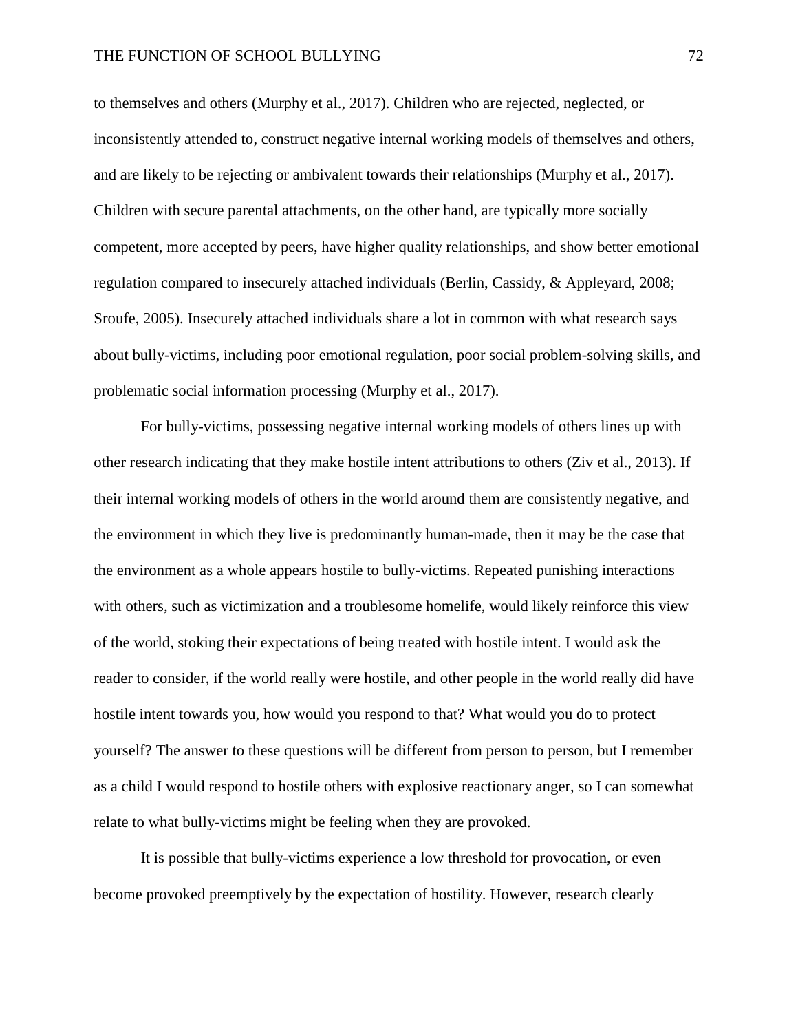to themselves and others (Murphy et al., 2017). Children who are rejected, neglected, or inconsistently attended to, construct negative internal working models of themselves and others, and are likely to be rejecting or ambivalent towards their relationships (Murphy et al., 2017). Children with secure parental attachments, on the other hand, are typically more socially competent, more accepted by peers, have higher quality relationships, and show better emotional regulation compared to insecurely attached individuals (Berlin, Cassidy, & Appleyard, 2008; Sroufe, 2005). Insecurely attached individuals share a lot in common with what research says about bully-victims, including poor emotional regulation, poor social problem-solving skills, and problematic social information processing (Murphy et al., 2017).

For bully-victims, possessing negative internal working models of others lines up with other research indicating that they make hostile intent attributions to others (Ziv et al., 2013). If their internal working models of others in the world around them are consistently negative, and the environment in which they live is predominantly human-made, then it may be the case that the environment as a whole appears hostile to bully-victims. Repeated punishing interactions with others, such as victimization and a troublesome homelife, would likely reinforce this view of the world, stoking their expectations of being treated with hostile intent. I would ask the reader to consider, if the world really were hostile, and other people in the world really did have hostile intent towards you, how would you respond to that? What would you do to protect yourself? The answer to these questions will be different from person to person, but I remember as a child I would respond to hostile others with explosive reactionary anger, so I can somewhat relate to what bully-victims might be feeling when they are provoked.

It is possible that bully-victims experience a low threshold for provocation, or even become provoked preemptively by the expectation of hostility. However, research clearly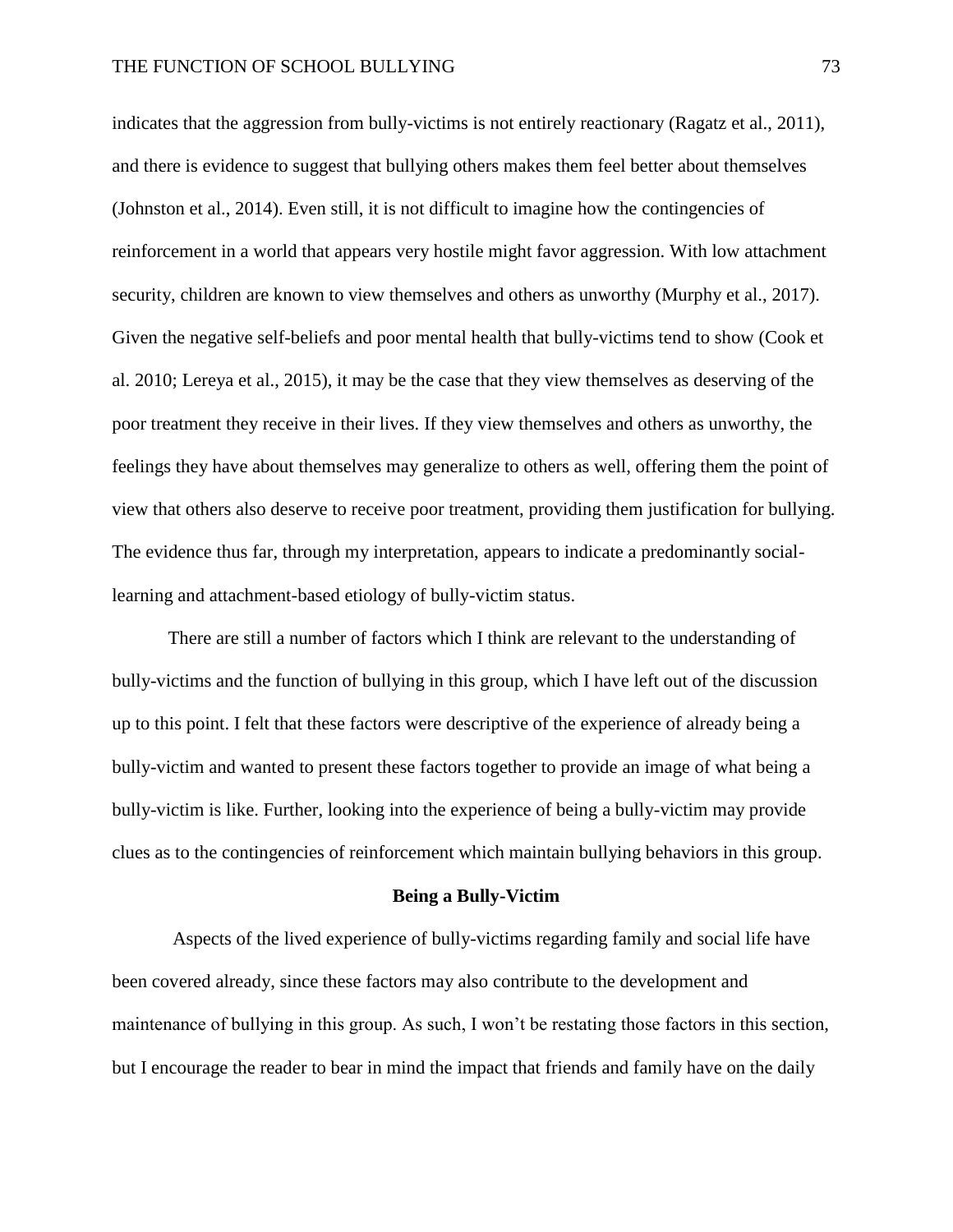indicates that the aggression from bully-victims is not entirely reactionary (Ragatz et al., 2011), and there is evidence to suggest that bullying others makes them feel better about themselves (Johnston et al., 2014). Even still, it is not difficult to imagine how the contingencies of reinforcement in a world that appears very hostile might favor aggression. With low attachment security, children are known to view themselves and others as unworthy (Murphy et al., 2017). Given the negative self-beliefs and poor mental health that bully-victims tend to show (Cook et al. 2010; Lereya et al., 2015), it may be the case that they view themselves as deserving of the poor treatment they receive in their lives. If they view themselves and others as unworthy, the feelings they have about themselves may generalize to others as well, offering them the point of view that others also deserve to receive poor treatment, providing them justification for bullying. The evidence thus far, through my interpretation, appears to indicate a predominantly social-learning and attachment-based etiology of bully-victim status.

There are still a number of factors which I think are relevant to the understanding of bully-victims and the function of bullying in this group, which I have left out of the discussion up to this point. I felt that these factors were descriptive of the experience of already being a bully-victim and wanted to present these factors together to provide an image of what being a bully-victim is like. Further, looking into the experience of being a bully-victim may provide clues as to the contingencies of reinforcement which maintain bullying behaviors in this group.

## Being a Bully-Victim

Aspects of the lived experience of bully-victims regarding family and social life have been covered already, since these factors may also contribute to the development and maintenance of bullying in this group. As such, I won't be restating those factors in this section, but I encourage the reader to bear in mind the impact that friends and family have on the daily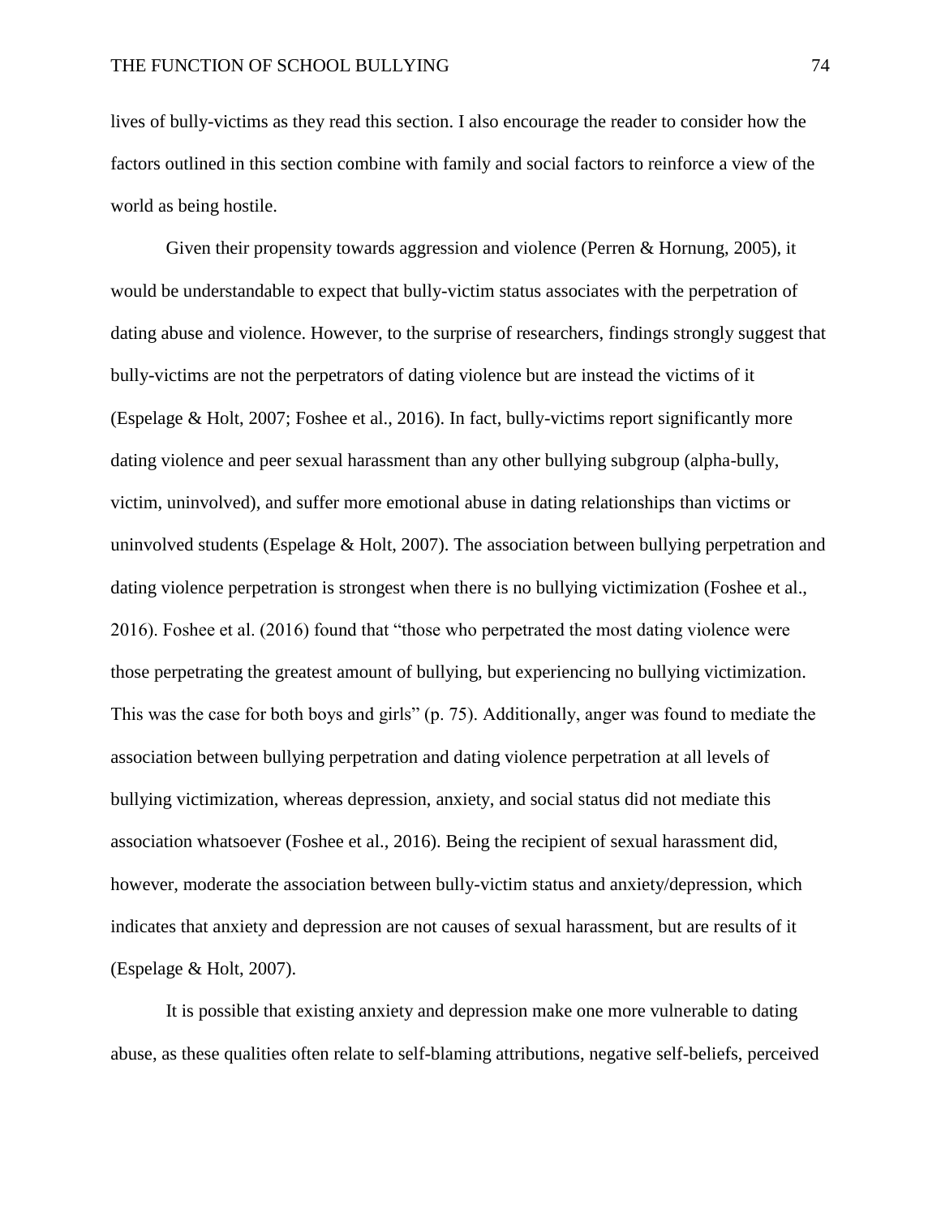lives of bully-victims as they read this section. I also encourage the reader to consider how the factors outlined in this section combine with family and social factors to reinforce a view of the world as being hostile.

Given their propensity towards aggression and violence (Perren & Hornung, 2005), it would be understandable to expect that bully-victim status associates with the perpetration of dating abuse and violence. However, to the surprise of researchers, findings strongly suggest that bully-victims are not the perpetrators of dating violence but are instead the victims of it (Espelage & Holt, 2007; Foshee et al., 2016). In fact, bully-victims report significantly more dating violence and peer sexual harassment than any other bullying subgroup (alpha-bully, victim, uninvolved), and suffer more emotional abuse in dating relationships than victims or uninvolved students (Espelage & Holt, 2007). The association between bullying perpetration and dating violence perpetration is strongest when there is no bullying victimization (Foshee et al., 2016). Foshee et al. (2016) found that "those who perpetrated the most dating violence were those perpetrating the greatest amount of bullying, but experiencing no bullying victimization. This was the case for both boys and girls" (p. 75). Additionally, anger was found to mediate the association between bullying perpetration and dating violence perpetration at all levels of bullying victimization, whereas depression, anxiety, and social status did not mediate this association whatsoever (Foshee et al., 2016). Being the recipient of sexual harassment did, however, moderate the association between bully-victim status and anxiety/depression, which indicates that anxiety and depression are not causes of sexual harassment, but are results of it (Espelage & Holt, 2007).

It is possible that existing anxiety and depression make one more vulnerable to dating abuse, as these qualities often relate to self-blaming attributions, negative self-beliefs, perceived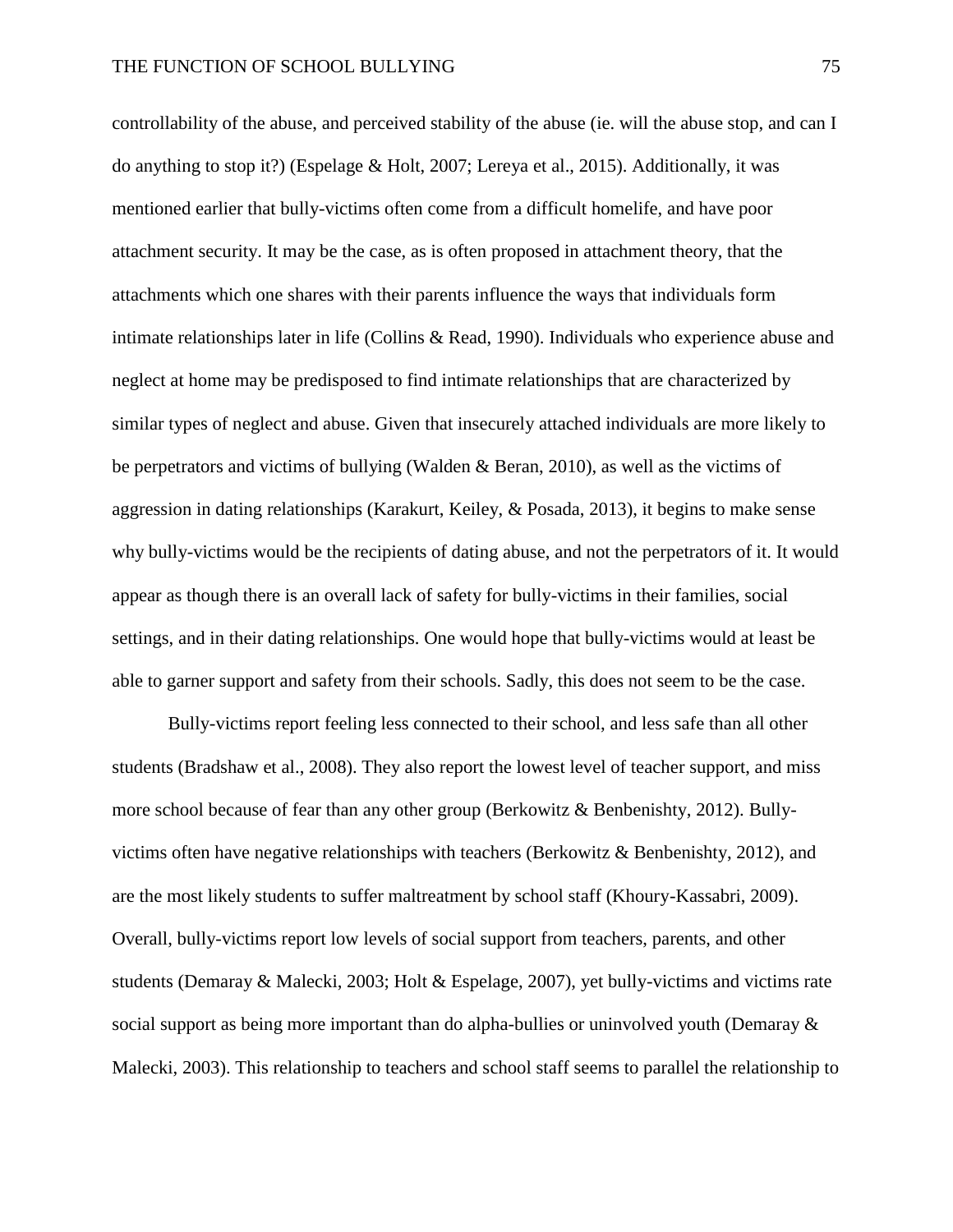controllability of the abuse, and perceived stability of the abuse (ie. will the abuse stop, and can I do anything to stop it?) (Espelage & Holt, 2007; Lereya et al., 2015). Additionally, it was mentioned earlier that bully-victims often come from a difficult homelife, and have poor attachment security. It may be the case, as is often proposed in attachment theory, that the attachments which one shares with their parents influence the ways that individuals form intimate relationships later in life (Collins & Read, 1990). Individuals who experience abuse and neglect at home may be predisposed to find intimate relationships that are characterized by similar types of neglect and abuse. Given that insecurely attached individuals are more likely to be perpetrators and victims of bullying (Walden & Beran, 2010), as well as the victims of aggression in dating relationships (Karakurt, Keiley, & Posada, 2013), it begins to make sense why bully-victims would be the recipients of dating abuse, and not the perpetrators of it. It would appear as though there is an overall lack of safety for bully-victims in their families, social settings, and in their dating relationships. One would hope that bully-victims would at least be able to garner support and safety from their schools. Sadly, this does not seem to be the case.

Bully-victims report feeling less connected to their school, and less safe than all other students (Bradshaw et al., 2008). They also report the lowest level of teacher support, and miss more school because of fear than any other group (Berkowitz & Benbenishty, 2012). Bully-victims often have negative relationships with teachers (Berkowitz & Benbenishty, 2012), and are the most likely students to suffer maltreatment by school staff (Khoury-Kassabri, 2009). Overall, bully-victims report low levels of social support from teachers, parents, and other students (Demaray & Malecki, 2003; Holt & Espelage, 2007), yet bully-victims and victims rate social support as being more important than do alpha-bullies or uninvolved youth (Demaray & Malecki, 2003). This relationship to teachers and school staff seems to parallel the relationship to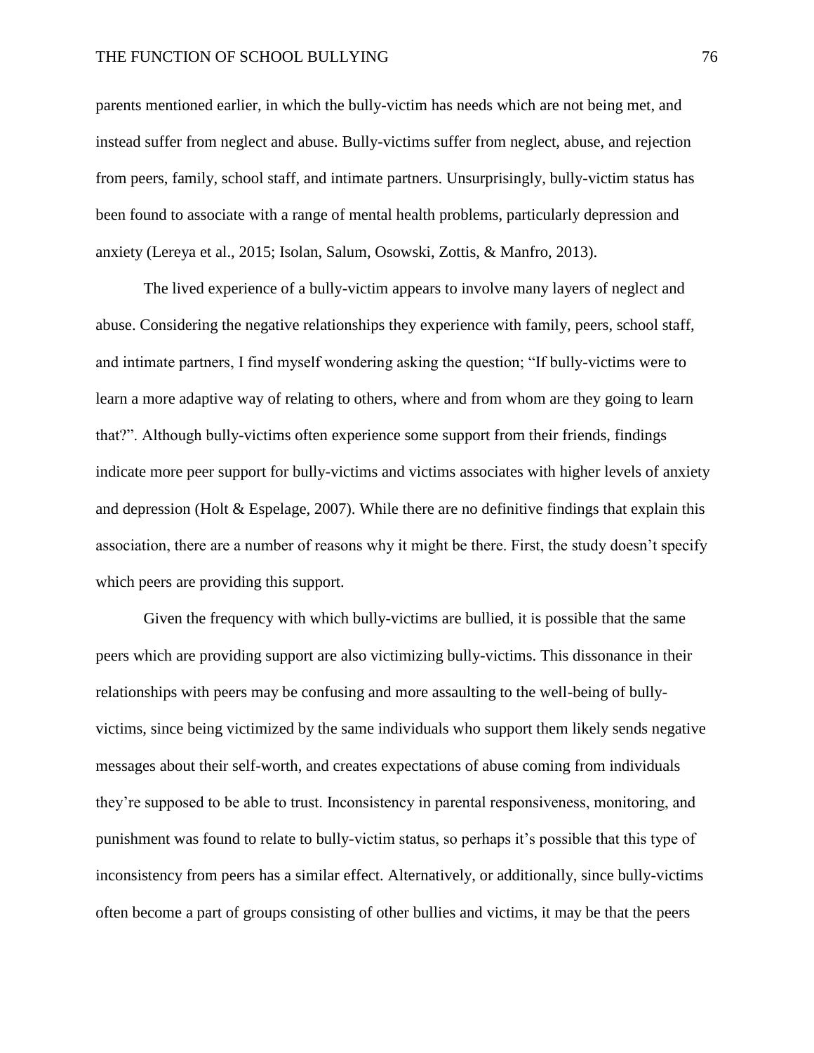parents mentioned earlier, in which the bully-victim has needs which are not being met, and instead suffer from neglect and abuse. Bully-victims suffer from neglect, abuse, and rejection from peers, family, school staff, and intimate partners. Unsurprisingly, bully-victim status has been found to associate with a range of mental health problems, particularly depression and anxiety (Lereya et al., 2015; Isolan, Salum, Osowski, Zottis, & Manfro, 2013).

The lived experience of a bully-victim appears to involve many layers of neglect and abuse. Considering the negative relationships they experience with family, peers, school staff, and intimate partners, I find myself wondering asking the question; "If bully-victims were to learn a more adaptive way of relating to others, where and from whom are they going to learn that?". Although bully-victims often experience some support from their friends, findings indicate more peer support for bully-victims and victims associates with higher levels of anxiety and depression (Holt & Espelage, 2007). While there are no definitive findings that explain this association, there are a number of reasons why it might be there. First, the study doesn't specify which peers are providing this support.

Given the frequency with which bully-victims are bullied, it is possible that the same peers which are providing support are also victimizing bully-victims. This dissonance in their relationships with peers may be confusing and more assaulting to the well-being of bully-victims, since being victimized by the same individuals who support them likely sends negative messages about their self-worth, and creates expectations of abuse coming from individuals they're supposed to be able to trust. Inconsistency in parental responsiveness, monitoring, and punishment was found to relate to bully-victim status, so perhaps it's possible that this type of inconsistency from peers has a similar effect. Alternatively, or additionally, since bully-victims often become a part of groups consisting of other bullies and victims, it may be that the peers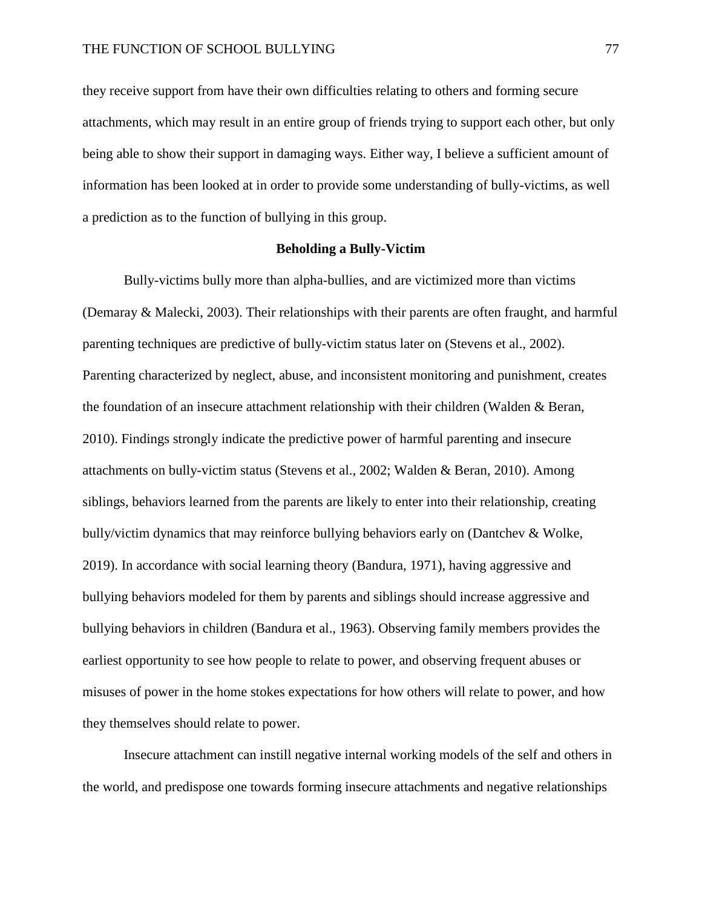they receive support from have their own difficulties relating to others and forming secure attachments, which may result in an entire group of friends trying to support each other, but only being able to show their support in damaging ways. Either way, I believe a sufficient amount of information has been looked at in order to provide some understanding of bully-victims, as well a prediction as to the function of bullying in this group.

## Beholding a Bully-Victim

Bully-victims bully more than alpha-bullies, and are victimized more than victims (Demaray & Malecki, 2003). Their relationships with their parents are often fraught, and harmful parenting techniques are predictive of bully-victim status later on (Stevens et al., 2002). Parenting characterized by neglect, abuse, and inconsistent monitoring and punishment, creates the foundation of an insecure attachment relationship with their children (Walden & Beran, 2010). Findings strongly indicate the predictive power of harmful parenting and insecure attachments on bully-victim status (Stevens et al., 2002; Walden & Beran, 2010). Among siblings, behaviors learned from the parents are likely to enter into their relationship, creating bully/victim dynamics that may reinforce bullying behaviors early on (Dantchev & Wolke, 2019). In accordance with social learning theory (Bandura, 1971), having aggressive and bullying behaviors modeled for them by parents and siblings should increase aggressive and bullying behaviors in children (Bandura et al., 1963). Observing family members provides the earliest opportunity to see how people to relate to power, and observing frequent abuses or misuses of power in the home stokes expectations for how others will relate to power, and how they themselves should relate to power.

Insecure attachment can instill negative internal working models of the self and others in the world, and predispose one towards forming insecure attachments and negative relationships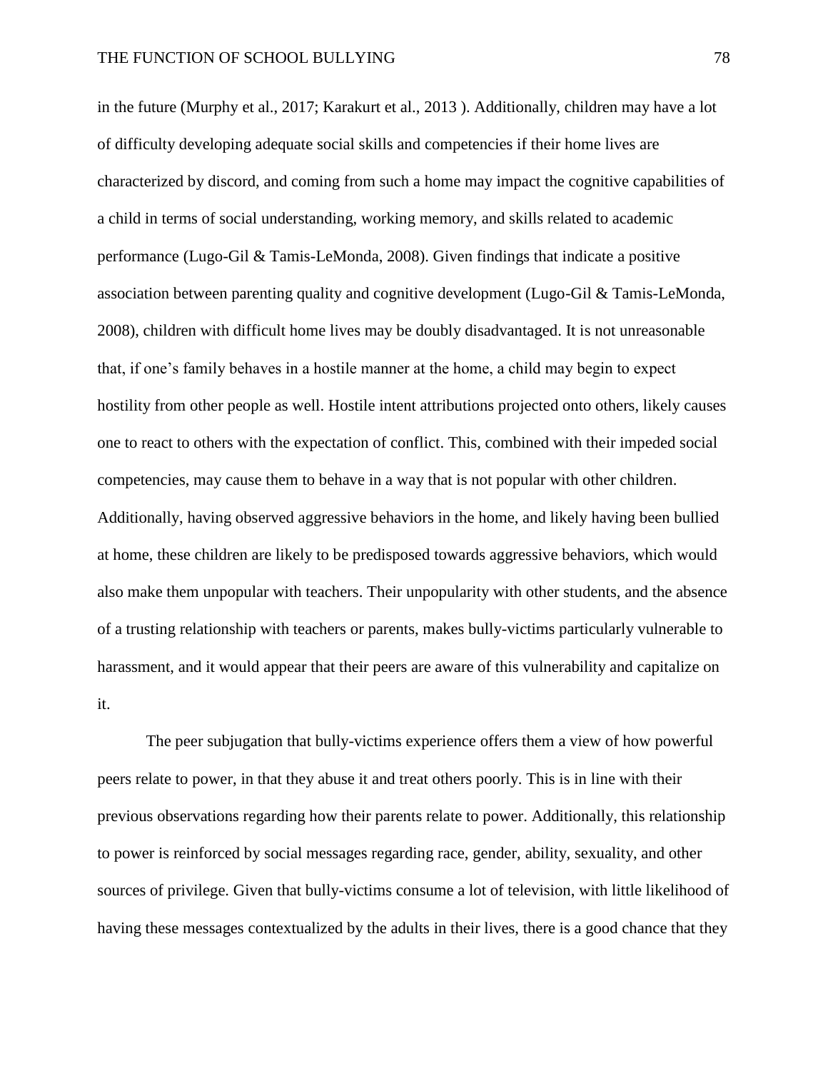in the future (Murphy et al., 2017; Karakurt et al., 2013 ). Additionally, children may have a lot of difficulty developing adequate social skills and competencies if their home lives are characterized by discord, and coming from such a home may impact the cognitive capabilities of a child in terms of social understanding, working memory, and skills related to academic performance (Lugo-Gil & Tamis-LeMonda, 2008). Given findings that indicate a positive association between parenting quality and cognitive development (Lugo-Gil & Tamis-LeMonda, 2008), children with difficult home lives may be doubly disadvantaged. It is not unreasonable that, if one's family behaves in a hostile manner at the home, a child may begin to expect hostility from other people as well. Hostile intent attributions projected onto others, likely causes one to react to others with the expectation of conflict. This, combined with their impeded social competencies, may cause them to behave in a way that is not popular with other children. Additionally, having observed aggressive behaviors in the home, and likely having been bullied at home, these children are likely to be predisposed towards aggressive behaviors, which would also make them unpopular with teachers. Their unpopularity with other students, and the absence of a trusting relationship with teachers or parents, makes bully-victims particularly vulnerable to harassment, and it would appear that their peers are aware of this vulnerability and capitalize on it.

The peer subjugation that bully-victims experience offers them a view of how powerful peers relate to power, in that they abuse it and treat others poorly. This is in line with their previous observations regarding how their parents relate to power. Additionally, this relationship to power is reinforced by social messages regarding race, gender, ability, sexuality, and other sources of privilege. Given that bully-victims consume a lot of television, with little likelihood of having these messages contextualized by the adults in their lives, there is a good chance that they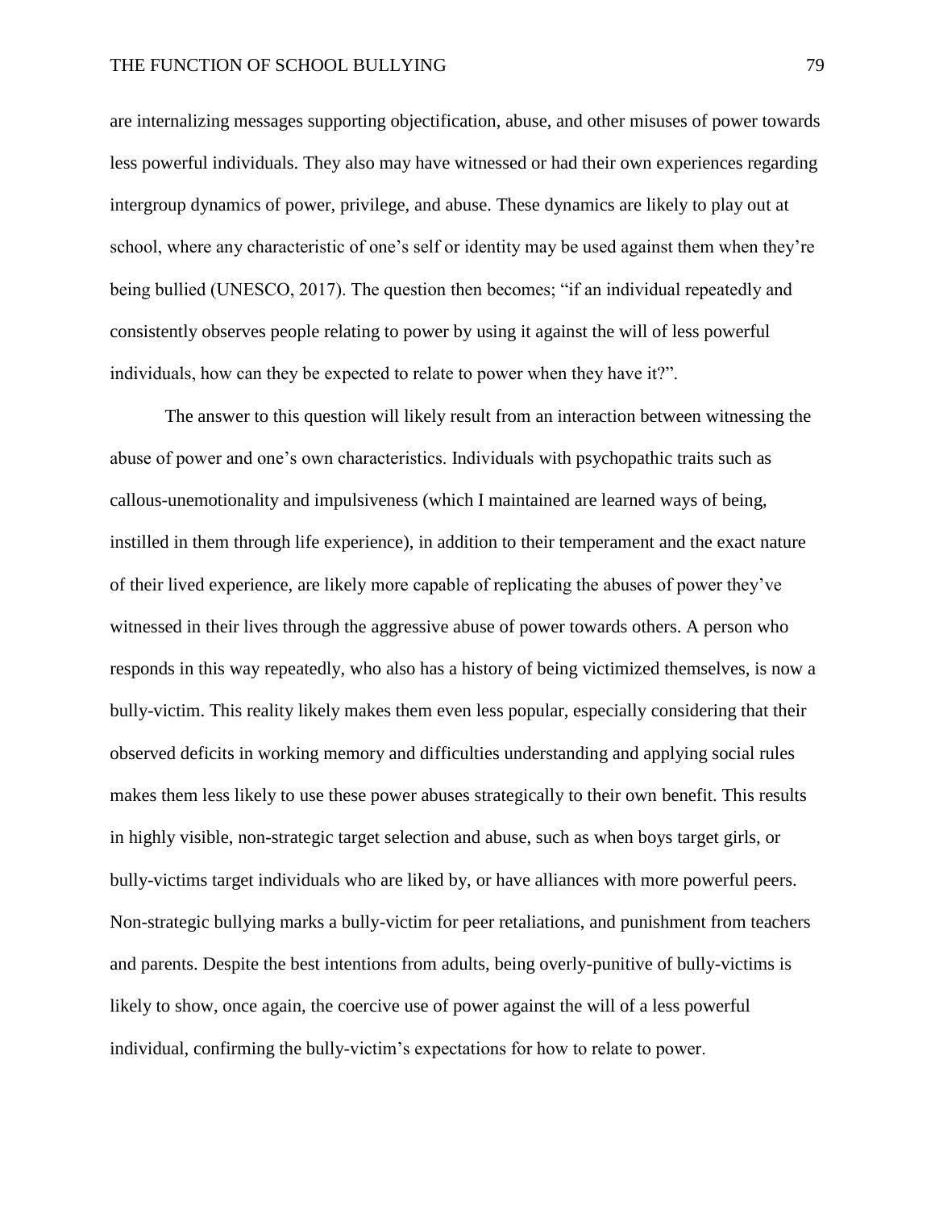are internalizing messages supporting objectification, abuse, and other misuses of power towards less powerful individuals. They also may have witnessed or had their own experiences regarding intergroup dynamics of power, privilege, and abuse. These dynamics are likely to play out at school, where any characteristic of one's self or identity may be used against them when they're being bullied (UNESCO, 2017). The question then becomes; "if an individual repeatedly and consistently observes people relating to power by using it against the will of less powerful individuals, how can they be expected to relate to power when they have it?".

The answer to this question will likely result from an interaction between witnessing the abuse of power and one's own characteristics. Individuals with psychopathic traits such as callous-unemotionality and impulsiveness (which I maintained are learned ways of being, instilled in them through life experience), in addition to their temperament and the exact nature of their lived experience, are likely more capable of replicating the abuses of power they've witnessed in their lives through the aggressive abuse of power towards others. A person who responds in this way repeatedly, who also has a history of being victimized themselves, is now a bully-victim. This reality likely makes them even less popular, especially considering that their observed deficits in working memory and difficulties understanding and applying social rules makes them less likely to use these power abuses strategically to their own benefit. This results in highly visible, non-strategic target selection and abuse, such as when boys target girls, or bully-victims target individuals who are liked by, or have alliances with more powerful peers. Non-strategic bullying marks a bully-victim for peer retaliations, and punishment from teachers and parents. Despite the best intentions from adults, being overly-punitive of bully-victims is likely to show, once again, the coercive use of power against the will of a less powerful individual, confirming the bully-victim's expectations for how to relate to power.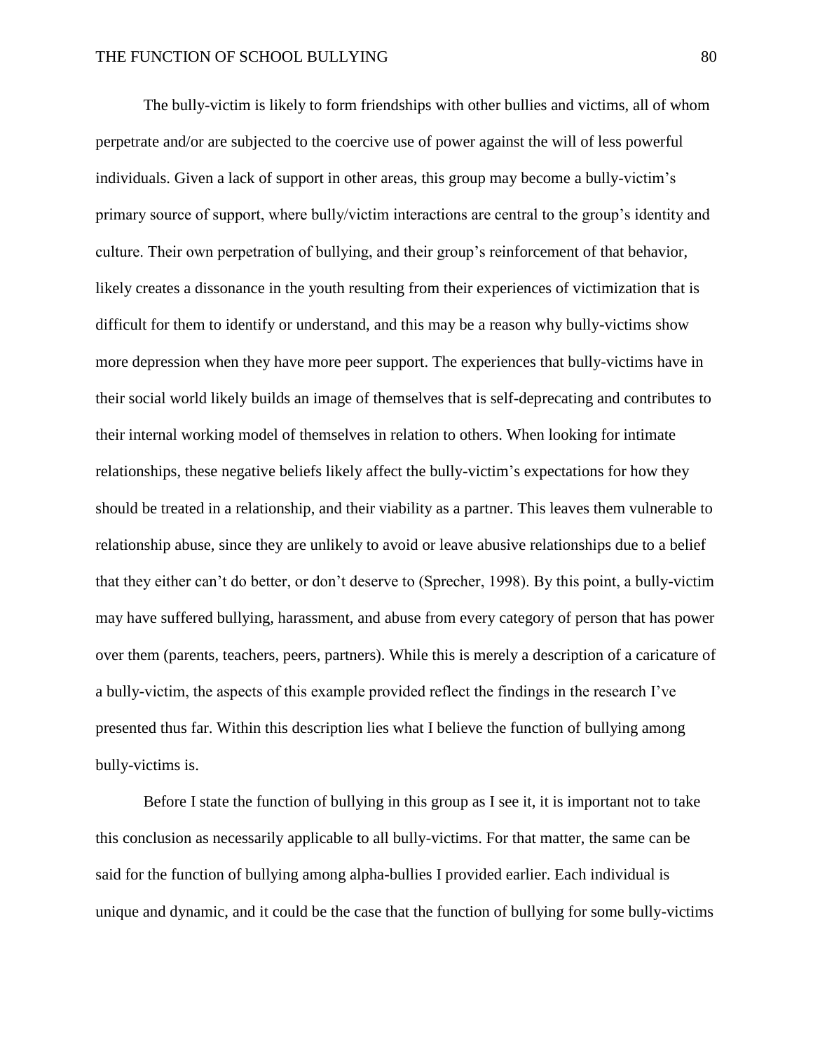The bully-victim is likely to form friendships with other bullies and victims, all of whom perpetrate and/or are subjected to the coercive use of power against the will of less powerful individuals. Given a lack of support in other areas, this group may become a bully-victim's primary source of support, where bully/victim interactions are central to the group's identity and culture. Their own perpetration of bullying, and their group's reinforcement of that behavior, likely creates a dissonance in the youth resulting from their experiences of victimization that is difficult for them to identify or understand, and this may be a reason why bully-victims show more depression when they have more peer support. The experiences that bully-victims have in their social world likely builds an image of themselves that is self-deprecating and contributes to their internal working model of themselves in relation to others. When looking for intimate relationships, these negative beliefs likely affect the bully-victim's expectations for how they should be treated in a relationship, and their viability as a partner. This leaves them vulnerable to relationship abuse, since they are unlikely to avoid or leave abusive relationships due to a belief that they either can't do better, or don't deserve to (Sprecher, 1998). By this point, a bully-victim may have suffered bullying, harassment, and abuse from every category of person that has power over them (parents, teachers, peers, partners). While this is merely a description of a caricature of a bully-victim, the aspects of this example provided reflect the findings in the research I've presented thus far. Within this description lies what I believe the function of bullying among bully-victims is.

Before I state the function of bullying in this group as I see it, it is important not to take this conclusion as necessarily applicable to all bully-victims. For that matter, the same can be said for the function of bullying among alpha-bullies I provided earlier. Each individual is unique and dynamic, and it could be the case that the function of bullying for some bully-victims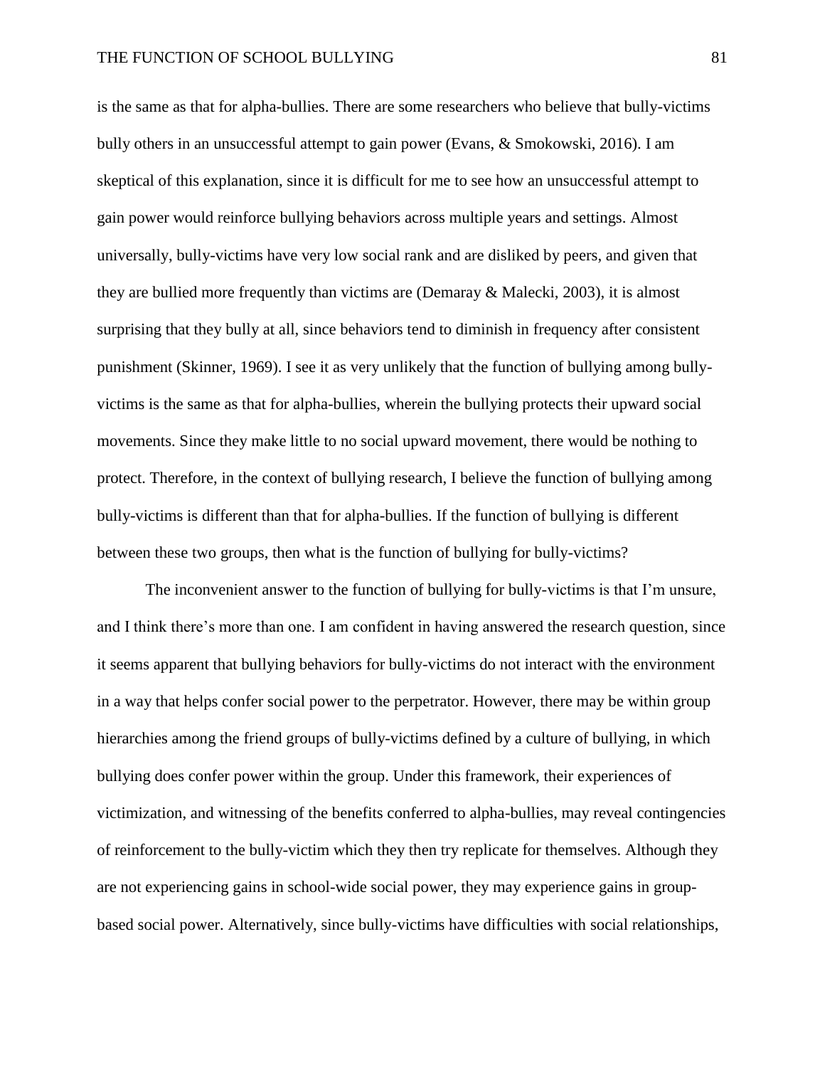is the same as that for alpha-bullies. There are some researchers who believe that bully-victims bully others in an unsuccessful attempt to gain power (Evans, & Smokowski, 2016). I am skeptical of this explanation, since it is difficult for me to see how an unsuccessful attempt to gain power would reinforce bullying behaviors across multiple years and settings. Almost universally, bully-victims have very low social rank and are disliked by peers, and given that they are bullied more frequently than victims are (Demaray & Malecki, 2003), it is almost surprising that they bully at all, since behaviors tend to diminish in frequency after consistent punishment (Skinner, 1969). I see it as very unlikely that the function of bullying among bully-victims is the same as that for alpha-bullies, wherein the bullying protects their upward social movements. Since they make little to no social upward movement, there would be nothing to protect. Therefore, in the context of bullying research, I believe the function of bullying among bully-victims is different than that for alpha-bullies. If the function of bullying is different between these two groups, then what is the function of bullying for bully-victims?

The inconvenient answer to the function of bullying for bully-victims is that I'm unsure, and I think there's more than one. I am confident in having answered the research question, since it seems apparent that bullying behaviors for bully-victims do not interact with the environment in a way that helps confer social power to the perpetrator. However, there may be within group hierarchies among the friend groups of bully-victims defined by a culture of bullying, in which bullying does confer power within the group. Under this framework, their experiences of victimization, and witnessing of the benefits conferred to alpha-bullies, may reveal contingencies of reinforcement to the bully-victim which they then try replicate for themselves. Although they are not experiencing gains in school-wide social power, they may experience gains in group-based social power. Alternatively, since bully-victims have difficulties with social relationships,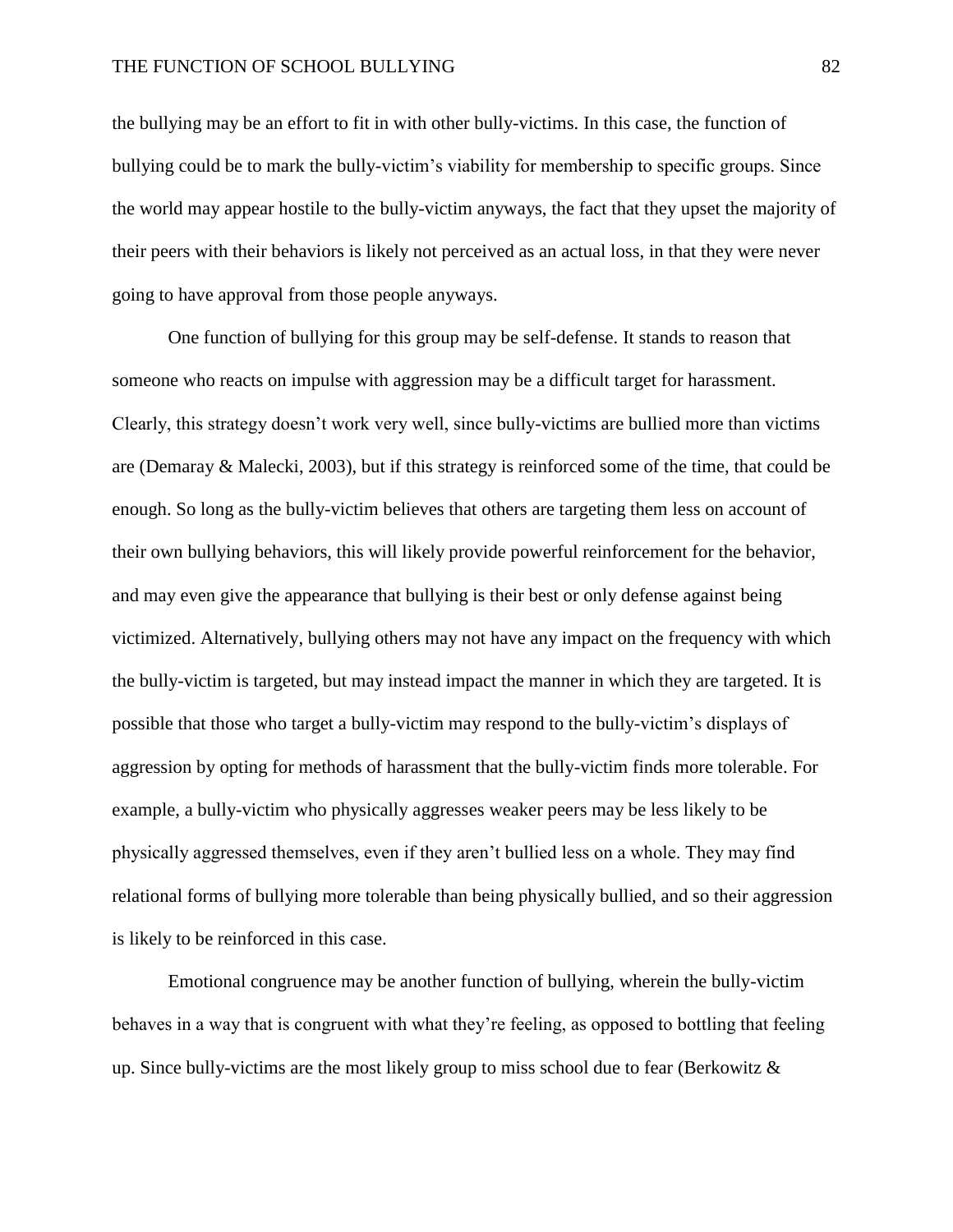the bullying may be an effort to fit in with other bully-victims. In this case, the function of bullying could be to mark the bully-victim's viability for membership to specific groups. Since the world may appear hostile to the bully-victim anyways, the fact that they upset the majority of their peers with their behaviors is likely not perceived as an actual loss, in that they were never going to have approval from those people anyways.

One function of bullying for this group may be self-defense. It stands to reason that someone who reacts on impulse with aggression may be a difficult target for harassment. Clearly, this strategy doesn't work very well, since bully-victims are bullied more than victims are (Demaray & Malecki, 2003), but if this strategy is reinforced some of the time, that could be enough. So long as the bully-victim believes that others are targeting them less on account of their own bullying behaviors, this will likely provide powerful reinforcement for the behavior, and may even give the appearance that bullying is their best or only defense against being victimized. Alternatively, bullying others may not have any impact on the frequency with which the bully-victim is targeted, but may instead impact the manner in which they are targeted. It is possible that those who target a bully-victim may respond to the bully-victim's displays of aggression by opting for methods of harassment that the bully-victim finds more tolerable. For example, a bully-victim who physically aggresses weaker peers may be less likely to be physically aggressed themselves, even if they aren't bullied less on a whole. They may find relational forms of bullying more tolerable than being physically bullied, and so their aggression is likely to be reinforced in this case.

Emotional congruence may be another function of bullying, wherein the bully-victim behaves in a way that is congruent with what they're feeling, as opposed to bottling that feeling up. Since bully-victims are the most likely group to miss school due to fear (Berkowitz &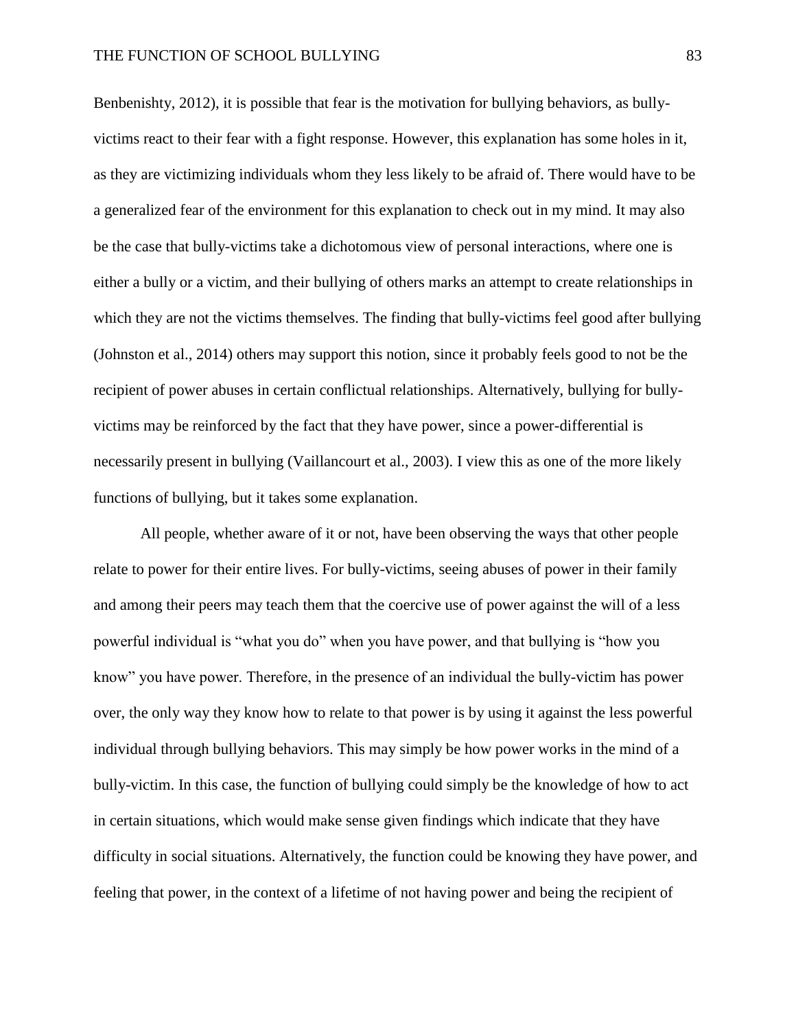Benbenishty, 2012), it is possible that fear is the motivation for bullying behaviors, as bully-victims react to their fear with a fight response. However, this explanation has some holes in it, as they are victimizing individuals whom they less likely to be afraid of. There would have to be a generalized fear of the environment for this explanation to check out in my mind. It may also be the case that bully-victims take a dichotomous view of personal interactions, where one is either a bully or a victim, and their bullying of others marks an attempt to create relationships in which they are not the victims themselves. The finding that bully-victims feel good after bullying (Johnston et al., 2014) others may support this notion, since it probably feels good to not be the recipient of power abuses in certain conflictual relationships. Alternatively, bullying for bully-victims may be reinforced by the fact that they have power, since a power-differential is necessarily present in bullying (Vaillancourt et al., 2003). I view this as one of the more likely functions of bullying, but it takes some explanation.

All people, whether aware of it or not, have been observing the ways that other people relate to power for their entire lives. For bully-victims, seeing abuses of power in their family and among their peers may teach them that the coercive use of power against the will of a less powerful individual is "what you do" when you have power, and that bullying is "how you know" you have power. Therefore, in the presence of an individual the bully-victim has power over, the only way they know how to relate to that power is by using it against the less powerful individual through bullying behaviors. This may simply be how power works in the mind of a bully-victim. In this case, the function of bullying could simply be the knowledge of how to act in certain situations, which would make sense given findings which indicate that they have difficulty in social situations. Alternatively, the function could be knowing they have power, and feeling that power, in the context of a lifetime of not having power and being the recipient of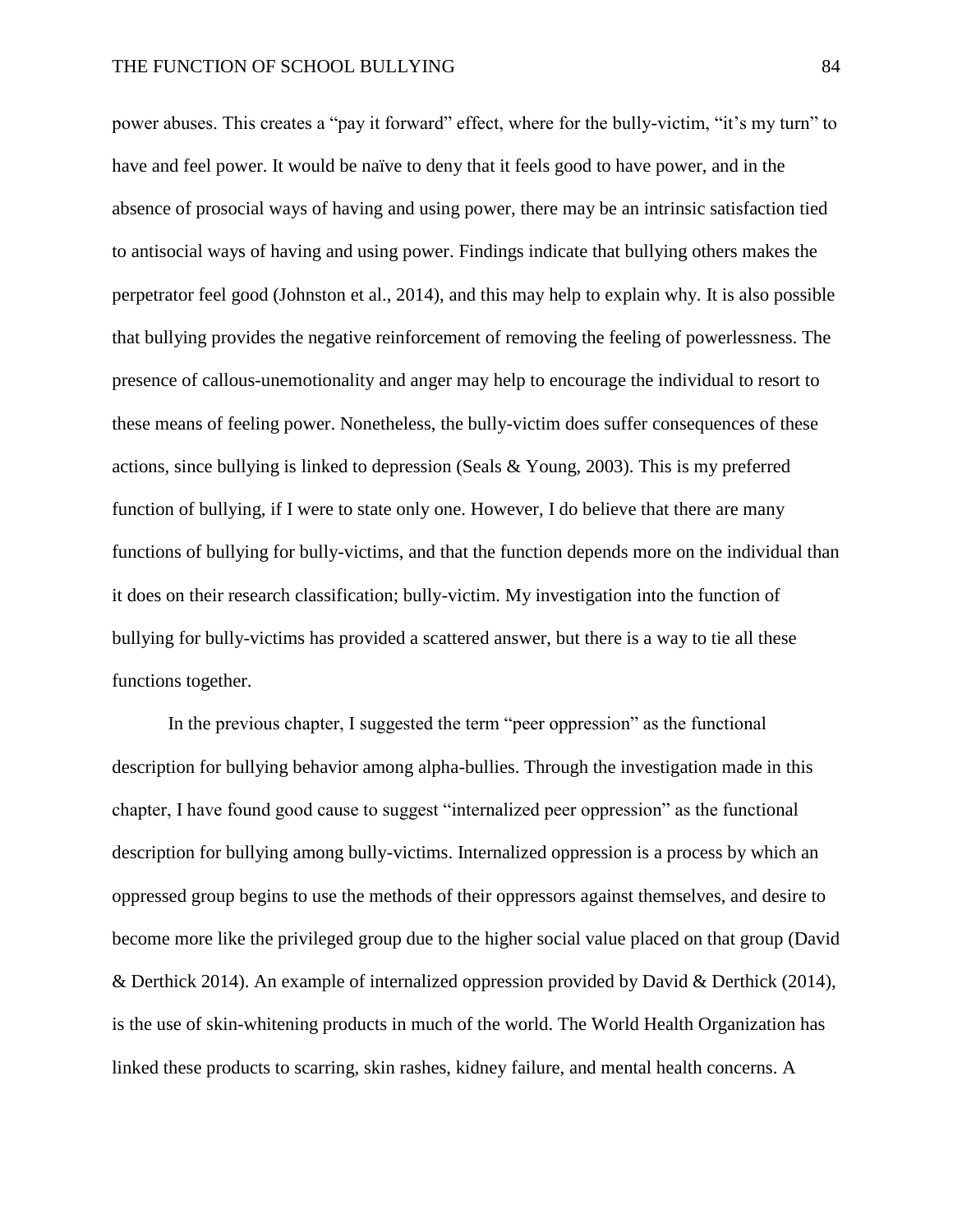power abuses. This creates a "pay it forward" effect, where for the bully-victim, "it's my turn" to have and feel power. It would be naïve to deny that it feels good to have power, and in the absence of prosocial ways of having and using power, there may be an intrinsic satisfaction tied to antisocial ways of having and using power. Findings indicate that bullying others makes the perpetrator feel good (Johnston et al., 2014), and this may help to explain why. It is also possible that bullying provides the negative reinforcement of removing the feeling of powerlessness. The presence of callous-unemotionality and anger may help to encourage the individual to resort to these means of feeling power. Nonetheless, the bully-victim does suffer consequences of these actions, since bullying is linked to depression (Seals & Young, 2003). This is my preferred function of bullying, if I were to state only one. However, I do believe that there are many functions of bullying for bully-victims, and that the function depends more on the individual than it does on their research classification; bully-victim. My investigation into the function of bullying for bully-victims has provided a scattered answer, but there is a way to tie all these functions together.

In the previous chapter, I suggested the term "peer oppression" as the functional description for bullying behavior among alpha-bullies. Through the investigation made in this chapter, I have found good cause to suggest "internalized peer oppression" as the functional description for bullying among bully-victims. Internalized oppression is a process by which an oppressed group begins to use the methods of their oppressors against themselves, and desire to become more like the privileged group due to the higher social value placed on that group (David & Derthick 2014). An example of internalized oppression provided by David & Derthick (2014), is the use of skin-whitening products in much of the world. The World Health Organization has linked these products to scarring, skin rashes, kidney failure, and mental health concerns. A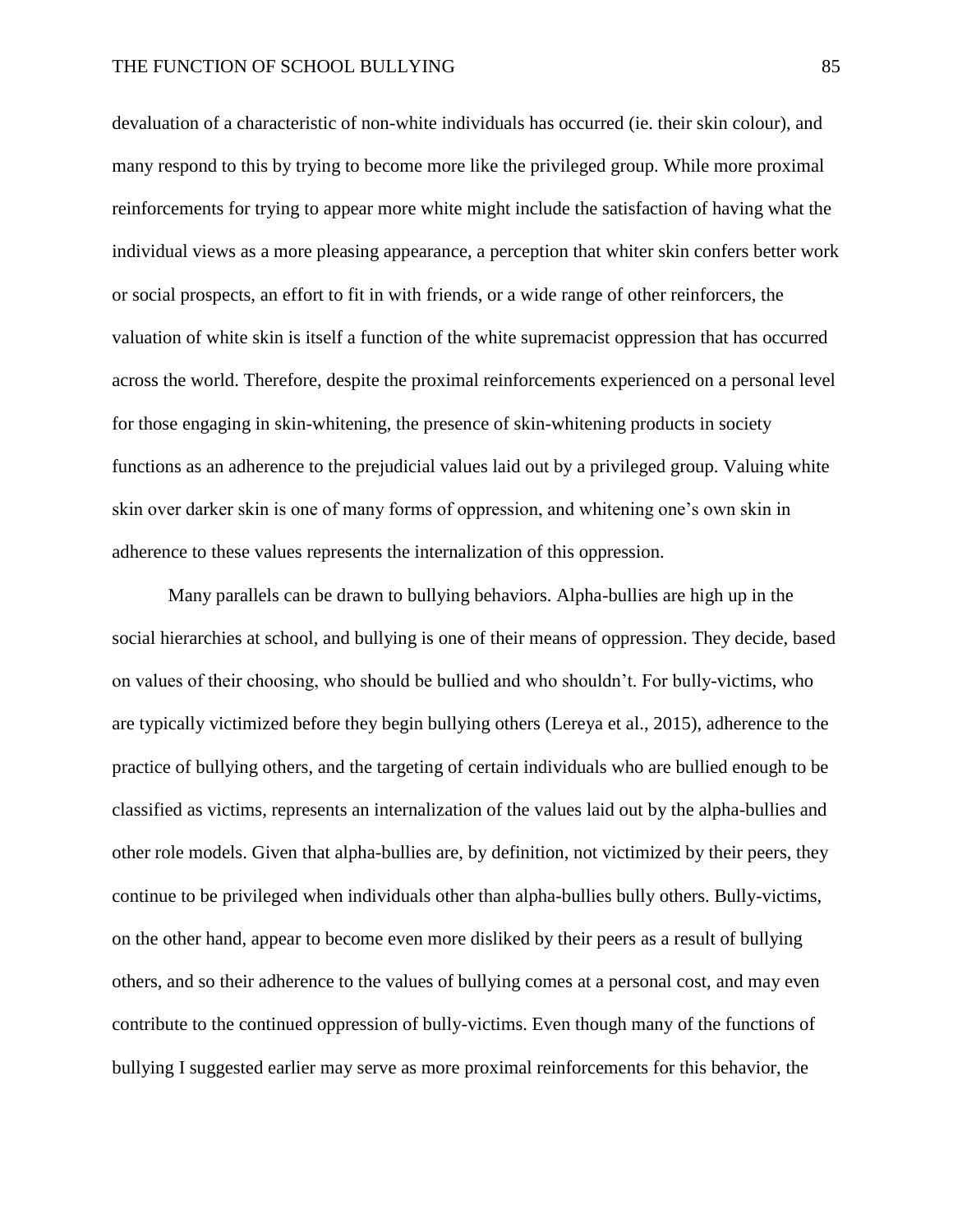devaluation of a characteristic of non-white individuals has occurred (ie. their skin colour), and many respond to this by trying to become more like the privileged group. While more proximal reinforcements for trying to appear more white might include the satisfaction of having what the individual views as a more pleasing appearance, a perception that whiter skin confers better work or social prospects, an effort to fit in with friends, or a wide range of other reinforcers, the valuation of white skin is itself a function of the white supremacist oppression that has occurred across the world. Therefore, despite the proximal reinforcements experienced on a personal level for those engaging in skin-whitening, the presence of skin-whitening products in society functions as an adherence to the prejudicial values laid out by a privileged group. Valuing white skin over darker skin is one of many forms of oppression, and whitening one's own skin in adherence to these values represents the internalization of this oppression.

Many parallels can be drawn to bullying behaviors. Alpha-bullies are high up in the social hierarchies at school, and bullying is one of their means of oppression. They decide, based on values of their choosing, who should be bullied and who shouldn't. For bully-victims, who are typically victimized before they begin bullying others (Lereya et al., 2015), adherence to the practice of bullying others, and the targeting of certain individuals who are bullied enough to be classified as victims, represents an internalization of the values laid out by the alpha-bullies and other role models. Given that alpha-bullies are, by definition, not victimized by their peers, they continue to be privileged when individuals other than alpha-bullies bully others. Bully-victims, on the other hand, appear to become even more disliked by their peers as a result of bullying others, and so their adherence to the values of bullying comes at a personal cost, and may even contribute to the continued oppression of bully-victims. Even though many of the functions of bullying I suggested earlier may serve as more proximal reinforcements for this behavior, the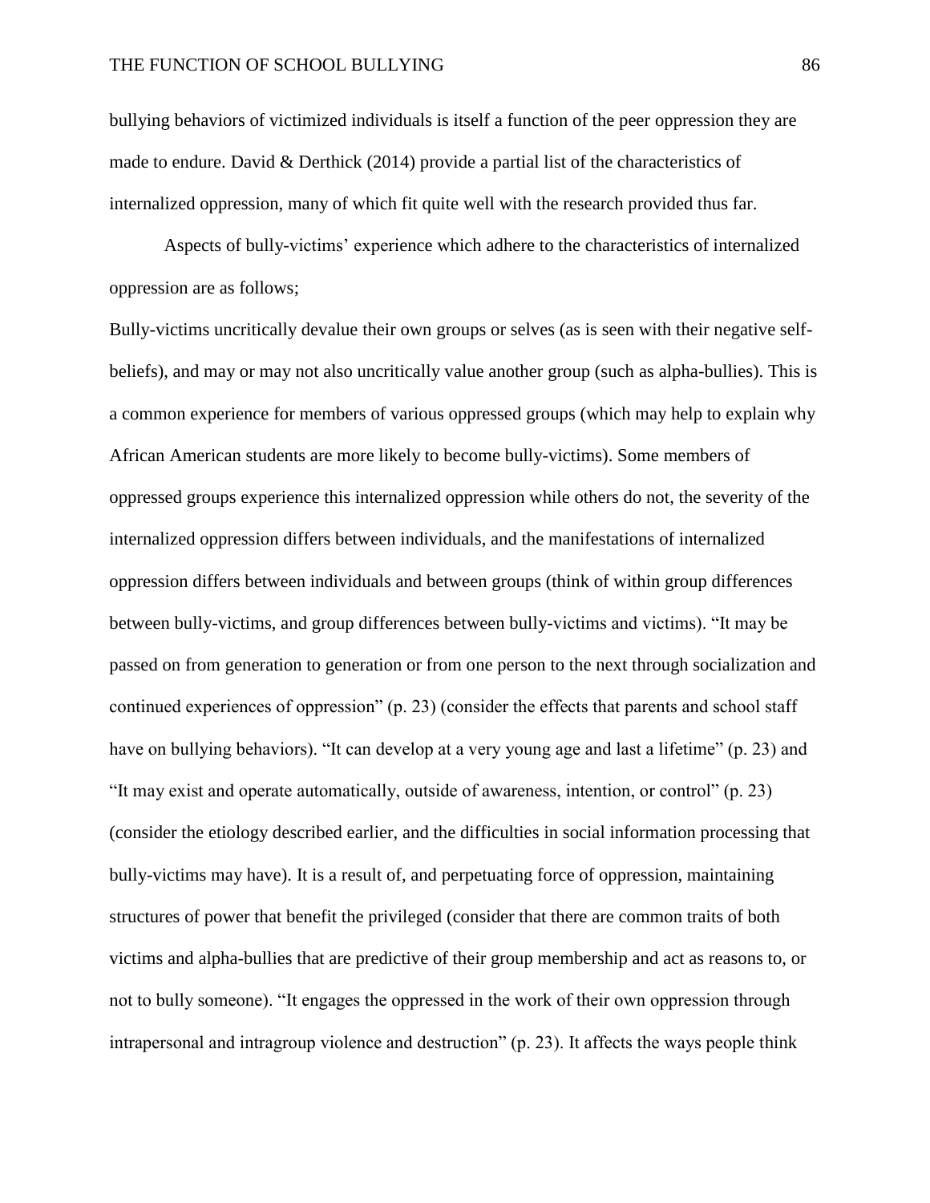bullying behaviors of victimized individuals is itself a function of the peer oppression they are made to endure. David & Derthick (2014) provide a partial list of the characteristics of internalized oppression, many of which fit quite well with the research provided thus far.

Aspects of bully-victims' experience which adhere to the characteristics of internalized oppression are as follows;

Bully-victims uncritically devalue their own groups or selves (as is seen with their negative self-beliefs), and may or may not also uncritically value another group (such as alpha-bullies). This is a common experience for members of various oppressed groups (which may help to explain why African American students are more likely to become bully-victims). Some members of oppressed groups experience this internalized oppression while others do not, the severity of the internalized oppression differs between individuals, and the manifestations of internalized oppression differs between individuals and between groups (think of within group differences between bully-victims, and group differences between bully-victims and victims). "It may be passed on from generation to generation or from one person to the next through socialization and continued experiences of oppression" (p. 23) (consider the effects that parents and school staff have on bullying behaviors). "It can develop at a very young age and last a lifetime" (p. 23) and "It may exist and operate automatically, outside of awareness, intention, or control" (p. 23) (consider the etiology described earlier, and the difficulties in social information processing that bully-victims may have). It is a result of, and perpetuating force of oppression, maintaining structures of power that benefit the privileged (consider that there are common traits of both victims and alpha-bullies that are predictive of their group membership and act as reasons to, or not to bully someone). "It engages the oppressed in the work of their own oppression through intrapersonal and intragroup violence and destruction" (p. 23). It affects the ways people think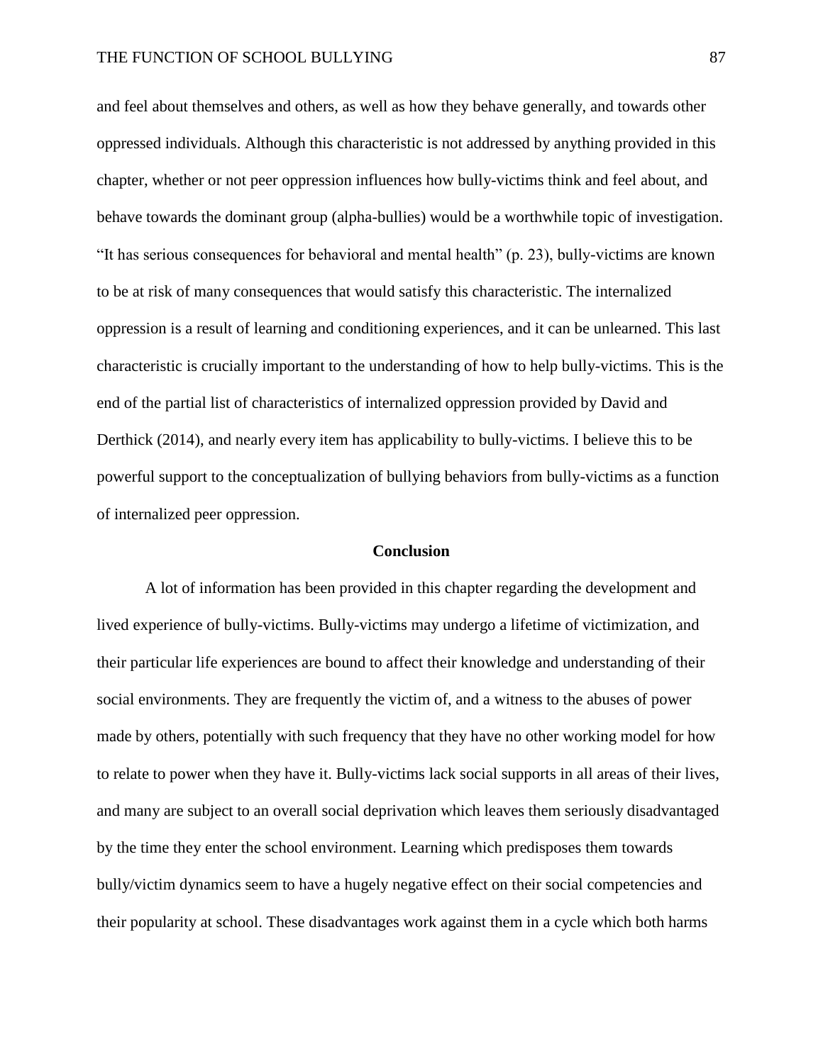and feel about themselves and others, as well as how they behave generally, and towards other oppressed individuals. Although this characteristic is not addressed by anything provided in this chapter, whether or not peer oppression influences how bully-victims think and feel about, and behave towards the dominant group (alpha-bullies) would be a worthwhile topic of investigation. "It has serious consequences for behavioral and mental health" (p. 23), bully-victims are known to be at risk of many consequences that would satisfy this characteristic. The internalized oppression is a result of learning and conditioning experiences, and it can be unlearned. This last characteristic is crucially important to the understanding of how to help bully-victims. This is the end of the partial list of characteristics of internalized oppression provided by David and Derthick (2014), and nearly every item has applicability to bully-victims. I believe this to be powerful support to the conceptualization of bullying behaviors from bully-victims as a function of internalized peer oppression.

## Conclusion

A lot of information has been provided in this chapter regarding the development and lived experience of bully-victims. Bully-victims may undergo a lifetime of victimization, and their particular life experiences are bound to affect their knowledge and understanding of their social environments. They are frequently the victim of, and a witness to the abuses of power made by others, potentially with such frequency that they have no other working model for how to relate to power when they have it. Bully-victims lack social supports in all areas of their lives, and many are subject to an overall social deprivation which leaves them seriously disadvantaged by the time they enter the school environment. Learning which predisposes them towards bully/victim dynamics seem to have a hugely negative effect on their social competencies and their popularity at school. These disadvantages work against them in a cycle which both harms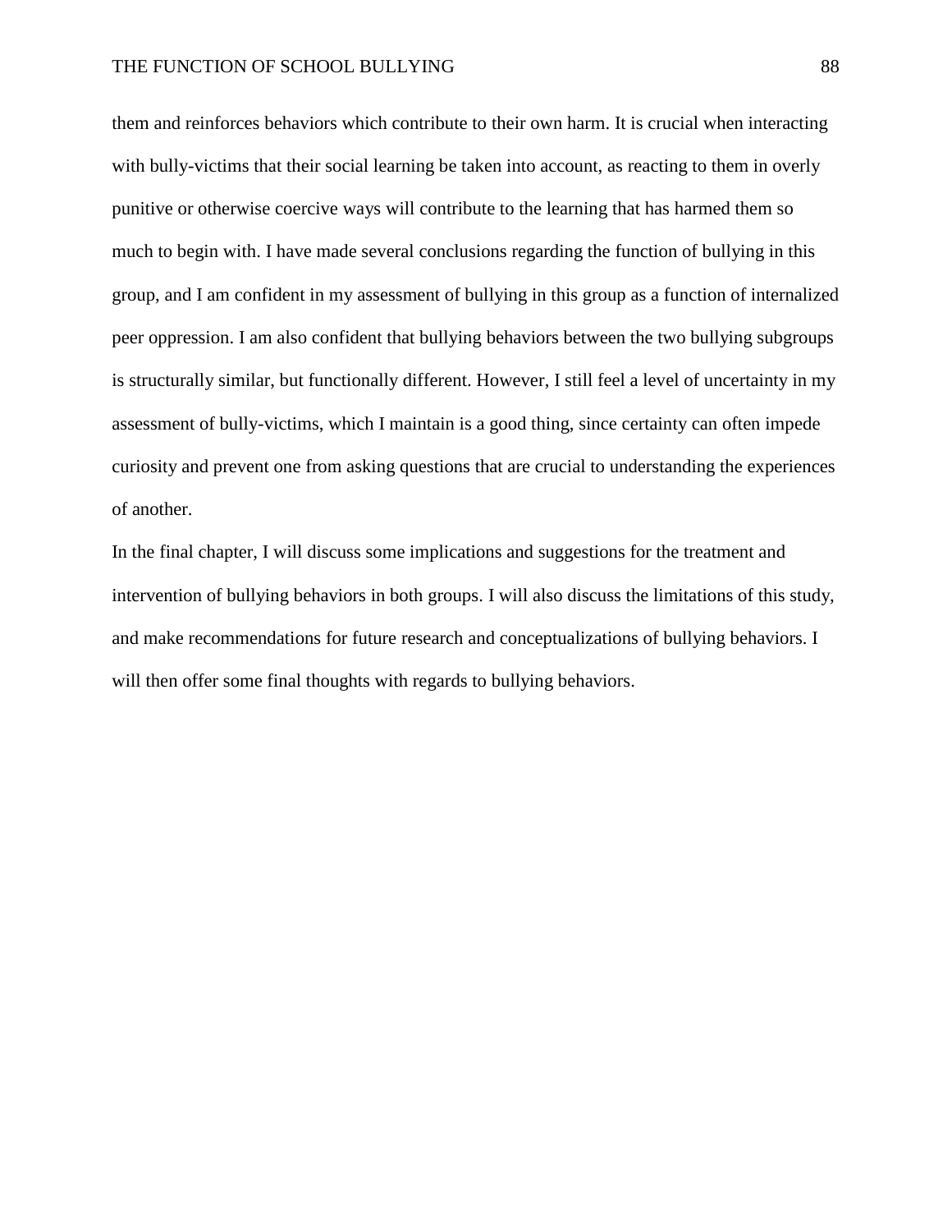them and reinforces behaviors which contribute to their own harm. It is crucial when interacting with bully-victims that their social learning be taken into account, as reacting to them in overly punitive or otherwise coercive ways will contribute to the learning that has harmed them so much to begin with. I have made several conclusions regarding the function of bullying in this group, and I am confident in my assessment of bullying in this group as a function of internalized peer oppression. I am also confident that bullying behaviors between the two bullying subgroups is structurally similar, but functionally different. However, I still feel a level of uncertainty in my assessment of bully-victims, which I maintain is a good thing, since certainty can often impede curiosity and prevent one from asking questions that are crucial to understanding the experiences of another.

In the final chapter, I will discuss some implications and suggestions for the treatment and intervention of bullying behaviors in both groups. I will also discuss the limitations of this study, and make recommendations for future research and conceptualizations of bullying behaviors. I will then offer some final thoughts with regards to bullying behaviors.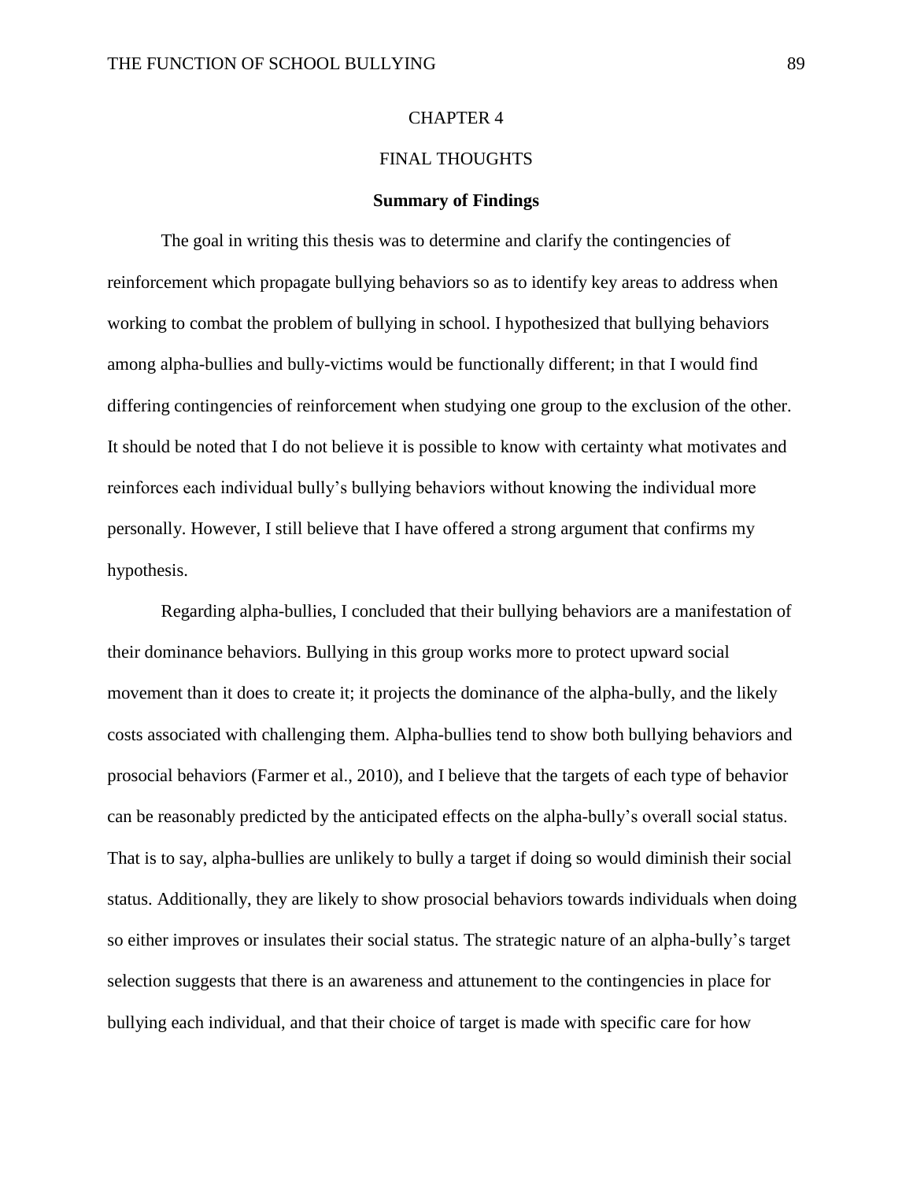# CHAPTER 4

## FINAL THOUGHTS

### Summary of Findings

The goal in writing this thesis was to determine and clarify the contingencies of reinforcement which propagate bullying behaviors so as to identify key areas to address when working to combat the problem of bullying in school. I hypothesized that bullying behaviors among alpha-bullies and bully-victims would be functionally different; in that I would find differing contingencies of reinforcement when studying one group to the exclusion of the other. It should be noted that I do not believe it is possible to know with certainty what motivates and reinforces each individual bully's bullying behaviors without knowing the individual more personally. However, I still believe that I have offered a strong argument that confirms my hypothesis.

Regarding alpha-bullies, I concluded that their bullying behaviors are a manifestation of their dominance behaviors. Bullying in this group works more to protect upward social movement than it does to create it; it projects the dominance of the alpha-bully, and the likely costs associated with challenging them. Alpha-bullies tend to show both bullying behaviors and prosocial behaviors (Farmer et al., 2010), and I believe that the targets of each type of behavior can be reasonably predicted by the anticipated effects on the alpha-bully's overall social status. That is to say, alpha-bullies are unlikely to bully a target if doing so would diminish their social status. Additionally, they are likely to show prosocial behaviors towards individuals when doing so either improves or insulates their social status. The strategic nature of an alpha-bully's target selection suggests that there is an awareness and attunement to the contingencies in place for bullying each individual, and that their choice of target is made with specific care for how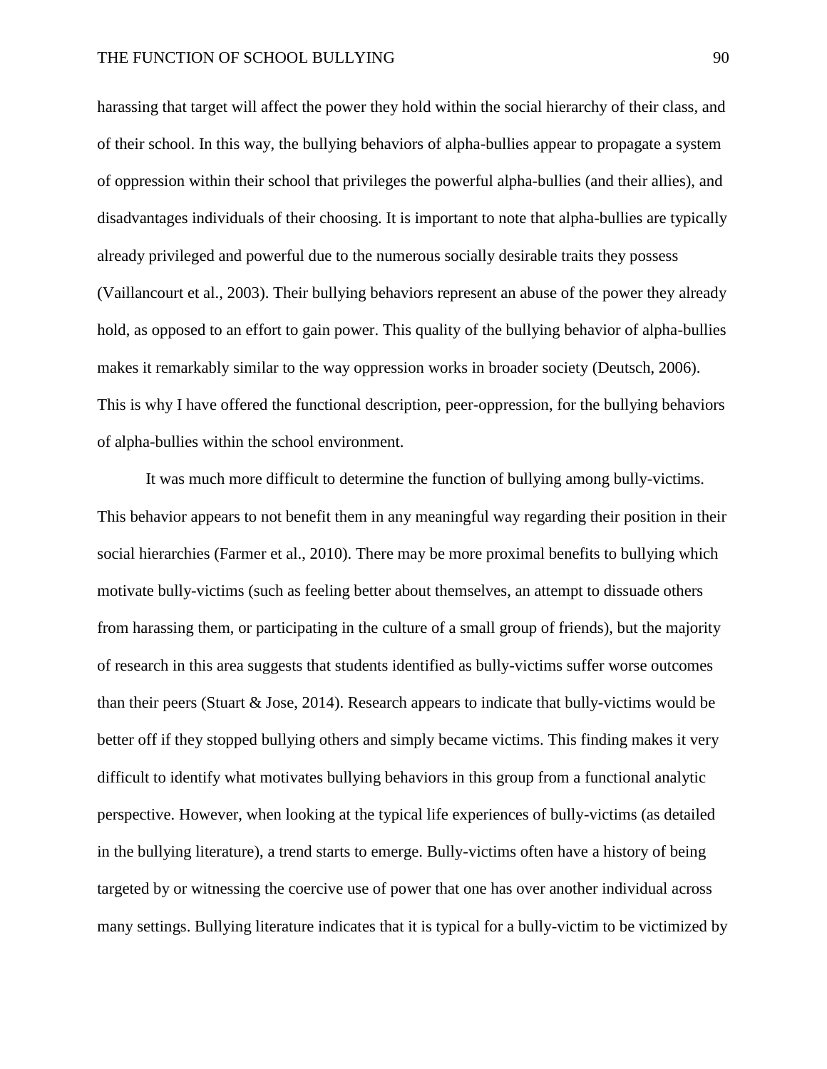harassing that target will affect the power they hold within the social hierarchy of their class, and of their school. In this way, the bullying behaviors of alpha-bullies appear to propagate a system of oppression within their school that privileges the powerful alpha-bullies (and their allies), and disadvantages individuals of their choosing. It is important to note that alpha-bullies are typically already privileged and powerful due to the numerous socially desirable traits they possess (Vaillancourt et al., 2003). Their bullying behaviors represent an abuse of the power they already hold, as opposed to an effort to gain power. This quality of the bullying behavior of alpha-bullies makes it remarkably similar to the way oppression works in broader society (Deutsch, 2006). This is why I have offered the functional description, peer-oppression, for the bullying behaviors of alpha-bullies within the school environment.

It was much more difficult to determine the function of bullying among bully-victims. This behavior appears to not benefit them in any meaningful way regarding their position in their social hierarchies (Farmer et al., 2010). There may be more proximal benefits to bullying which motivate bully-victims (such as feeling better about themselves, an attempt to dissuade others from harassing them, or participating in the culture of a small group of friends), but the majority of research in this area suggests that students identified as bully-victims suffer worse outcomes than their peers (Stuart & Jose, 2014). Research appears to indicate that bully-victims would be better off if they stopped bullying others and simply became victims. This finding makes it very difficult to identify what motivates bullying behaviors in this group from a functional analytic perspective. However, when looking at the typical life experiences of bully-victims (as detailed in the bullying literature), a trend starts to emerge. Bully-victims often have a history of being targeted by or witnessing the coercive use of power that one has over another individual across many settings. Bullying literature indicates that it is typical for a bully-victim to be victimized by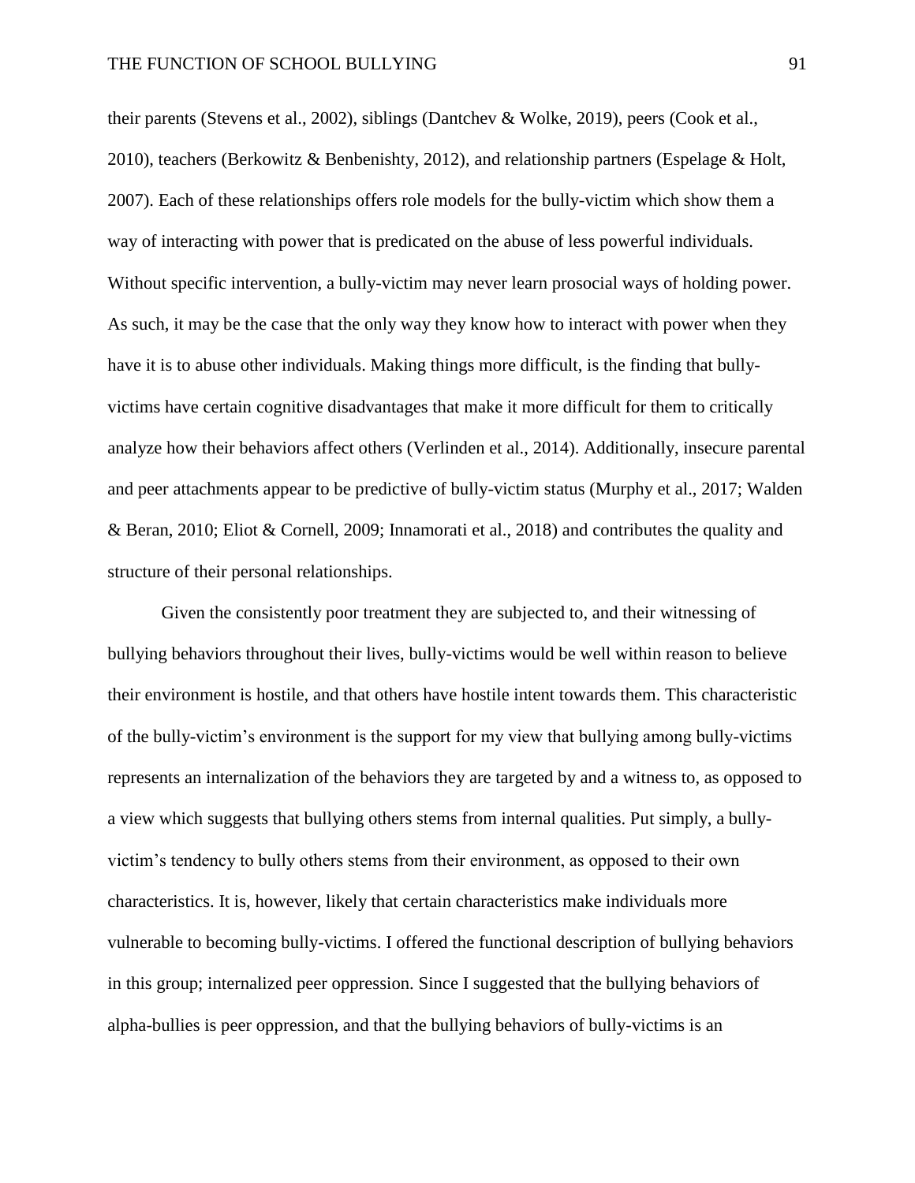their parents (Stevens et al., 2002), siblings (Dantchev & Wolke, 2019), peers (Cook et al., 2010), teachers (Berkowitz & Benbenishty, 2012), and relationship partners (Espelage & Holt, 2007). Each of these relationships offers role models for the bully-victim which show them a way of interacting with power that is predicated on the abuse of less powerful individuals. Without specific intervention, a bully-victim may never learn prosocial ways of holding power. As such, it may be the case that the only way they know how to interact with power when they have it is to abuse other individuals. Making things more difficult, is the finding that bully-victims have certain cognitive disadvantages that make it more difficult for them to critically analyze how their behaviors affect others (Verlinden et al., 2014). Additionally, insecure parental and peer attachments appear to be predictive of bully-victim status (Murphy et al., 2017; Walden & Beran, 2010; Eliot & Cornell, 2009; Innamorati et al., 2018) and contributes the quality and structure of their personal relationships.

Given the consistently poor treatment they are subjected to, and their witnessing of bullying behaviors throughout their lives, bully-victims would be well within reason to believe their environment is hostile, and that others have hostile intent towards them. This characteristic of the bully-victim's environment is the support for my view that bullying among bully-victims represents an internalization of the behaviors they are targeted by and a witness to, as opposed to a view which suggests that bullying others stems from internal qualities. Put simply, a bully-victim's tendency to bully others stems from their environment, as opposed to their own characteristics. It is, however, likely that certain characteristics make individuals more vulnerable to becoming bully-victims. I offered the functional description of bullying behaviors in this group; internalized peer oppression. Since I suggested that the bullying behaviors of alpha-bullies is peer oppression, and that the bullying behaviors of bully-victims is an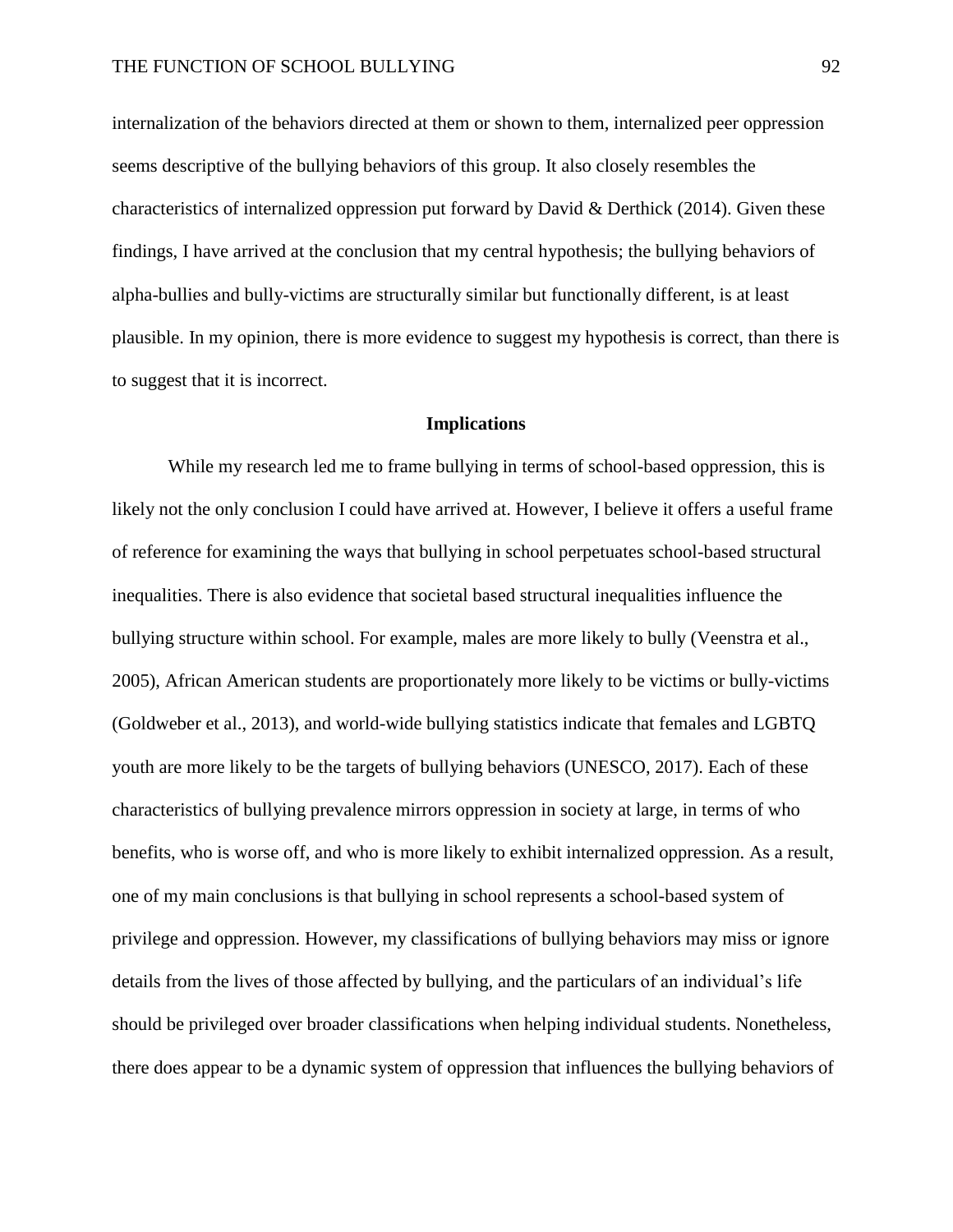internalization of the behaviors directed at them or shown to them, internalized peer oppression seems descriptive of the bullying behaviors of this group. It also closely resembles the characteristics of internalized oppression put forward by David & Derthick (2014). Given these findings, I have arrived at the conclusion that my central hypothesis; the bullying behaviors of alpha-bullies and bully-victims are structurally similar but functionally different, is at least plausible. In my opinion, there is more evidence to suggest my hypothesis is correct, than there is to suggest that it is incorrect.

## Implications

While my research led me to frame bullying in terms of school-based oppression, this is likely not the only conclusion I could have arrived at. However, I believe it offers a useful frame of reference for examining the ways that bullying in school perpetuates school-based structural inequalities. There is also evidence that societal based structural inequalities influence the bullying structure within school. For example, males are more likely to bully (Veenstra et al., 2005), African American students are proportionately more likely to be victims or bully-victims (Goldweber et al., 2013), and world-wide bullying statistics indicate that females and LGBTQ youth are more likely to be the targets of bullying behaviors (UNESCO, 2017). Each of these characteristics of bullying prevalence mirrors oppression in society at large, in terms of who benefits, who is worse off, and who is more likely to exhibit internalized oppression. As a result, one of my main conclusions is that bullying in school represents a school-based system of privilege and oppression. However, my classifications of bullying behaviors may miss or ignore details from the lives of those affected by bullying, and the particulars of an individual's life should be privileged over broader classifications when helping individual students. Nonetheless, there does appear to be a dynamic system of oppression that influences the bullying behaviors of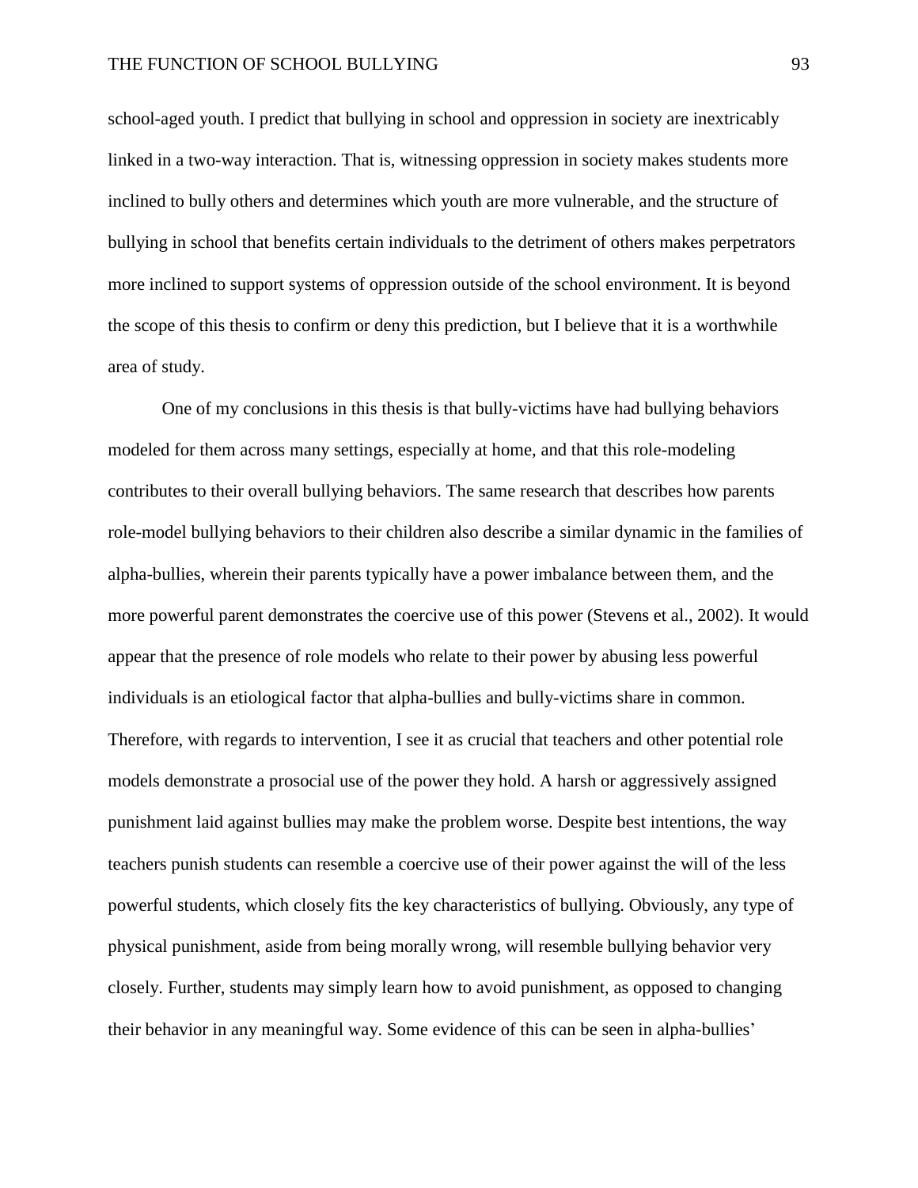school-aged youth. I predict that bullying in school and oppression in society are inextricably linked in a two-way interaction. That is, witnessing oppression in society makes students more inclined to bully others and determines which youth are more vulnerable, and the structure of bullying in school that benefits certain individuals to the detriment of others makes perpetrators more inclined to support systems of oppression outside of the school environment. It is beyond the scope of this thesis to confirm or deny this prediction, but I believe that it is a worthwhile area of study.

One of my conclusions in this thesis is that bully-victims have had bullying behaviors modeled for them across many settings, especially at home, and that this role-modeling contributes to their overall bullying behaviors. The same research that describes how parents role-model bullying behaviors to their children also describe a similar dynamic in the families of alpha-bullies, wherein their parents typically have a power imbalance between them, and the more powerful parent demonstrates the coercive use of this power (Stevens et al., 2002). It would appear that the presence of role models who relate to their power by abusing less powerful individuals is an etiological factor that alpha-bullies and bully-victims share in common. Therefore, with regards to intervention, I see it as crucial that teachers and other potential role models demonstrate a prosocial use of the power they hold. A harsh or aggressively assigned punishment laid against bullies may make the problem worse. Despite best intentions, the way teachers punish students can resemble a coercive use of their power against the will of the less powerful students, which closely fits the key characteristics of bullying. Obviously, any type of physical punishment, aside from being morally wrong, will resemble bullying behavior very closely. Further, students may simply learn how to avoid punishment, as opposed to changing their behavior in any meaningful way. Some evidence of this can be seen in alpha-bullies'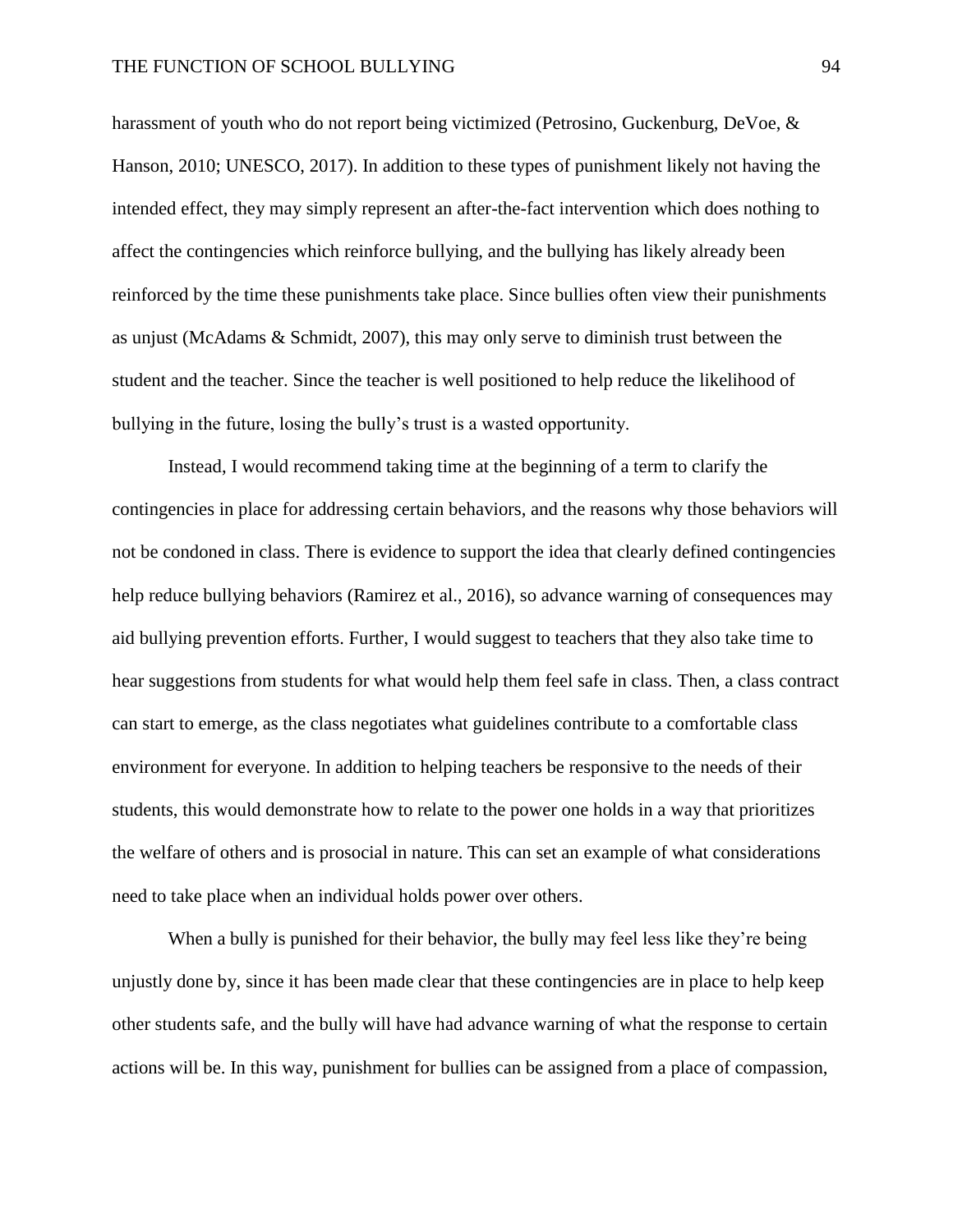harassment of youth who do not report being victimized (Petrosino, Guckenburg, DeVoe, & Hanson, 2010; UNESCO, 2017). In addition to these types of punishment likely not having the intended effect, they may simply represent an after-the-fact intervention which does nothing to affect the contingencies which reinforce bullying, and the bullying has likely already been reinforced by the time these punishments take place. Since bullies often view their punishments as unjust (McAdams & Schmidt, 2007), this may only serve to diminish trust between the student and the teacher. Since the teacher is well positioned to help reduce the likelihood of bullying in the future, losing the bully's trust is a wasted opportunity.

Instead, I would recommend taking time at the beginning of a term to clarify the contingencies in place for addressing certain behaviors, and the reasons why those behaviors will not be condoned in class. There is evidence to support the idea that clearly defined contingencies help reduce bullying behaviors (Ramirez et al., 2016), so advance warning of consequences may aid bullying prevention efforts. Further, I would suggest to teachers that they also take time to hear suggestions from students for what would help them feel safe in class. Then, a class contract can start to emerge, as the class negotiates what guidelines contribute to a comfortable class environment for everyone. In addition to helping teachers be responsive to the needs of their students, this would demonstrate how to relate to the power one holds in a way that prioritizes the welfare of others and is prosocial in nature. This can set an example of what considerations need to take place when an individual holds power over others.

When a bully is punished for their behavior, the bully may feel less like they're being unjustly done by, since it has been made clear that these contingencies are in place to help keep other students safe, and the bully will have had advance warning of what the response to certain actions will be. In this way, punishment for bullies can be assigned from a place of compassion,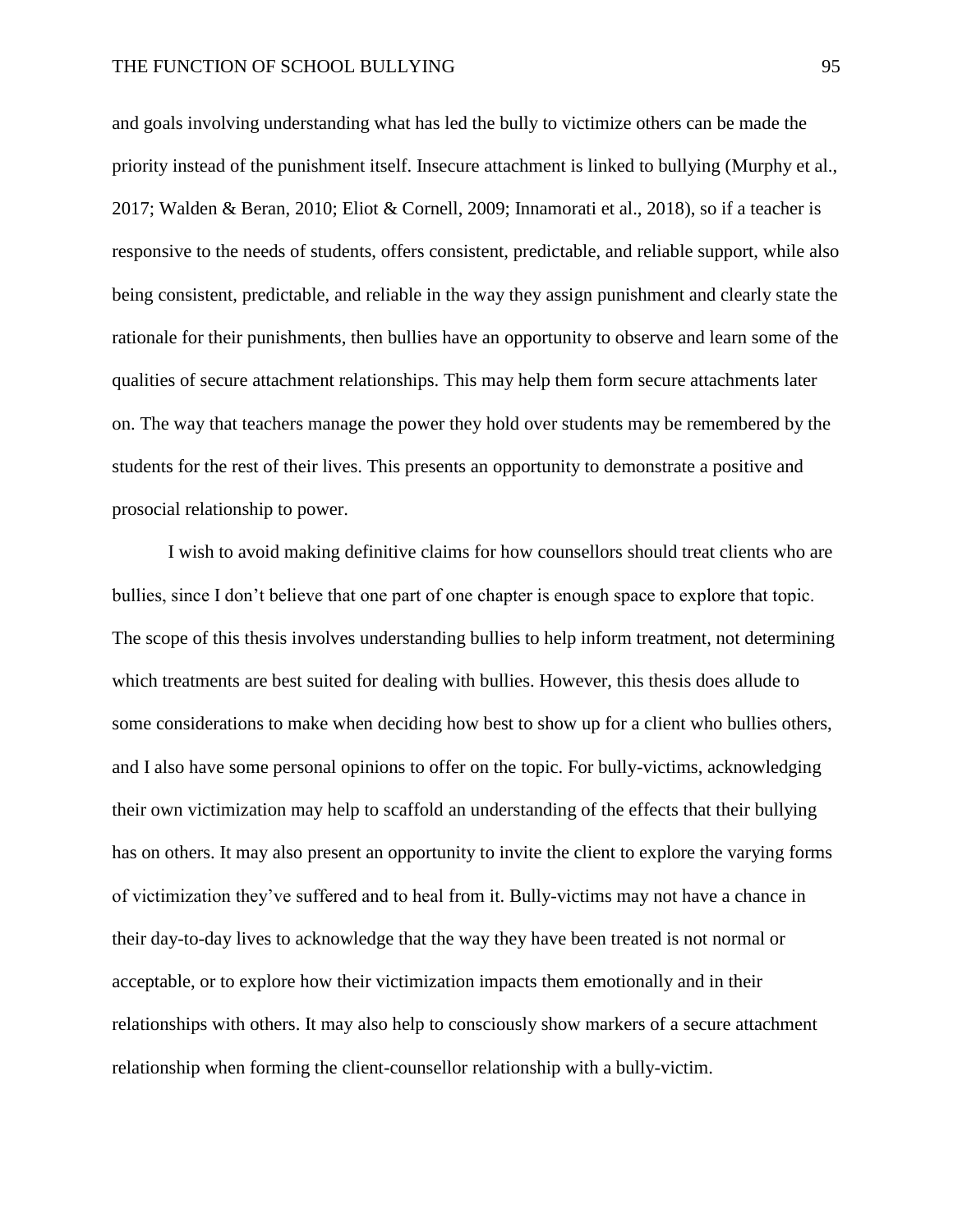and goals involving understanding what has led the bully to victimize others can be made the priority instead of the punishment itself. Insecure attachment is linked to bullying (Murphy et al., 2017; Walden & Beran, 2010; Eliot & Cornell, 2009; Innamorati et al., 2018), so if a teacher is responsive to the needs of students, offers consistent, predictable, and reliable support, while also being consistent, predictable, and reliable in the way they assign punishment and clearly state the rationale for their punishments, then bullies have an opportunity to observe and learn some of the qualities of secure attachment relationships. This may help them form secure attachments later on. The way that teachers manage the power they hold over students may be remembered by the students for the rest of their lives. This presents an opportunity to demonstrate a positive and prosocial relationship to power.

I wish to avoid making definitive claims for how counsellors should treat clients who are bullies, since I don't believe that one part of one chapter is enough space to explore that topic. The scope of this thesis involves understanding bullies to help inform treatment, not determining which treatments are best suited for dealing with bullies. However, this thesis does allude to some considerations to make when deciding how best to show up for a client who bullies others, and I also have some personal opinions to offer on the topic. For bully-victims, acknowledging their own victimization may help to scaffold an understanding of the effects that their bullying has on others. It may also present an opportunity to invite the client to explore the varying forms of victimization they've suffered and to heal from it. Bully-victims may not have a chance in their day-to-day lives to acknowledge that the way they have been treated is not normal or acceptable, or to explore how their victimization impacts them emotionally and in their relationships with others. It may also help to consciously show markers of a secure attachment relationship when forming the client-counsellor relationship with a bully-victim.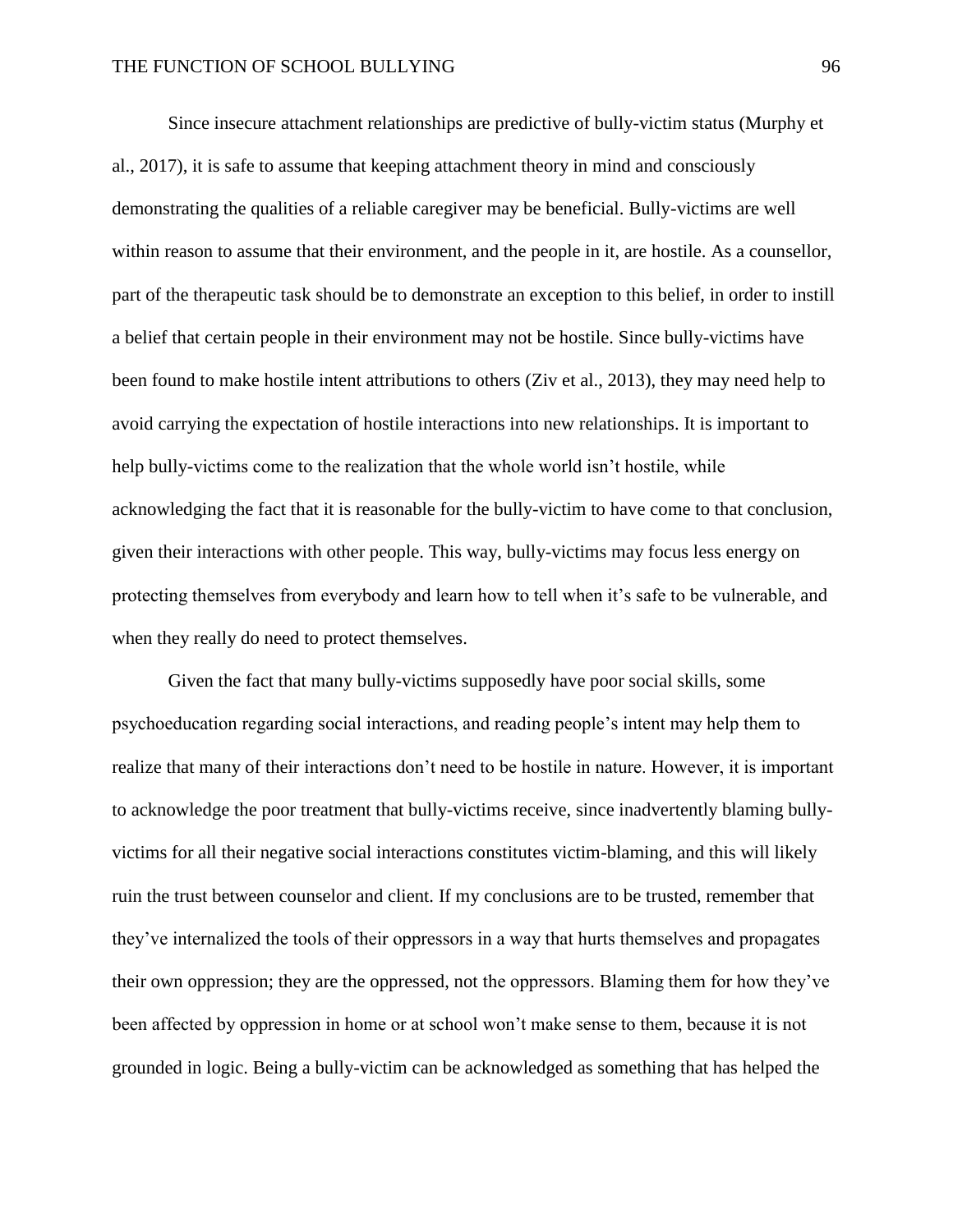Since insecure attachment relationships are predictive of bully-victim status (Murphy et al., 2017), it is safe to assume that keeping attachment theory in mind and consciously demonstrating the qualities of a reliable caregiver may be beneficial. Bully-victims are well within reason to assume that their environment, and the people in it, are hostile. As a counsellor, part of the therapeutic task should be to demonstrate an exception to this belief, in order to instill a belief that certain people in their environment may not be hostile. Since bully-victims have been found to make hostile intent attributions to others (Ziv et al., 2013), they may need help to avoid carrying the expectation of hostile interactions into new relationships. It is important to help bully-victims come to the realization that the whole world isn't hostile, while acknowledging the fact that it is reasonable for the bully-victim to have come to that conclusion, given their interactions with other people. This way, bully-victims may focus less energy on protecting themselves from everybody and learn how to tell when it's safe to be vulnerable, and when they really do need to protect themselves.

Given the fact that many bully-victims supposedly have poor social skills, some psychoeducation regarding social interactions, and reading people's intent may help them to realize that many of their interactions don't need to be hostile in nature. However, it is important to acknowledge the poor treatment that bully-victims receive, since inadvertently blaming bully-victims for all their negative social interactions constitutes victim-blaming, and this will likely ruin the trust between counselor and client. If my conclusions are to be trusted, remember that they've internalized the tools of their oppressors in a way that hurts themselves and propagates their own oppression; they are the oppressed, not the oppressors. Blaming them for how they've been affected by oppression in home or at school won't make sense to them, because it is not grounded in logic. Being a bully-victim can be acknowledged as something that has helped the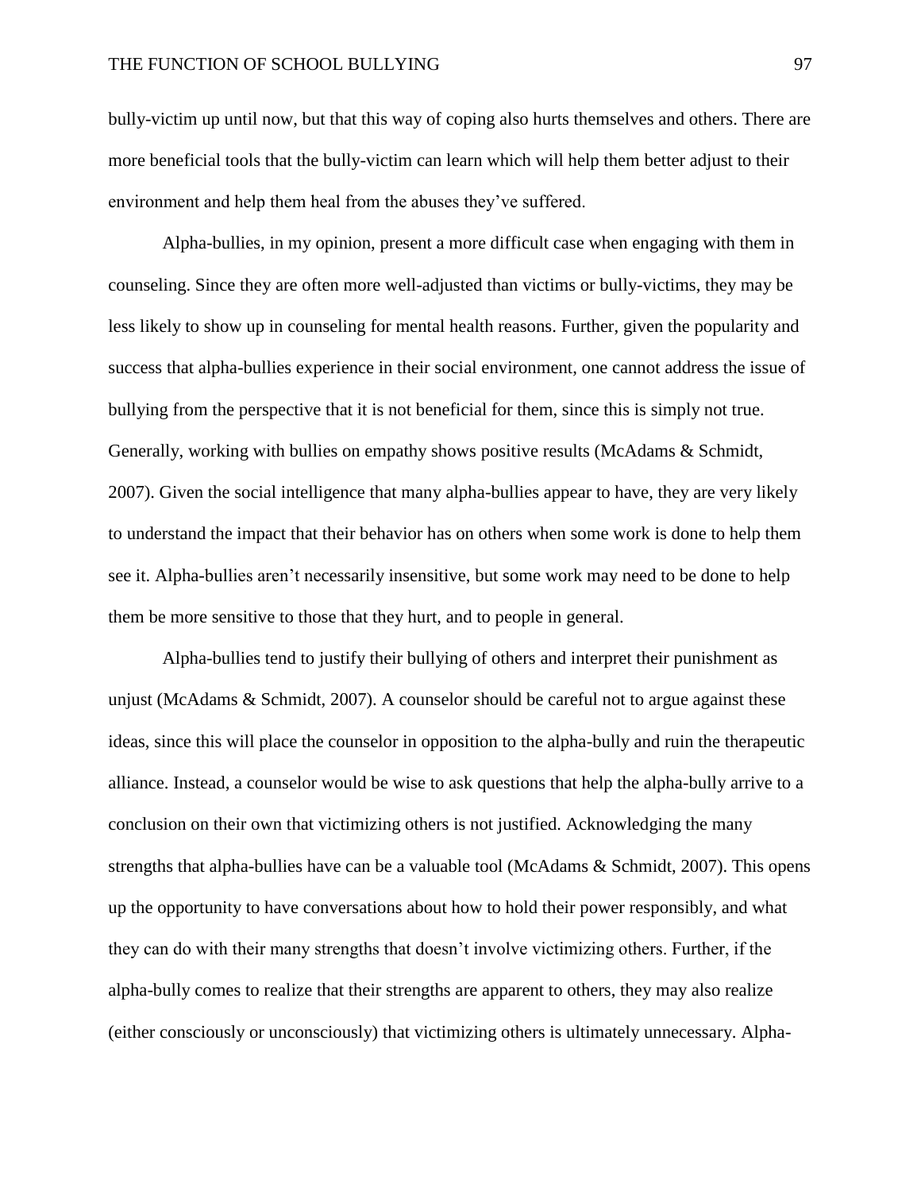bully-victim up until now, but that this way of coping also hurts themselves and others. There are more beneficial tools that the bully-victim can learn which will help them better adjust to their environment and help them heal from the abuses they've suffered.

Alpha-bullies, in my opinion, present a more difficult case when engaging with them in counseling. Since they are often more well-adjusted than victims or bully-victims, they may be less likely to show up in counseling for mental health reasons. Further, given the popularity and success that alpha-bullies experience in their social environment, one cannot address the issue of bullying from the perspective that it is not beneficial for them, since this is simply not true. Generally, working with bullies on empathy shows positive results (McAdams & Schmidt, 2007). Given the social intelligence that many alpha-bullies appear to have, they are very likely to understand the impact that their behavior has on others when some work is done to help them see it. Alpha-bullies aren't necessarily insensitive, but some work may need to be done to help them be more sensitive to those that they hurt, and to people in general.

Alpha-bullies tend to justify their bullying of others and interpret their punishment as unjust (McAdams & Schmidt, 2007). A counselor should be careful not to argue against these ideas, since this will place the counselor in opposition to the alpha-bully and ruin the therapeutic alliance. Instead, a counselor would be wise to ask questions that help the alpha-bully arrive to a conclusion on their own that victimizing others is not justified. Acknowledging the many strengths that alpha-bullies have can be a valuable tool (McAdams & Schmidt, 2007). This opens up the opportunity to have conversations about how to hold their power responsibly, and what they can do with their many strengths that doesn't involve victimizing others. Further, if the alpha-bully comes to realize that their strengths are apparent to others, they may also realize (either consciously or unconsciously) that victimizing others is ultimately unnecessary. Alpha-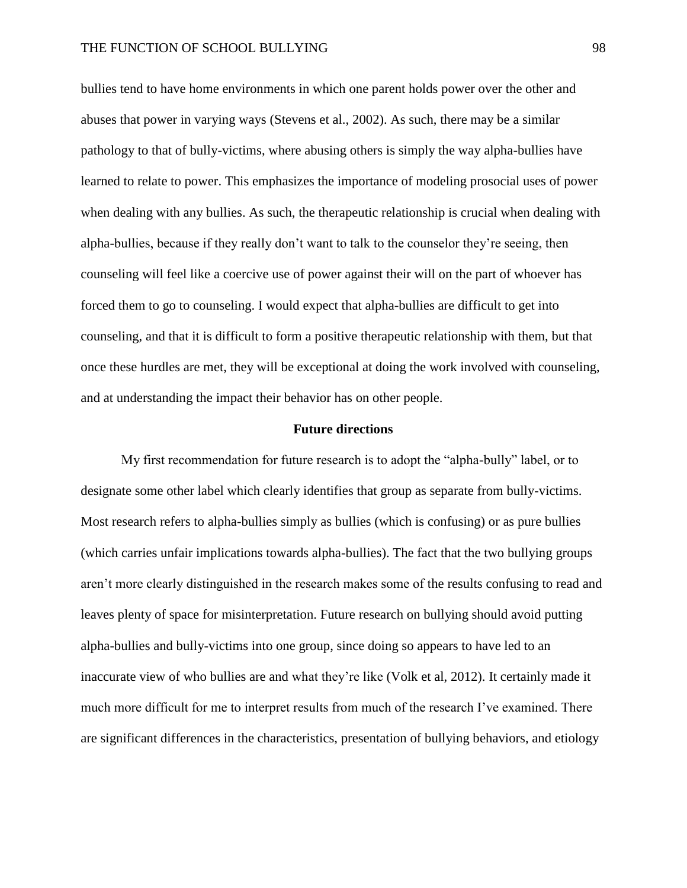bullies tend to have home environments in which one parent holds power over the other and abuses that power in varying ways (Stevens et al., 2002). As such, there may be a similar pathology to that of bully-victims, where abusing others is simply the way alpha-bullies have learned to relate to power. This emphasizes the importance of modeling prosocial uses of power when dealing with any bullies. As such, the therapeutic relationship is crucial when dealing with alpha-bullies, because if they really don't want to talk to the counselor they're seeing, then counseling will feel like a coercive use of power against their will on the part of whoever has forced them to go to counseling. I would expect that alpha-bullies are difficult to get into counseling, and that it is difficult to form a positive therapeutic relationship with them, but that once these hurdles are met, they will be exceptional at doing the work involved with counseling, and at understanding the impact their behavior has on other people.

## Future directions

My first recommendation for future research is to adopt the "alpha-bully" label, or to designate some other label which clearly identifies that group as separate from bully-victims. Most research refers to alpha-bullies simply as bullies (which is confusing) or as pure bullies (which carries unfair implications towards alpha-bullies). The fact that the two bullying groups aren't more clearly distinguished in the research makes some of the results confusing to read and leaves plenty of space for misinterpretation. Future research on bullying should avoid putting alpha-bullies and bully-victims into one group, since doing so appears to have led to an inaccurate view of who bullies are and what they're like (Volk et al, 2012). It certainly made it much more difficult for me to interpret results from much of the research I've examined. There are significant differences in the characteristics, presentation of bullying behaviors, and etiology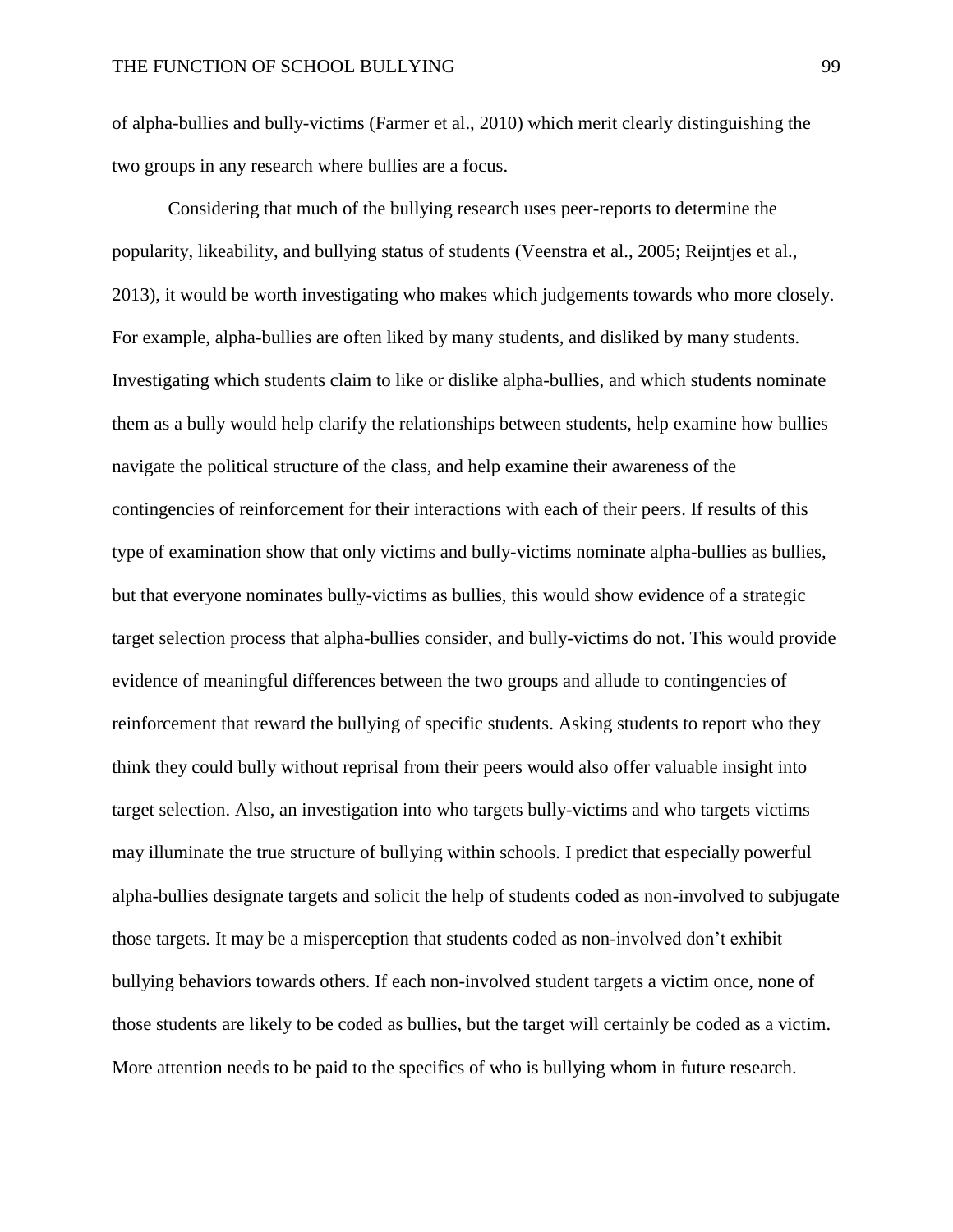of alpha-bullies and bully-victims (Farmer et al., 2010) which merit clearly distinguishing the two groups in any research where bullies are a focus.

Considering that much of the bullying research uses peer-reports to determine the popularity, likeability, and bullying status of students (Veenstra et al., 2005; Reijntjes et al., 2013), it would be worth investigating who makes which judgements towards who more closely. For example, alpha-bullies are often liked by many students, and disliked by many students. Investigating which students claim to like or dislike alpha-bullies, and which students nominate them as a bully would help clarify the relationships between students, help examine how bullies navigate the political structure of the class, and help examine their awareness of the contingencies of reinforcement for their interactions with each of their peers. If results of this type of examination show that only victims and bully-victims nominate alpha-bullies as bullies, but that everyone nominates bully-victims as bullies, this would show evidence of a strategic target selection process that alpha-bullies consider, and bully-victims do not. This would provide evidence of meaningful differences between the two groups and allude to contingencies of reinforcement that reward the bullying of specific students. Asking students to report who they think they could bully without reprisal from their peers would also offer valuable insight into target selection. Also, an investigation into who targets bully-victims and who targets victims may illuminate the true structure of bullying within schools. I predict that especially powerful alpha-bullies designate targets and solicit the help of students coded as non-involved to subjugate those targets. It may be a misperception that students coded as non-involved don't exhibit bullying behaviors towards others. If each non-involved student targets a victim once, none of those students are likely to be coded as bullies, but the target will certainly be coded as a victim. More attention needs to be paid to the specifics of who is bullying whom in future research.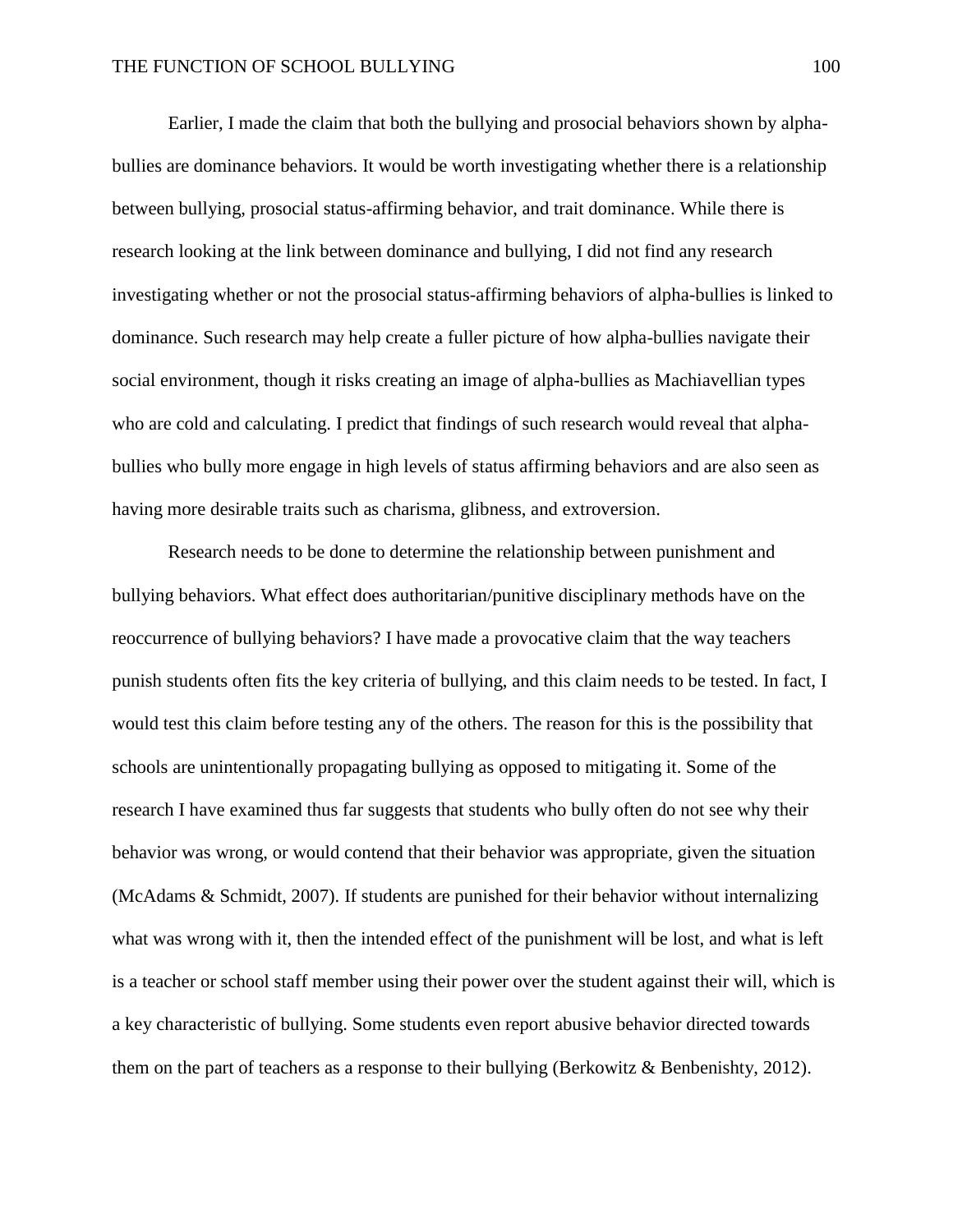Earlier, I made the claim that both the bullying and prosocial behaviors shown by alpha-bullies are dominance behaviors. It would be worth investigating whether there is a relationship between bullying, prosocial status-affirming behavior, and trait dominance. While there is research looking at the link between dominance and bullying, I did not find any research investigating whether or not the prosocial status-affirming behaviors of alpha-bullies is linked to dominance. Such research may help create a fuller picture of how alpha-bullies navigate their social environment, though it risks creating an image of alpha-bullies as Machiavellian types who are cold and calculating. I predict that findings of such research would reveal that alpha-bullies who bully more engage in high levels of status affirming behaviors and are also seen as having more desirable traits such as charisma, glibness, and extroversion.

Research needs to be done to determine the relationship between punishment and bullying behaviors. What effect does authoritarian/punitive disciplinary methods have on the reoccurrence of bullying behaviors? I have made a provocative claim that the way teachers punish students often fits the key criteria of bullying, and this claim needs to be tested. In fact, I would test this claim before testing any of the others. The reason for this is the possibility that schools are unintentionally propagating bullying as opposed to mitigating it. Some of the research I have examined thus far suggests that students who bully often do not see why their behavior was wrong, or would contend that their behavior was appropriate, given the situation (McAdams & Schmidt, 2007). If students are punished for their behavior without internalizing what was wrong with it, then the intended effect of the punishment will be lost, and what is left is a teacher or school staff member using their power over the student against their will, which is a key characteristic of bullying. Some students even report abusive behavior directed towards them on the part of teachers as a response to their bullying (Berkowitz & Benbenishty, 2012).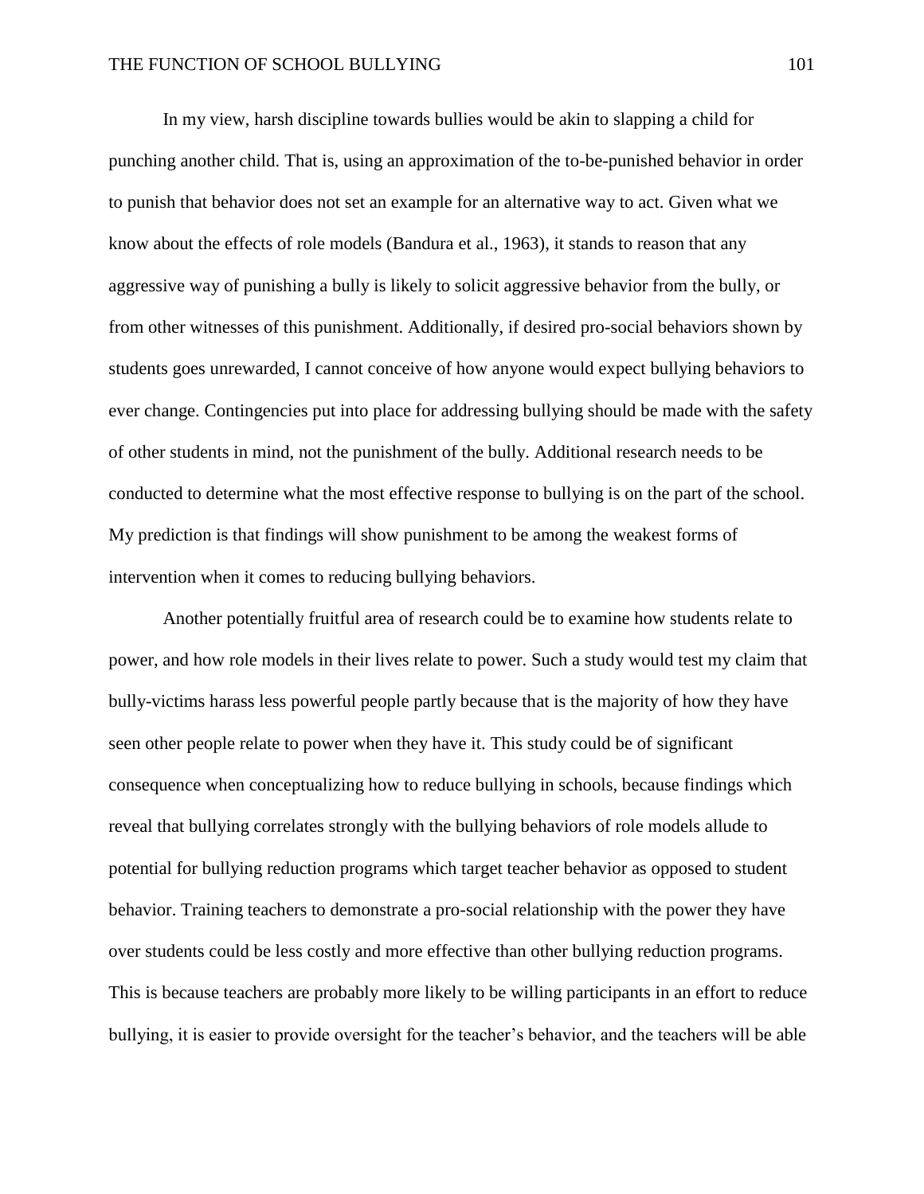In my view, harsh discipline towards bullies would be akin to slapping a child for punching another child. That is, using an approximation of the to-be-punished behavior in order to punish that behavior does not set an example for an alternative way to act. Given what we know about the effects of role models (Bandura et al., 1963), it stands to reason that any aggressive way of punishing a bully is likely to solicit aggressive behavior from the bully, or from other witnesses of this punishment. Additionally, if desired pro-social behaviors shown by students goes unrewarded, I cannot conceive of how anyone would expect bullying behaviors to ever change. Contingencies put into place for addressing bullying should be made with the safety of other students in mind, not the punishment of the bully. Additional research needs to be conducted to determine what the most effective response to bullying is on the part of the school. My prediction is that findings will show punishment to be among the weakest forms of intervention when it comes to reducing bullying behaviors.

Another potentially fruitful area of research could be to examine how students relate to power, and how role models in their lives relate to power. Such a study would test my claim that bully-victims harass less powerful people partly because that is the majority of how they have seen other people relate to power when they have it. This study could be of significant consequence when conceptualizing how to reduce bullying in schools, because findings which reveal that bullying correlates strongly with the bullying behaviors of role models allude to potential for bullying reduction programs which target teacher behavior as opposed to student behavior. Training teachers to demonstrate a pro-social relationship with the power they have over students could be less costly and more effective than other bullying reduction programs. This is because teachers are probably more likely to be willing participants in an effort to reduce bullying, it is easier to provide oversight for the teacher's behavior, and the teachers will be able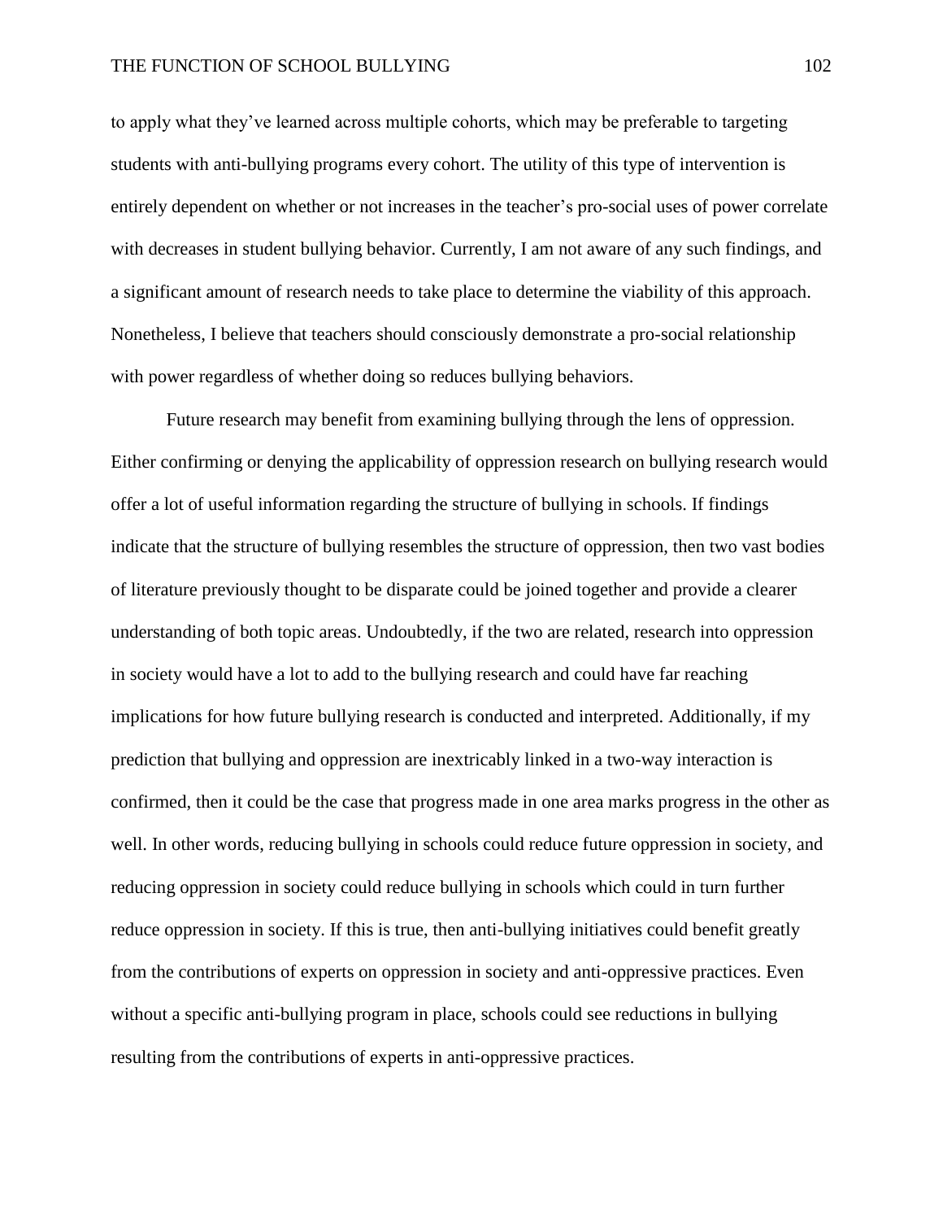to apply what they've learned across multiple cohorts, which may be preferable to targeting students with anti-bullying programs every cohort. The utility of this type of intervention is entirely dependent on whether or not increases in the teacher's pro-social uses of power correlate with decreases in student bullying behavior. Currently, I am not aware of any such findings, and a significant amount of research needs to take place to determine the viability of this approach. Nonetheless, I believe that teachers should consciously demonstrate a pro-social relationship with power regardless of whether doing so reduces bullying behaviors.

Future research may benefit from examining bullying through the lens of oppression. Either confirming or denying the applicability of oppression research on bullying research would offer a lot of useful information regarding the structure of bullying in schools. If findings indicate that the structure of bullying resembles the structure of oppression, then two vast bodies of literature previously thought to be disparate could be joined together and provide a clearer understanding of both topic areas. Undoubtedly, if the two are related, research into oppression in society would have a lot to add to the bullying research and could have far reaching implications for how future bullying research is conducted and interpreted. Additionally, if my prediction that bullying and oppression are inextricably linked in a two-way interaction is confirmed, then it could be the case that progress made in one area marks progress in the other as well. In other words, reducing bullying in schools could reduce future oppression in society, and reducing oppression in society could reduce bullying in schools which could in turn further reduce oppression in society. If this is true, then anti-bullying initiatives could benefit greatly from the contributions of experts on oppression in society and anti-oppressive practices. Even without a specific anti-bullying program in place, schools could see reductions in bullying resulting from the contributions of experts in anti-oppressive practices.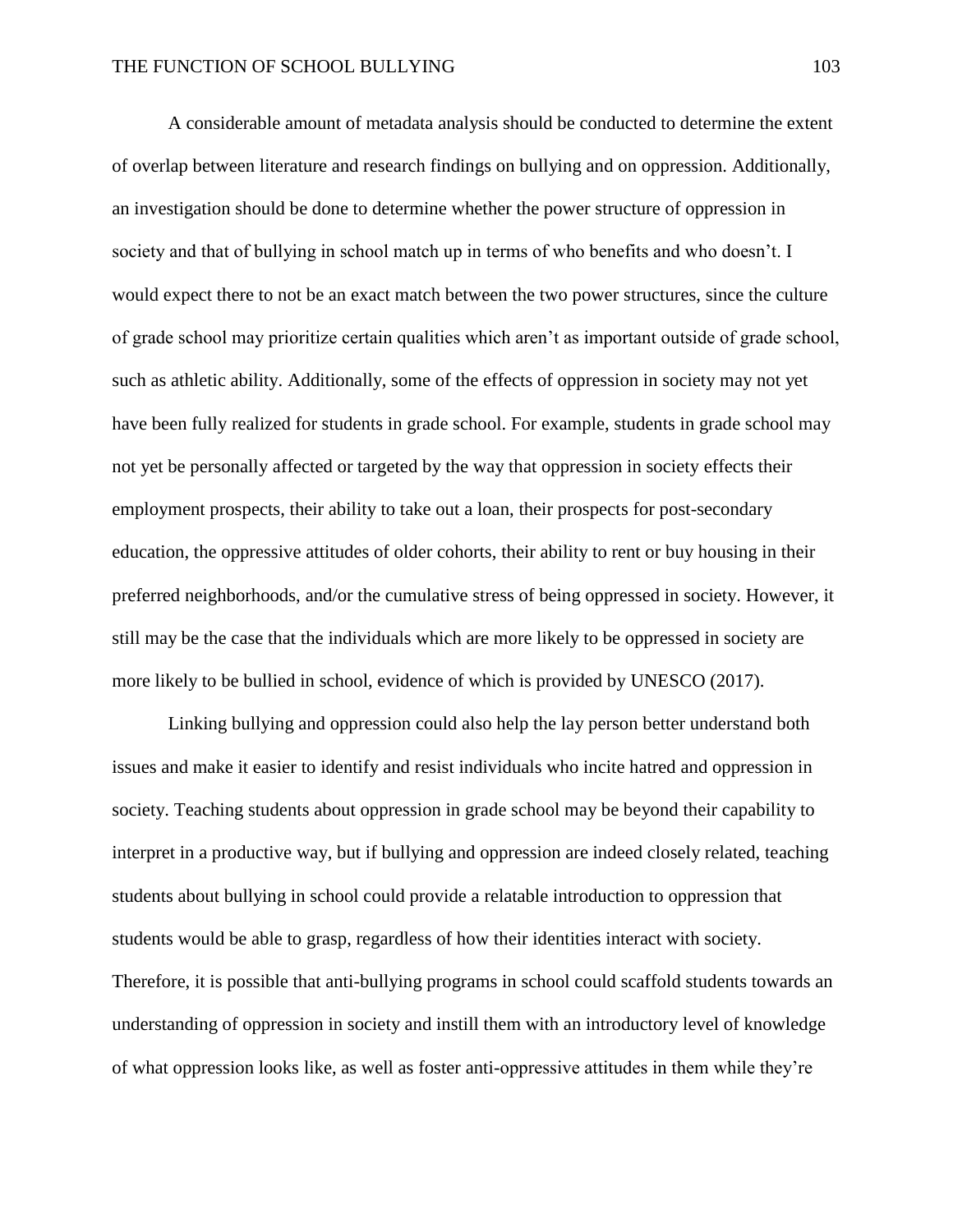A considerable amount of metadata analysis should be conducted to determine the extent of overlap between literature and research findings on bullying and on oppression. Additionally, an investigation should be done to determine whether the power structure of oppression in society and that of bullying in school match up in terms of who benefits and who doesn't. I would expect there to not be an exact match between the two power structures, since the culture of grade school may prioritize certain qualities which aren't as important outside of grade school, such as athletic ability. Additionally, some of the effects of oppression in society may not yet have been fully realized for students in grade school. For example, students in grade school may not yet be personally affected or targeted by the way that oppression in society effects their employment prospects, their ability to take out a loan, their prospects for post-secondary education, the oppressive attitudes of older cohorts, their ability to rent or buy housing in their preferred neighborhoods, and/or the cumulative stress of being oppressed in society. However, it still may be the case that the individuals which are more likely to be oppressed in society are more likely to be bullied in school, evidence of which is provided by UNESCO (2017).

Linking bullying and oppression could also help the lay person better understand both issues and make it easier to identify and resist individuals who incite hatred and oppression in society. Teaching students about oppression in grade school may be beyond their capability to interpret in a productive way, but if bullying and oppression are indeed closely related, teaching students about bullying in school could provide a relatable introduction to oppression that students would be able to grasp, regardless of how their identities interact with society. Therefore, it is possible that anti-bullying programs in school could scaffold students towards an understanding of oppression in society and instill them with an introductory level of knowledge of what oppression looks like, as well as foster anti-oppressive attitudes in them while they're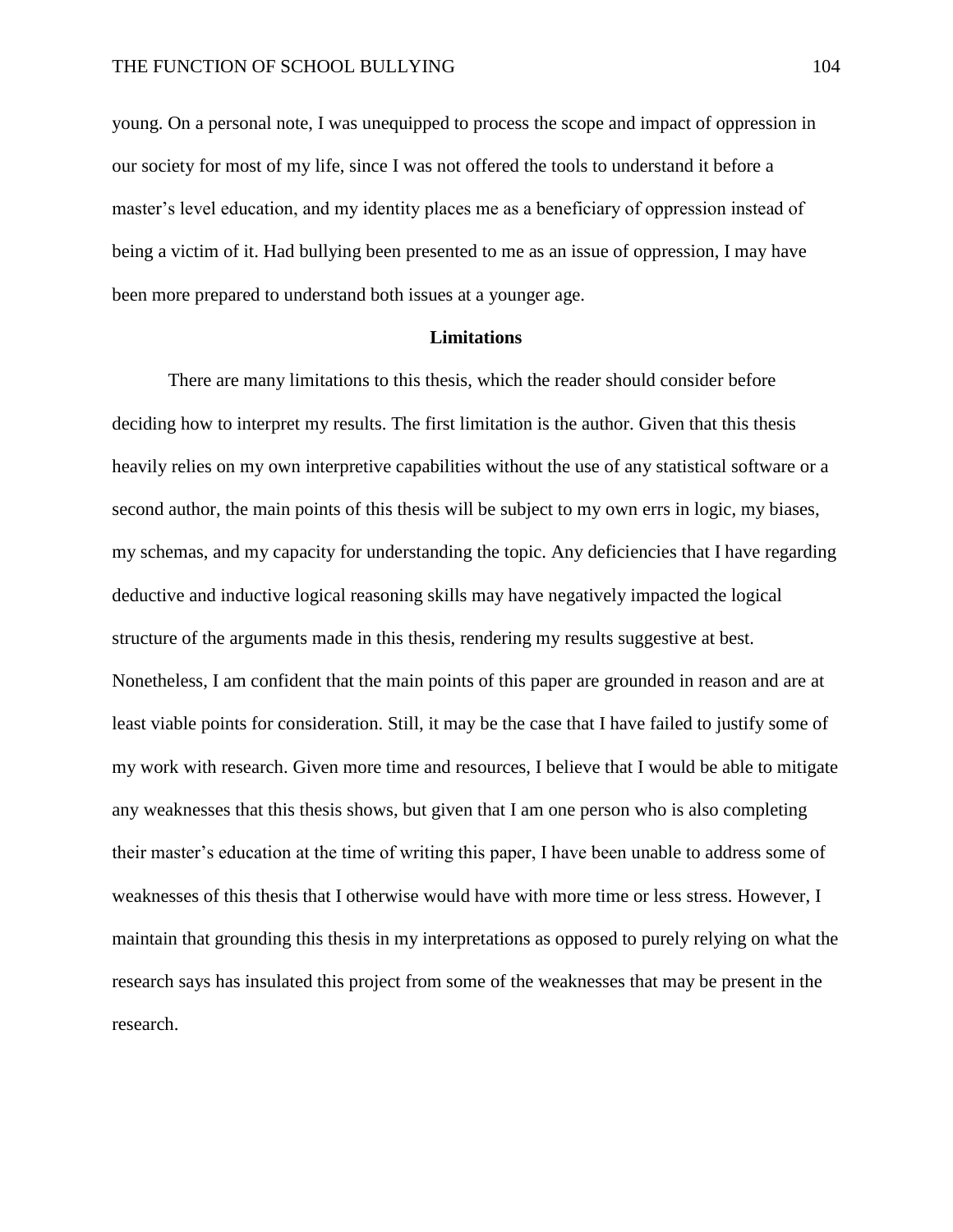young. On a personal note, I was unequipped to process the scope and impact of oppression in our society for most of my life, since I was not offered the tools to understand it before a master's level education, and my identity places me as a beneficiary of oppression instead of being a victim of it. Had bullying been presented to me as an issue of oppression, I may have been more prepared to understand both issues at a younger age.

## Limitations

There are many limitations to this thesis, which the reader should consider before deciding how to interpret my results. The first limitation is the author. Given that this thesis heavily relies on my own interpretive capabilities without the use of any statistical software or a second author, the main points of this thesis will be subject to my own errs in logic, my biases, my schemas, and my capacity for understanding the topic. Any deficiencies that I have regarding deductive and inductive logical reasoning skills may have negatively impacted the logical structure of the arguments made in this thesis, rendering my results suggestive at best. Nonetheless, I am confident that the main points of this paper are grounded in reason and are at least viable points for consideration. Still, it may be the case that I have failed to justify some of my work with research. Given more time and resources, I believe that I would be able to mitigate any weaknesses that this thesis shows, but given that I am one person who is also completing their master's education at the time of writing this paper, I have been unable to address some of weaknesses of this thesis that I otherwise would have with more time or less stress. However, I maintain that grounding this thesis in my interpretations as opposed to purely relying on what the research says has insulated this project from some of the weaknesses that may be present in the research.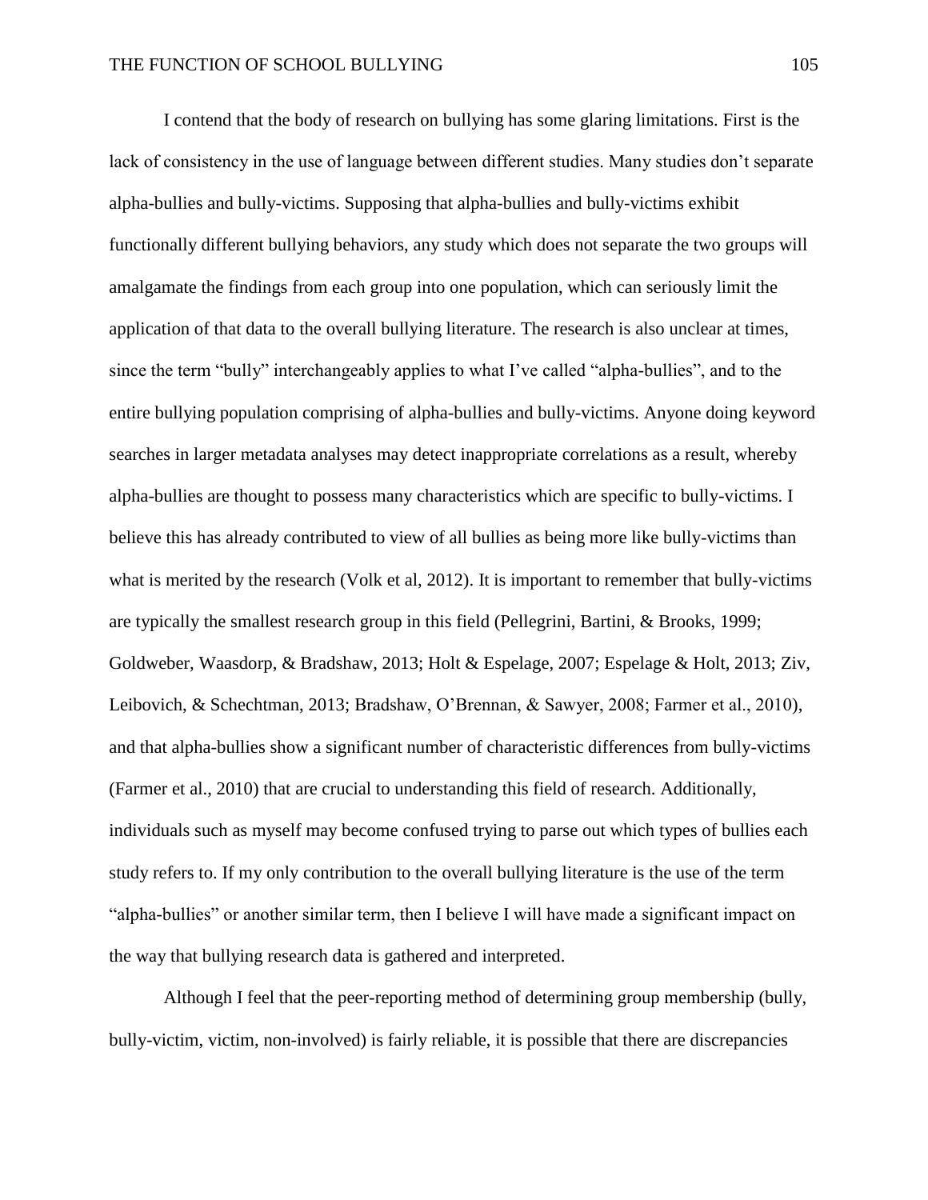I contend that the body of research on bullying has some glaring limitations. First is the lack of consistency in the use of language between different studies. Many studies don't separate alpha-bullies and bully-victims. Supposing that alpha-bullies and bully-victims exhibit functionally different bullying behaviors, any study which does not separate the two groups will amalgamate the findings from each group into one population, which can seriously limit the application of that data to the overall bullying literature. The research is also unclear at times, since the term "bully" interchangeably applies to what I've called "alpha-bullies", and to the entire bullying population comprising of alpha-bullies and bully-victims. Anyone doing keyword searches in larger metadata analyses may detect inappropriate correlations as a result, whereby alpha-bullies are thought to possess many characteristics which are specific to bully-victims. I believe this has already contributed to view of all bullies as being more like bully-victims than what is merited by the research (Volk et al, 2012). It is important to remember that bully-victims are typically the smallest research group in this field (Pellegrini, Bartini, & Brooks, 1999; Goldweber, Waasdorp, & Bradshaw, 2013; Holt & Espelage, 2007; Espelage & Holt, 2013; Ziv, Leibovich, & Schechtman, 2013; Bradshaw, O'Brennan, & Sawyer, 2008; Farmer et al., 2010), and that alpha-bullies show a significant number of characteristic differences from bully-victims (Farmer et al., 2010) that are crucial to understanding this field of research. Additionally, individuals such as myself may become confused trying to parse out which types of bullies each study refers to. If my only contribution to the overall bullying literature is the use of the term "alpha-bullies" or another similar term, then I believe I will have made a significant impact on the way that bullying research data is gathered and interpreted.

Although I feel that the peer-reporting method of determining group membership (bully, bully-victim, victim, non-involved) is fairly reliable, it is possible that there are discrepancies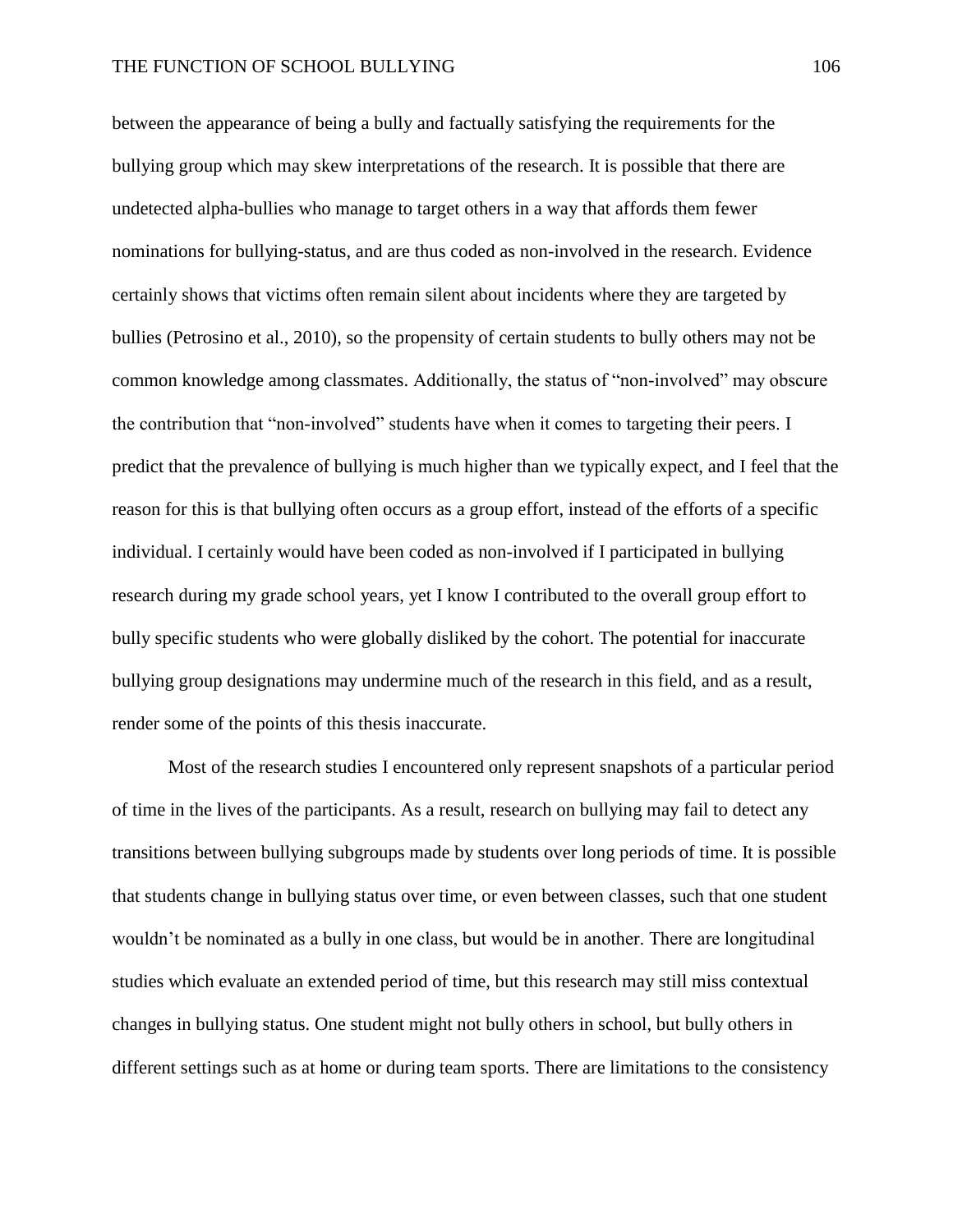between the appearance of being a bully and factually satisfying the requirements for the bullying group which may skew interpretations of the research. It is possible that there are undetected alpha-bullies who manage to target others in a way that affords them fewer nominations for bullying-status, and are thus coded as non-involved in the research. Evidence certainly shows that victims often remain silent about incidents where they are targeted by bullies (Petrosino et al., 2010), so the propensity of certain students to bully others may not be common knowledge among classmates. Additionally, the status of "non-involved" may obscure the contribution that "non-involved" students have when it comes to targeting their peers. I predict that the prevalence of bullying is much higher than we typically expect, and I feel that the reason for this is that bullying often occurs as a group effort, instead of the efforts of a specific individual. I certainly would have been coded as non-involved if I participated in bullying research during my grade school years, yet I know I contributed to the overall group effort to bully specific students who were globally disliked by the cohort. The potential for inaccurate bullying group designations may undermine much of the research in this field, and as a result, render some of the points of this thesis inaccurate.

Most of the research studies I encountered only represent snapshots of a particular period of time in the lives of the participants. As a result, research on bullying may fail to detect any transitions between bullying subgroups made by students over long periods of time. It is possible that students change in bullying status over time, or even between classes, such that one student wouldn't be nominated as a bully in one class, but would be in another. There are longitudinal studies which evaluate an extended period of time, but this research may still miss contextual changes in bullying status. One student might not bully others in school, but bully others in different settings such as at home or during team sports. There are limitations to the consistency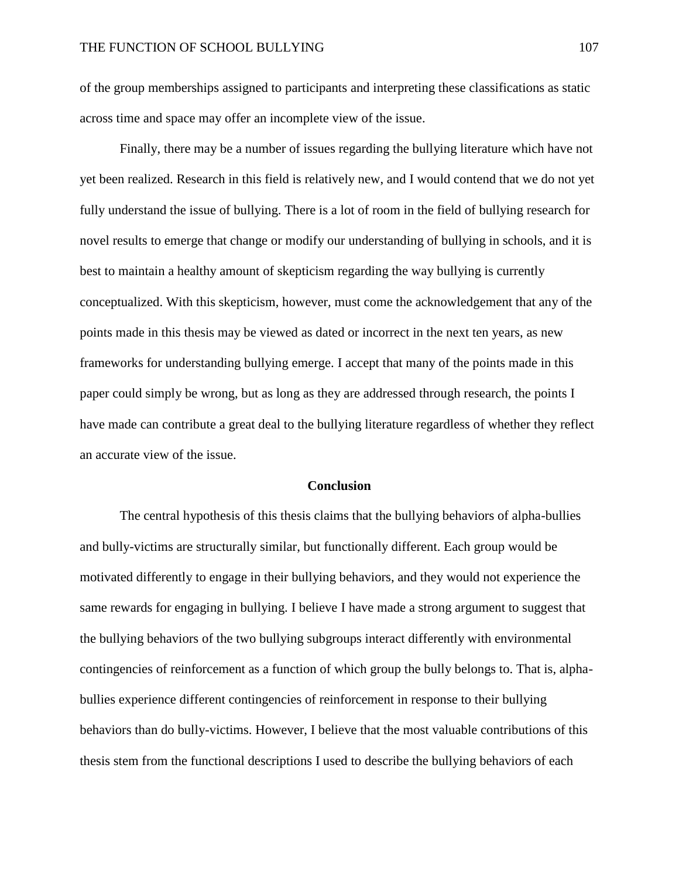of the group memberships assigned to participants and interpreting these classifications as static across time and space may offer an incomplete view of the issue.

Finally, there may be a number of issues regarding the bullying literature which have not yet been realized. Research in this field is relatively new, and I would contend that we do not yet fully understand the issue of bullying. There is a lot of room in the field of bullying research for novel results to emerge that change or modify our understanding of bullying in schools, and it is best to maintain a healthy amount of skepticism regarding the way bullying is currently conceptualized. With this skepticism, however, must come the acknowledgement that any of the points made in this thesis may be viewed as dated or incorrect in the next ten years, as new frameworks for understanding bullying emerge. I accept that many of the points made in this paper could simply be wrong, but as long as they are addressed through research, the points I have made can contribute a great deal to the bullying literature regardless of whether they reflect an accurate view of the issue.

## Conclusion

The central hypothesis of this thesis claims that the bullying behaviors of alpha-bullies and bully-victims are structurally similar, but functionally different. Each group would be motivated differently to engage in their bullying behaviors, and they would not experience the same rewards for engaging in bullying. I believe I have made a strong argument to suggest that the bullying behaviors of the two bullying subgroups interact differently with environmental contingencies of reinforcement as a function of which group the bully belongs to. That is, alpha-bullies experience different contingencies of reinforcement in response to their bullying behaviors than do bully-victims. However, I believe that the most valuable contributions of this thesis stem from the functional descriptions I used to describe the bullying behaviors of each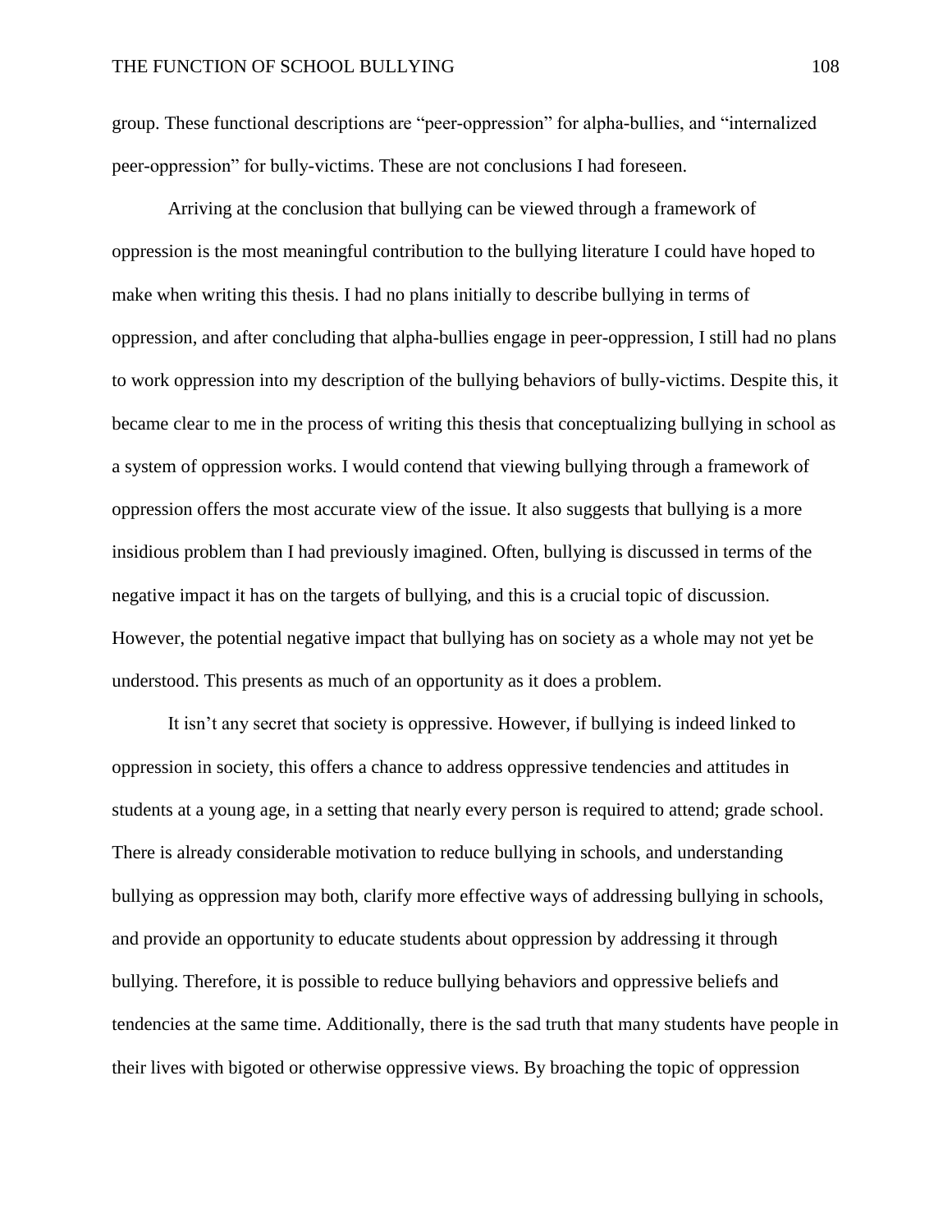group. These functional descriptions are "peer-oppression" for alpha-bullies, and "internalized peer-oppression" for bully-victims. These are not conclusions I had foreseen.

Arriving at the conclusion that bullying can be viewed through a framework of oppression is the most meaningful contribution to the bullying literature I could have hoped to make when writing this thesis. I had no plans initially to describe bullying in terms of oppression, and after concluding that alpha-bullies engage in peer-oppression, I still had no plans to work oppression into my description of the bullying behaviors of bully-victims. Despite this, it became clear to me in the process of writing this thesis that conceptualizing bullying in school as a system of oppression works. I would contend that viewing bullying through a framework of oppression offers the most accurate view of the issue. It also suggests that bullying is a more insidious problem than I had previously imagined. Often, bullying is discussed in terms of the negative impact it has on the targets of bullying, and this is a crucial topic of discussion. However, the potential negative impact that bullying has on society as a whole may not yet be understood. This presents as much of an opportunity as it does a problem.

It isn't any secret that society is oppressive. However, if bullying is indeed linked to oppression in society, this offers a chance to address oppressive tendencies and attitudes in students at a young age, in a setting that nearly every person is required to attend; grade school. There is already considerable motivation to reduce bullying in schools, and understanding bullying as oppression may both, clarify more effective ways of addressing bullying in schools, and provide an opportunity to educate students about oppression by addressing it through bullying. Therefore, it is possible to reduce bullying behaviors and oppressive beliefs and tendencies at the same time. Additionally, there is the sad truth that many students have people in their lives with bigoted or otherwise oppressive views. By broaching the topic of oppression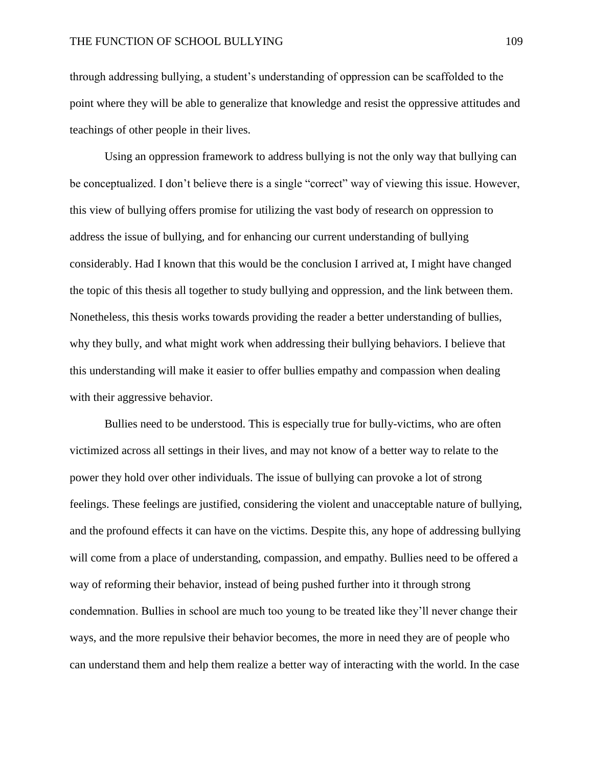through addressing bullying, a student's understanding of oppression can be scaffolded to the point where they will be able to generalize that knowledge and resist the oppressive attitudes and teachings of other people in their lives.

Using an oppression framework to address bullying is not the only way that bullying can be conceptualized. I don't believe there is a single "correct" way of viewing this issue. However, this view of bullying offers promise for utilizing the vast body of research on oppression to address the issue of bullying, and for enhancing our current understanding of bullying considerably. Had I known that this would be the conclusion I arrived at, I might have changed the topic of this thesis all together to study bullying and oppression, and the link between them. Nonetheless, this thesis works towards providing the reader a better understanding of bullies, why they bully, and what might work when addressing their bullying behaviors. I believe that this understanding will make it easier to offer bullies empathy and compassion when dealing with their aggressive behavior.

Bullies need to be understood. This is especially true for bully-victims, who are often victimized across all settings in their lives, and may not know of a better way to relate to the power they hold over other individuals. The issue of bullying can provoke a lot of strong feelings. These feelings are justified, considering the violent and unacceptable nature of bullying, and the profound effects it can have on the victims. Despite this, any hope of addressing bullying will come from a place of understanding, compassion, and empathy. Bullies need to be offered a way of reforming their behavior, instead of being pushed further into it through strong condemnation. Bullies in school are much too young to be treated like they'll never change their ways, and the more repulsive their behavior becomes, the more in need they are of people who can understand them and help them realize a better way of interacting with the world. In the case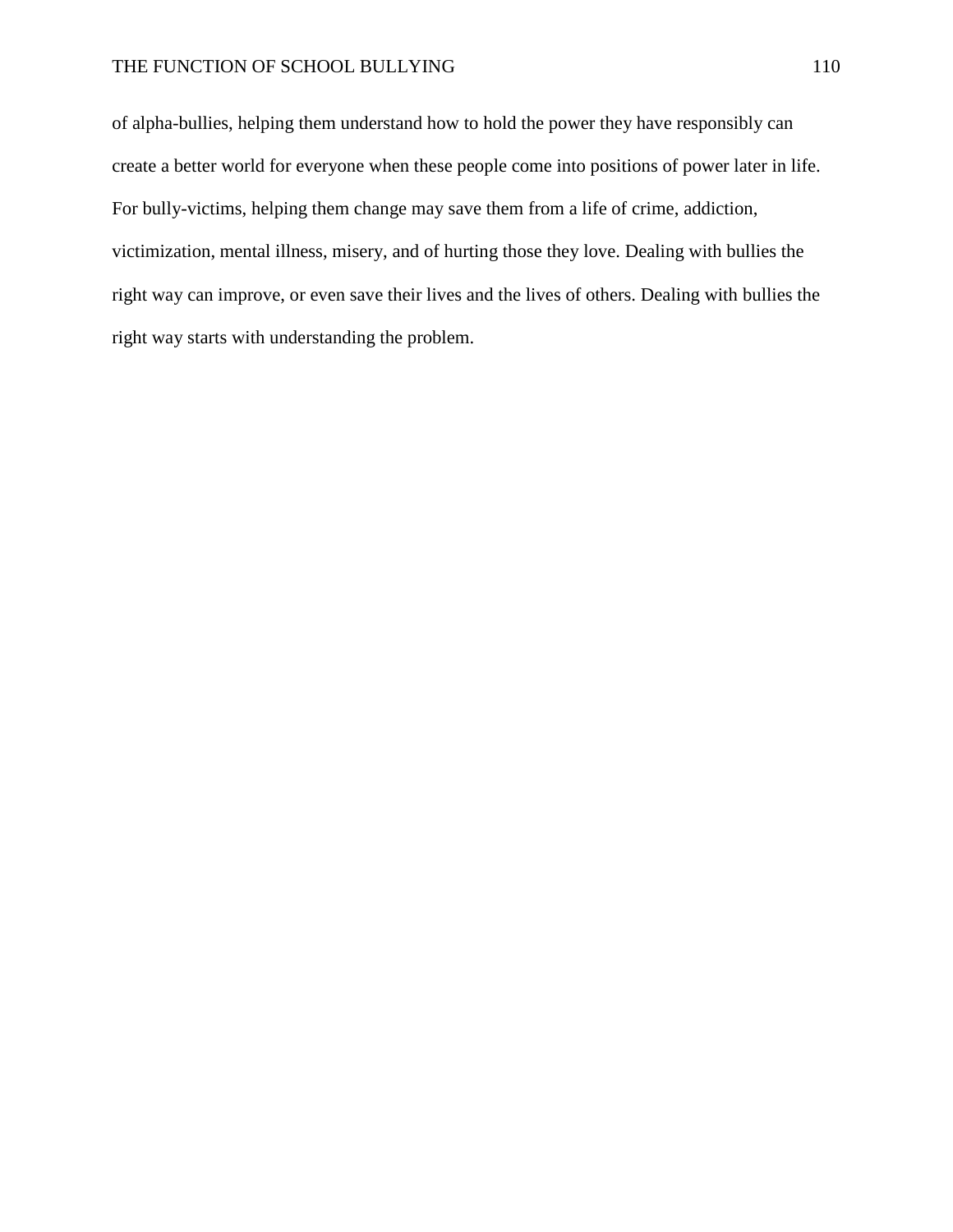of alpha-bullies, helping them understand how to hold the power they have responsibly can create a better world for everyone when these people come into positions of power later in life. For bully-victims, helping them change may save them from a life of crime, addiction, victimization, mental illness, misery, and of hurting those they love. Dealing with bullies the right way can improve, or even save their lives and the lives of others. Dealing with bullies the right way starts with understanding the problem.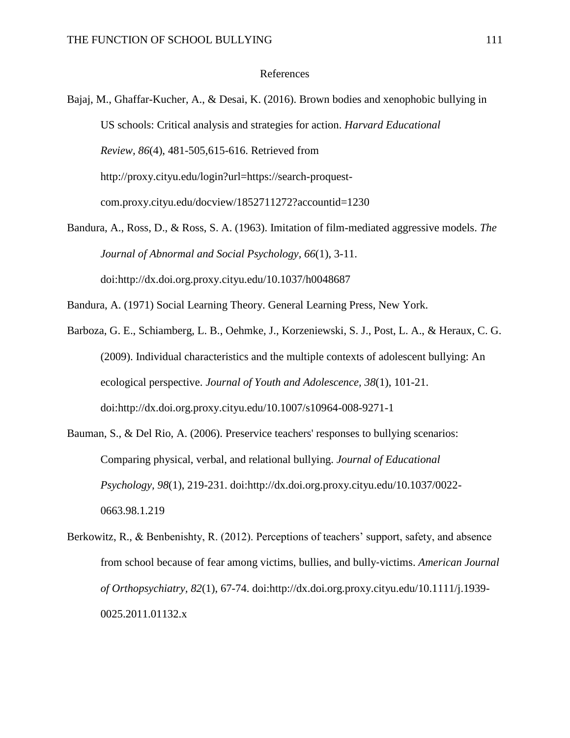# References

Bajaj, M., Ghaffar-Kucher, A., & Desai, K. (2016). Brown bodies and xenophobic bullying in US schools: Critical analysis and strategies for action. *Harvard Educational Review, 86*(4), 481-505,615-616. Retrieved from http://proxy.cityu.edu/login?url=https://search-proquest-com.proxy.cityu.edu/docview/1852711272?accountid=1230

Bandura, A., Ross, D., & Ross, S. A. (1963). Imitation of film-mediated aggressive models. *The Journal of Abnormal and Social Psychology, 66*(1), 3-11. doi:http://dx.doi.org.proxy.cityu.edu/10.1037/h0048687

Bandura, A. (1971) Social Learning Theory. General Learning Press, New York.

Barboza, G. E., Schiamberg, L. B., Oehmke, J., Korzeniewski, S. J., Post, L. A., & Heraux, C. G. (2009). Individual characteristics and the multiple contexts of adolescent bullying: An ecological perspective. *Journal of Youth and Adolescence, 38*(1), 101-21. doi:http://dx.doi.org.proxy.cityu.edu/10.1007/s10964-008-9271-1

Bauman, S., & Del Rio, A. (2006). Preservice teachers' responses to bullying scenarios: Comparing physical, verbal, and relational bullying. *Journal of Educational Psychology, 98*(1), 219-231. doi:http://dx.doi.org.proxy.cityu.edu/10.1037/0022-0663.98.1.219

Berkowitz, R., & Benbenishty, R. (2012). Perceptions of teachers' support, safety, and absence from school because of fear among victims, bullies, and bully-victims. *American Journal of Orthopsychiatry, 82*(1), 67-74. doi:http://dx.doi.org.proxy.cityu.edu/10.1111/j.1939-0025.2011.01132.x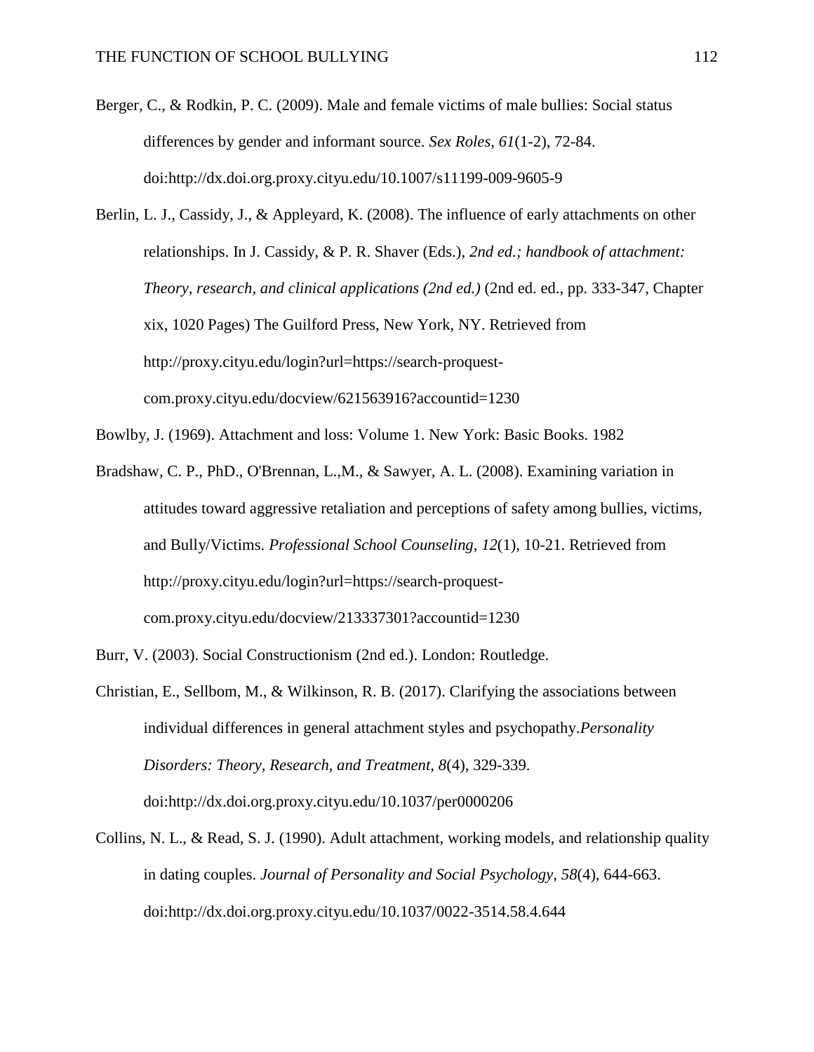Berger, C., & Rodkin, P. C. (2009). Male and female victims of male bullies: Social status differences by gender and informant source. *Sex Roles, 61*(1-2), 72-84. doi:http://dx.doi.org.proxy.cityu.edu/10.1007/s11199-009-9605-9

Berlin, L. J., Cassidy, J., & Appleyard, K. (2008). The influence of early attachments on other relationships. In J. Cassidy, & P. R. Shaver (Eds.), *2nd ed.; handbook of attachment: Theory, research, and clinical applications (2nd ed.)* (2nd ed. ed., pp. 333-347, Chapter xix, 1020 Pages) The Guilford Press, New York, NY. Retrieved from http://proxy.cityu.edu/login?url=https://search-proquest-com.proxy.cityu.edu/docview/621563916?accountid=1230

Bowlby, J. (1969). Attachment and loss: Volume 1. New York: Basic Books. 1982

Bradshaw, C. P., PhD., O'Brennan, L.,M., & Sawyer, A. L. (2008). Examining variation in attitudes toward aggressive retaliation and perceptions of safety among bullies, victims, and Bully/Victims. *Professional School Counseling, 12*(1), 10-21. Retrieved from http://proxy.cityu.edu/login?url=https://search-proquest-com.proxy.cityu.edu/docview/213337301?accountid=1230

Burr, V. (2003). Social Constructionism (2nd ed.). London: Routledge.

Christian, E., Sellbom, M., & Wilkinson, R. B. (2017). Clarifying the associations between individual differences in general attachment styles and psychopathy.*Personality Disorders: Theory, Research, and Treatment, 8*(4), 329-339. doi:http://dx.doi.org.proxy.cityu.edu/10.1037/per0000206

Collins, N. L., & Read, S. J. (1990). Adult attachment, working models, and relationship quality in dating couples. *Journal of Personality and Social Psychology, 58*(4), 644-663. doi:http://dx.doi.org.proxy.cityu.edu/10.1037/0022-3514.58.4.644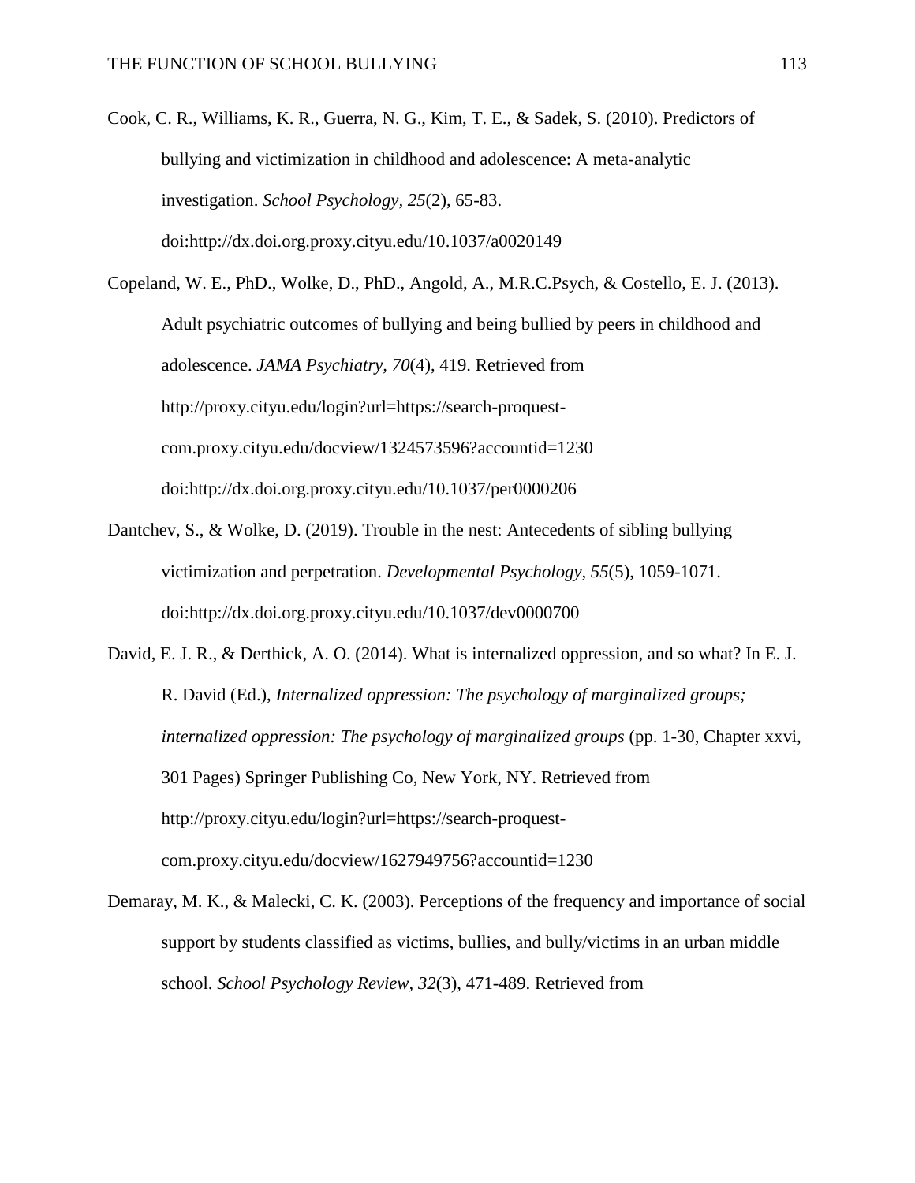Cook, C. R., Williams, K. R., Guerra, N. G., Kim, T. E., & Sadek, S. (2010). Predictors of bullying and victimization in childhood and adolescence: A meta-analytic investigation. *School Psychology*, *25*(2), 65-83. doi:http://dx.doi.org.proxy.cityu.edu/10.1037/a0020149

Copeland, W. E., PhD., Wolke, D., PhD., Angold, A., M.R.C.Psych, & Costello, E. J. (2013). Adult psychiatric outcomes of bullying and being bullied by peers in childhood and adolescence. *JAMA Psychiatry, 70*(4), 419. Retrieved from http://proxy.cityu.edu/login?url=https://search-proquest-com.proxy.cityu.edu/docview/1324573596?accountid=1230 doi:http://dx.doi.org.proxy.cityu.edu/10.1037/per0000206

Dantchev, S., & Wolke, D. (2019). Trouble in the nest: Antecedents of sibling bullying victimization and perpetration. *Developmental Psychology*, *55*(5), 1059-1071. doi:http://dx.doi.org.proxy.cityu.edu/10.1037/dev0000700

David, E. J. R., & Derthick, A. O. (2014). What is internalized oppression, and so what? In E. J. R. David (Ed.), *Internalized oppression: The psychology of marginalized groups; internalized oppression: The psychology of marginalized groups* (pp. 1-30, Chapter xxvi, 301 Pages) Springer Publishing Co, New York, NY. Retrieved from http://proxy.cityu.edu/login?url=https://search-proquest-com.proxy.cityu.edu/docview/1627949756?accountid=1230

Demaray, M. K., & Malecki, C. K. (2003). Perceptions of the frequency and importance of social support by students classified as victims, bullies, and bully/victims in an urban middle school. *School Psychology Review*, *32*(3), 471-489. Retrieved from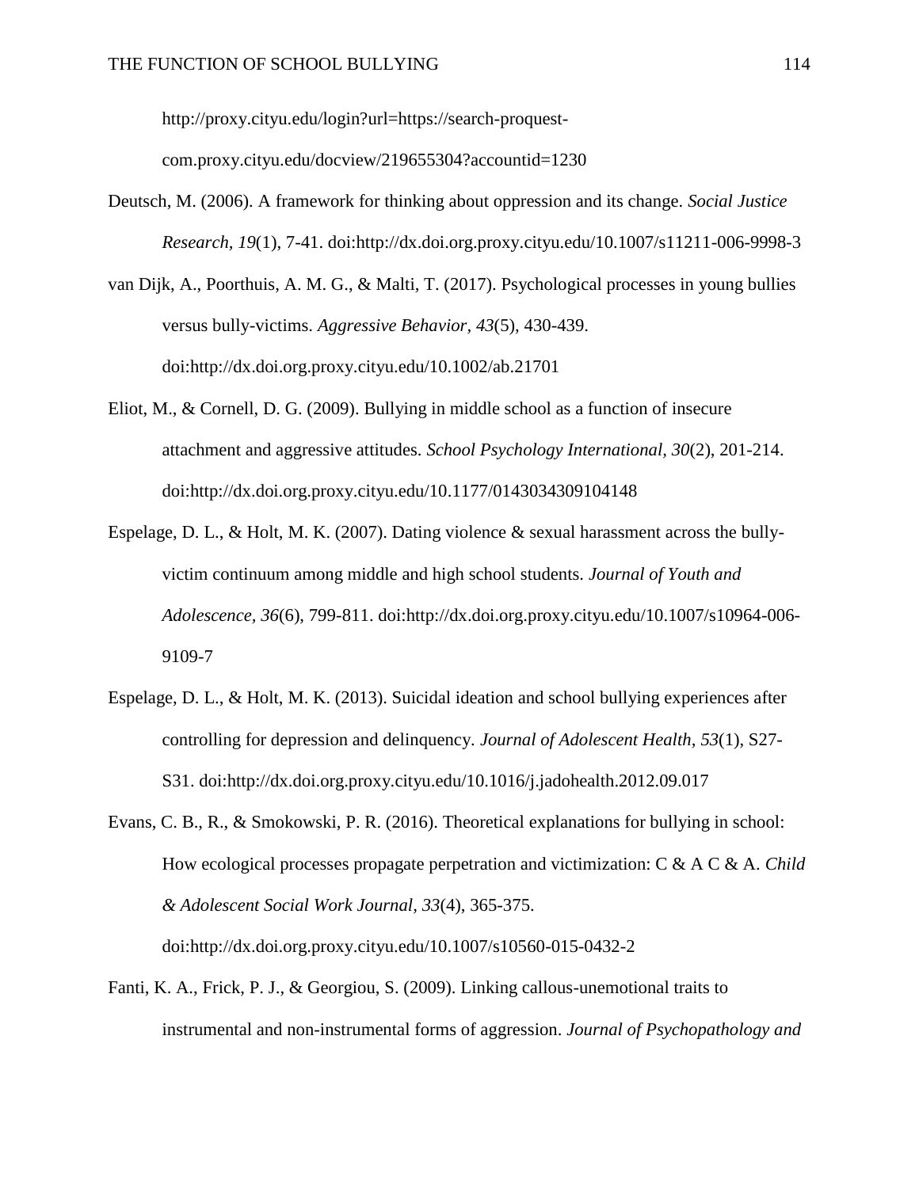http://proxy.cityu.edu/login?url=https://search-proquest-com.proxy.cityu.edu/docview/219655304?accountid=1230

Deutsch, M. (2006). A framework for thinking about oppression and its change. *Social Justice Research, 19*(1), 7-41. doi:http://dx.doi.org.proxy.cityu.edu/10.1007/s11211-006-9998-3

van Dijk, A., Poorthuis, A. M. G., & Malti, T. (2017). Psychological processes in young bullies versus bully-victims. *Aggressive Behavior, 43*(5), 430-439. doi:http://dx.doi.org.proxy.cityu.edu/10.1002/ab.21701

Eliot, M., & Cornell, D. G. (2009). Bullying in middle school as a function of insecure attachment and aggressive attitudes. *School Psychology International, 30*(2), 201-214. doi:http://dx.doi.org.proxy.cityu.edu/10.1177/0143034309104148

Espelage, D. L., & Holt, M. K. (2007). Dating violence & sexual harassment across the bully-victim continuum among middle and high school students. *Journal of Youth and Adolescence, 36*(6), 799-811. doi:http://dx.doi.org.proxy.cityu.edu/10.1007/s10964-006-9109-7

Espelage, D. L., & Holt, M. K. (2013). Suicidal ideation and school bullying experiences after controlling for depression and delinquency. *Journal of Adolescent Health, 53*(1), S27-S31. doi:http://dx.doi.org.proxy.cityu.edu/10.1016/j.jadohealth.2012.09.017

Evans, C. B., R., & Smokowski, P. R. (2016). Theoretical explanations for bullying in school: How ecological processes propagate perpetration and victimization: C & A C & A. *Child & Adolescent Social Work Journal, 33*(4), 365-375. doi:http://dx.doi.org.proxy.cityu.edu/10.1007/s10560-015-0432-2

Fanti, K. A., Frick, P. J., & Georgiou, S. (2009). Linking callous-unemotional traits to instrumental and non-instrumental forms of aggression. *Journal of Psychopathology and*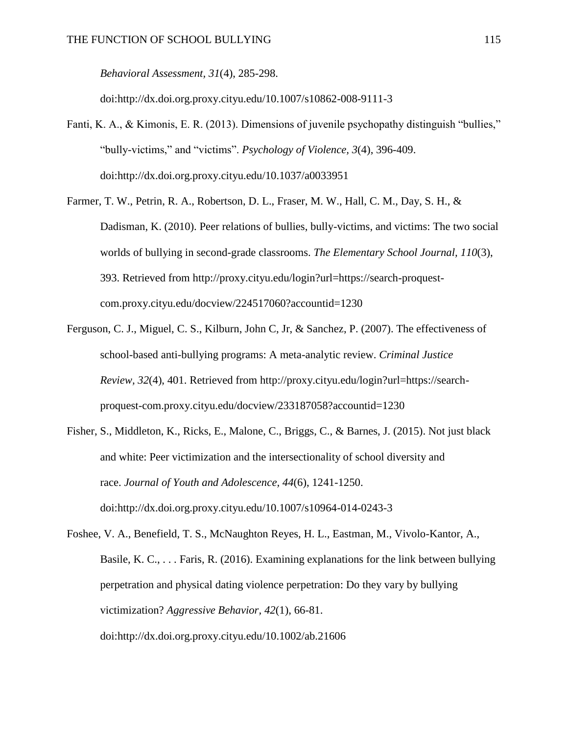*Behavioral Assessment, 31*(4), 285-298. doi:http://dx.doi.org.proxy.cityu.edu/10.1007/s10862-008-9111-3

Fanti, K. A., & Kimonis, E. R. (2013). Dimensions of juvenile psychopathy distinguish "bullies," "bully-victims," and "victims". *Psychology of Violence, 3*(4), 396-409. doi:http://dx.doi.org.proxy.cityu.edu/10.1037/a0033951

Farmer, T. W., Petrin, R. A., Robertson, D. L., Fraser, M. W., Hall, C. M., Day, S. H., & Dadisman, K. (2010). Peer relations of bullies, bully-victims, and victims: The two social worlds of bullying in second-grade classrooms. *The Elementary School Journal, 110*(3), 393. Retrieved from http://proxy.cityu.edu/login?url=https://search-proquest-com.proxy.cityu.edu/docview/224517060?accountid=1230

Ferguson, C. J., Miguel, C. S., Kilburn, John C, Jr, & Sanchez, P. (2007). The effectiveness of school-based anti-bullying programs: A meta-analytic review. *Criminal Justice Review, 32*(4), 401. Retrieved from http://proxy.cityu.edu/login?url=https://search-proquest-com.proxy.cityu.edu/docview/233187058?accountid=1230

Fisher, S., Middleton, K., Ricks, E., Malone, C., Briggs, C., & Barnes, J. (2015). Not just black and white: Peer victimization and the intersectionality of school diversity and race. *Journal of Youth and Adolescence, 44*(6), 1241-1250. doi:http://dx.doi.org.proxy.cityu.edu/10.1007/s10964-014-0243-3

Foshee, V. A., Benefield, T. S., McNaughton Reyes, H. L., Eastman, M., Vivolo-Kantor, A., Basile, K. C., . . . Faris, R. (2016). Examining explanations for the link between bullying perpetration and physical dating violence perpetration: Do they vary by bullying victimization? *Aggressive Behavior, 42*(1), 66-81. doi:http://dx.doi.org.proxy.cityu.edu/10.1002/ab.21606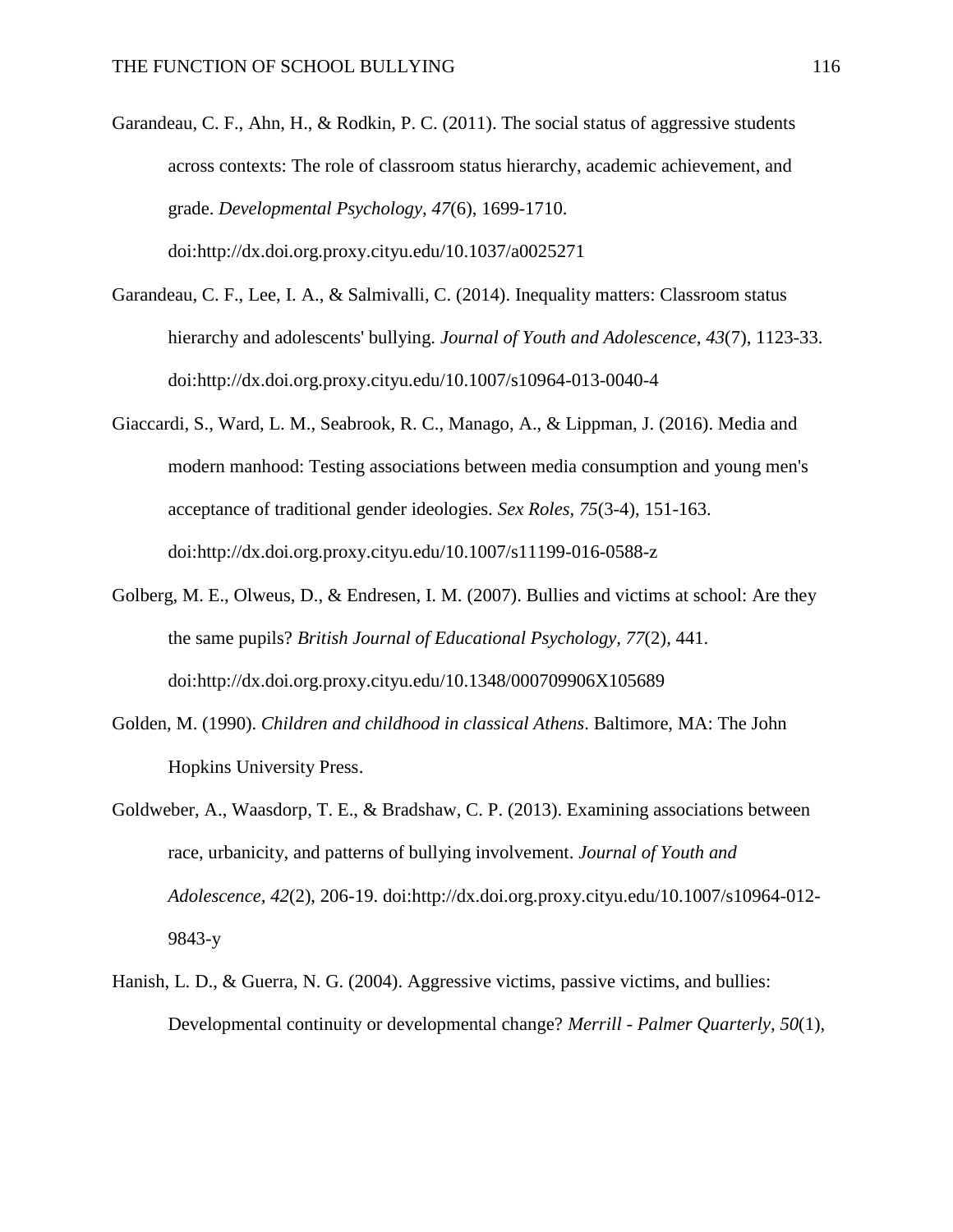Garandeau, C. F., Ahn, H., & Rodkin, P. C. (2011). The social status of aggressive students across contexts: The role of classroom status hierarchy, academic achievement, and grade. *Developmental Psychology, 47*(6), 1699-1710. doi:http://dx.doi.org.proxy.cityu.edu/10.1037/a0025271

Garandeau, C. F., Lee, I. A., & Salmivalli, C. (2014). Inequality matters: Classroom status hierarchy and adolescents' bullying. *Journal of Youth and Adolescence, 43*(7), 1123-33. doi:http://dx.doi.org.proxy.cityu.edu/10.1007/s10964-013-0040-4

Giaccardi, S., Ward, L. M., Seabrook, R. C., Manago, A., & Lippman, J. (2016). Media and modern manhood: Testing associations between media consumption and young men's acceptance of traditional gender ideologies. *Sex Roles, 75*(3-4), 151-163. doi:http://dx.doi.org.proxy.cityu.edu/10.1007/s11199-016-0588-z

Golberg, M. E., Olweus, D., & Endresen, I. M. (2007). Bullies and victims at school: Are they the same pupils? *British Journal of Educational Psychology, 77*(2), 441. doi:http://dx.doi.org.proxy.cityu.edu/10.1348/000709906X105689

Golden, M. (1990). *Children and childhood in classical Athens*. Baltimore, MA: The John Hopkins University Press.

Goldweber, A., Waasdorp, T. E., & Bradshaw, C. P. (2013). Examining associations between race, urbanicity, and patterns of bullying involvement. *Journal of Youth and Adolescence, 42*(2), 206-19. doi:http://dx.doi.org.proxy.cityu.edu/10.1007/s10964-012-9843-y

Hanish, L. D., & Guerra, N. G. (2004). Aggressive victims, passive victims, and bullies: Developmental continuity or developmental change? *Merrill - Palmer Quarterly, 50*(1),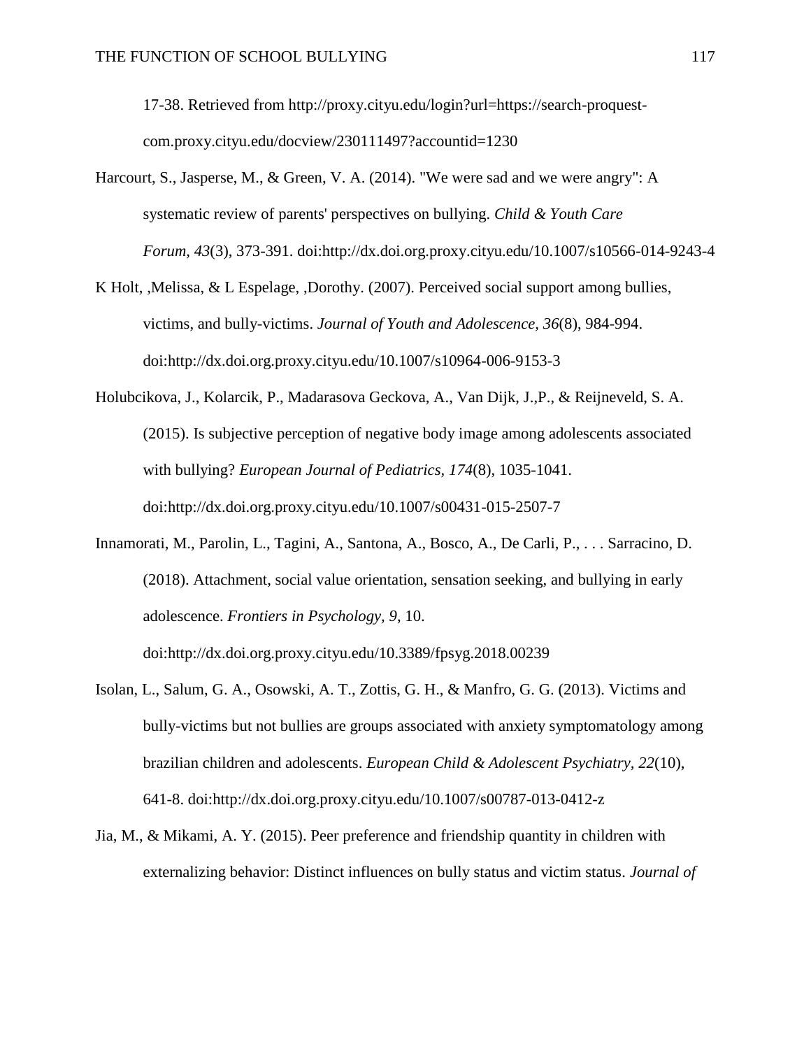17-38. Retrieved from http://proxy.cityu.edu/login?url=https://search-proquest-com.proxy.cityu.edu/docview/230111497?accountid=1230

Harcourt, S., Jasperse, M., & Green, V. A. (2014). "We were sad and we were angry": A systematic review of parents' perspectives on bullying. *Child & Youth Care Forum, 43*(3), 373-391. doi:http://dx.doi.org.proxy.cityu.edu/10.1007/s10566-014-9243-4

K Holt, ,Melissa, & L Espelage, ,Dorothy. (2007). Perceived social support among bullies, victims, and bully-victims. *Journal of Youth and Adolescence, 36*(8), 984-994. doi:http://dx.doi.org.proxy.cityu.edu/10.1007/s10964-006-9153-3

Holubcikova, J., Kolarcik, P., Madarasova Geckova, A., Van Dijk, J.,P., & Reijneveld, S. A. (2015). Is subjective perception of negative body image among adolescents associated with bullying? *European Journal of Pediatrics, 174*(8), 1035-1041. doi:http://dx.doi.org.proxy.cityu.edu/10.1007/s00431-015-2507-7

Innamorati, M., Parolin, L., Tagini, A., Santona, A., Bosco, A., De Carli, P., . . . Sarracino, D. (2018). Attachment, social value orientation, sensation seeking, and bullying in early adolescence. *Frontiers in Psychology, 9*, 10. doi:http://dx.doi.org.proxy.cityu.edu/10.3389/fpsyg.2018.00239

Isolan, L., Salum, G. A., Osowski, A. T., Zottis, G. H., & Manfro, G. G. (2013). Victims and bully-victims but not bullies are groups associated with anxiety symptomatology among brazilian children and adolescents. *European Child & Adolescent Psychiatry, 22*(10), 641-8. doi:http://dx.doi.org.proxy.cityu.edu/10.1007/s00787-013-0412-z

Jia, M., & Mikami, A. Y. (2015). Peer preference and friendship quantity in children with externalizing behavior: Distinct influences on bully status and victim status. *Journal of*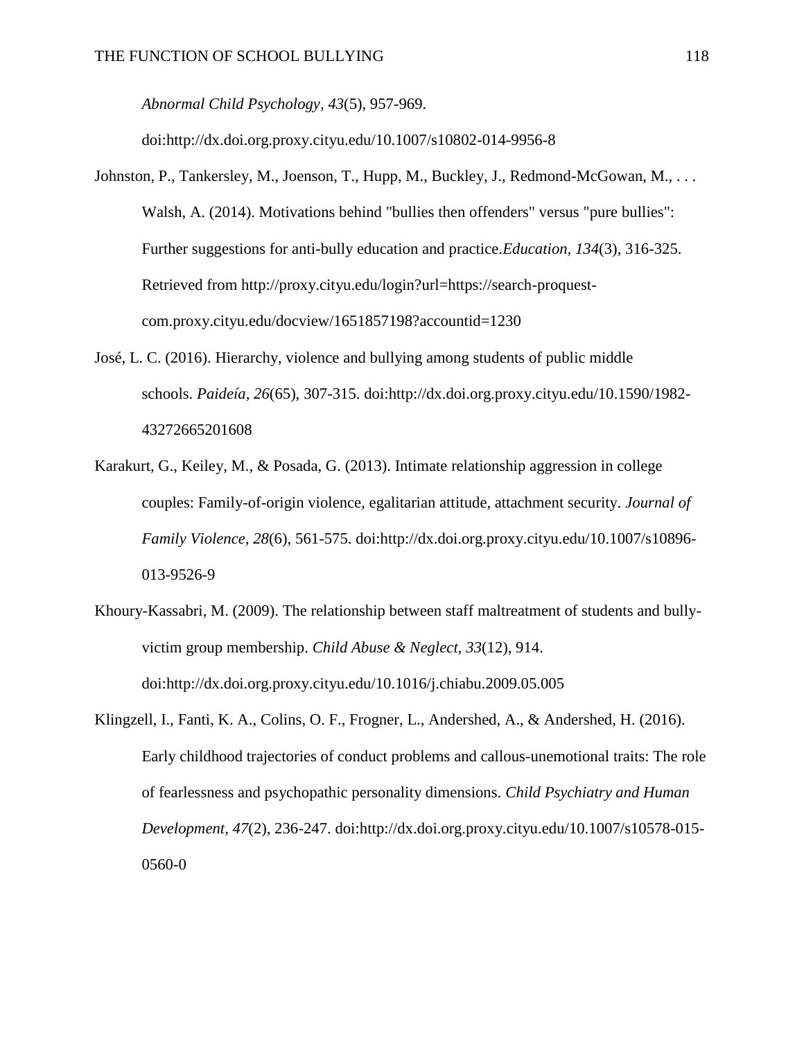*Abnormal Child Psychology, 43*(5), 957-969. doi:http://dx.doi.org.proxy.cityu.edu/10.1007/s10802-014-9956-8

Johnston, P., Tankersley, M., Joenson, T., Hupp, M., Buckley, J., Redmond-McGowan, M., . . . Walsh, A. (2014). Motivations behind "bullies then offenders" versus "pure bullies": Further suggestions for anti-bully education and practice.*Education, 134*(3), 316-325. Retrieved from http://proxy.cityu.edu/login?url=https://search-proquest-com.proxy.cityu.edu/docview/1651857198?accountid=1230

José, L. C. (2016). Hierarchy, violence and bullying among students of public middle schools. *Paideía, 26*(65), 307-315. doi:http://dx.doi.org.proxy.cityu.edu/10.1590/1982-43272665201608

Karakurt, G., Keiley, M., & Posada, G. (2013). Intimate relationship aggression in college couples: Family-of-origin violence, egalitarian attitude, attachment security. *Journal of Family Violence, 28*(6), 561-575. doi:http://dx.doi.org.proxy.cityu.edu/10.1007/s10896-013-9526-9

Khoury-Kassabri, M. (2009). The relationship between staff maltreatment of students and bully-victim group membership. *Child Abuse & Neglect, 33*(12), 914. doi:http://dx.doi.org.proxy.cityu.edu/10.1016/j.chiabu.2009.05.005

Klingzell, I., Fanti, K. A., Colins, O. F., Frogner, L., Andershed, A., & Andershed, H. (2016). Early childhood trajectories of conduct problems and callous-unemotional traits: The role of fearlessness and psychopathic personality dimensions. *Child Psychiatry and Human Development, 47*(2), 236-247. doi:http://dx.doi.org.proxy.cityu.edu/10.1007/s10578-015-0560-0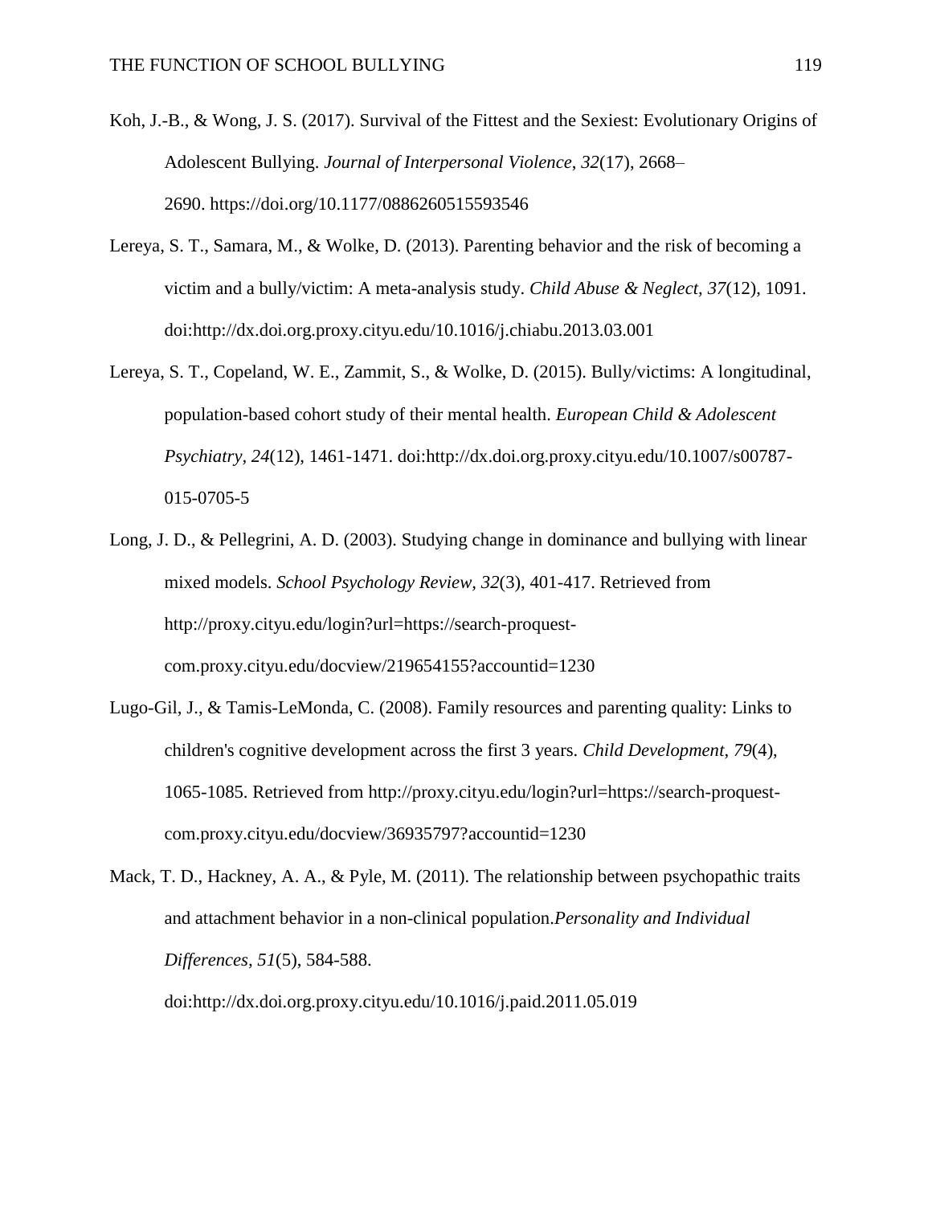Koh, J.-B., & Wong, J. S. (2017). Survival of the Fittest and the Sexiest: Evolutionary Origins of Adolescent Bullying. *Journal of Interpersonal Violence*, *32*(17), 2668–2690. https://doi.org/10.1177/0886260515593546

Lereya, S. T., Samara, M., & Wolke, D. (2013). Parenting behavior and the risk of becoming a victim and a bully/victim: A meta-analysis study. *Child Abuse & Neglect, 37*(12), 1091. doi:http://dx.doi.org.proxy.cityu.edu/10.1016/j.chiabu.2013.03.001

Lereya, S. T., Copeland, W. E., Zammit, S., & Wolke, D. (2015). Bully/victims: A longitudinal, population-based cohort study of their mental health. *European Child & Adolescent Psychiatry*, *24*(12), 1461-1471. doi:http://dx.doi.org.proxy.cityu.edu/10.1007/s00787-015-0705-5

Long, J. D., & Pellegrini, A. D. (2003). Studying change in dominance and bullying with linear mixed models. *School Psychology Review, 32*(3), 401-417. Retrieved from http://proxy.cityu.edu/login?url=https://search-proquest-com.proxy.cityu.edu/docview/219654155?accountid=1230

Lugo-Gil, J., & Tamis-LeMonda, C. (2008). Family resources and parenting quality: Links to children's cognitive development across the first 3 years. *Child Development, 79*(4), 1065-1085. Retrieved from http://proxy.cityu.edu/login?url=https://search-proquest-com.proxy.cityu.edu/docview/36935797?accountid=1230

Mack, T. D., Hackney, A. A., & Pyle, M. (2011). The relationship between psychopathic traits and attachment behavior in a non-clinical population.*Personality and Individual Differences, 51*(5), 584-588. doi:http://dx.doi.org.proxy.cityu.edu/10.1016/j.paid.2011.05.019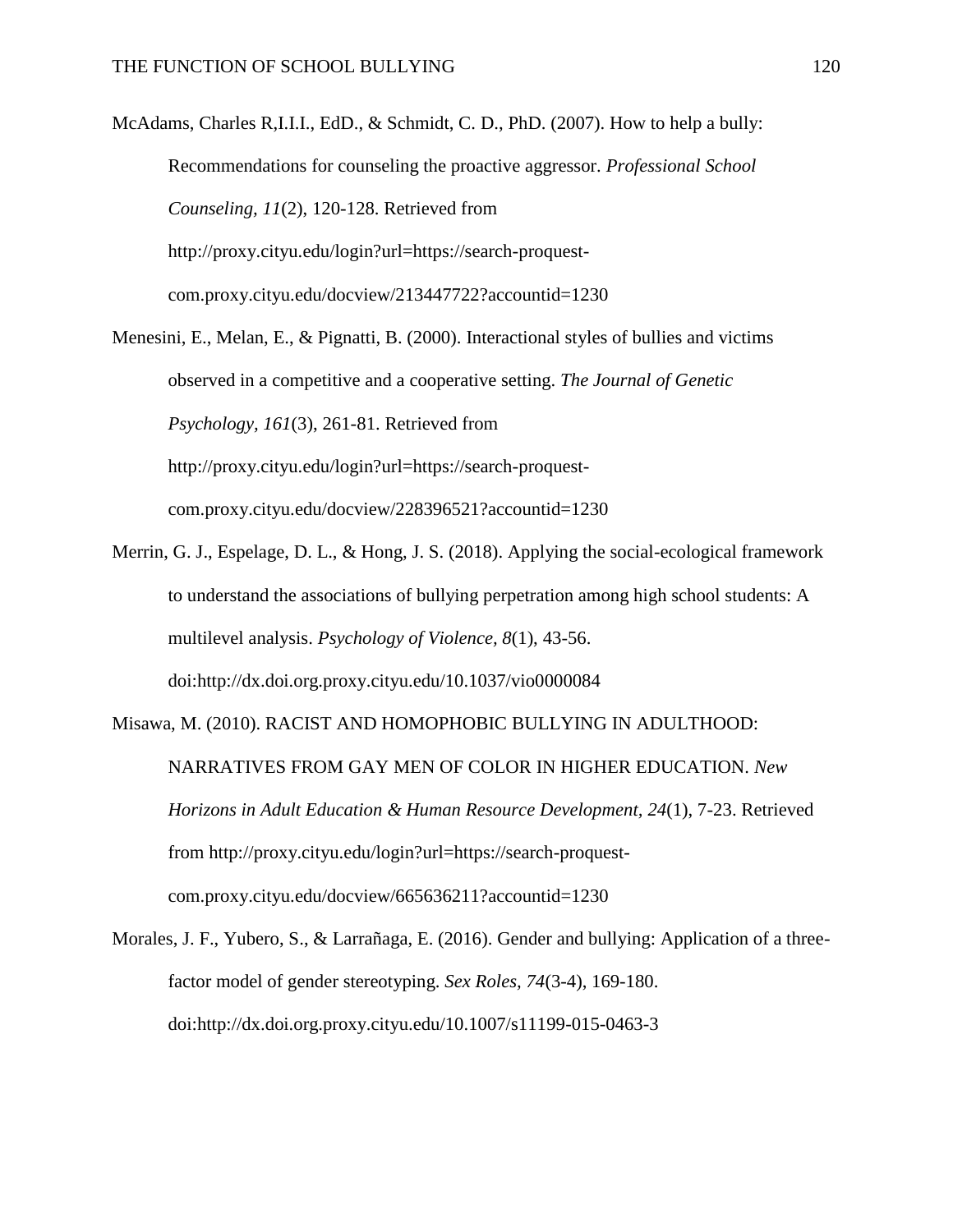McAdams, Charles R,I.I.I., EdD., & Schmidt, C. D., PhD. (2007). How to help a bully: Recommendations for counseling the proactive aggressor. *Professional School Counseling, 11*(2), 120-128. Retrieved from http://proxy.cityu.edu/login?url=https://search-proquest-com.proxy.cityu.edu/docview/213447722?accountid=1230

Menesini, E., Melan, E., & Pignatti, B. (2000). Interactional styles of bullies and victims observed in a competitive and a cooperative setting. *The Journal of Genetic Psychology, 161*(3), 261-81. Retrieved from http://proxy.cityu.edu/login?url=https://search-proquest-com.proxy.cityu.edu/docview/228396521?accountid=1230

Merrin, G. J., Espelage, D. L., & Hong, J. S. (2018). Applying the social-ecological framework to understand the associations of bullying perpetration among high school students: A multilevel analysis. *Psychology of Violence, 8*(1), 43-56. doi:http://dx.doi.org.proxy.cityu.edu/10.1037/vio0000084

Misawa, M. (2010). RACIST AND HOMOPHOBIC BULLYING IN ADULTHOOD: NARRATIVES FROM GAY MEN OF COLOR IN HIGHER EDUCATION. *New Horizons in Adult Education & Human Resource Development, 24*(1), 7-23. Retrieved from http://proxy.cityu.edu/login?url=https://search-proquest-com.proxy.cityu.edu/docview/665636211?accountid=1230

Morales, J. F., Yubero, S., & Larrañaga, E. (2016). Gender and bullying: Application of a three-factor model of gender stereotyping. *Sex Roles, 74*(3-4), 169-180. doi:http://dx.doi.org.proxy.cityu.edu/10.1007/s11199-015-0463-3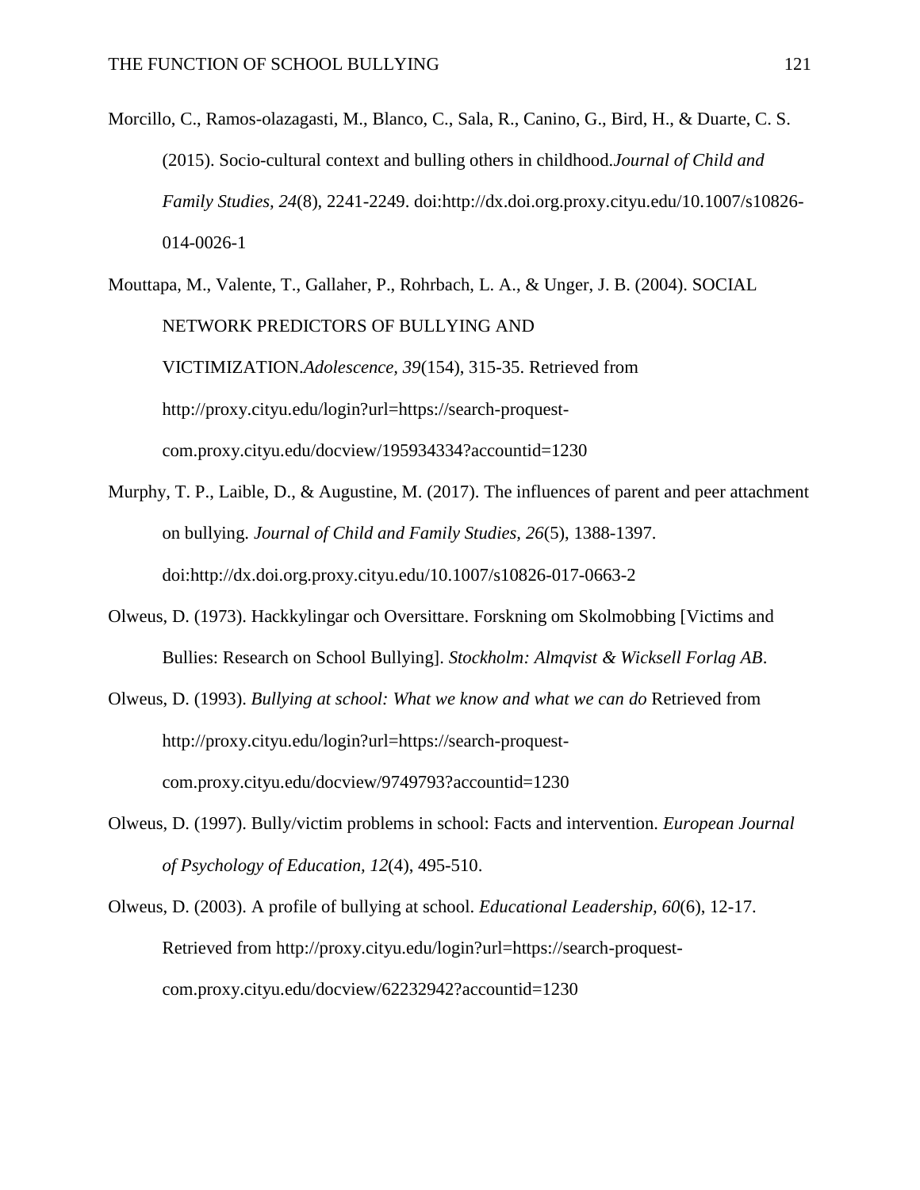Morcillo, C., Ramos-olazagasti, M., Blanco, C., Sala, R., Canino, G., Bird, H., & Duarte, C. S. (2015). Socio-cultural context and bulling others in childhood.*Journal of Child and Family Studies, 24*(8), 2241-2249. doi:http://dx.doi.org.proxy.cityu.edu/10.1007/s10826-014-0026-1

Mouttapa, M., Valente, T., Gallaher, P., Rohrbach, L. A., & Unger, J. B. (2004). SOCIAL NETWORK PREDICTORS OF BULLYING AND VICTIMIZATION.*Adolescence, 39*(154), 315-35. Retrieved from http://proxy.cityu.edu/login?url=https://search-proquest-com.proxy.cityu.edu/docview/195934334?accountid=1230

Murphy, T. P., Laible, D., & Augustine, M. (2017). The influences of parent and peer attachment on bullying. *Journal of Child and Family Studies, 26*(5), 1388-1397. doi:http://dx.doi.org.proxy.cityu.edu/10.1007/s10826-017-0663-2

Olweus, D. (1973). Hackkylingar och Oversittare. Forskning om Skolmobbing [Victims and Bullies: Research on School Bullying]. *Stockholm: Almqvist & Wicksell Forlag AB*.

Olweus, D. (1993). *Bullying at school: What we know and what we can do* Retrieved from http://proxy.cityu.edu/login?url=https://search-proquest-com.proxy.cityu.edu/docview/9749793?accountid=1230

Olweus, D. (1997). Bully/victim problems in school: Facts and intervention. *European Journal of Psychology of Education, 12*(4), 495-510.

Olweus, D. (2003). A profile of bullying at school. *Educational Leadership, 60*(6), 12-17. Retrieved from http://proxy.cityu.edu/login?url=https://search-proquest-com.proxy.cityu.edu/docview/62232942?accountid=1230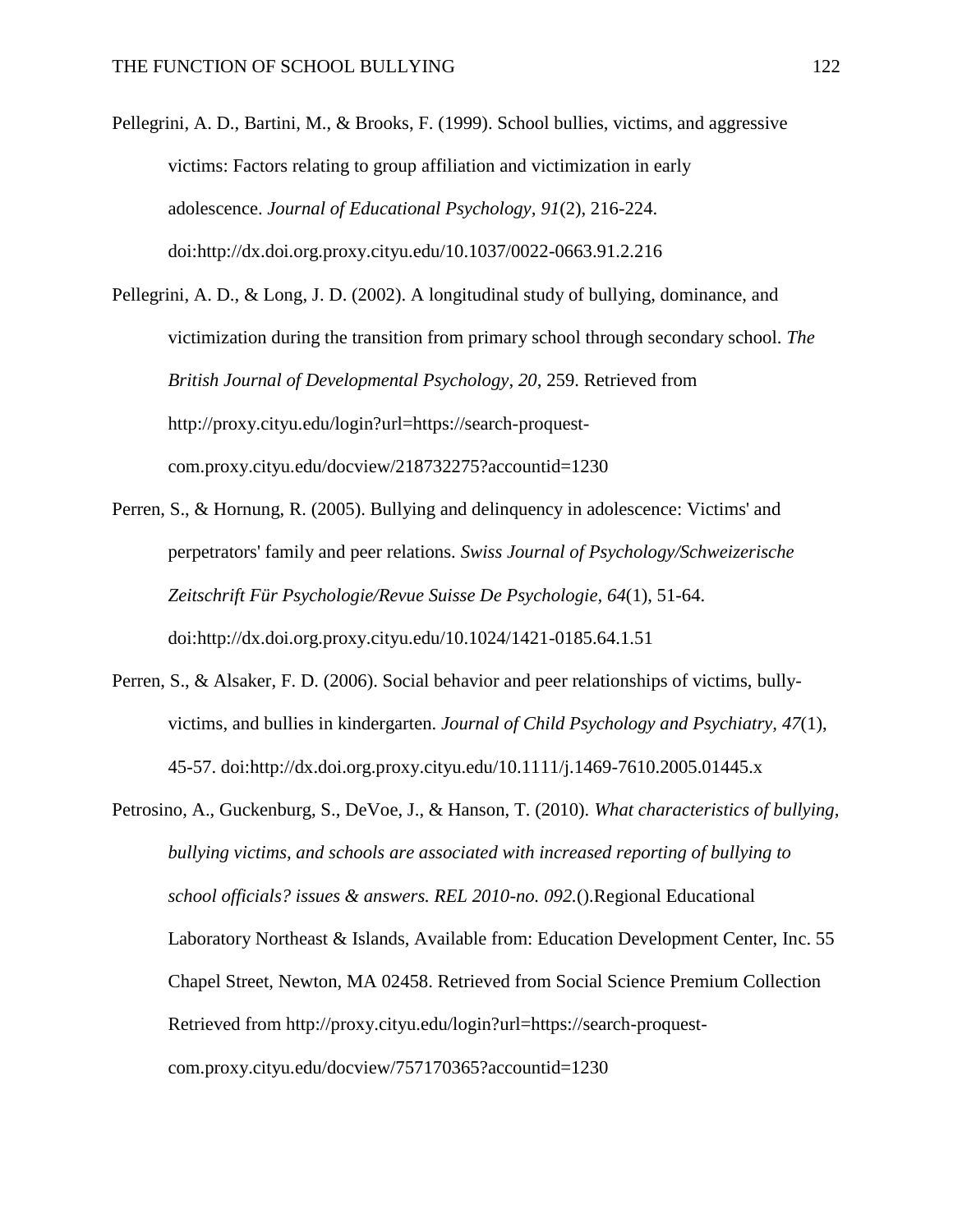Pellegrini, A. D., Bartini, M., & Brooks, F. (1999). School bullies, victims, and aggressive victims: Factors relating to group affiliation and victimization in early adolescence. *Journal of Educational Psychology, 91*(2), 216-224. doi:http://dx.doi.org.proxy.cityu.edu/10.1037/0022-0663.91.2.216

Pellegrini, A. D., & Long, J. D. (2002). A longitudinal study of bullying, dominance, and victimization during the transition from primary school through secondary school. *The British Journal of Developmental Psychology, 20*, 259. Retrieved from http://proxy.cityu.edu/login?url=https://search-proquest-com.proxy.cityu.edu/docview/218732275?accountid=1230

Perren, S., & Hornung, R. (2005). Bullying and delinquency in adolescence: Victims' and perpetrators' family and peer relations. *Swiss Journal of Psychology/Schweizerische Zeitschrift Für Psychologie/Revue Suisse De Psychologie, 64*(1), 51-64. doi:http://dx.doi.org.proxy.cityu.edu/10.1024/1421-0185.64.1.51

Perren, S., & Alsaker, F. D. (2006). Social behavior and peer relationships of victims, bully-victims, and bullies in kindergarten. *Journal of Child Psychology and Psychiatry, 47*(1), 45-57. doi:http://dx.doi.org.proxy.cityu.edu/10.1111/j.1469-7610.2005.01445.x

Petrosino, A., Guckenburg, S., DeVoe, J., & Hanson, T. (2010). *What characteristics of bullying, bullying victims, and schools are associated with increased reporting of bullying to school officials? issues & answers. REL 2010-no. 092.*().Regional Educational Laboratory Northeast & Islands, Available from: Education Development Center, Inc. 55 Chapel Street, Newton, MA 02458. Retrieved from Social Science Premium Collection Retrieved from http://proxy.cityu.edu/login?url=https://search-proquest-com.proxy.cityu.edu/docview/757170365?accountid=1230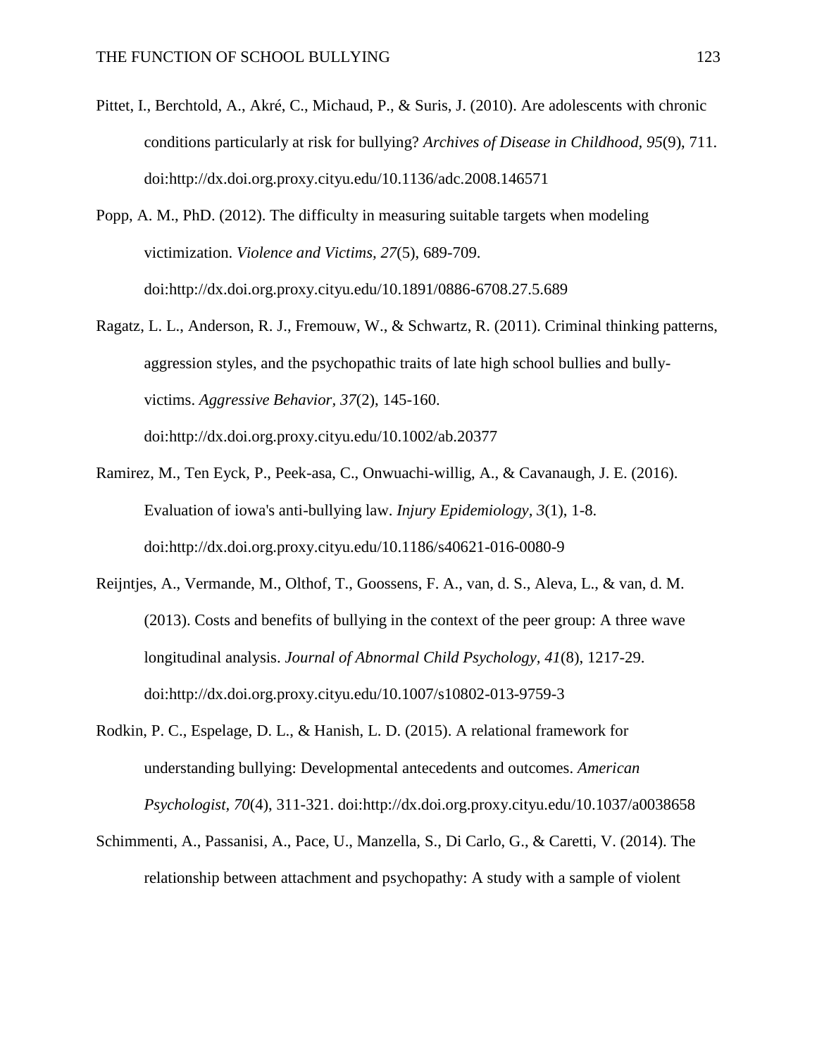Pittet, I., Berchtold, A., Akré, C., Michaud, P., & Suris, J. (2010). Are adolescents with chronic conditions particularly at risk for bullying? *Archives of Disease in Childhood, 95*(9), 711. doi:http://dx.doi.org.proxy.cityu.edu/10.1136/adc.2008.146571

Popp, A. M., PhD. (2012). The difficulty in measuring suitable targets when modeling victimization. *Violence and Victims, 27*(5), 689-709. doi:http://dx.doi.org.proxy.cityu.edu/10.1891/0886-6708.27.5.689

Ragatz, L. L., Anderson, R. J., Fremouw, W., & Schwartz, R. (2011). Criminal thinking patterns, aggression styles, and the psychopathic traits of late high school bullies and bully-victims. *Aggressive Behavior, 37*(2), 145-160. doi:http://dx.doi.org.proxy.cityu.edu/10.1002/ab.20377

Ramirez, M., Ten Eyck, P., Peek-asa, C., Onwuachi-willig, A., & Cavanaugh, J. E. (2016). Evaluation of iowa's anti-bullying law. *Injury Epidemiology, 3*(1), 1-8. doi:http://dx.doi.org.proxy.cityu.edu/10.1186/s40621-016-0080-9

Reijntjes, A., Vermande, M., Olthof, T., Goossens, F. A., van, d. S., Aleva, L., & van, d. M. (2013). Costs and benefits of bullying in the context of the peer group: A three wave longitudinal analysis. *Journal of Abnormal Child Psychology, 41*(8), 1217-29. doi:http://dx.doi.org.proxy.cityu.edu/10.1007/s10802-013-9759-3

Rodkin, P. C., Espelage, D. L., & Hanish, L. D. (2015). A relational framework for understanding bullying: Developmental antecedents and outcomes. *American Psychologist, 70*(4), 311-321. doi:http://dx.doi.org.proxy.cityu.edu/10.1037/a0038658

Schimmenti, A., Passanisi, A., Pace, U., Manzella, S., Di Carlo, G., & Caretti, V. (2014). The relationship between attachment and psychopathy: A study with a sample of violent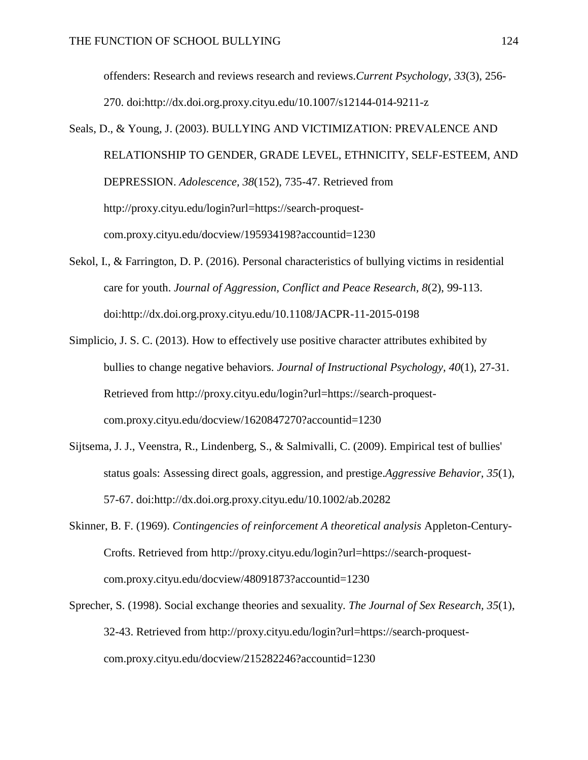offenders: Research and reviews research and reviews.*Current Psychology, 33*(3), 256-270. doi:http://dx.doi.org.proxy.cityu.edu/10.1007/s12144-014-9211-z

Seals, D., & Young, J. (2003). BULLYING AND VICTIMIZATION: PREVALENCE AND RELATIONSHIP TO GENDER, GRADE LEVEL, ETHNICITY, SELF-ESTEEM, AND DEPRESSION. *Adolescence, 38*(152), 735-47. Retrieved from http://proxy.cityu.edu/login?url=https://search-proquest-com.proxy.cityu.edu/docview/195934198?accountid=1230

Sekol, I., & Farrington, D. P. (2016). Personal characteristics of bullying victims in residential care for youth. *Journal of Aggression, Conflict and Peace Research, 8*(2), 99-113. doi:http://dx.doi.org.proxy.cityu.edu/10.1108/JACPR-11-2015-0198

Simplicio, J. S. C. (2013). How to effectively use positive character attributes exhibited by bullies to change negative behaviors. *Journal of Instructional Psychology, 40*(1), 27-31. Retrieved from http://proxy.cityu.edu/login?url=https://search-proquest-com.proxy.cityu.edu/docview/1620847270?accountid=1230

Sijtsema, J. J., Veenstra, R., Lindenberg, S., & Salmivalli, C. (2009). Empirical test of bullies' status goals: Assessing direct goals, aggression, and prestige.*Aggressive Behavior, 35*(1), 57-67. doi:http://dx.doi.org.proxy.cityu.edu/10.1002/ab.20282

Skinner, B. F. (1969). *Contingencies of reinforcement A theoretical analysis* Appleton-Century-Crofts. Retrieved from http://proxy.cityu.edu/login?url=https://search-proquest-com.proxy.cityu.edu/docview/48091873?accountid=1230

Sprecher, S. (1998). Social exchange theories and sexuality. *The Journal of Sex Research, 35*(1), 32-43. Retrieved from http://proxy.cityu.edu/login?url=https://search-proquest-com.proxy.cityu.edu/docview/215282246?accountid=1230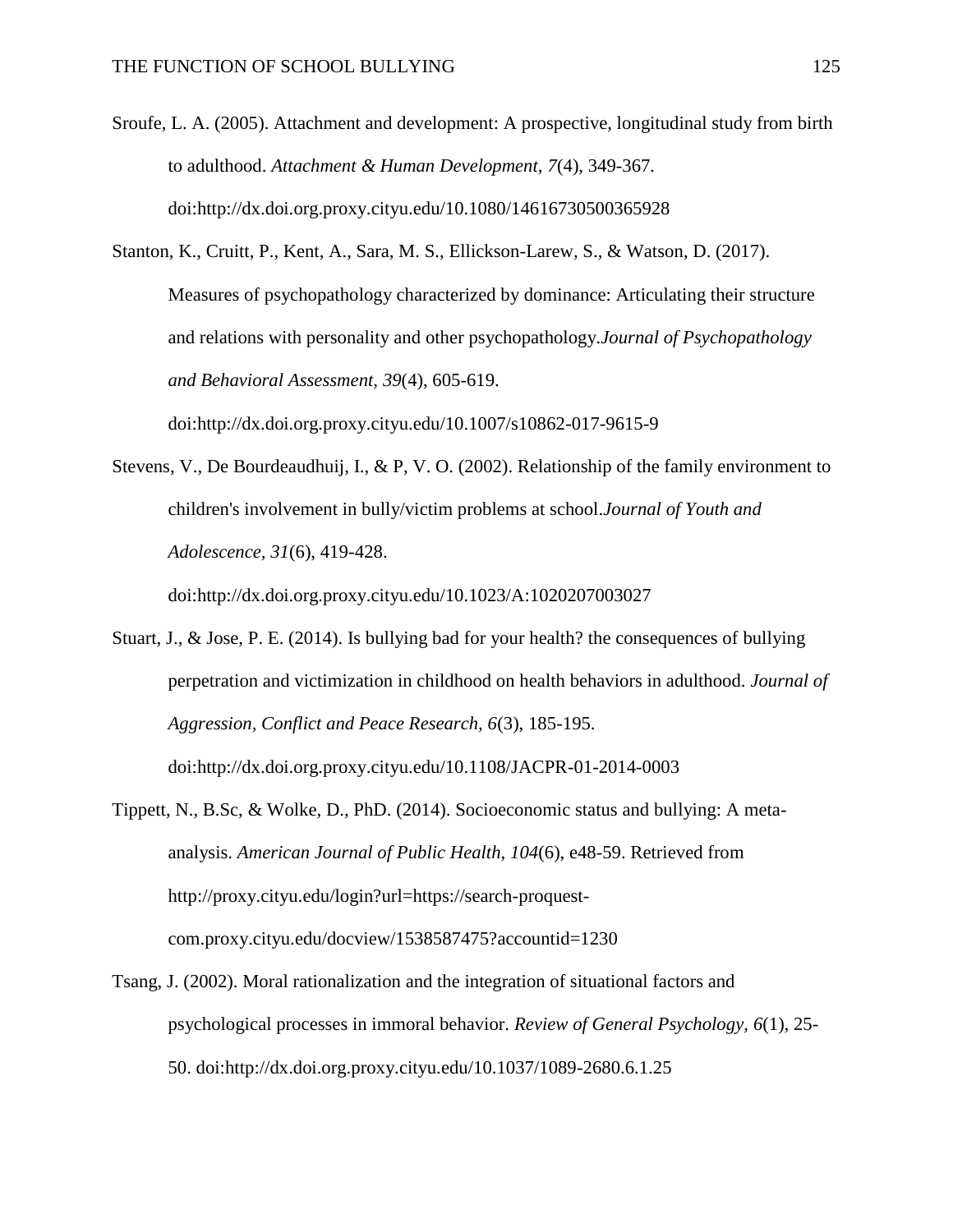Sroufe, L. A. (2005). Attachment and development: A prospective, longitudinal study from birth to adulthood. *Attachment & Human Development, 7*(4), 349-367. doi:http://dx.doi.org.proxy.cityu.edu/10.1080/14616730500365928

Stanton, K., Cruitt, P., Kent, A., Sara, M. S., Ellickson-Larew, S., & Watson, D. (2017). Measures of psychopathology characterized by dominance: Articulating their structure and relations with personality and other psychopathology.*Journal of Psychopathology and Behavioral Assessment, 39*(4), 605-619. doi:http://dx.doi.org.proxy.cityu.edu/10.1007/s10862-017-9615-9

Stevens, V., De Bourdeaudhuij, I., & P, V. O. (2002). Relationship of the family environment to children's involvement in bully/victim problems at school.*Journal of Youth and Adolescence, 31*(6), 419-428. doi:http://dx.doi.org.proxy.cityu.edu/10.1023/A:1020207003027

Stuart, J., & Jose, P. E. (2014). Is bullying bad for your health? the consequences of bullying perpetration and victimization in childhood on health behaviors in adulthood. *Journal of Aggression, Conflict and Peace Research, 6*(3), 185-195. doi:http://dx.doi.org.proxy.cityu.edu/10.1108/JACPR-01-2014-0003

Tippett, N., B.Sc, & Wolke, D., PhD. (2014). Socioeconomic status and bullying: A meta-analysis. *American Journal of Public Health, 104*(6), e48-59. Retrieved from http://proxy.cityu.edu/login?url=https://search-proquest-com.proxy.cityu.edu/docview/1538587475?accountid=1230

Tsang, J. (2002). Moral rationalization and the integration of situational factors and psychological processes in immoral behavior. *Review of General Psychology, 6*(1), 25-50. doi:http://dx.doi.org.proxy.cityu.edu/10.1037/1089-2680.6.1.25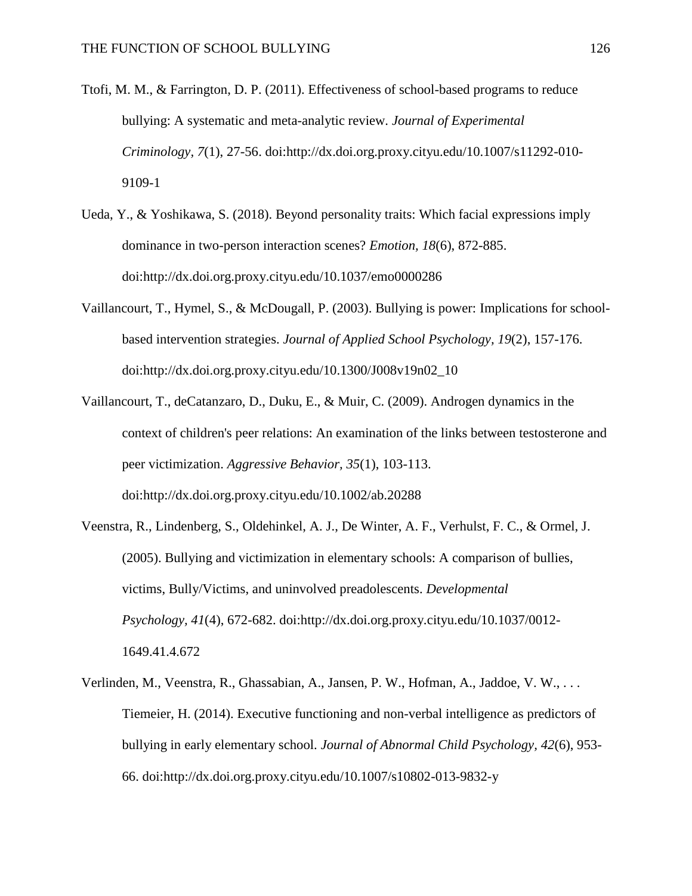Ttofi, M. M., & Farrington, D. P. (2011). Effectiveness of school-based programs to reduce bullying: A systematic and meta-analytic review. *Journal of Experimental Criminology, 7*(1), 27-56. doi:http://dx.doi.org.proxy.cityu.edu/10.1007/s11292-010-9109-1

Ueda, Y., & Yoshikawa, S. (2018). Beyond personality traits: Which facial expressions imply dominance in two-person interaction scenes? *Emotion, 18*(6), 872-885. doi:http://dx.doi.org.proxy.cityu.edu/10.1037/emo0000286

Vaillancourt, T., Hymel, S., & McDougall, P. (2003). Bullying is power: Implications for school-based intervention strategies. *Journal of Applied School Psychology, 19*(2), 157-176. doi:http://dx.doi.org.proxy.cityu.edu/10.1300/J008v19n02_10

Vaillancourt, T., deCatanzaro, D., Duku, E., & Muir, C. (2009). Androgen dynamics in the context of children's peer relations: An examination of the links between testosterone and peer victimization. *Aggressive Behavior, 35*(1), 103-113. doi:http://dx.doi.org.proxy.cityu.edu/10.1002/ab.20288

Veenstra, R., Lindenberg, S., Oldehinkel, A. J., De Winter, A. F., Verhulst, F. C., & Ormel, J. (2005). Bullying and victimization in elementary schools: A comparison of bullies, victims, Bully/Victims, and uninvolved preadolescents. *Developmental Psychology, 41*(4), 672-682. doi:http://dx.doi.org.proxy.cityu.edu/10.1037/0012-1649.41.4.672

Verlinden, M., Veenstra, R., Ghassabian, A., Jansen, P. W., Hofman, A., Jaddoe, V. W., . . . Tiemeier, H. (2014). Executive functioning and non-verbal intelligence as predictors of bullying in early elementary school. *Journal of Abnormal Child Psychology, 42*(6), 953-66. doi:http://dx.doi.org.proxy.cityu.edu/10.1007/s10802-013-9832-y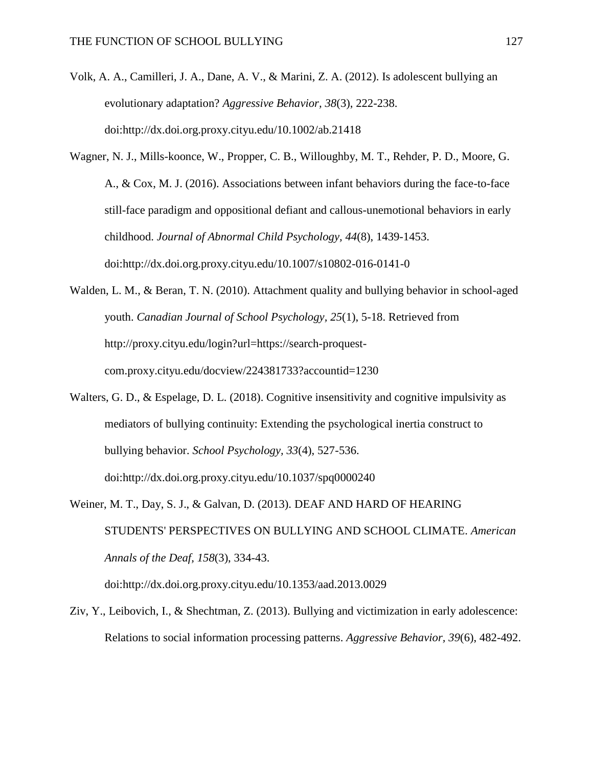Volk, A. A., Camilleri, J. A., Dane, A. V., & Marini, Z. A. (2012). Is adolescent bullying an evolutionary adaptation? *Aggressive Behavior, 38*(3), 222-238. doi:http://dx.doi.org.proxy.cityu.edu/10.1002/ab.21418

Wagner, N. J., Mills-koonce, W., Propper, C. B., Willoughby, M. T., Rehder, P. D., Moore, G. A., & Cox, M. J. (2016). Associations between infant behaviors during the face-to-face still-face paradigm and oppositional defiant and callous-unemotional behaviors in early childhood. *Journal of Abnormal Child Psychology, 44*(8), 1439-1453. doi:http://dx.doi.org.proxy.cityu.edu/10.1007/s10802-016-0141-0

Walden, L. M., & Beran, T. N. (2010). Attachment quality and bullying behavior in school-aged youth. *Canadian Journal of School Psychology, 25*(1), 5-18. Retrieved from http://proxy.cityu.edu/login?url=https://search-proquest-com.proxy.cityu.edu/docview/224381733?accountid=1230

Walters, G. D., & Espelage, D. L. (2018). Cognitive insensitivity and cognitive impulsivity as mediators of bullying continuity: Extending the psychological inertia construct to bullying behavior. *School Psychology, 33*(4), 527-536. doi:http://dx.doi.org.proxy.cityu.edu/10.1037/spq0000240

Weiner, M. T., Day, S. J., & Galvan, D. (2013). DEAF AND HARD OF HEARING STUDENTS' PERSPECTIVES ON BULLYING AND SCHOOL CLIMATE. *American Annals of the Deaf, 158*(3), 334-43. doi:http://dx.doi.org.proxy.cityu.edu/10.1353/aad.2013.0029

Ziv, Y., Leibovich, I., & Shechtman, Z. (2013). Bullying and victimization in early adolescence: Relations to social information processing patterns. *Aggressive Behavior, 39*(6), 482-492.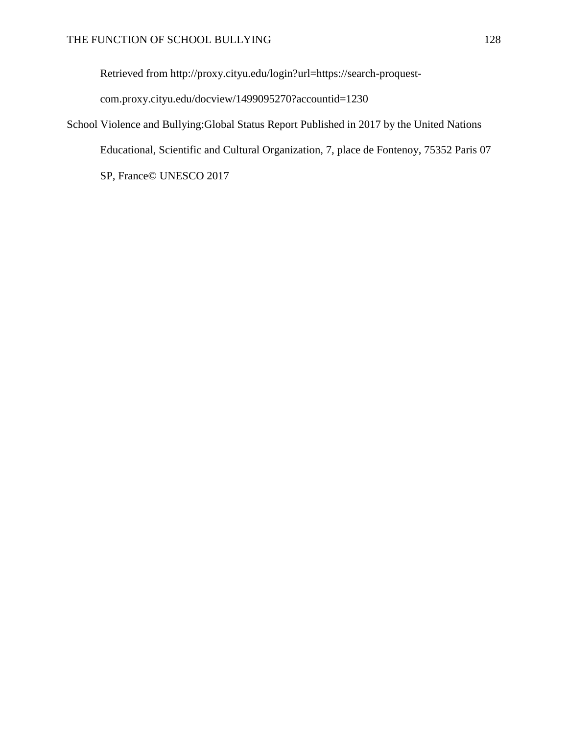Retrieved from http://proxy.cityu.edu/login?url=https://search-proquest-com.proxy.cityu.edu/docview/1499095270?accountid=1230

School Violence and Bullying:Global Status Report Published in 2017 by the United Nations Educational, Scientific and Cultural Organization, 7, place de Fontenoy, 75352 Paris 07 SP, France© UNESCO 2017